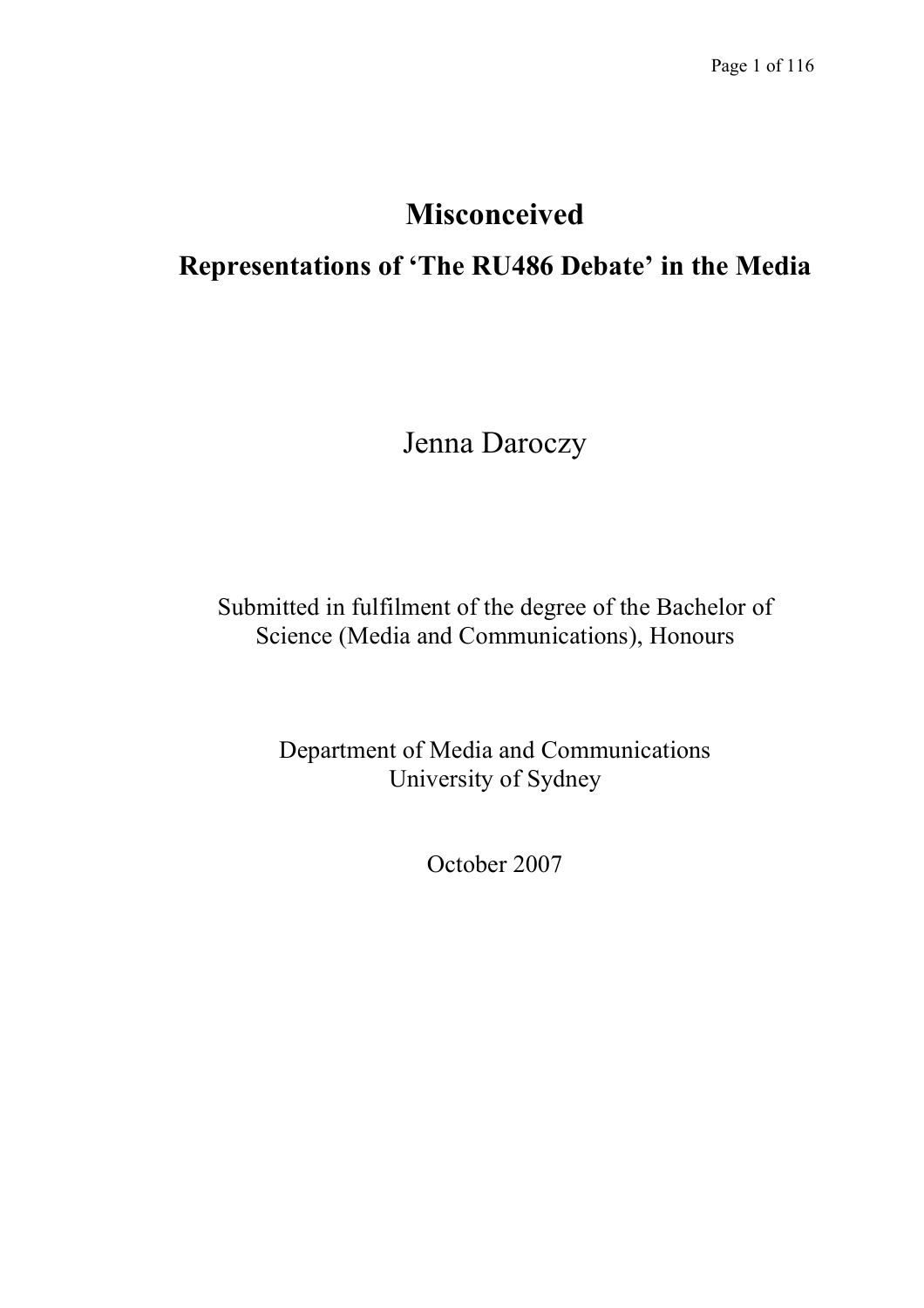# Misconceived

## Representations of 'The RU486 Debate' in the Media

Jenna Daroczy

Submitted in fulfilment of the degree of the Bachelor of Science (Media and Communications), Honours

Department of Media and Communications
University of Sydney

October 2007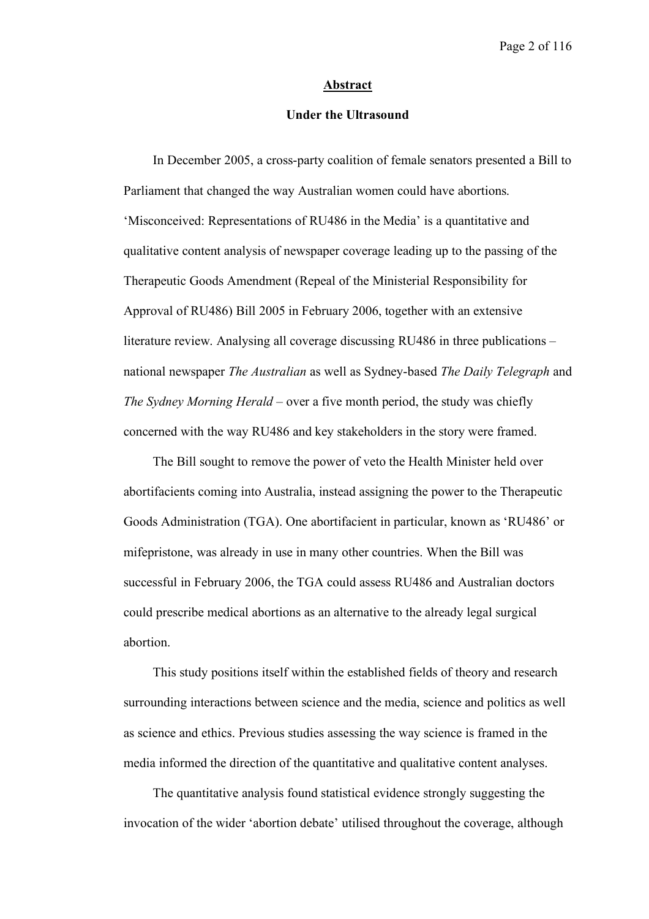## Abstract

### Under the Ultrasound

In December 2005, a cross-party coalition of female senators presented a Bill to Parliament that changed the way Australian women could have abortions. 'Misconceived: Representations of RU486 in the Media' is a quantitative and qualitative content analysis of newspaper coverage leading up to the passing of the Therapeutic Goods Amendment (Repeal of the Ministerial Responsibility for Approval of RU486) Bill 2005 in February 2006, together with an extensive literature review. Analysing all coverage discussing RU486 in three publications – national newspaper *The Australian* as well as Sydney-based *The Daily Telegraph* and *The Sydney Morning Herald* – over a five month period, the study was chiefly concerned with the way RU486 and key stakeholders in the story were framed.

The Bill sought to remove the power of veto the Health Minister held over abortifacients coming into Australia, instead assigning the power to the Therapeutic Goods Administration (TGA). One abortifacient in particular, known as 'RU486' or mifepristone, was already in use in many other countries. When the Bill was successful in February 2006, the TGA could assess RU486 and Australian doctors could prescribe medical abortions as an alternative to the already legal surgical abortion.

This study positions itself within the established fields of theory and research surrounding interactions between science and the media, science and politics as well as science and ethics. Previous studies assessing the way science is framed in the media informed the direction of the quantitative and qualitative content analyses.

The quantitative analysis found statistical evidence strongly suggesting the invocation of the wider 'abortion debate' utilised throughout the coverage, although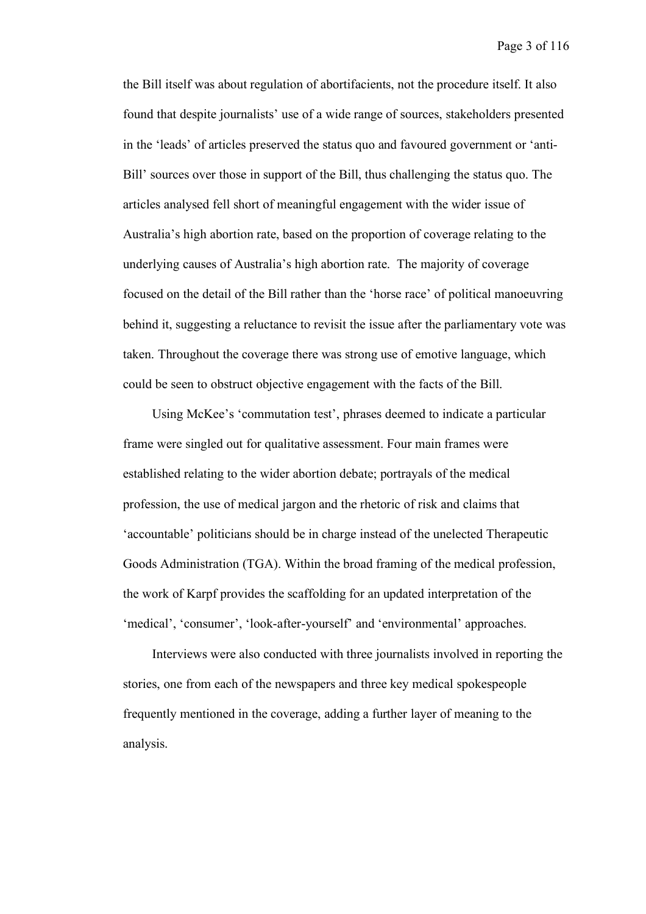the Bill itself was about regulation of abortifacients, not the procedure itself. It also found that despite journalists' use of a wide range of sources, stakeholders presented in the 'leads' of articles preserved the status quo and favoured government or 'anti-Bill' sources over those in support of the Bill, thus challenging the status quo. The articles analysed fell short of meaningful engagement with the wider issue of Australia's high abortion rate, based on the proportion of coverage relating to the underlying causes of Australia's high abortion rate. The majority of coverage focused on the detail of the Bill rather than the 'horse race' of political manoeuvring behind it, suggesting a reluctance to revisit the issue after the parliamentary vote was taken. Throughout the coverage there was strong use of emotive language, which could be seen to obstruct objective engagement with the facts of the Bill.

Using McKee's 'commutation test', phrases deemed to indicate a particular frame were singled out for qualitative assessment. Four main frames were established relating to the wider abortion debate; portrayals of the medical profession, the use of medical jargon and the rhetoric of risk and claims that 'accountable' politicians should be in charge instead of the unelected Therapeutic Goods Administration (TGA). Within the broad framing of the medical profession, the work of Karpf provides the scaffolding for an updated interpretation of the 'medical', 'consumer', 'look-after-yourself' and 'environmental' approaches.

Interviews were also conducted with three journalists involved in reporting the stories, one from each of the newspapers and three key medical spokespeople frequently mentioned in the coverage, adding a further layer of meaning to the analysis.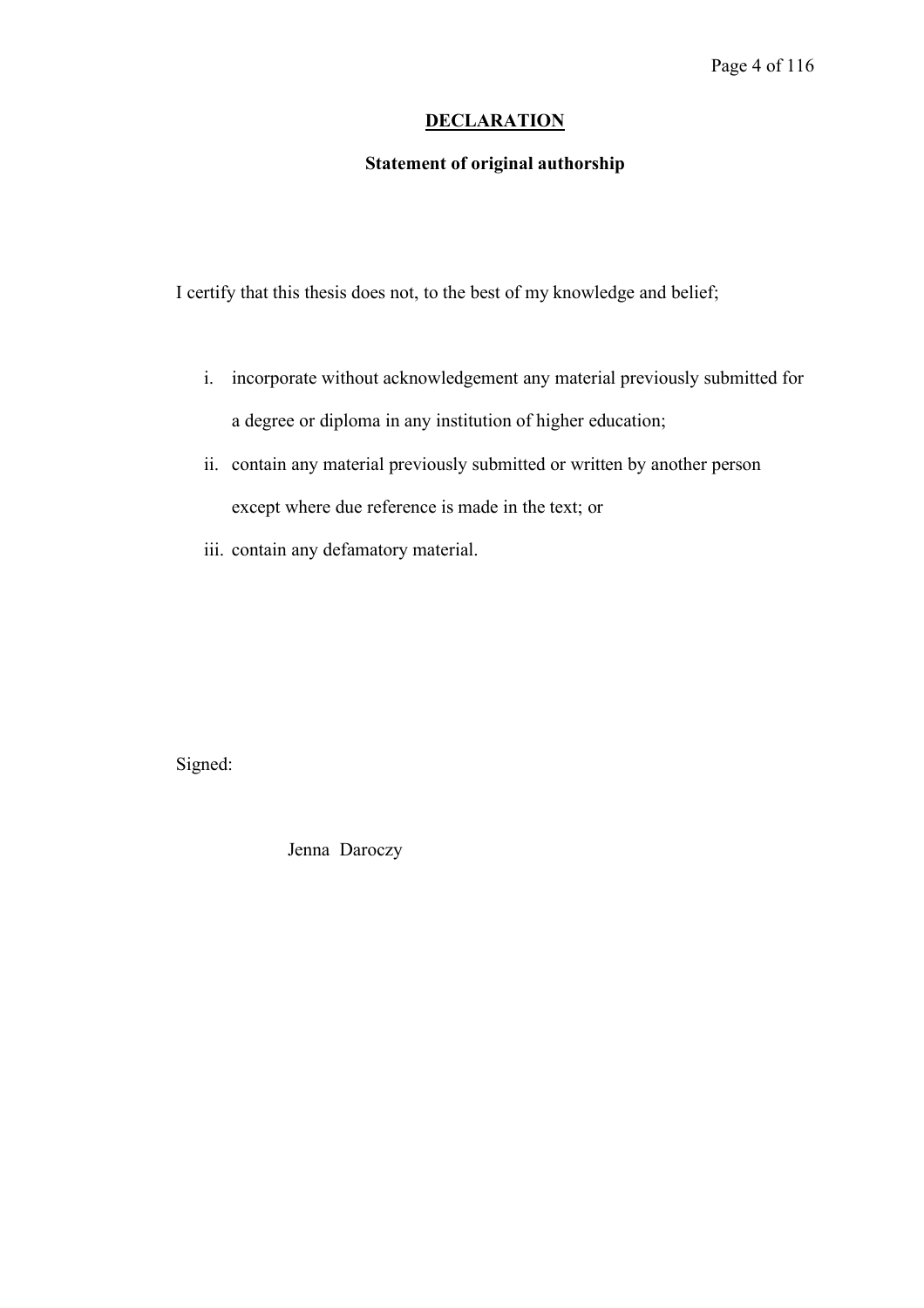# DECLARATION

**Statement of original authorship**

I certify that this thesis does not, to the best of my knowledge and belief;

i. incorporate without acknowledgement any material previously submitted for a degree or diploma in any institution of higher education;
ii. contain any material previously submitted or written by another person except where due reference is made in the text; or
iii. contain any defamatory material.

Signed:

Jenna Daroczy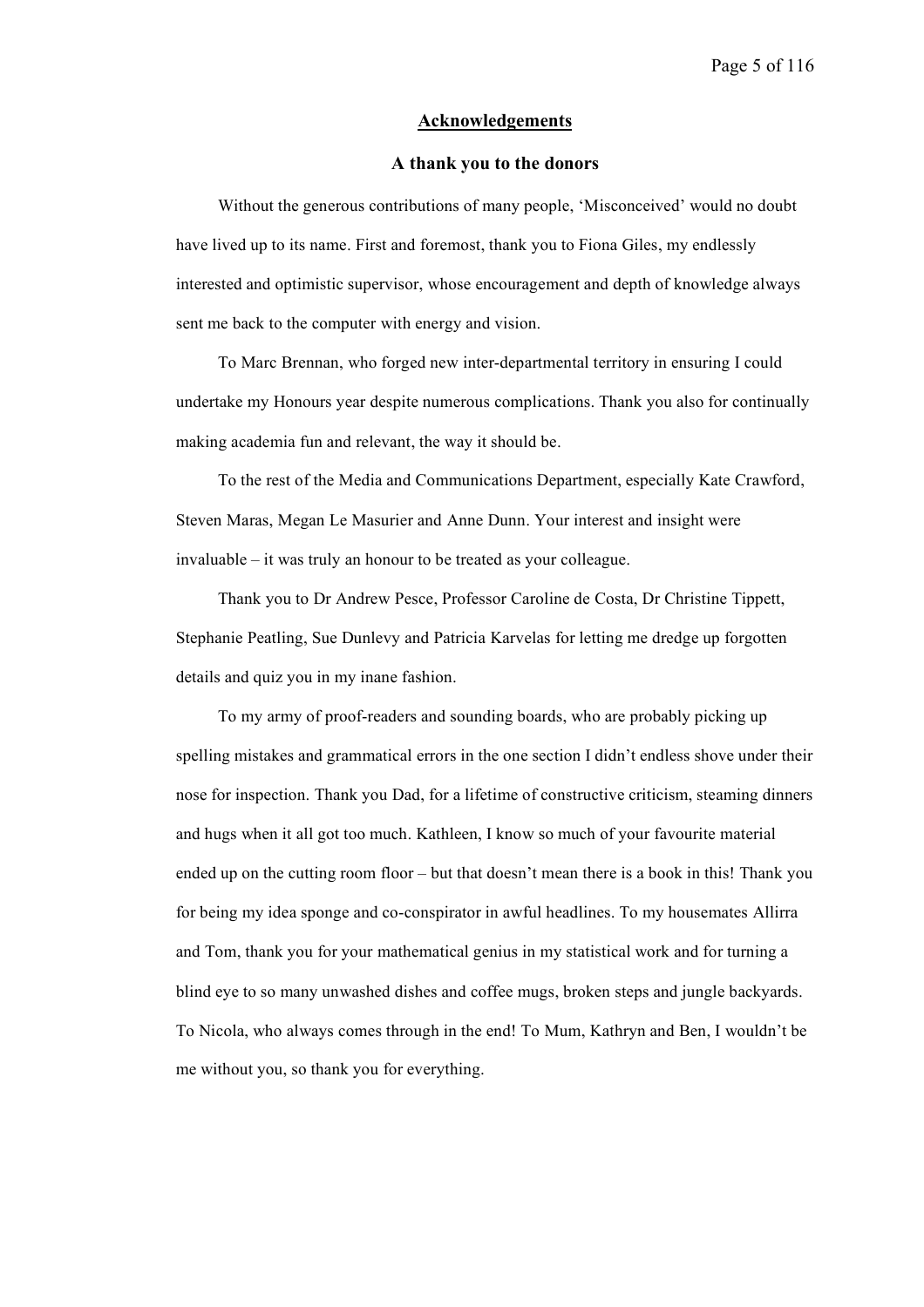# Acknowledgements

## A thank you to the donors

Without the generous contributions of many people, 'Misconceived' would no doubt have lived up to its name. First and foremost, thank you to Fiona Giles, my endlessly interested and optimistic supervisor, whose encouragement and depth of knowledge always sent me back to the computer with energy and vision.

To Marc Brennan, who forged new inter-departmental territory in ensuring I could undertake my Honours year despite numerous complications. Thank you also for continually making academia fun and relevant, the way it should be.

To the rest of the Media and Communications Department, especially Kate Crawford, Steven Maras, Megan Le Masurier and Anne Dunn. Your interest and insight were invaluable – it was truly an honour to be treated as your colleague.

Thank you to Dr Andrew Pesce, Professor Caroline de Costa, Dr Christine Tippett, Stephanie Peatling, Sue Dunlevy and Patricia Karvelas for letting me dredge up forgotten details and quiz you in my inane fashion.

To my army of proof-readers and sounding boards, who are probably picking up spelling mistakes and grammatical errors in the one section I didn't endless shove under their nose for inspection. Thank you Dad, for a lifetime of constructive criticism, steaming dinners and hugs when it all got too much. Kathleen, I know so much of your favourite material ended up on the cutting room floor – but that doesn't mean there is a book in this! Thank you for being my idea sponge and co-conspirator in awful headlines. To my housemates Allirra and Tom, thank you for your mathematical genius in my statistical work and for turning a blind eye to so many unwashed dishes and coffee mugs, broken steps and jungle backyards. To Nicola, who always comes through in the end! To Mum, Kathryn and Ben, I wouldn't be me without you, so thank you for everything.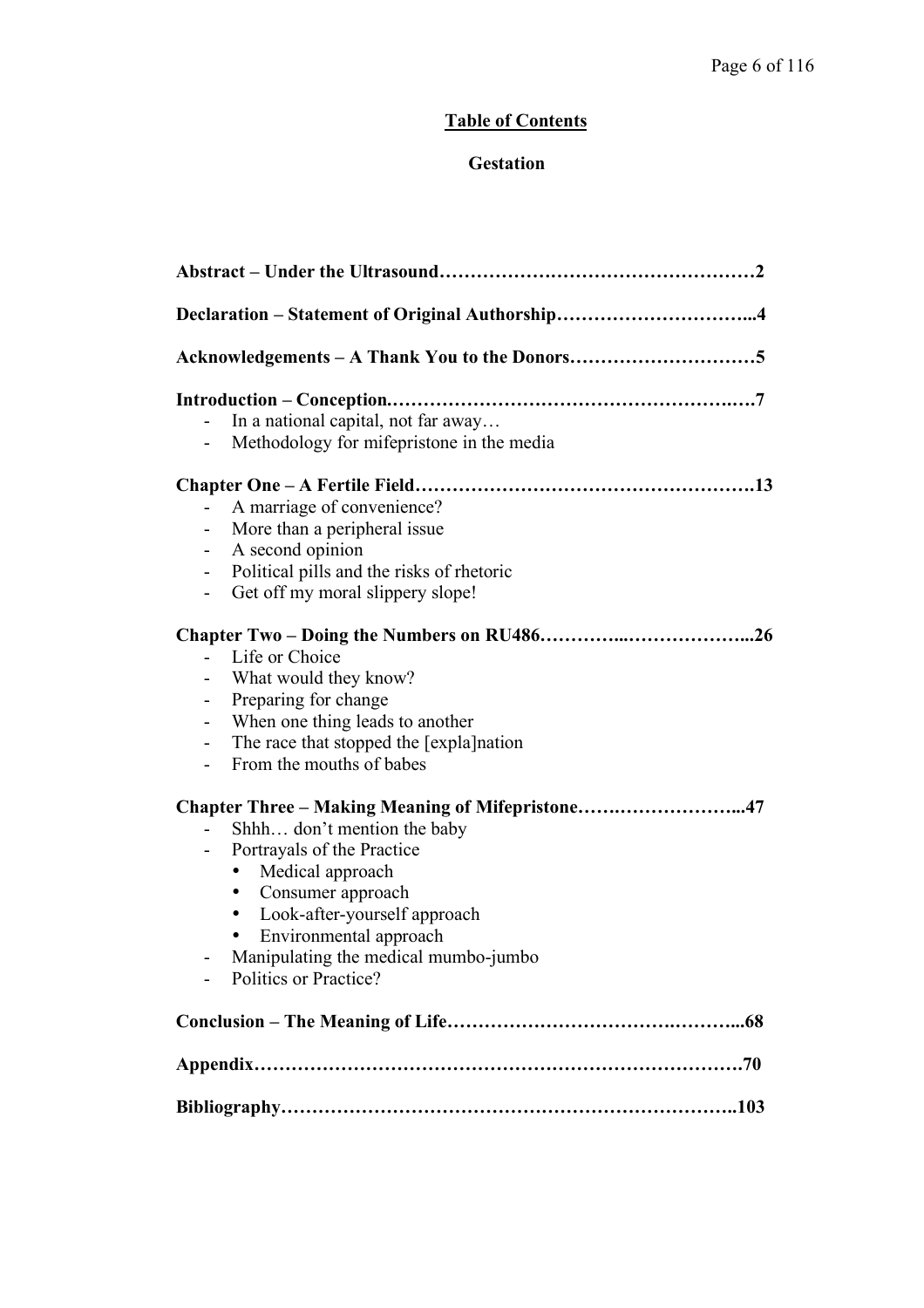# Table of Contents

## Gestation

**Abstract – Under the Ultrasound……………………………………………2**

**Declaration – Statement of Original Authorship…………………………...4**

**Acknowledgements – A Thank You to the Donors…………………………5**

**Introduction – Conception.……………………………………………….….7**

- In a national capital, not far away…
- Methodology for mifepristone in the media

**Chapter One – A Fertile Field……………………………………………….13**

- A marriage of convenience?
- More than a peripheral issue
- A second opinion
- Political pills and the risks of rhetoric
- Get off my moral slippery slope!

**Chapter Two – Doing the Numbers on RU486…………...………………...26**

- Life or Choice
- What would they know?
- Preparing for change
- When one thing leads to another
- The race that stopped the [expla]nation
- From the mouths of babes

**Chapter Three – Making Meaning of Mifepristone…….………………...47**

- Shhh… don't mention the baby
- Portrayals of the Practice
  - Medical approach
  - Consumer approach
  - Look-after-yourself approach
  - Environmental approach
- Manipulating the medical mumbo-jumbo
- Politics or Practice?

**Conclusion – The Meaning of Life………………………………….………...68**

**Appendix…………………………………………………………………….70**

**Bibliography…………………………………….…………………………..103**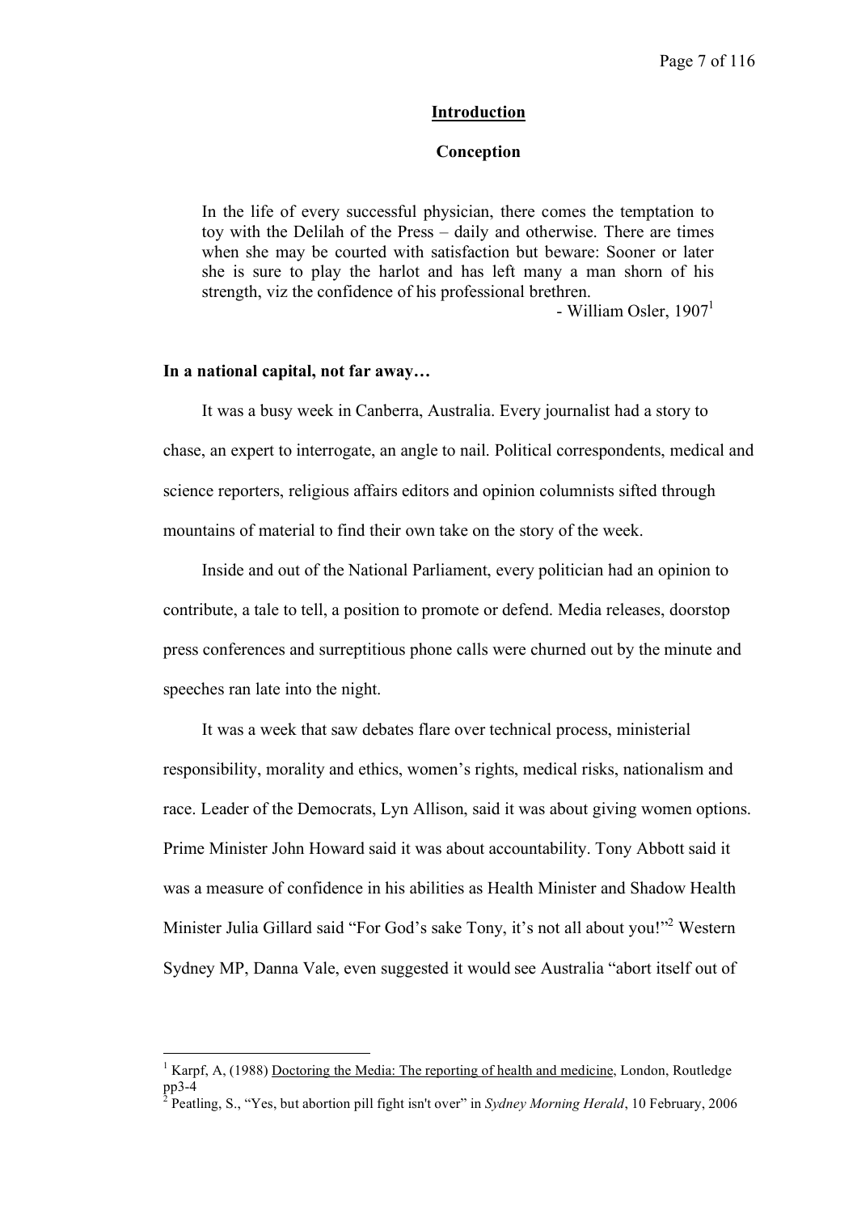## Introduction

### Conception

> In the life of every successful physician, there comes the temptation to toy with the Delilah of the Press – daily and otherwise. There are times when she may be courted with satisfaction but beware: Sooner or later she is sure to play the harlot and has left many a man shorn of his strength, viz the confidence of his professional brethren.
>
> - William Osler, 1907[1]

**In a national capital, not far away…**

It was a busy week in Canberra, Australia. Every journalist had a story to chase, an expert to interrogate, an angle to nail. Political correspondents, medical and science reporters, religious affairs editors and opinion columnists sifted through mountains of material to find their own take on the story of the week.

Inside and out of the National Parliament, every politician had an opinion to contribute, a tale to tell, a position to promote or defend. Media releases, doorstop press conferences and surreptitious phone calls were churned out by the minute and speeches ran late into the night.

It was a week that saw debates flare over technical process, ministerial responsibility, morality and ethics, women's rights, medical risks, nationalism and race. Leader of the Democrats, Lyn Allison, said it was about giving women options. Prime Minister John Howard said it was about accountability. Tony Abbott said it was a measure of confidence in his abilities as Health Minister and Shadow Health Minister Julia Gillard said "For God's sake Tony, it's not all about you!"[2] Western Sydney MP, Danna Vale, even suggested it would see Australia "abort itself out of

---

[1] Karpf, A, (1988) Doctoring the Media: The reporting of health and medicine, London, Routledge pp3-4

[2] Peatling, S., "Yes, but abortion pill fight isn't over" in *Sydney Morning Herald*, 10 February, 2006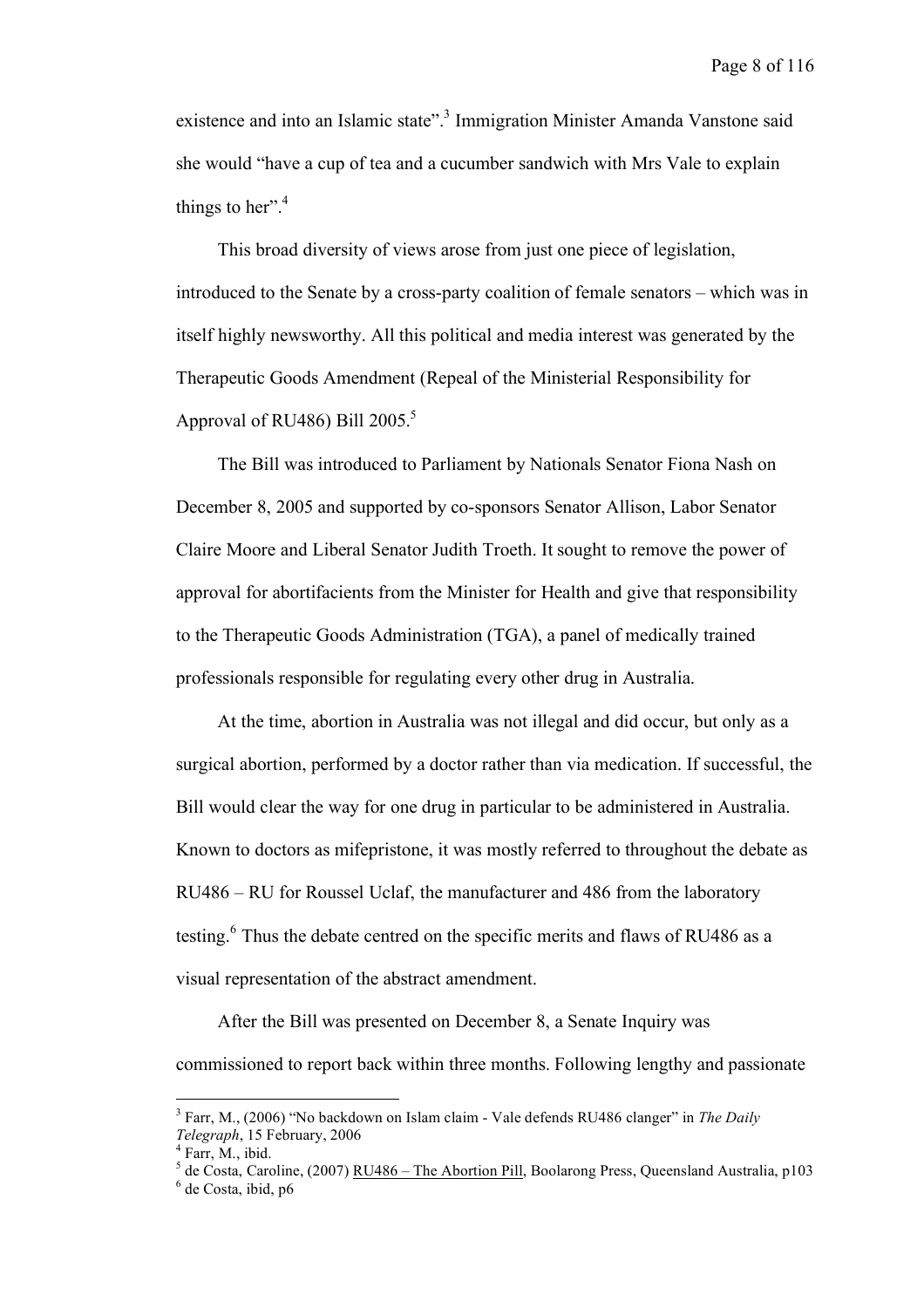existence and into an Islamic state".[3] Immigration Minister Amanda Vanstone said she would "have a cup of tea and a cucumber sandwich with Mrs Vale to explain things to her".[4]

This broad diversity of views arose from just one piece of legislation, introduced to the Senate by a cross-party coalition of female senators – which was in itself highly newsworthy. All this political and media interest was generated by the Therapeutic Goods Amendment (Repeal of the Ministerial Responsibility for Approval of RU486) Bill 2005.[5]

The Bill was introduced to Parliament by Nationals Senator Fiona Nash on December 8, 2005 and supported by co-sponsors Senator Allison, Labor Senator Claire Moore and Liberal Senator Judith Troeth. It sought to remove the power of approval for abortifacients from the Minister for Health and give that responsibility to the Therapeutic Goods Administration (TGA), a panel of medically trained professionals responsible for regulating every other drug in Australia.

At the time, abortion in Australia was not illegal and did occur, but only as a surgical abortion, performed by a doctor rather than via medication. If successful, the Bill would clear the way for one drug in particular to be administered in Australia. Known to doctors as mifepristone, it was mostly referred to throughout the debate as RU486 – RU for Roussel Uclaf, the manufacturer and 486 from the laboratory testing.[6] Thus the debate centred on the specific merits and flaws of RU486 as a visual representation of the abstract amendment.

After the Bill was presented on December 8, a Senate Inquiry was commissioned to report back within three months. Following lengthy and passionate

---

[3] Farr, M., (2006) "No backdown on Islam claim - Vale defends RU486 clanger" in *The Daily Telegraph*, 15 February, 2006

[4] Farr, M., ibid.

[5] de Costa, Caroline, (2007) RU486 – The Abortion Pill, Boolarong Press, Queensland Australia, p103

[6] de Costa, ibid, p6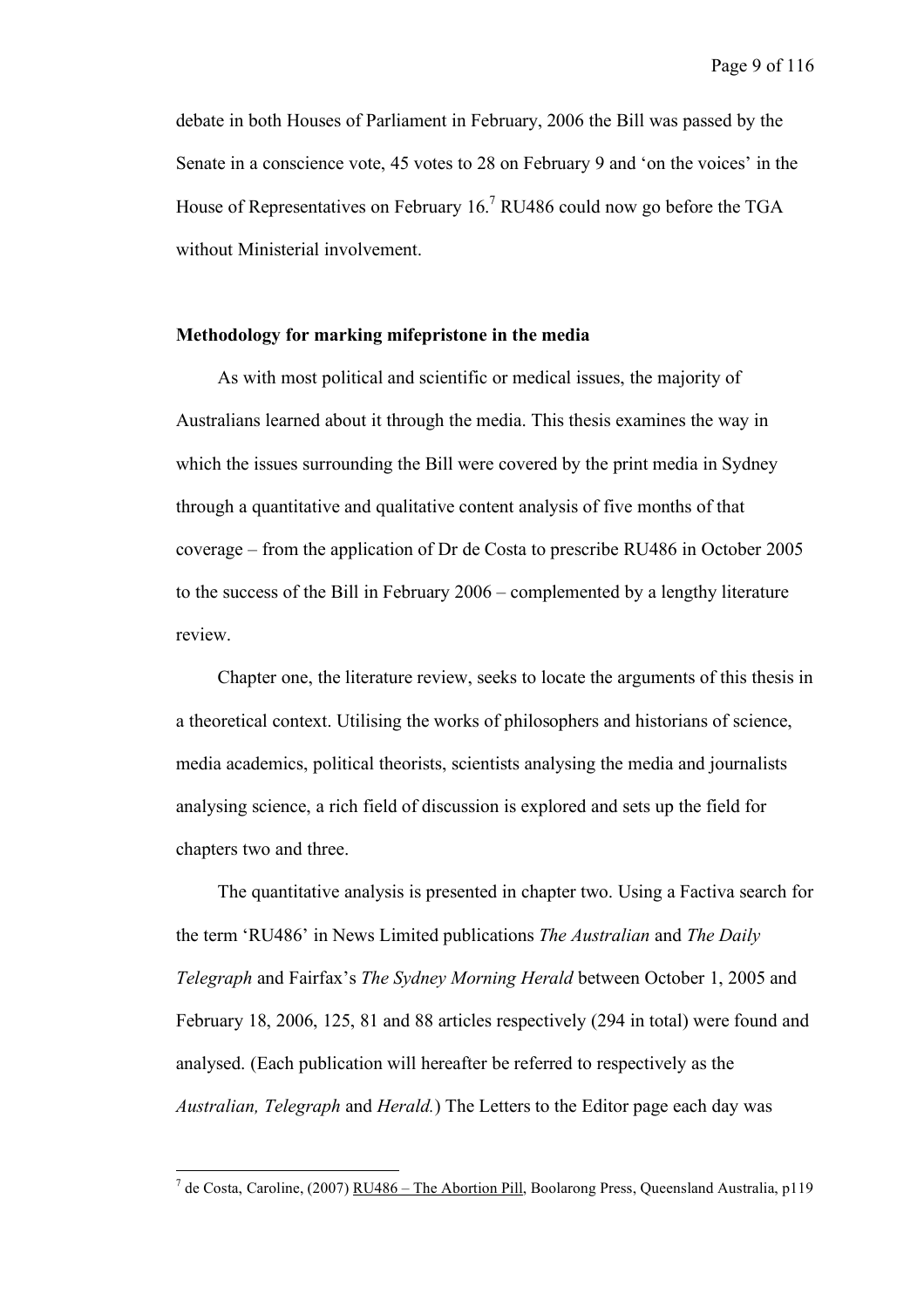debate in both Houses of Parliament in February, 2006 the Bill was passed by the Senate in a conscience vote, 45 votes to 28 on February 9 and 'on the voices' in the House of Representatives on February 16.[7] RU486 could now go before the TGA without Ministerial involvement.

### Methodology for marking mifepristone in the media

As with most political and scientific or medical issues, the majority of Australians learned about it through the media. This thesis examines the way in which the issues surrounding the Bill were covered by the print media in Sydney through a quantitative and qualitative content analysis of five months of that coverage – from the application of Dr de Costa to prescribe RU486 in October 2005 to the success of the Bill in February 2006 – complemented by a lengthy literature review.

Chapter one, the literature review, seeks to locate the arguments of this thesis in a theoretical context. Utilising the works of philosophers and historians of science, media academics, political theorists, scientists analysing the media and journalists analysing science, a rich field of discussion is explored and sets up the field for chapters two and three.

The quantitative analysis is presented in chapter two. Using a Factiva search for the term 'RU486' in News Limited publications *The Australian* and *The Daily Telegraph* and Fairfax's *The Sydney Morning Herald* between October 1, 2005 and February 18, 2006, 125, 81 and 88 articles respectively (294 in total) were found and analysed. (Each publication will hereafter be referred to respectively as the *Australian, Telegraph* and *Herald.*) The Letters to the Editor page each day was

---

[7] de Costa, Caroline, (2007) RU486 – The Abortion Pill, Boolarong Press, Queensland Australia, p119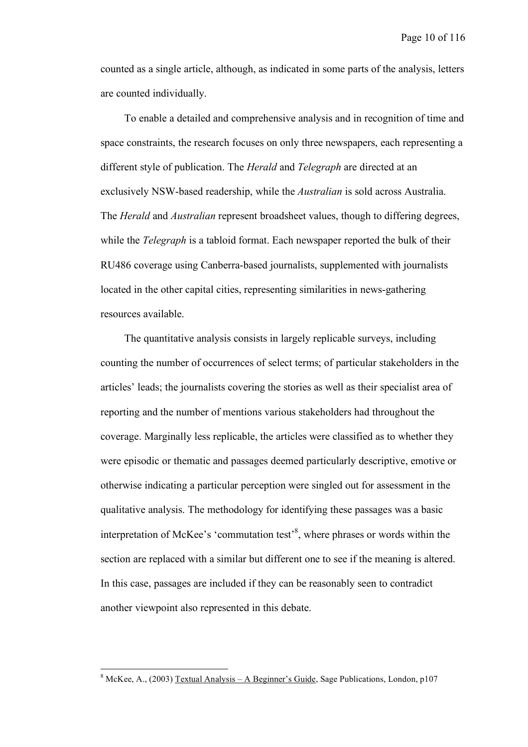counted as a single article, although, as indicated in some parts of the analysis, letters are counted individually.

To enable a detailed and comprehensive analysis and in recognition of time and space constraints, the research focuses on only three newspapers, each representing a different style of publication. The *Herald* and *Telegraph* are directed at an exclusively NSW-based readership, while the *Australian* is sold across Australia. The *Herald* and *Australian* represent broadsheet values, though to differing degrees, while the *Telegraph* is a tabloid format. Each newspaper reported the bulk of their RU486 coverage using Canberra-based journalists, supplemented with journalists located in the other capital cities, representing similarities in news-gathering resources available.

The quantitative analysis consists in largely replicable surveys, including counting the number of occurrences of select terms; of particular stakeholders in the articles' leads; the journalists covering the stories as well as their specialist area of reporting and the number of mentions various stakeholders had throughout the coverage. Marginally less replicable, the articles were classified as to whether they were episodic or thematic and passages deemed particularly descriptive, emotive or otherwise indicating a particular perception were singled out for assessment in the qualitative analysis. The methodology for identifying these passages was a basic interpretation of McKee's 'commutation test'[8], where phrases or words within the section are replaced with a similar but different one to see if the meaning is altered. In this case, passages are included if they can be reasonably seen to contradict another viewpoint also represented in this debate.

---

[8] McKee, A., (2003) Textual Analysis – A Beginner's Guide, Sage Publications, London, p107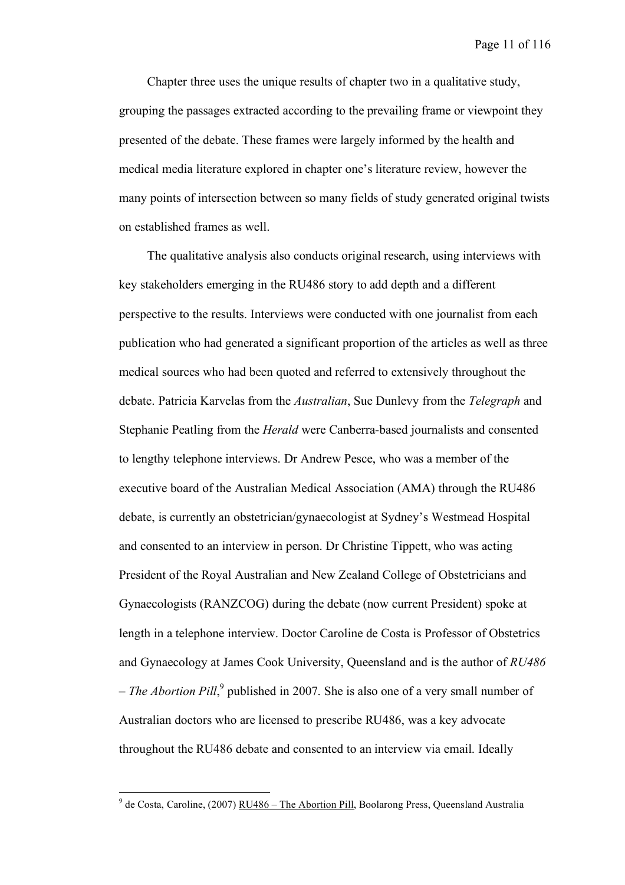Chapter three uses the unique results of chapter two in a qualitative study, grouping the passages extracted according to the prevailing frame or viewpoint they presented of the debate. These frames were largely informed by the health and medical media literature explored in chapter one's literature review, however the many points of intersection between so many fields of study generated original twists on established frames as well.

The qualitative analysis also conducts original research, using interviews with key stakeholders emerging in the RU486 story to add depth and a different perspective to the results. Interviews were conducted with one journalist from each publication who had generated a significant proportion of the articles as well as three medical sources who had been quoted and referred to extensively throughout the debate. Patricia Karvelas from the *Australian*, Sue Dunlevy from the *Telegraph* and Stephanie Peatling from the *Herald* were Canberra-based journalists and consented to lengthy telephone interviews. Dr Andrew Pesce, who was a member of the executive board of the Australian Medical Association (AMA) through the RU486 debate, is currently an obstetrician/gynaecologist at Sydney's Westmead Hospital and consented to an interview in person. Dr Christine Tippett, who was acting President of the Royal Australian and New Zealand College of Obstetricians and Gynaecologists (RANZCOG) during the debate (now current President) spoke at length in a telephone interview. Doctor Caroline de Costa is Professor of Obstetrics and Gynaecology at James Cook University, Queensland and is the author of *RU486 – The Abortion Pill*,[9] published in 2007. She is also one of a very small number of Australian doctors who are licensed to prescribe RU486, was a key advocate throughout the RU486 debate and consented to an interview via email. Ideally

---

[9] de Costa, Caroline, (2007) RU486 – The Abortion Pill, Boolarong Press, Queensland Australia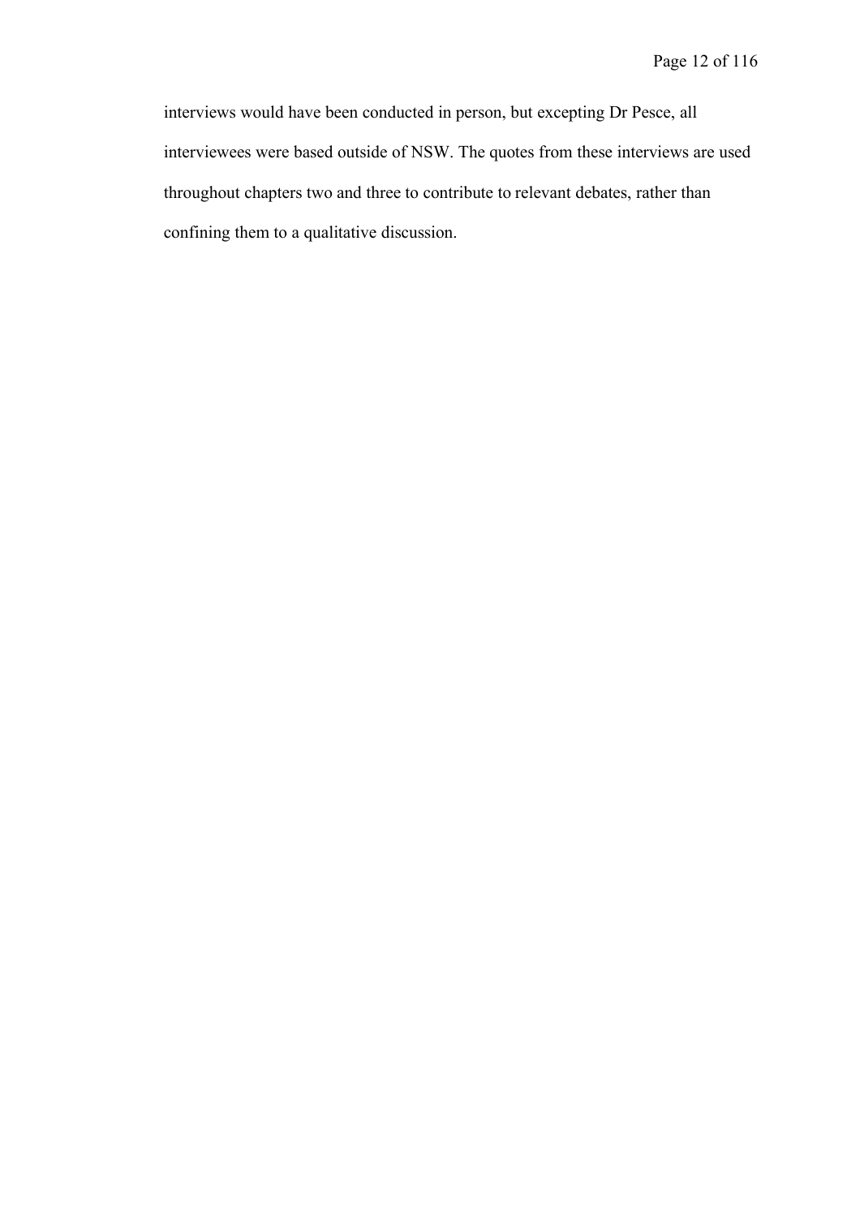interviews would have been conducted in person, but excepting Dr Pesce, all interviewees were based outside of NSW. The quotes from these interviews are used throughout chapters two and three to contribute to relevant debates, rather than confining them to a qualitative discussion.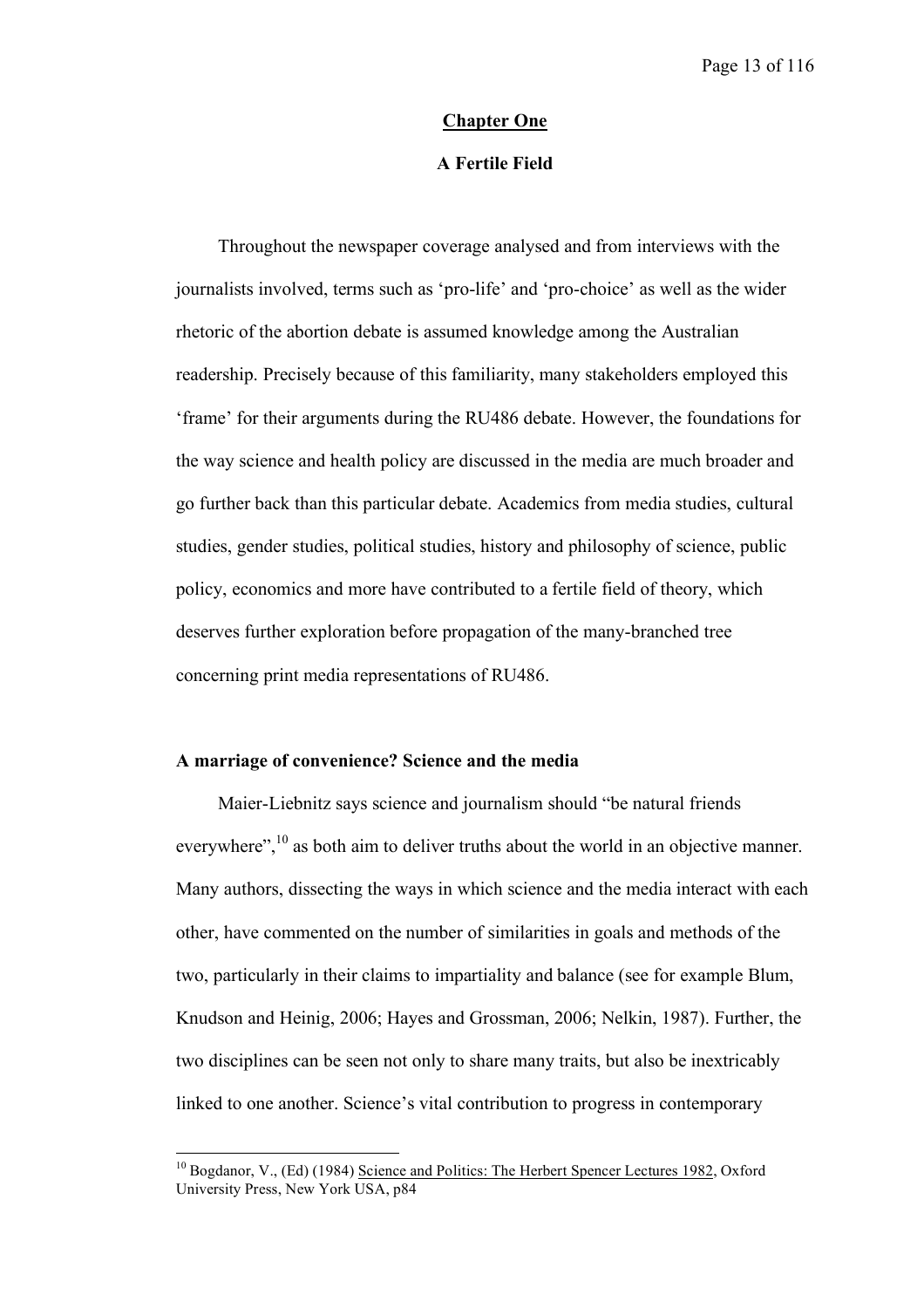## Chapter One

### A Fertile Field

Throughout the newspaper coverage analysed and from interviews with the journalists involved, terms such as 'pro-life' and 'pro-choice' as well as the wider rhetoric of the abortion debate is assumed knowledge among the Australian readership. Precisely because of this familiarity, many stakeholders employed this 'frame' for their arguments during the RU486 debate. However, the foundations for the way science and health policy are discussed in the media are much broader and go further back than this particular debate. Academics from media studies, cultural studies, gender studies, political studies, history and philosophy of science, public policy, economics and more have contributed to a fertile field of theory, which deserves further exploration before propagation of the many-branched tree concerning print media representations of RU486.

**A marriage of convenience? Science and the media**

Maier-Liebnitz says science and journalism should "be natural friends everywhere",[10] as both aim to deliver truths about the world in an objective manner. Many authors, dissecting the ways in which science and the media interact with each other, have commented on the number of similarities in goals and methods of the two, particularly in their claims to impartiality and balance (see for example Blum, Knudson and Heinig, 2006; Hayes and Grossman, 2006; Nelkin, 1987). Further, the two disciplines can be seen not only to share many traits, but also be inextricably linked to one another. Science's vital contribution to progress in contemporary

---

[10] Bogdanor, V., (Ed) (1984) Science and Politics: The Herbert Spencer Lectures 1982, Oxford University Press, New York USA, p84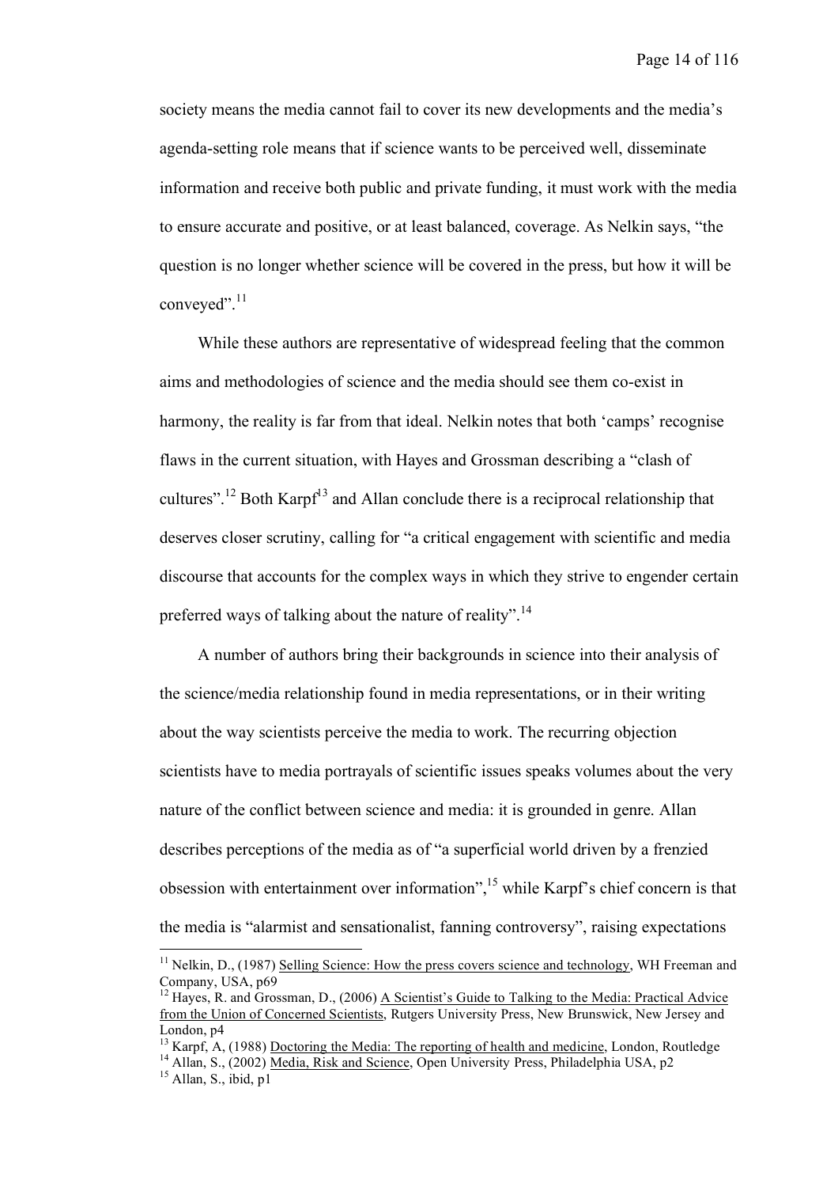society means the media cannot fail to cover its new developments and the media's agenda-setting role means that if science wants to be perceived well, disseminate information and receive both public and private funding, it must work with the media to ensure accurate and positive, or at least balanced, coverage. As Nelkin says, "the question is no longer whether science will be covered in the press, but how it will be conveyed".[11]

While these authors are representative of widespread feeling that the common aims and methodologies of science and the media should see them co-exist in harmony, the reality is far from that ideal. Nelkin notes that both 'camps' recognise flaws in the current situation, with Hayes and Grossman describing a "clash of cultures".[12] Both Karpf[13] and Allan conclude there is a reciprocal relationship that deserves closer scrutiny, calling for "a critical engagement with scientific and media discourse that accounts for the complex ways in which they strive to engender certain preferred ways of talking about the nature of reality".[14]

A number of authors bring their backgrounds in science into their analysis of the science/media relationship found in media representations, or in their writing about the way scientists perceive the media to work. The recurring objection scientists have to media portrayals of scientific issues speaks volumes about the very nature of the conflict between science and media: it is grounded in genre. Allan describes perceptions of the media as of "a superficial world driven by a frenzied obsession with entertainment over information",[15] while Karpf's chief concern is that the media is "alarmist and sensationalist, fanning controversy", raising expectations

---

[11] Nelkin, D., (1987) Selling Science: How the press covers science and technology, WH Freeman and Company, USA, p69

[12] Hayes, R. and Grossman, D., (2006) A Scientist's Guide to Talking to the Media: Practical Advice from the Union of Concerned Scientists, Rutgers University Press, New Brunswick, New Jersey and London, p4

[13] Karpf, A, (1988) Doctoring the Media: The reporting of health and medicine, London, Routledge

[14] Allan, S., (2002) Media, Risk and Science, Open University Press, Philadelphia USA, p2

[15] Allan, S., ibid, p1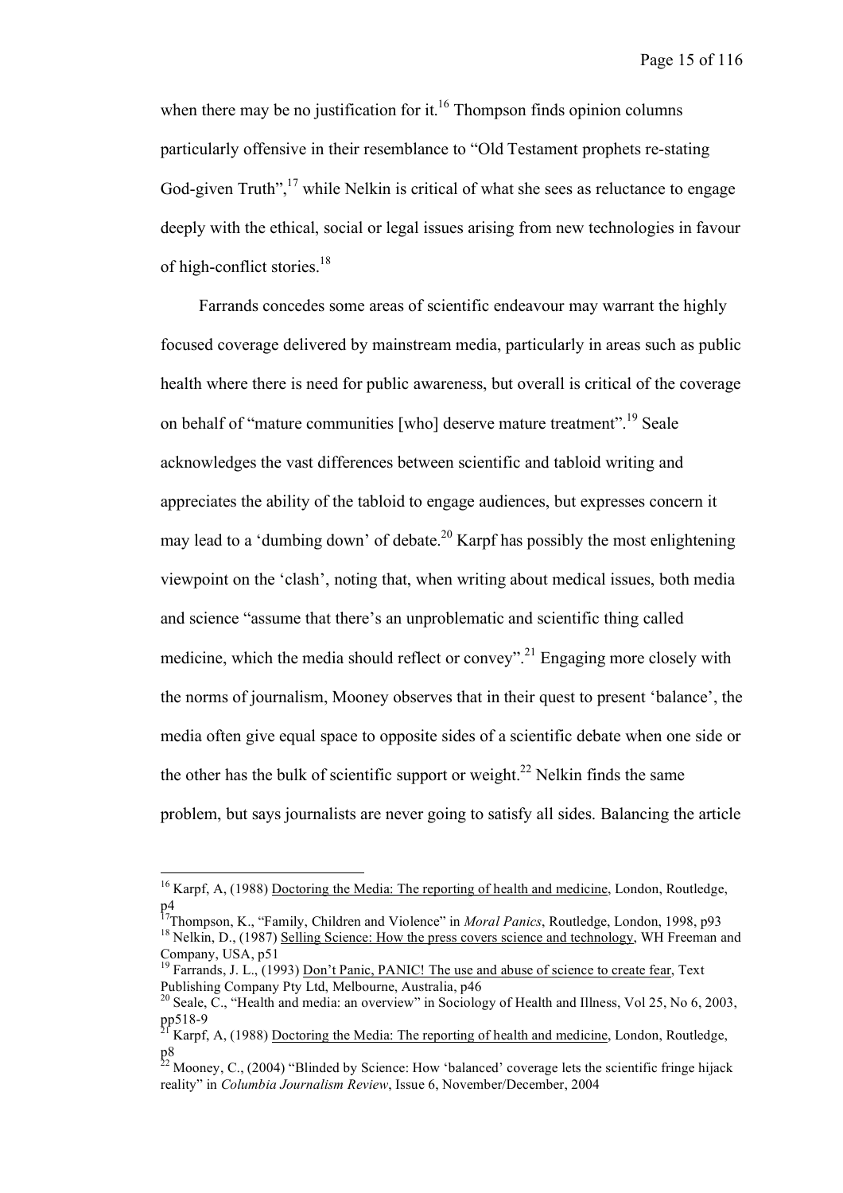when there may be no justification for it.[16] Thompson finds opinion columns particularly offensive in their resemblance to "Old Testament prophets re-stating God-given Truth",[17] while Nelkin is critical of what she sees as reluctance to engage deeply with the ethical, social or legal issues arising from new technologies in favour of high-conflict stories.[18]

Farrands concedes some areas of scientific endeavour may warrant the highly focused coverage delivered by mainstream media, particularly in areas such as public health where there is need for public awareness, but overall is critical of the coverage on behalf of "mature communities [who] deserve mature treatment".[19] Seale acknowledges the vast differences between scientific and tabloid writing and appreciates the ability of the tabloid to engage audiences, but expresses concern it may lead to a 'dumbing down' of debate.[20] Karpf has possibly the most enlightening viewpoint on the 'clash', noting that, when writing about medical issues, both media and science "assume that there's an unproblematic and scientific thing called medicine, which the media should reflect or convey".[21] Engaging more closely with the norms of journalism, Mooney observes that in their quest to present 'balance', the media often give equal space to opposite sides of a scientific debate when one side or the other has the bulk of scientific support or weight.[22] Nelkin finds the same problem, but says journalists are never going to satisfy all sides. Balancing the article

---

[16] Karpf, A, (1988) Doctoring the Media: The reporting of health and medicine, London, Routledge, p4

[17] Thompson, K., "Family, Children and Violence" in *Moral Panics*, Routledge, London, 1998, p93

[18] Nelkin, D., (1987) Selling Science: How the press covers science and technology, WH Freeman and Company, USA, p51

[19] Farrands, J. L., (1993) Don't Panic, PANIC! The use and abuse of science to create fear, Text Publishing Company Pty Ltd, Melbourne, Australia, p46

[20] Seale, C., "Health and media: an overview" in Sociology of Health and Illness, Vol 25, No 6, 2003, pp518-9

[21] Karpf, A, (1988) Doctoring the Media: The reporting of health and medicine, London, Routledge, p8

[22] Mooney, C., (2004) "Blinded by Science: How 'balanced' coverage lets the scientific fringe hijack reality" in *Columbia Journalism Review*, Issue 6, November/December, 2004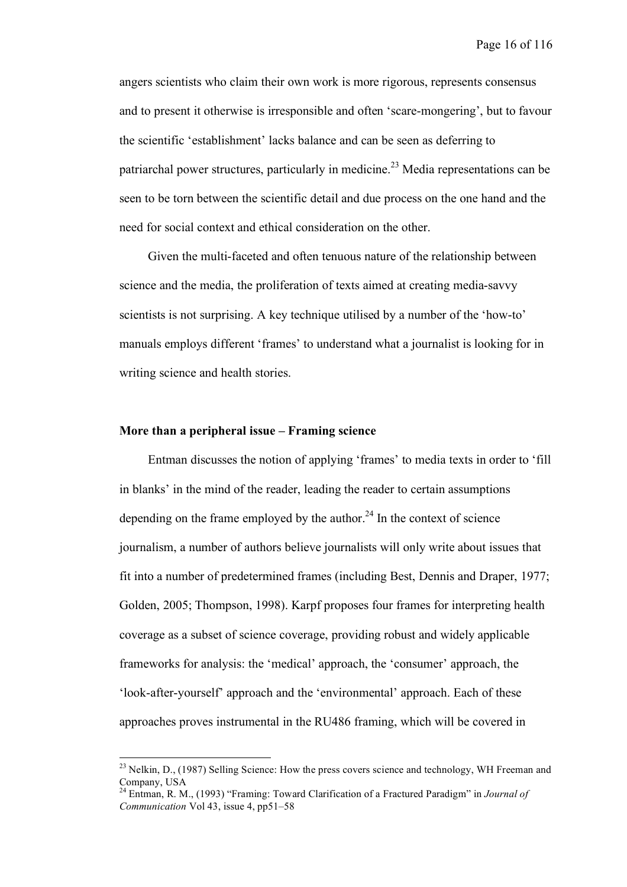angers scientists who claim their own work is more rigorous, represents consensus and to present it otherwise is irresponsible and often 'scare-mongering', but to favour the scientific 'establishment' lacks balance and can be seen as deferring to patriarchal power structures, particularly in medicine.[23] Media representations can be seen to be torn between the scientific detail and due process on the one hand and the need for social context and ethical consideration on the other.

Given the multi-faceted and often tenuous nature of the relationship between science and the media, the proliferation of texts aimed at creating media-savvy scientists is not surprising. A key technique utilised by a number of the 'how-to' manuals employs different 'frames' to understand what a journalist is looking for in writing science and health stories.

**More than a peripheral issue – Framing science**

Entman discusses the notion of applying 'frames' to media texts in order to 'fill in blanks' in the mind of the reader, leading the reader to certain assumptions depending on the frame employed by the author.[24] In the context of science journalism, a number of authors believe journalists will only write about issues that fit into a number of predetermined frames (including Best, Dennis and Draper, 1977; Golden, 2005; Thompson, 1998). Karpf proposes four frames for interpreting health coverage as a subset of science coverage, providing robust and widely applicable frameworks for analysis: the 'medical' approach, the 'consumer' approach, the 'look-after-yourself' approach and the 'environmental' approach. Each of these approaches proves instrumental in the RU486 framing, which will be covered in

---

[23] Nelkin, D., (1987) Selling Science: How the press covers science and technology, WH Freeman and Company, USA

[24] Entman, R. M., (1993) "Framing: Toward Clarification of a Fractured Paradigm" in *Journal of Communication* Vol 43, issue 4, pp51–58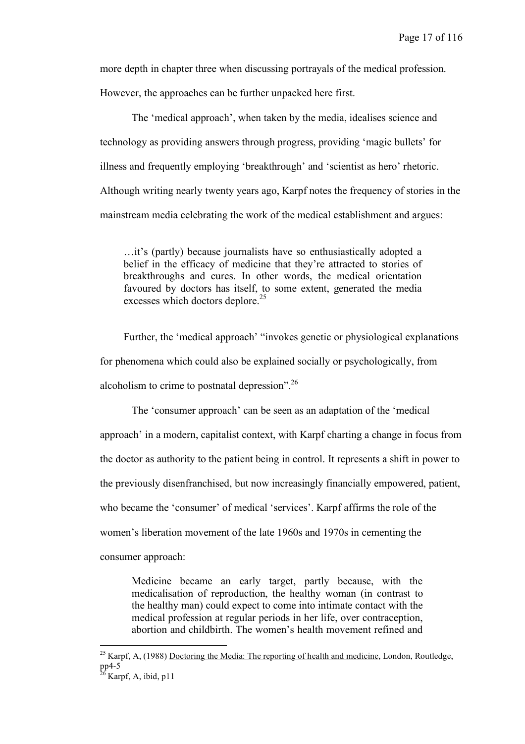more depth in chapter three when discussing portrayals of the medical profession. However, the approaches can be further unpacked here first.

The 'medical approach', when taken by the media, idealises science and technology as providing answers through progress, providing 'magic bullets' for illness and frequently employing 'breakthrough' and 'scientist as hero' rhetoric. Although writing nearly twenty years ago, Karpf notes the frequency of stories in the mainstream media celebrating the work of the medical establishment and argues:

> …it's (partly) because journalists have so enthusiastically adopted a belief in the efficacy of medicine that they're attracted to stories of breakthroughs and cures. In other words, the medical orientation favoured by doctors has itself, to some extent, generated the media excesses which doctors deplore.[25]

Further, the 'medical approach' "invokes genetic or physiological explanations for phenomena which could also be explained socially or psychologically, from alcoholism to crime to postnatal depression".[26]

The 'consumer approach' can be seen as an adaptation of the 'medical approach' in a modern, capitalist context, with Karpf charting a change in focus from the doctor as authority to the patient being in control. It represents a shift in power to the previously disenfranchised, but now increasingly financially empowered, patient, who became the 'consumer' of medical 'services'. Karpf affirms the role of the women's liberation movement of the late 1960s and 1970s in cementing the consumer approach:

> Medicine became an early target, partly because, with the medicalisation of reproduction, the healthy woman (in contrast to the healthy man) could expect to come into intimate contact with the medical profession at regular periods in her life, over contraception, abortion and childbirth. The women's health movement refined and

---

[25] Karpf, A, (1988) Doctoring the Media: The reporting of health and medicine, London, Routledge, pp4-5

[26] Karpf, A, ibid, p11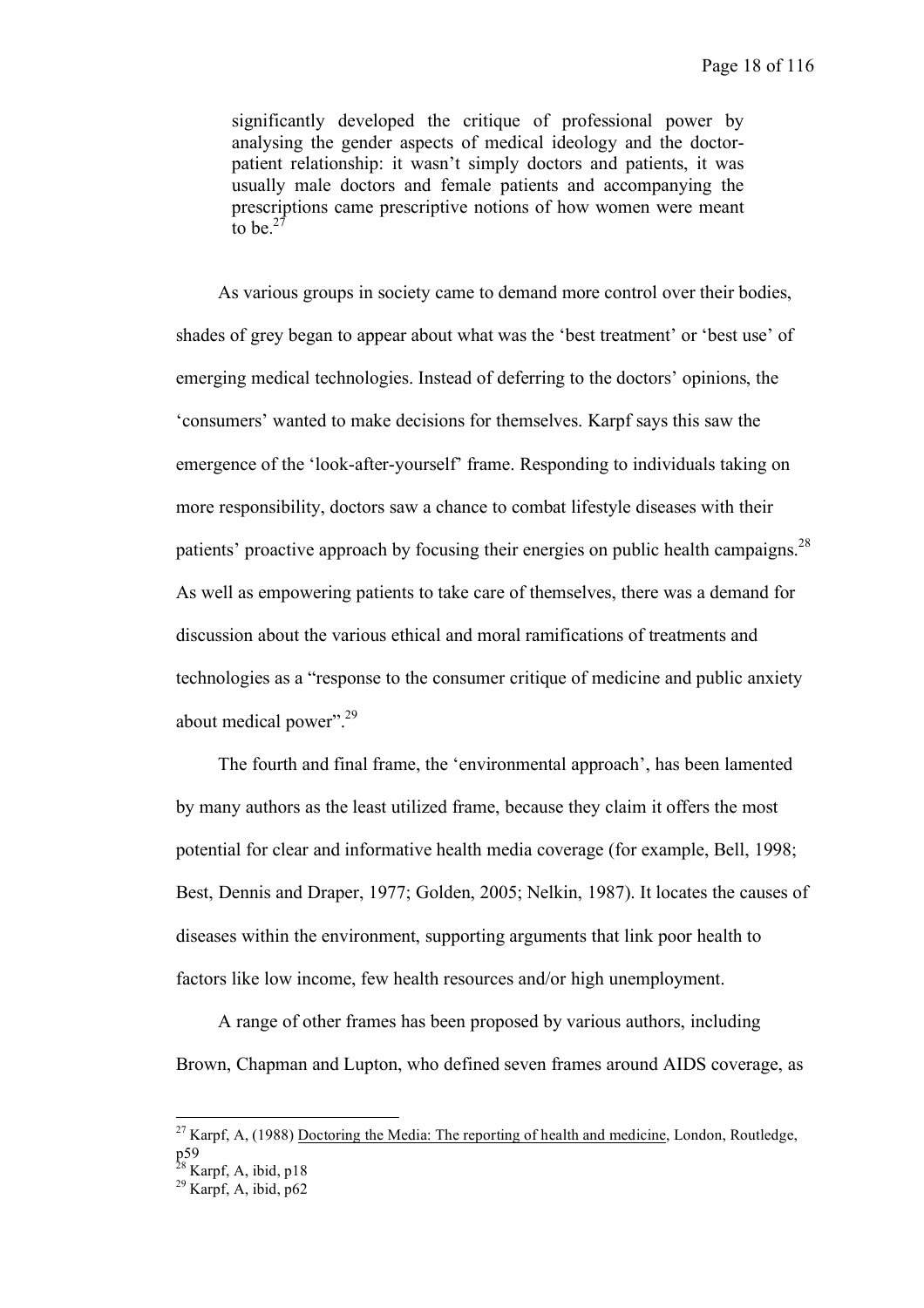> significantly developed the critique of professional power by analysing the gender aspects of medical ideology and the doctor-patient relationship: it wasn't simply doctors and patients, it was usually male doctors and female patients and accompanying the prescriptions came prescriptive notions of how women were meant to be.[27]

As various groups in society came to demand more control over their bodies, shades of grey began to appear about what was the 'best treatment' or 'best use' of emerging medical technologies. Instead of deferring to the doctors' opinions, the 'consumers' wanted to make decisions for themselves. Karpf says this saw the emergence of the 'look-after-yourself' frame. Responding to individuals taking on more responsibility, doctors saw a chance to combat lifestyle diseases with their patients' proactive approach by focusing their energies on public health campaigns.[28] As well as empowering patients to take care of themselves, there was a demand for discussion about the various ethical and moral ramifications of treatments and technologies as a "response to the consumer critique of medicine and public anxiety about medical power".[29]

The fourth and final frame, the 'environmental approach', has been lamented by many authors as the least utilized frame, because they claim it offers the most potential for clear and informative health media coverage (for example, Bell, 1998; Best, Dennis and Draper, 1977; Golden, 2005; Nelkin, 1987). It locates the causes of diseases within the environment, supporting arguments that link poor health to factors like low income, few health resources and/or high unemployment.

A range of other frames has been proposed by various authors, including Brown, Chapman and Lupton, who defined seven frames around AIDS coverage, as

---

[27] Karpf, A, (1988) Doctoring the Media: The reporting of health and medicine, London, Routledge, p59

[28] Karpf, A, ibid, p18

[29] Karpf, A, ibid, p62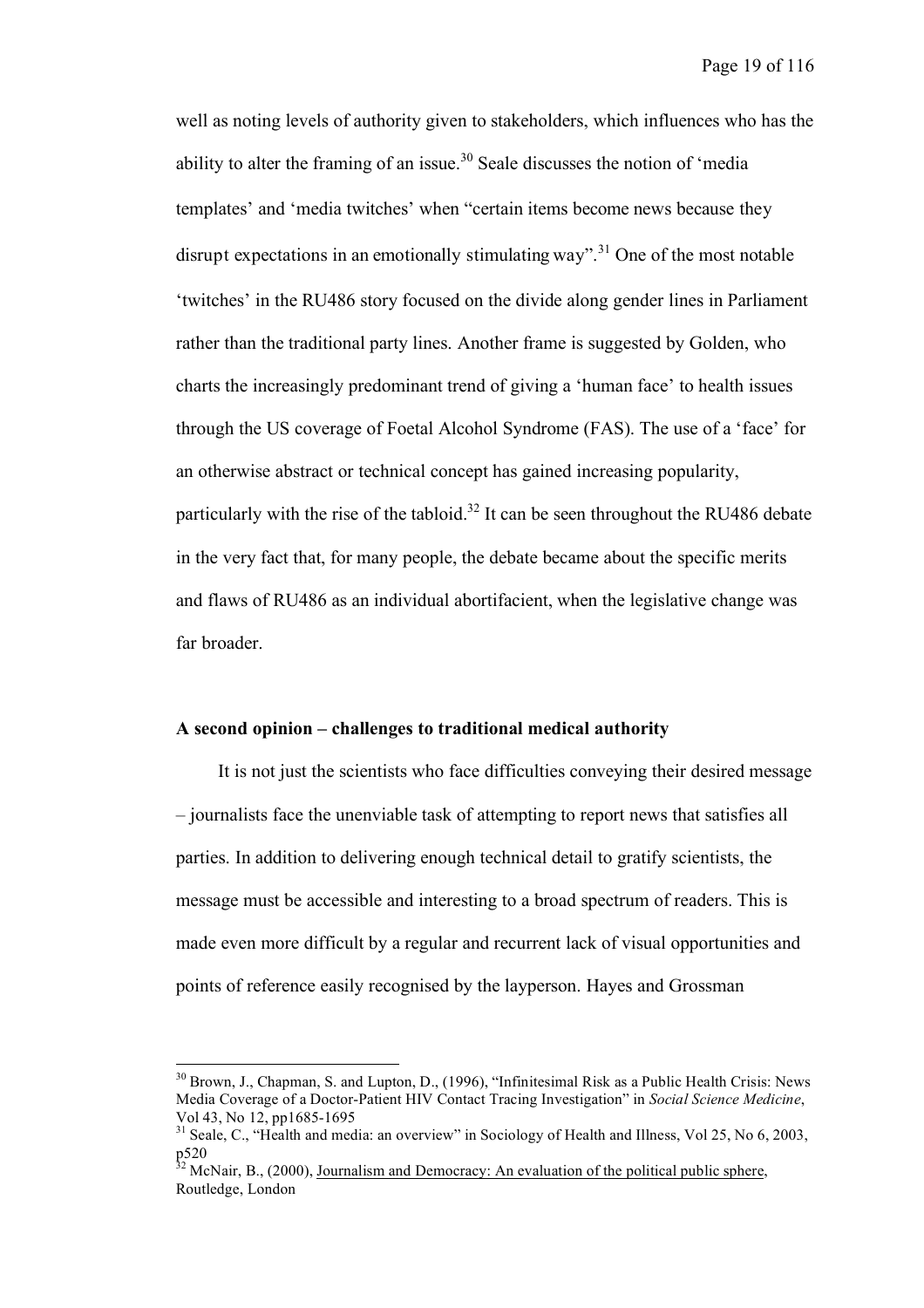well as noting levels of authority given to stakeholders, which influences who has the ability to alter the framing of an issue.[30] Seale discusses the notion of 'media templates' and 'media twitches' when "certain items become news because they disrupt expectations in an emotionally stimulating way".[31] One of the most notable 'twitches' in the RU486 story focused on the divide along gender lines in Parliament rather than the traditional party lines. Another frame is suggested by Golden, who charts the increasingly predominant trend of giving a 'human face' to health issues through the US coverage of Foetal Alcohol Syndrome (FAS). The use of a 'face' for an otherwise abstract or technical concept has gained increasing popularity, particularly with the rise of the tabloid.[32] It can be seen throughout the RU486 debate in the very fact that, for many people, the debate became about the specific merits and flaws of RU486 as an individual abortifacient, when the legislative change was far broader.

**A second opinion – challenges to traditional medical authority**

It is not just the scientists who face difficulties conveying their desired message – journalists face the unenviable task of attempting to report news that satisfies all parties. In addition to delivering enough technical detail to gratify scientists, the message must be accessible and interesting to a broad spectrum of readers. This is made even more difficult by a regular and recurrent lack of visual opportunities and points of reference easily recognised by the layperson. Hayes and Grossman

---

[30] Brown, J., Chapman, S. and Lupton, D., (1996), "Infinitesimal Risk as a Public Health Crisis: News Media Coverage of a Doctor-Patient HIV Contact Tracing Investigation" in *Social Science Medicine*, Vol 43, No 12, pp1685-1695

[31] Seale, C., "Health and media: an overview" in Sociology of Health and Illness, Vol 25, No 6, 2003, p520

[32] McNair, B., (2000), Journalism and Democracy: An evaluation of the political public sphere, Routledge, London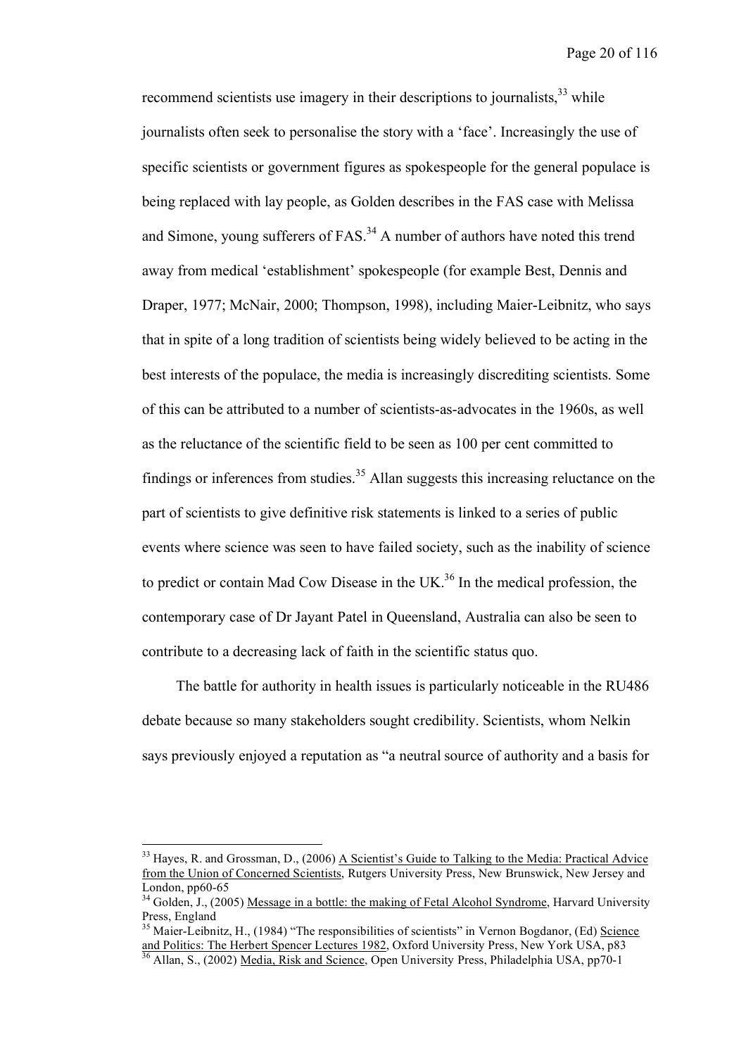recommend scientists use imagery in their descriptions to journalists,[33] while journalists often seek to personalise the story with a 'face'. Increasingly the use of specific scientists or government figures as spokespeople for the general populace is being replaced with lay people, as Golden describes in the FAS case with Melissa and Simone, young sufferers of FAS.[34] A number of authors have noted this trend away from medical 'establishment' spokespeople (for example Best, Dennis and Draper, 1977; McNair, 2000; Thompson, 1998), including Maier-Leibnitz, who says that in spite of a long tradition of scientists being widely believed to be acting in the best interests of the populace, the media is increasingly discrediting scientists. Some of this can be attributed to a number of scientists-as-advocates in the 1960s, as well as the reluctance of the scientific field to be seen as 100 per cent committed to findings or inferences from studies.[35] Allan suggests this increasing reluctance on the part of scientists to give definitive risk statements is linked to a series of public events where science was seen to have failed society, such as the inability of science to predict or contain Mad Cow Disease in the UK.[36] In the medical profession, the contemporary case of Dr Jayant Patel in Queensland, Australia can also be seen to contribute to a decreasing lack of faith in the scientific status quo.

The battle for authority in health issues is particularly noticeable in the RU486 debate because so many stakeholders sought credibility. Scientists, whom Nelkin says previously enjoyed a reputation as "a neutral source of authority and a basis for

---

[33] Hayes, R. and Grossman, D., (2006) A Scientist's Guide to Talking to the Media: Practical Advice from the Union of Concerned Scientists, Rutgers University Press, New Brunswick, New Jersey and London, pp60-65

[34] Golden, J., (2005) Message in a bottle: the making of Fetal Alcohol Syndrome, Harvard University Press, England

[35] Maier-Leibnitz, H., (1984) "The responsibilities of scientists" in Vernon Bogdanor, (Ed) Science and Politics: The Herbert Spencer Lectures 1982, Oxford University Press, New York USA, p83

[36] Allan, S., (2002) Media, Risk and Science, Open University Press, Philadelphia USA, pp70-1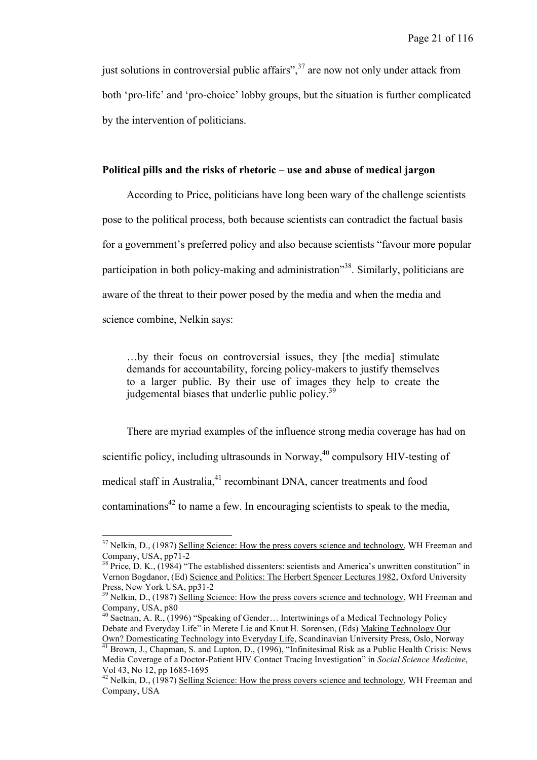just solutions in controversial public affairs",[37] are now not only under attack from both 'pro-life' and 'pro-choice' lobby groups, but the situation is further complicated by the intervention of politicians.

**Political pills and the risks of rhetoric – use and abuse of medical jargon**

According to Price, politicians have long been wary of the challenge scientists pose to the political process, both because scientists can contradict the factual basis for a government's preferred policy and also because scientists "favour more popular participation in both policy-making and administration"[38]. Similarly, politicians are aware of the threat to their power posed by the media and when the media and science combine, Nelkin says:

> …by their focus on controversial issues, they [the media] stimulate demands for accountability, forcing policy-makers to justify themselves to a larger public. By their use of images they help to create the judgemental biases that underlie public policy.[39]

There are myriad examples of the influence strong media coverage has had on scientific policy, including ultrasounds in Norway,[40] compulsory HIV-testing of medical staff in Australia,[41] recombinant DNA, cancer treatments and food contaminations[42] to name a few. In encouraging scientists to speak to the media,

---

[37] Nelkin, D., (1987) Selling Science: How the press covers science and technology, WH Freeman and Company, USA, pp71-2

[38] Price, D. K., (1984) "The established dissenters: scientists and America's unwritten constitution" in Vernon Bogdanor, (Ed) Science and Politics: The Herbert Spencer Lectures 1982, Oxford University Press, New York USA, pp31-2

[39] Nelkin, D., (1987) Selling Science: How the press covers science and technology, WH Freeman and Company, USA, p80

[40] Saetnan, A. R., (1996) "Speaking of Gender… Intertwinings of a Medical Technology Policy Debate and Everyday Life" in Merete Lie and Knut H. Sorensen, (Eds) Making Technology Our Own? Domesticating Technology into Everyday Life, Scandinavian University Press, Oslo, Norway

[41] Brown, J., Chapman, S. and Lupton, D., (1996), "Infinitesimal Risk as a Public Health Crisis: News Media Coverage of a Doctor-Patient HIV Contact Tracing Investigation" in *Social Science Medicine*, Vol 43, No 12, pp 1685-1695

[42] Nelkin, D., (1987) Selling Science: How the press covers science and technology, WH Freeman and Company, USA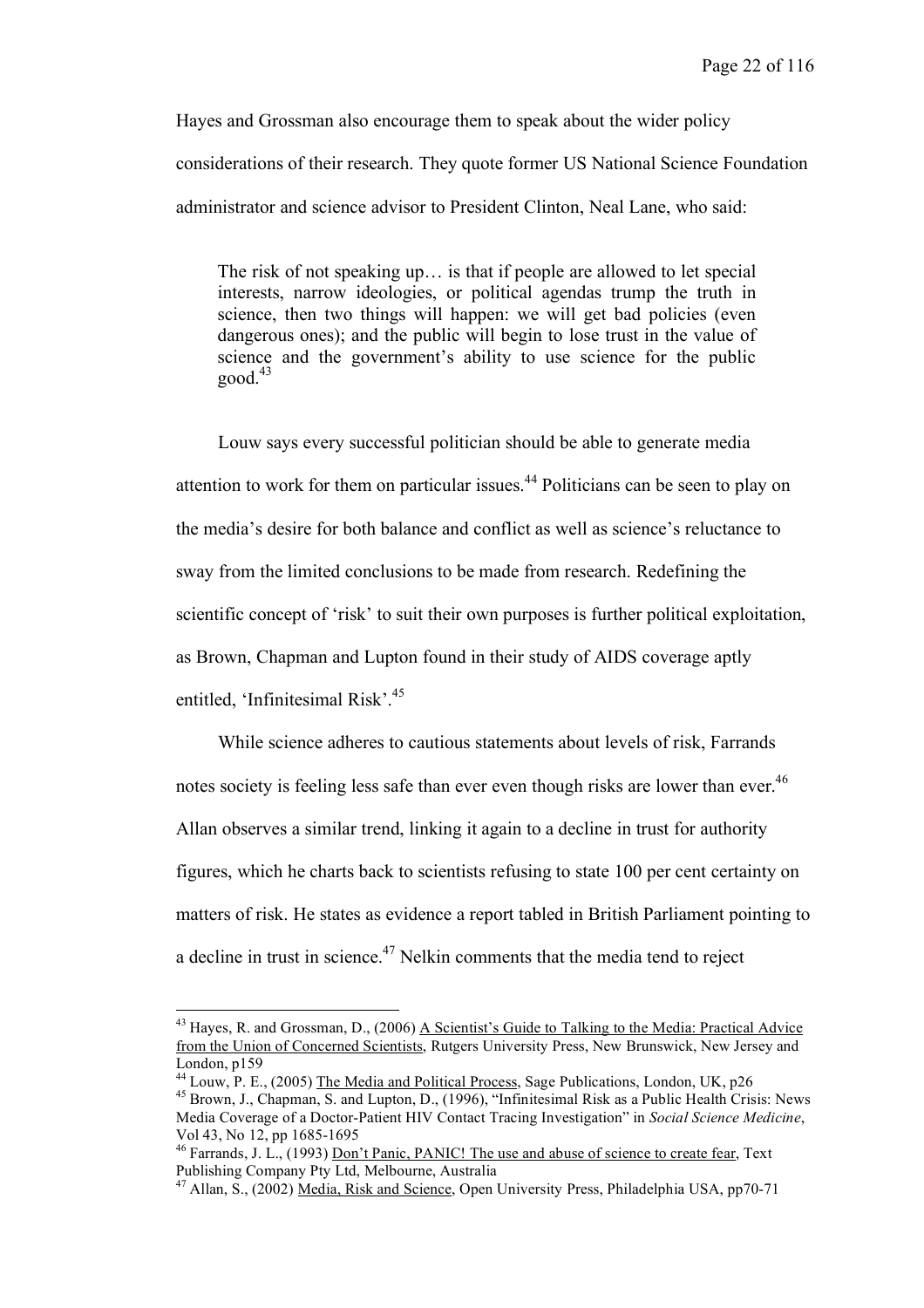Hayes and Grossman also encourage them to speak about the wider policy considerations of their research. They quote former US National Science Foundation administrator and science advisor to President Clinton, Neal Lane, who said:

> The risk of not speaking up… is that if people are allowed to let special interests, narrow ideologies, or political agendas trump the truth in science, then two things will happen: we will get bad policies (even dangerous ones); and the public will begin to lose trust in the value of science and the government's ability to use science for the public good.[43]

Louw says every successful politician should be able to generate media attention to work for them on particular issues.[44] Politicians can be seen to play on the media's desire for both balance and conflict as well as science's reluctance to sway from the limited conclusions to be made from research. Redefining the scientific concept of 'risk' to suit their own purposes is further political exploitation, as Brown, Chapman and Lupton found in their study of AIDS coverage aptly entitled, 'Infinitesimal Risk'.[45]

While science adheres to cautious statements about levels of risk, Farrands notes society is feeling less safe than ever even though risks are lower than ever.[46] Allan observes a similar trend, linking it again to a decline in trust for authority figures, which he charts back to scientists refusing to state 100 per cent certainty on matters of risk. He states as evidence a report tabled in British Parliament pointing to a decline in trust in science.[47] Nelkin comments that the media tend to reject

---

[43] Hayes, R. and Grossman, D., (2006) A Scientist's Guide to Talking to the Media: Practical Advice from the Union of Concerned Scientists, Rutgers University Press, New Brunswick, New Jersey and London, p159

[44] Louw, P. E., (2005) The Media and Political Process, Sage Publications, London, UK, p26

[45] Brown, J., Chapman, S. and Lupton, D., (1996), "Infinitesimal Risk as a Public Health Crisis: News Media Coverage of a Doctor-Patient HIV Contact Tracing Investigation" in *Social Science Medicine*, Vol 43, No 12, pp 1685-1695

[46] Farrands, J. L., (1993) Don't Panic, PANIC! The use and abuse of science to create fear, Text Publishing Company Pty Ltd, Melbourne, Australia

[47] Allan, S., (2002) Media, Risk and Science, Open University Press, Philadelphia USA, pp70-71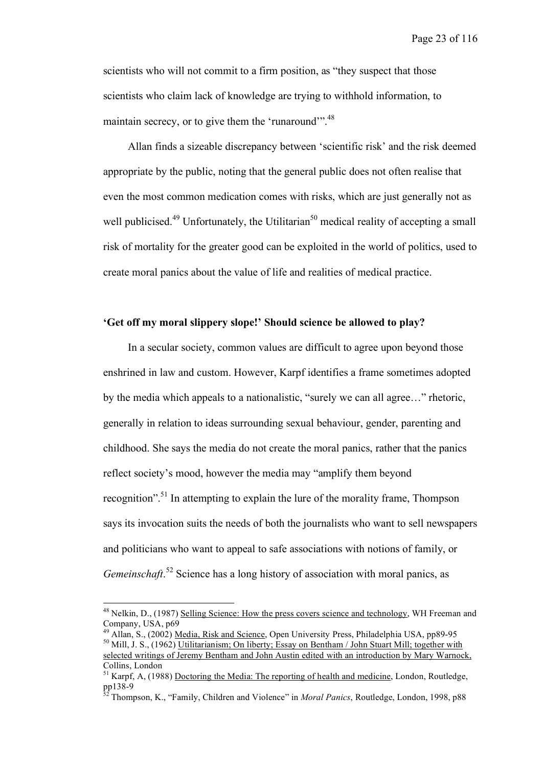scientists who will not commit to a firm position, as "they suspect that those scientists who claim lack of knowledge are trying to withhold information, to maintain secrecy, or to give them the 'runaround'".[48]

Allan finds a sizeable discrepancy between 'scientific risk' and the risk deemed appropriate by the public, noting that the general public does not often realise that even the most common medication comes with risks, which are just generally not as well publicised.[49] Unfortunately, the Utilitarian[50] medical reality of accepting a small risk of mortality for the greater good can be exploited in the world of politics, used to create moral panics about the value of life and realities of medical practice.

**'Get off my moral slippery slope!' Should science be allowed to play?**

In a secular society, common values are difficult to agree upon beyond those enshrined in law and custom. However, Karpf identifies a frame sometimes adopted by the media which appeals to a nationalistic, "surely we can all agree…" rhetoric, generally in relation to ideas surrounding sexual behaviour, gender, parenting and childhood. She says the media do not create the moral panics, rather that the panics reflect society's mood, however the media may "amplify them beyond recognition".[51] In attempting to explain the lure of the morality frame, Thompson says its invocation suits the needs of both the journalists who want to sell newspapers and politicians who want to appeal to safe associations with notions of family, or *Gemeinschaft*.[52] Science has a long history of association with moral panics, as

---

[48] Nelkin, D., (1987) Selling Science: How the press covers science and technology, WH Freeman and Company, USA, p69

[49] Allan, S., (2002) Media, Risk and Science, Open University Press, Philadelphia USA, pp89-95

[50] Mill, J. S., (1962) Utilitarianism; On liberty; Essay on Bentham / John Stuart Mill; together with selected writings of Jeremy Bentham and John Austin edited with an introduction by Mary Warnock, Collins, London

[51] Karpf, A, (1988) Doctoring the Media: The reporting of health and medicine, London, Routledge, pp138-9

[52] Thompson, K., "Family, Children and Violence" in *Moral Panics*, Routledge, London, 1998, p88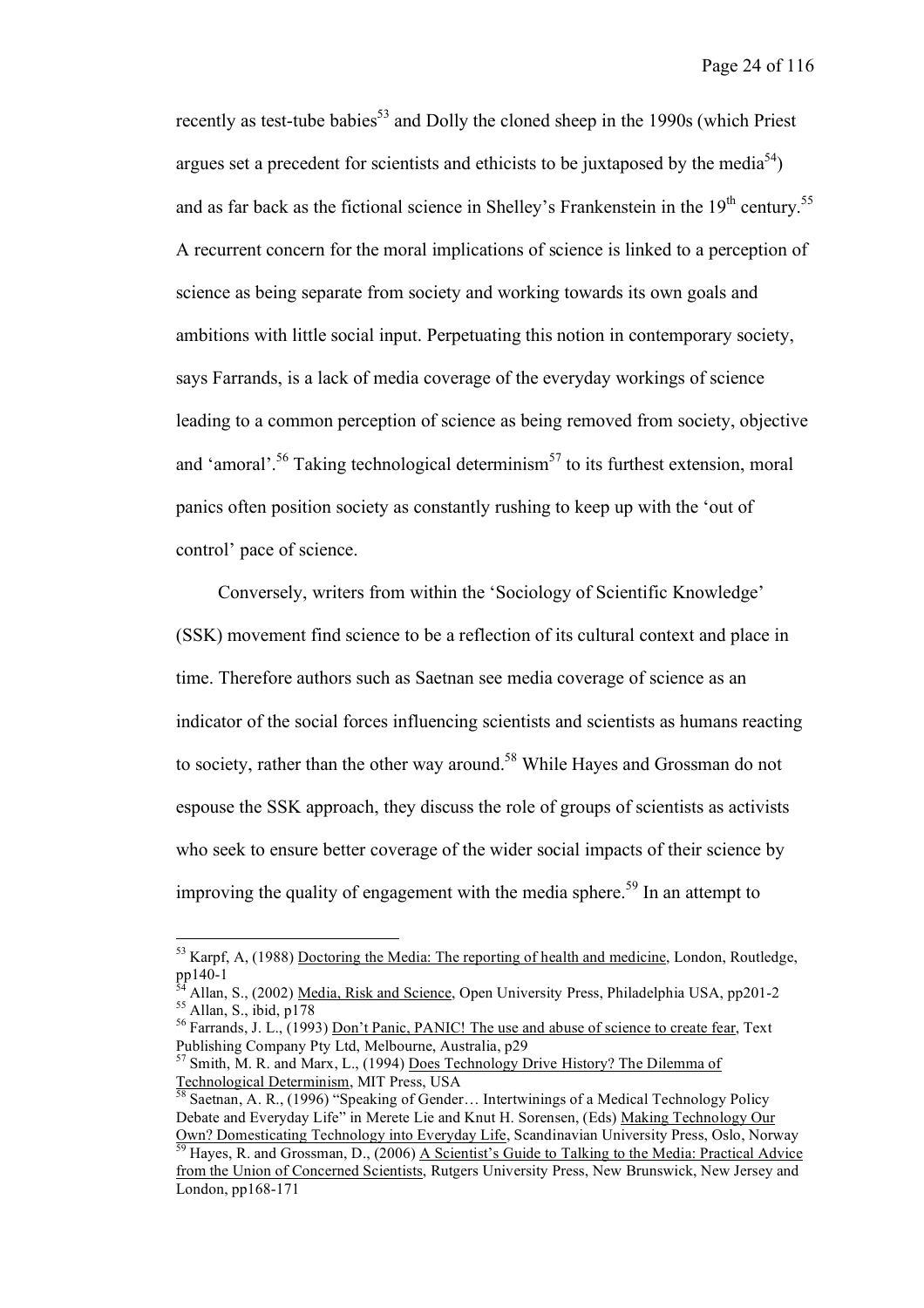recently as test-tube babies[53] and Dolly the cloned sheep in the 1990s (which Priest argues set a precedent for scientists and ethicists to be juxtaposed by the media[54]) and as far back as the fictional science in Shelley's Frankenstein in the 19th century.[55] A recurrent concern for the moral implications of science is linked to a perception of science as being separate from society and working towards its own goals and ambitions with little social input. Perpetuating this notion in contemporary society, says Farrands, is a lack of media coverage of the everyday workings of science leading to a common perception of science as being removed from society, objective and 'amoral'.[56] Taking technological determinism[57] to its furthest extension, moral panics often position society as constantly rushing to keep up with the 'out of control' pace of science.

Conversely, writers from within the 'Sociology of Scientific Knowledge' (SSK) movement find science to be a reflection of its cultural context and place in time. Therefore authors such as Saetnan see media coverage of science as an indicator of the social forces influencing scientists and scientists as humans reacting to society, rather than the other way around.[58] While Hayes and Grossman do not espouse the SSK approach, they discuss the role of groups of scientists as activists who seek to ensure better coverage of the wider social impacts of their science by improving the quality of engagement with the media sphere.[59] In an attempt to

---

[53] Karpf, A, (1988) Doctoring the Media: The reporting of health and medicine, London, Routledge, pp140-1

[54] Allan, S., (2002) Media, Risk and Science, Open University Press, Philadelphia USA, pp201-2

[55] Allan, S., ibid, p178

[56] Farrands, J. L., (1993) Don't Panic, PANIC! The use and abuse of science to create fear, Text Publishing Company Pty Ltd, Melbourne, Australia, p29

[57] Smith, M. R. and Marx, L., (1994) Does Technology Drive History? The Dilemma of Technological Determinism, MIT Press, USA

[58] Saetnan, A. R., (1996) "Speaking of Gender… Intertwinings of a Medical Technology Policy Debate and Everyday Life" in Merete Lie and Knut H. Sorensen, (Eds) Making Technology Our Own? Domesticating Technology into Everyday Life, Scandinavian University Press, Oslo, Norway

[59] Hayes, R. and Grossman, D., (2006) A Scientist's Guide to Talking to the Media: Practical Advice from the Union of Concerned Scientists, Rutgers University Press, New Brunswick, New Jersey and London, pp168-171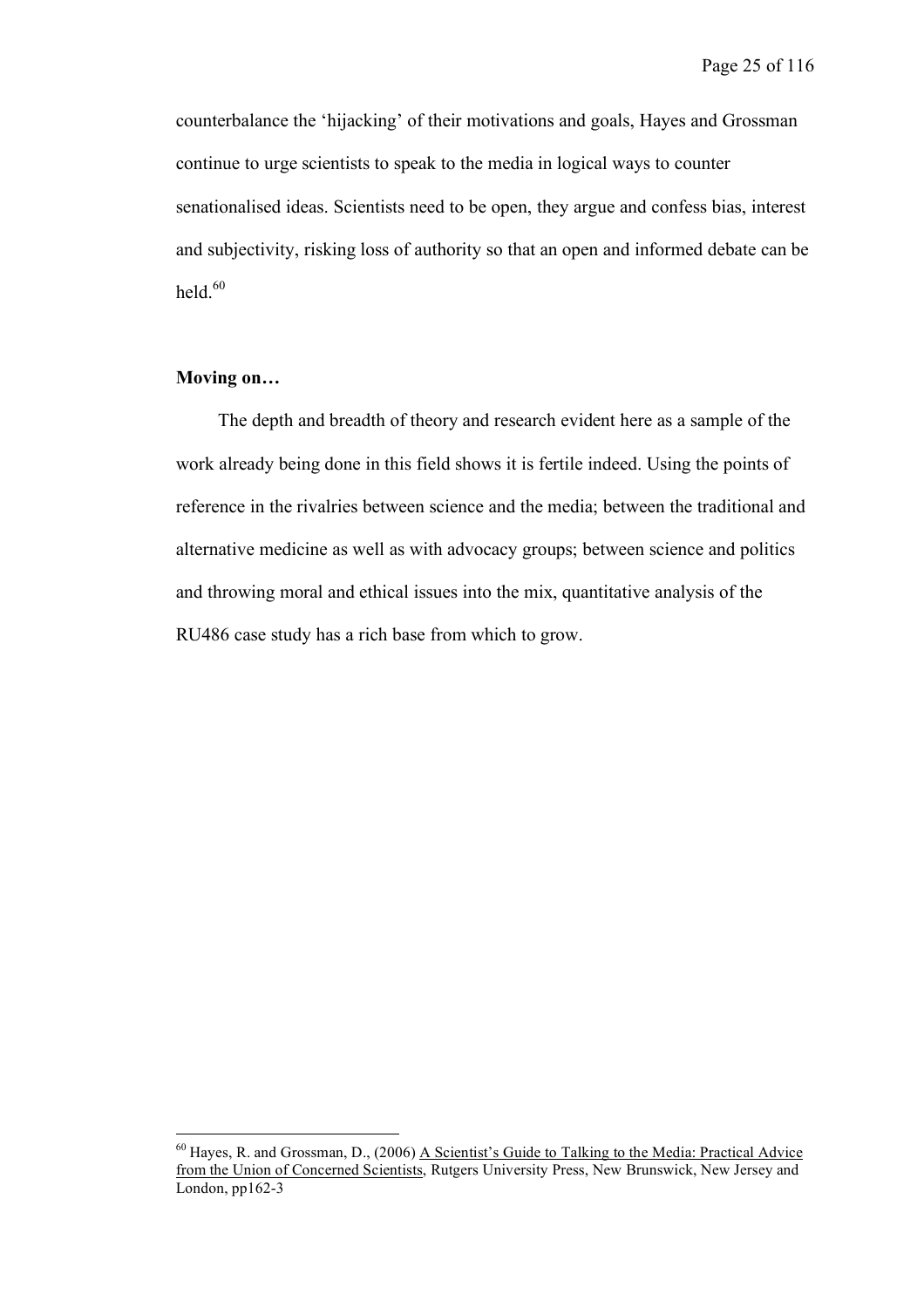counterbalance the 'hijacking' of their motivations and goals, Hayes and Grossman continue to urge scientists to speak to the media in logical ways to counter senationalised ideas. Scientists need to be open, they argue and confess bias, interest and subjectivity, risking loss of authority so that an open and informed debate can be held.[60]

**Moving on…**

The depth and breadth of theory and research evident here as a sample of the work already being done in this field shows it is fertile indeed. Using the points of reference in the rivalries between science and the media; between the traditional and alternative medicine as well as with advocacy groups; between science and politics and throwing moral and ethical issues into the mix, quantitative analysis of the RU486 case study has a rich base from which to grow.

---

[60] Hayes, R. and Grossman, D., (2006) A Scientist's Guide to Talking to the Media: Practical Advice from the Union of Concerned Scientists, Rutgers University Press, New Brunswick, New Jersey and London, pp162-3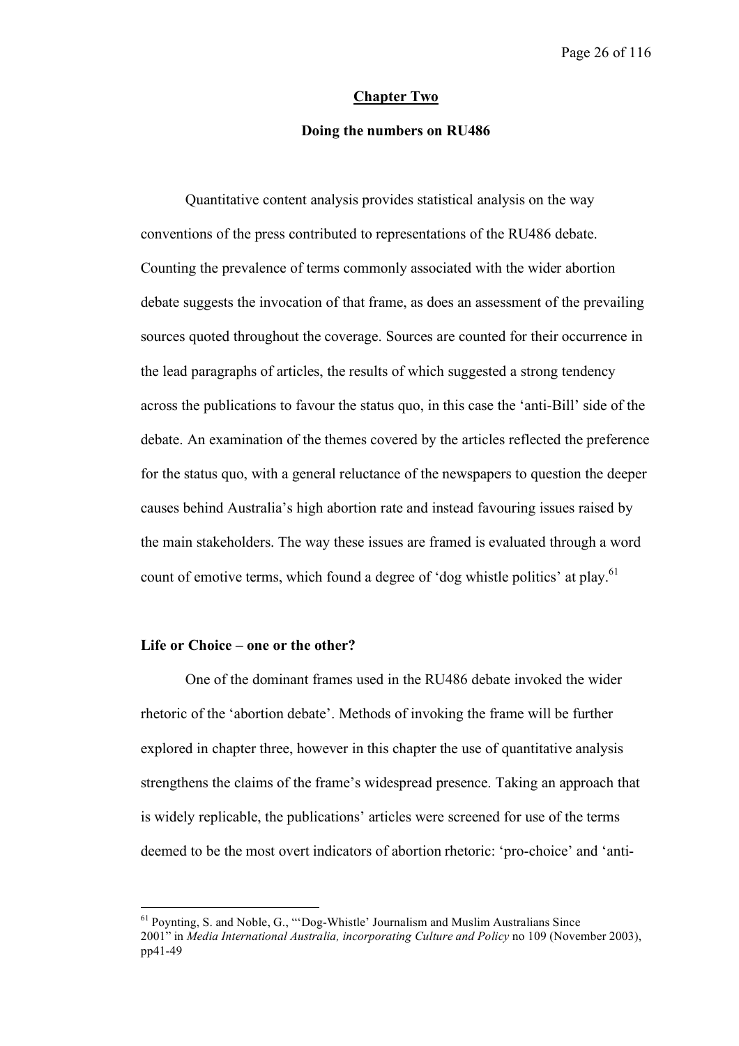## Chapter Two

### Doing the numbers on RU486

Quantitative content analysis provides statistical analysis on the way conventions of the press contributed to representations of the RU486 debate. Counting the prevalence of terms commonly associated with the wider abortion debate suggests the invocation of that frame, as does an assessment of the prevailing sources quoted throughout the coverage. Sources are counted for their occurrence in the lead paragraphs of articles, the results of which suggested a strong tendency across the publications to favour the status quo, in this case the 'anti-Bill' side of the debate. An examination of the themes covered by the articles reflected the preference for the status quo, with a general reluctance of the newspapers to question the deeper causes behind Australia's high abortion rate and instead favouring issues raised by the main stakeholders. The way these issues are framed is evaluated through a word count of emotive terms, which found a degree of 'dog whistle politics' at play.[61]

### Life or Choice – one or the other?

One of the dominant frames used in the RU486 debate invoked the wider rhetoric of the 'abortion debate'. Methods of invoking the frame will be further explored in chapter three, however in this chapter the use of quantitative analysis strengthens the claims of the frame's widespread presence. Taking an approach that is widely replicable, the publications' articles were screened for use of the terms deemed to be the most overt indicators of abortion rhetoric: 'pro-choice' and 'anti-

---

[61] Poynting, S. and Noble, G., "'Dog-Whistle' Journalism and Muslim Australians Since 2001" in *Media International Australia, incorporating Culture and Policy* no 109 (November 2003), pp41-49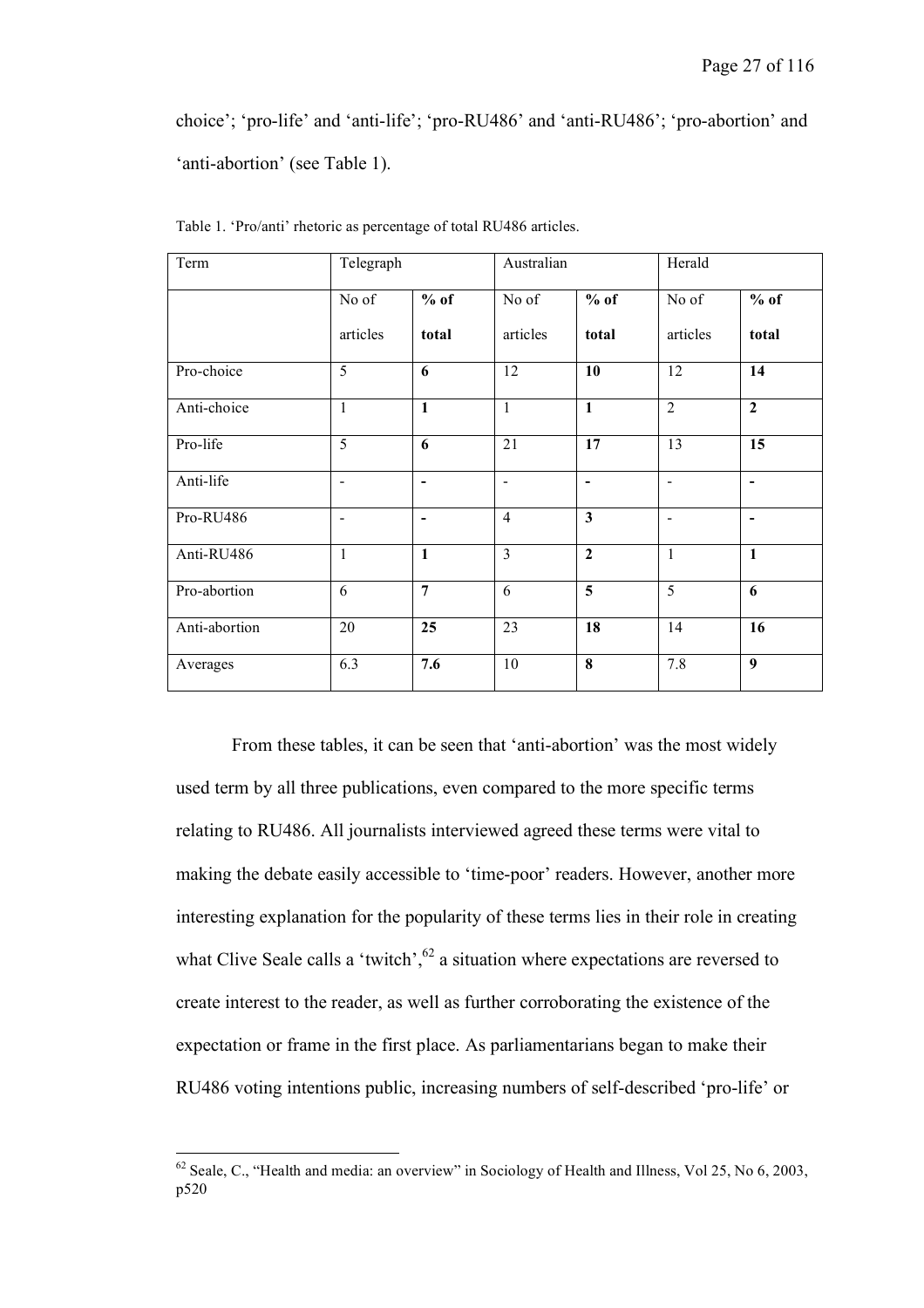choice'; 'pro-life' and 'anti-life'; 'pro-RU486' and 'anti-RU486'; 'pro-abortion' and 'anti-abortion' (see Table 1).

Table 1. 'Pro/anti' rhetoric as percentage of total RU486 articles.

| Term | Telegraph | | Australian | | Herald | |
|---|---|---|---|---|---|---|
| | No of articles | **% of total** | No of articles | **% of total** | No of articles | **% of total** |
| Pro-choice | 5 | **6** | 12 | **10** | 12 | **14** |
| Anti-choice | 1 | **1** | 1 | **1** | 2 | **2** |
| Pro-life | 5 | **6** | 21 | **17** | 13 | **15** |
| Anti-life | - | **-** | - | **-** | - | **-** |
| Pro-RU486 | - | **-** | 4 | **3** | - | **-** |
| Anti-RU486 | 1 | **1** | 3 | **2** | 1 | **1** |
| Pro-abortion | 6 | **7** | 6 | **5** | 5 | **6** |
| Anti-abortion | 20 | **25** | 23 | **18** | 14 | **16** |
| Averages | 6.3 | **7.6** | 10 | **8** | 7.8 | **9** |

From these tables, it can be seen that 'anti-abortion' was the most widely used term by all three publications, even compared to the more specific terms relating to RU486. All journalists interviewed agreed these terms were vital to making the debate easily accessible to 'time-poor' readers. However, another more interesting explanation for the popularity of these terms lies in their role in creating what Clive Seale calls a 'twitch',[62] a situation where expectations are reversed to create interest to the reader, as well as further corroborating the existence of the expectation or frame in the first place. As parliamentarians began to make their RU486 voting intentions public, increasing numbers of self-described 'pro-life' or

[62] Seale, C., "Health and media: an overview" in Sociology of Health and Illness, Vol 25, No 6, 2003, p520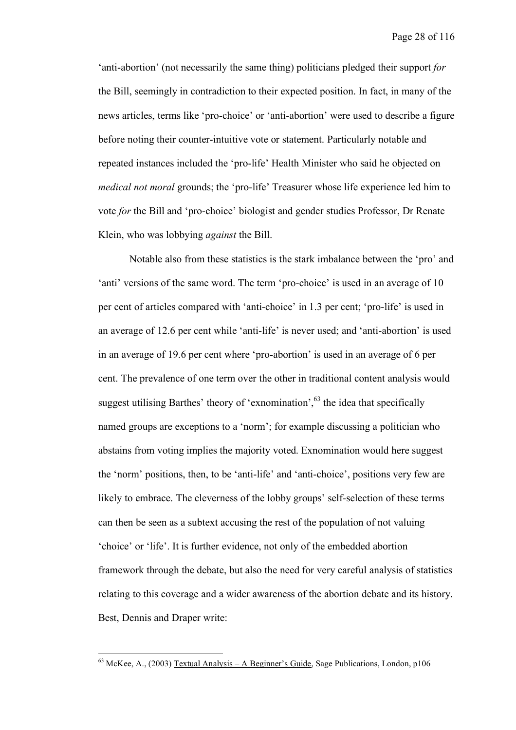'anti-abortion' (not necessarily the same thing) politicians pledged their support *for* the Bill, seemingly in contradiction to their expected position. In fact, in many of the news articles, terms like 'pro-choice' or 'anti-abortion' were used to describe a figure before noting their counter-intuitive vote or statement. Particularly notable and repeated instances included the 'pro-life' Health Minister who said he objected on *medical not moral* grounds; the 'pro-life' Treasurer whose life experience led him to vote *for* the Bill and 'pro-choice' biologist and gender studies Professor, Dr Renate Klein, who was lobbying *against* the Bill.

Notable also from these statistics is the stark imbalance between the 'pro' and 'anti' versions of the same word. The term 'pro-choice' is used in an average of 10 per cent of articles compared with 'anti-choice' in 1.3 per cent; 'pro-life' is used in an average of 12.6 per cent while 'anti-life' is never used; and 'anti-abortion' is used in an average of 19.6 per cent where 'pro-abortion' is used in an average of 6 per cent. The prevalence of one term over the other in traditional content analysis would suggest utilising Barthes' theory of 'exnomination',[63] the idea that specifically named groups are exceptions to a 'norm'; for example discussing a politician who abstains from voting implies the majority voted. Exnomination would here suggest the 'norm' positions, then, to be 'anti-life' and 'anti-choice', positions very few are likely to embrace. The cleverness of the lobby groups' self-selection of these terms can then be seen as a subtext accusing the rest of the population of not valuing 'choice' or 'life'. It is further evidence, not only of the embedded abortion framework through the debate, but also the need for very careful analysis of statistics relating to this coverage and a wider awareness of the abortion debate and its history. Best, Dennis and Draper write:

[63] McKee, A., (2003) Textual Analysis – A Beginner's Guide, Sage Publications, London, p106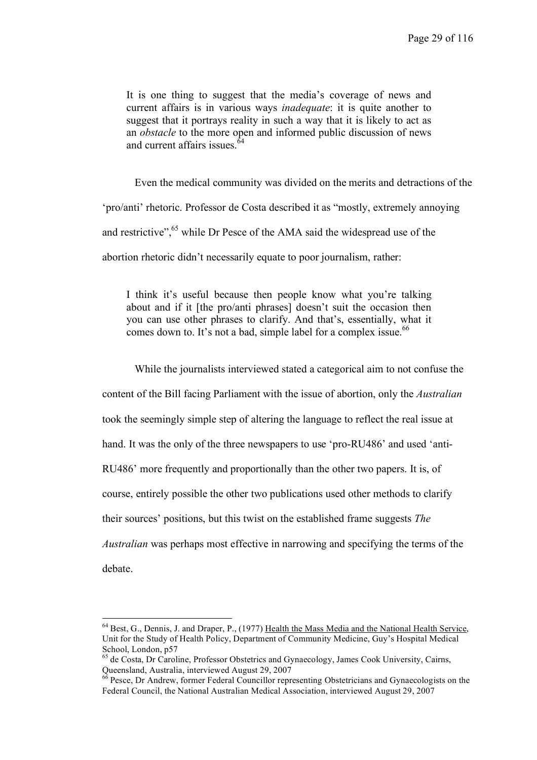> It is one thing to suggest that the media's coverage of news and current affairs is in various ways *inadequate*: it is quite another to suggest that it portrays reality in such a way that it is likely to act as an *obstacle* to the more open and informed public discussion of news and current affairs issues.[64]

Even the medical community was divided on the merits and detractions of the 'pro/anti' rhetoric. Professor de Costa described it as "mostly, extremely annoying and restrictive",[65] while Dr Pesce of the AMA said the widespread use of the abortion rhetoric didn't necessarily equate to poor journalism, rather:

> I think it's useful because then people know what you're talking about and if it [the pro/anti phrases] doesn't suit the occasion then you can use other phrases to clarify. And that's, essentially, what it comes down to. It's not a bad, simple label for a complex issue.[66]

While the journalists interviewed stated a categorical aim to not confuse the content of the Bill facing Parliament with the issue of abortion, only the *Australian* took the seemingly simple step of altering the language to reflect the real issue at hand. It was the only of the three newspapers to use 'pro-RU486' and used 'anti-RU486' more frequently and proportionally than the other two papers. It is, of course, entirely possible the other two publications used other methods to clarify their sources' positions, but this twist on the established frame suggests *The Australian* was perhaps most effective in narrowing and specifying the terms of the debate.

---

[64] Best, G., Dennis, J. and Draper, P., (1977) Health the Mass Media and the National Health Service, Unit for the Study of Health Policy, Department of Community Medicine, Guy's Hospital Medical School, London, p57

[65] de Costa, Dr Caroline, Professor Obstetrics and Gynaecology, James Cook University, Cairns, Queensland, Australia, interviewed August 29, 2007

[66] Pesce, Dr Andrew, former Federal Councillor representing Obstetricians and Gynaecologists on the Federal Council, the National Australian Medical Association, interviewed August 29, 2007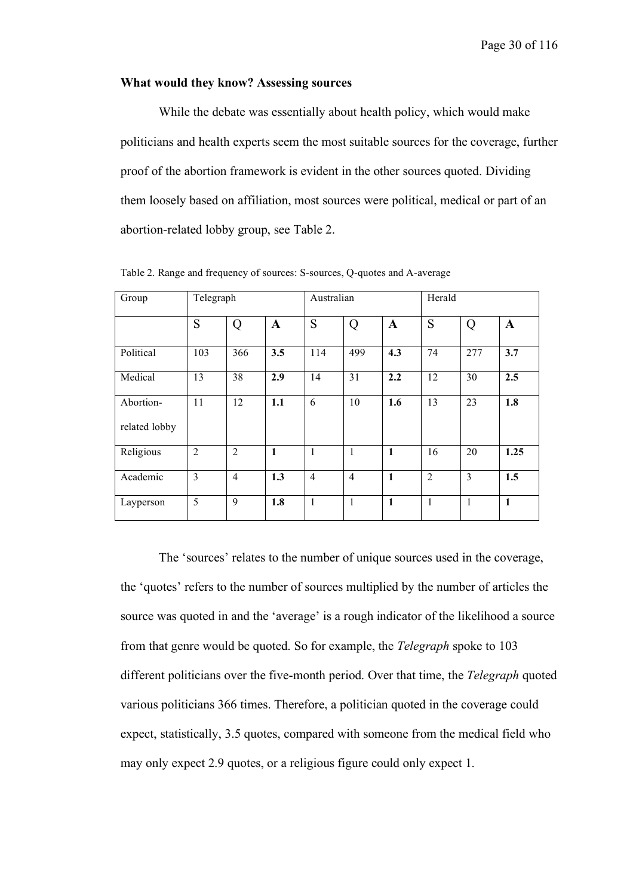### What would they know? Assessing sources

While the debate was essentially about health policy, which would make politicians and health experts seem the most suitable sources for the coverage, further proof of the abortion framework is evident in the other sources quoted. Dividing them loosely based on affiliation, most sources were political, medical or part of an abortion-related lobby group, see Table 2.

Table 2. Range and frequency of sources: S-sources, Q-quotes and A-average

| Group | Telegraph | | | Australian | | | Herald | | |
|---|---|---|---|---|---|---|---|---|---|
| | S | Q | **A** | S | Q | **A** | S | Q | **A** |
| Political | 103 | 366 | **3.5** | 114 | 499 | **4.3** | 74 | 277 | **3.7** |
| Medical | 13 | 38 | **2.9** | 14 | 31 | **2.2** | 12 | 30 | **2.5** |
| Abortion-related lobby | 11 | 12 | **1.1** | 6 | 10 | **1.6** | 13 | 23 | **1.8** |
| Religious | 2 | 2 | **1** | 1 | 1 | **1** | 16 | 20 | **1.25** |
| Academic | 3 | 4 | **1.3** | 4 | 4 | **1** | 2 | 3 | **1.5** |
| Layperson | 5 | 9 | **1.8** | 1 | 1 | **1** | 1 | 1 | **1** |

The 'sources' relates to the number of unique sources used in the coverage, the 'quotes' refers to the number of sources multiplied by the number of articles the source was quoted in and the 'average' is a rough indicator of the likelihood a source from that genre would be quoted. So for example, the *Telegraph* spoke to 103 different politicians over the five-month period. Over that time, the *Telegraph* quoted various politicians 366 times. Therefore, a politician quoted in the coverage could expect, statistically, 3.5 quotes, compared with someone from the medical field who may only expect 2.9 quotes, or a religious figure could only expect 1.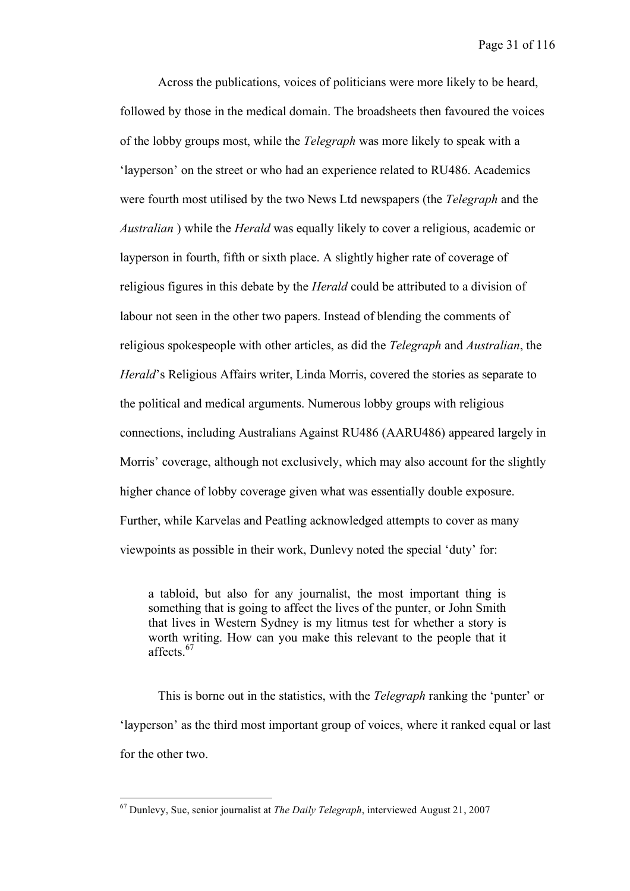Across the publications, voices of politicians were more likely to be heard, followed by those in the medical domain. The broadsheets then favoured the voices of the lobby groups most, while the *Telegraph* was more likely to speak with a 'layperson' on the street or who had an experience related to RU486. Academics were fourth most utilised by the two News Ltd newspapers (the *Telegraph* and the *Australian* ) while the *Herald* was equally likely to cover a religious, academic or layperson in fourth, fifth or sixth place. A slightly higher rate of coverage of religious figures in this debate by the *Herald* could be attributed to a division of labour not seen in the other two papers. Instead of blending the comments of religious spokespeople with other articles, as did the *Telegraph* and *Australian*, the *Herald*'s Religious Affairs writer, Linda Morris, covered the stories as separate to the political and medical arguments. Numerous lobby groups with religious connections, including Australians Against RU486 (AARU486) appeared largely in Morris' coverage, although not exclusively, which may also account for the slightly higher chance of lobby coverage given what was essentially double exposure. Further, while Karvelas and Peatling acknowledged attempts to cover as many viewpoints as possible in their work, Dunlevy noted the special 'duty' for:

> a tabloid, but also for any journalist, the most important thing is something that is going to affect the lives of the punter, or John Smith that lives in Western Sydney is my litmus test for whether a story is worth writing. How can you make this relevant to the people that it affects.[67]

This is borne out in the statistics, with the *Telegraph* ranking the 'punter' or 'layperson' as the third most important group of voices, where it ranked equal or last for the other two.

---

[67] Dunlevy, Sue, senior journalist at *The Daily Telegraph*, interviewed August 21, 2007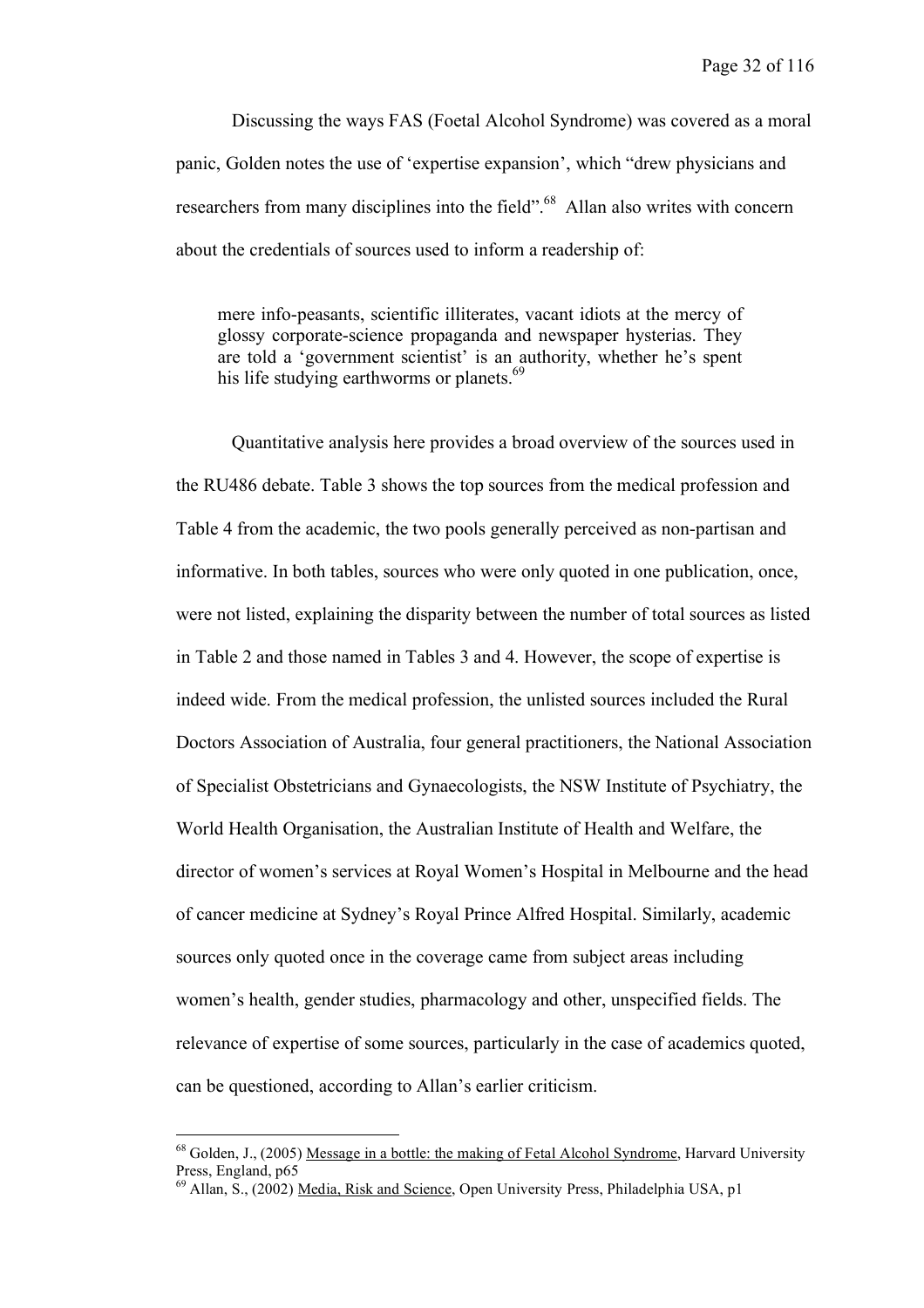Discussing the ways FAS (Foetal Alcohol Syndrome) was covered as a moral panic, Golden notes the use of 'expertise expansion', which "drew physicians and researchers from many disciplines into the field".[68] Allan also writes with concern about the credentials of sources used to inform a readership of:

> mere info-peasants, scientific illiterates, vacant idiots at the mercy of glossy corporate-science propaganda and newspaper hysterias. They are told a 'government scientist' is an authority, whether he's spent his life studying earthworms or planets.[69]

Quantitative analysis here provides a broad overview of the sources used in the RU486 debate. Table 3 shows the top sources from the medical profession and Table 4 from the academic, the two pools generally perceived as non-partisan and informative. In both tables, sources who were only quoted in one publication, once, were not listed, explaining the disparity between the number of total sources as listed in Table 2 and those named in Tables 3 and 4. However, the scope of expertise is indeed wide. From the medical profession, the unlisted sources included the Rural Doctors Association of Australia, four general practitioners, the National Association of Specialist Obstetricians and Gynaecologists, the NSW Institute of Psychiatry, the World Health Organisation, the Australian Institute of Health and Welfare, the director of women's services at Royal Women's Hospital in Melbourne and the head of cancer medicine at Sydney's Royal Prince Alfred Hospital. Similarly, academic sources only quoted once in the coverage came from subject areas including women's health, gender studies, pharmacology and other, unspecified fields. The relevance of expertise of some sources, particularly in the case of academics quoted, can be questioned, according to Allan's earlier criticism.

---

[68] Golden, J., (2005) Message in a bottle: the making of Fetal Alcohol Syndrome, Harvard University Press, England, p65

[69] Allan, S., (2002) Media, Risk and Science, Open University Press, Philadelphia USA, p1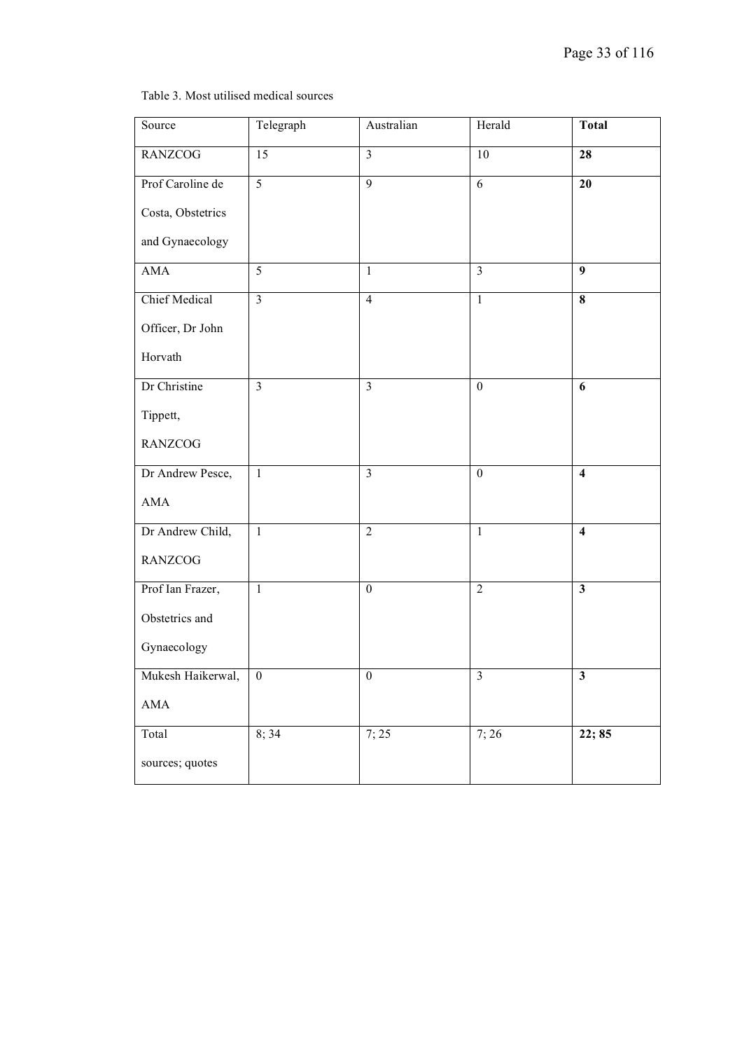Table 3. Most utilised medical sources

| Source | Telegraph | Australian | Herald | **Total** |
|---|---|---|---|---|
| RANZCOG | 15 | 3 | 10 | **28** |
| Prof Caroline de Costa, Obstetrics and Gynaecology | 5 | 9 | 6 | **20** |
| AMA | 5 | 1 | 3 | **9** |
| Chief Medical Officer, Dr John Horvath | 3 | 4 | 1 | **8** |
| Dr Christine Tippett, RANZCOG | 3 | 3 | 0 | **6** |
| Dr Andrew Pesce, AMA | 1 | 3 | 0 | **4** |
| Dr Andrew Child, RANZCOG | 1 | 2 | 1 | **4** |
| Prof Ian Frazer, Obstetrics and Gynaecology | 1 | 0 | 2 | **3** |
| Mukesh Haikerwal, AMA | 0 | 0 | 3 | **3** |
| Total sources; quotes | 8; 34 | 7; 25 | 7; 26 | **22; 85** |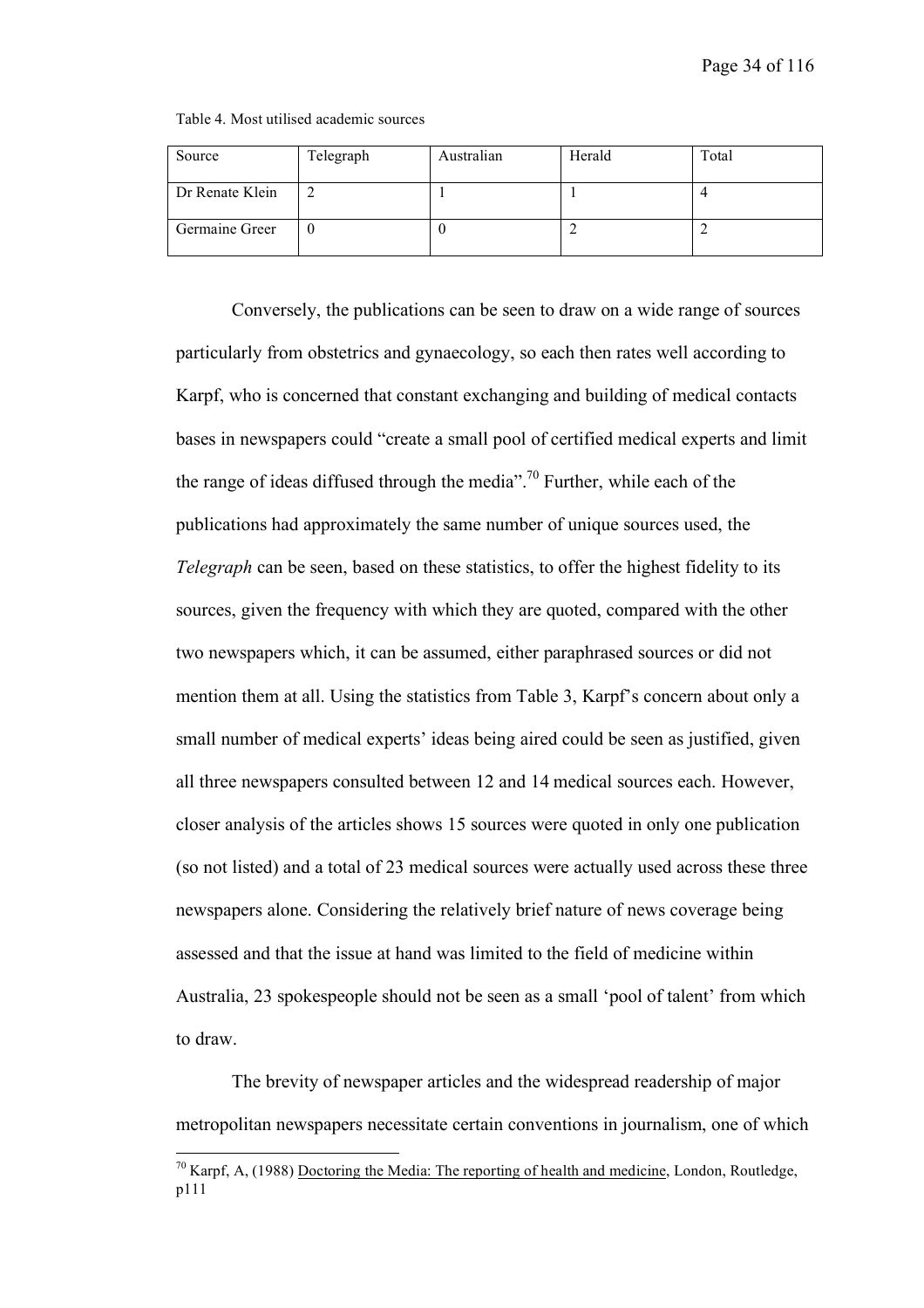Table 4. Most utilised academic sources

| Source | Telegraph | Australian | Herald | Total |
|---|---|---|---|---|
| Dr Renate Klein | 2 | 1 | 1 | 4 |
| Germaine Greer | 0 | 0 | 2 | 2 |

Conversely, the publications can be seen to draw on a wide range of sources particularly from obstetrics and gynaecology, so each then rates well according to Karpf, who is concerned that constant exchanging and building of medical contacts bases in newspapers could "create a small pool of certified medical experts and limit the range of ideas diffused through the media".[70] Further, while each of the publications had approximately the same number of unique sources used, the *Telegraph* can be seen, based on these statistics, to offer the highest fidelity to its sources, given the frequency with which they are quoted, compared with the other two newspapers which, it can be assumed, either paraphrased sources or did not mention them at all. Using the statistics from Table 3, Karpf's concern about only a small number of medical experts' ideas being aired could be seen as justified, given all three newspapers consulted between 12 and 14 medical sources each. However, closer analysis of the articles shows 15 sources were quoted in only one publication (so not listed) and a total of 23 medical sources were actually used across these three newspapers alone. Considering the relatively brief nature of news coverage being assessed and that the issue at hand was limited to the field of medicine within Australia, 23 spokespeople should not be seen as a small 'pool of talent' from which to draw.

The brevity of newspaper articles and the widespread readership of major metropolitan newspapers necessitate certain conventions in journalism, one of which

[70] Karpf, A, (1988) Doctoring the Media: The reporting of health and medicine, London, Routledge, p111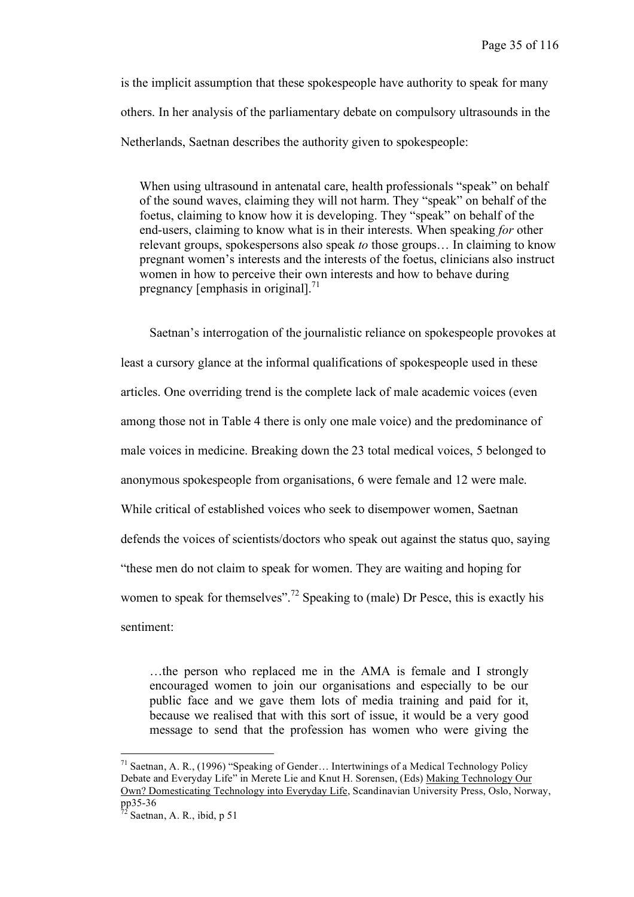is the implicit assumption that these spokespeople have authority to speak for many others. In her analysis of the parliamentary debate on compulsory ultrasounds in the Netherlands, Saetnan describes the authority given to spokespeople:

> When using ultrasound in antenatal care, health professionals "speak" on behalf of the sound waves, claiming they will not harm. They "speak" on behalf of the foetus, claiming to know how it is developing. They "speak" on behalf of the end-users, claiming to know what is in their interests. When speaking *for* other relevant groups, spokespersons also speak *to* those groups… In claiming to know pregnant women's interests and the interests of the foetus, clinicians also instruct women in how to perceive their own interests and how to behave during pregnancy [emphasis in original].[71]

Saetnan's interrogation of the journalistic reliance on spokespeople provokes at least a cursory glance at the informal qualifications of spokespeople used in these articles. One overriding trend is the complete lack of male academic voices (even among those not in Table 4 there is only one male voice) and the predominance of male voices in medicine. Breaking down the 23 total medical voices, 5 belonged to anonymous spokespeople from organisations, 6 were female and 12 were male. While critical of established voices who seek to disempower women, Saetnan defends the voices of scientists/doctors who speak out against the status quo, saying "these men do not claim to speak for women. They are waiting and hoping for women to speak for themselves".[72] Speaking to (male) Dr Pesce, this is exactly his sentiment:

> …the person who replaced me in the AMA is female and I strongly encouraged women to join our organisations and especially to be our public face and we gave them lots of media training and paid for it, because we realised that with this sort of issue, it would be a very good message to send that the profession has women who were giving the

---

[71] Saetnan, A. R., (1996) "Speaking of Gender… Intertwinings of a Medical Technology Policy Debate and Everyday Life" in Merete Lie and Knut H. Sorensen, (Eds) Making Technology Our Own? Domesticating Technology into Everyday Life, Scandinavian University Press, Oslo, Norway, pp35-36

[72] Saetnan, A. R., ibid, p 51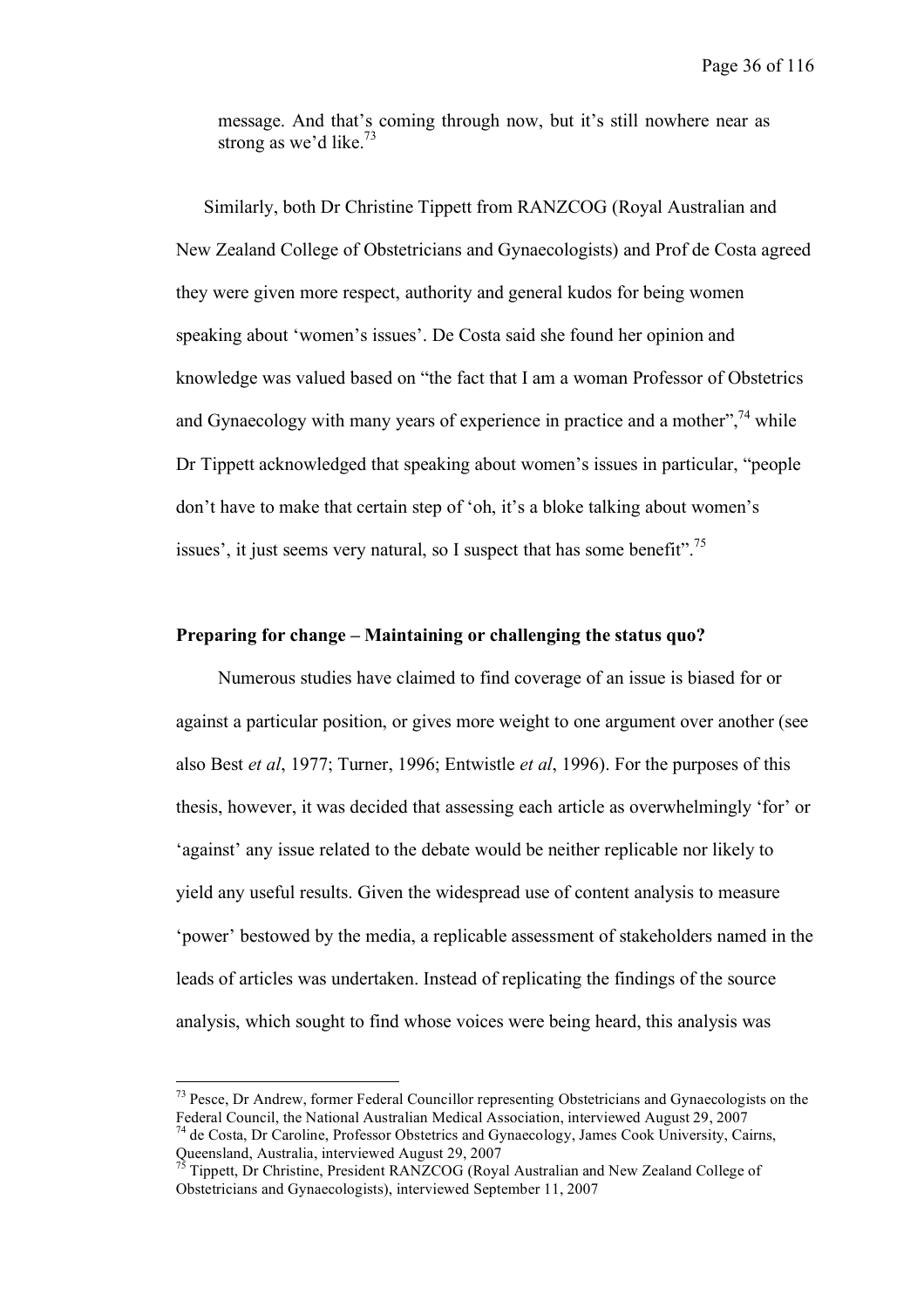> message. And that's coming through now, but it's still nowhere near as strong as we'd like.[73]

Similarly, both Dr Christine Tippett from RANZCOG (Royal Australian and New Zealand College of Obstetricians and Gynaecologists) and Prof de Costa agreed they were given more respect, authority and general kudos for being women speaking about 'women's issues'. De Costa said she found her opinion and knowledge was valued based on "the fact that I am a woman Professor of Obstetrics and Gynaecology with many years of experience in practice and a mother",[74] while Dr Tippett acknowledged that speaking about women's issues in particular, "people don't have to make that certain step of 'oh, it's a bloke talking about women's issues', it just seems very natural, so I suspect that has some benefit".[75]

**Preparing for change – Maintaining or challenging the status quo?**

Numerous studies have claimed to find coverage of an issue is biased for or against a particular position, or gives more weight to one argument over another (see also Best *et al*, 1977; Turner, 1996; Entwistle *et al*, 1996). For the purposes of this thesis, however, it was decided that assessing each article as overwhelmingly 'for' or 'against' any issue related to the debate would be neither replicable nor likely to yield any useful results. Given the widespread use of content analysis to measure 'power' bestowed by the media, a replicable assessment of stakeholders named in the leads of articles was undertaken. Instead of replicating the findings of the source analysis, which sought to find whose voices were being heard, this analysis was

---

[73] Pesce, Dr Andrew, former Federal Councillor representing Obstetricians and Gynaecologists on the Federal Council, the National Australian Medical Association, interviewed August 29, 2007

[74] de Costa, Dr Caroline, Professor Obstetrics and Gynaecology, James Cook University, Cairns, Queensland, Australia, interviewed August 29, 2007

[75] Tippett, Dr Christine, President RANZCOG (Royal Australian and New Zealand College of Obstetricians and Gynaecologists), interviewed September 11, 2007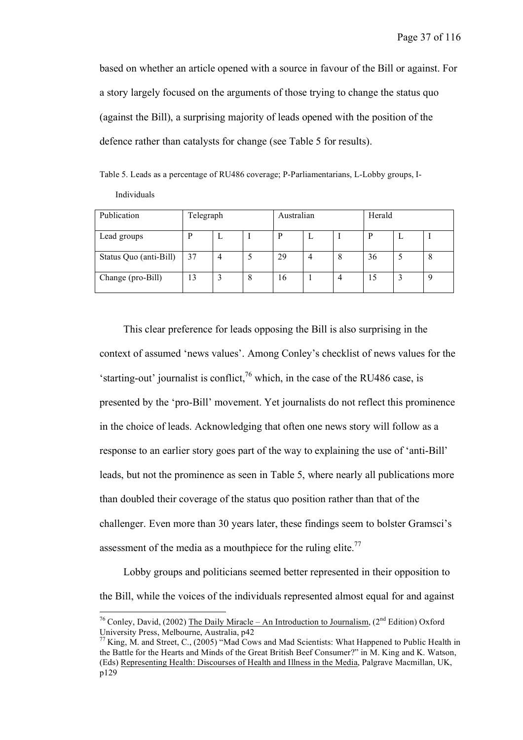based on whether an article opened with a source in favour of the Bill or against. For a story largely focused on the arguments of those trying to change the status quo (against the Bill), a surprising majority of leads opened with the position of the defence rather than catalysts for change (see Table 5 for results).

Table 5. Leads as a percentage of RU486 coverage; P-Parliamentarians, L-Lobby groups, I-Individuals

| Publication | Telegraph | | | Australian | | | Herald | | |
|---|---|---|---|---|---|---|---|---|---|
| Lead groups | P | L | I | P | L | I | P | L | I |
| Status Quo (anti-Bill) | 37 | 4 | 5 | 29 | 4 | 8 | 36 | 5 | 8 |
| Change (pro-Bill) | 13 | 3 | 8 | 16 | 1 | 4 | 15 | 3 | 9 |

This clear preference for leads opposing the Bill is also surprising in the context of assumed 'news values'. Among Conley's checklist of news values for the 'starting-out' journalist is conflict,[76] which, in the case of the RU486 case, is presented by the 'pro-Bill' movement. Yet journalists do not reflect this prominence in the choice of leads. Acknowledging that often one news story will follow as a response to an earlier story goes part of the way to explaining the use of 'anti-Bill' leads, but not the prominence as seen in Table 5, where nearly all publications more than doubled their coverage of the status quo position rather than that of the challenger. Even more than 30 years later, these findings seem to bolster Gramsci's assessment of the media as a mouthpiece for the ruling elite.[77]

Lobby groups and politicians seemed better represented in their opposition to the Bill, while the voices of the individuals represented almost equal for and against

---

[76] Conley, David, (2002) The Daily Miracle – An Introduction to Journalism, (2nd Edition) Oxford University Press, Melbourne, Australia, p42

[77] King, M. and Street, C., (2005) "Mad Cows and Mad Scientists: What Happened to Public Health in the Battle for the Hearts and Minds of the Great British Beef Consumer?" in M. King and K. Watson, (Eds) Representing Health: Discourses of Health and Illness in the Media, Palgrave Macmillan, UK, p129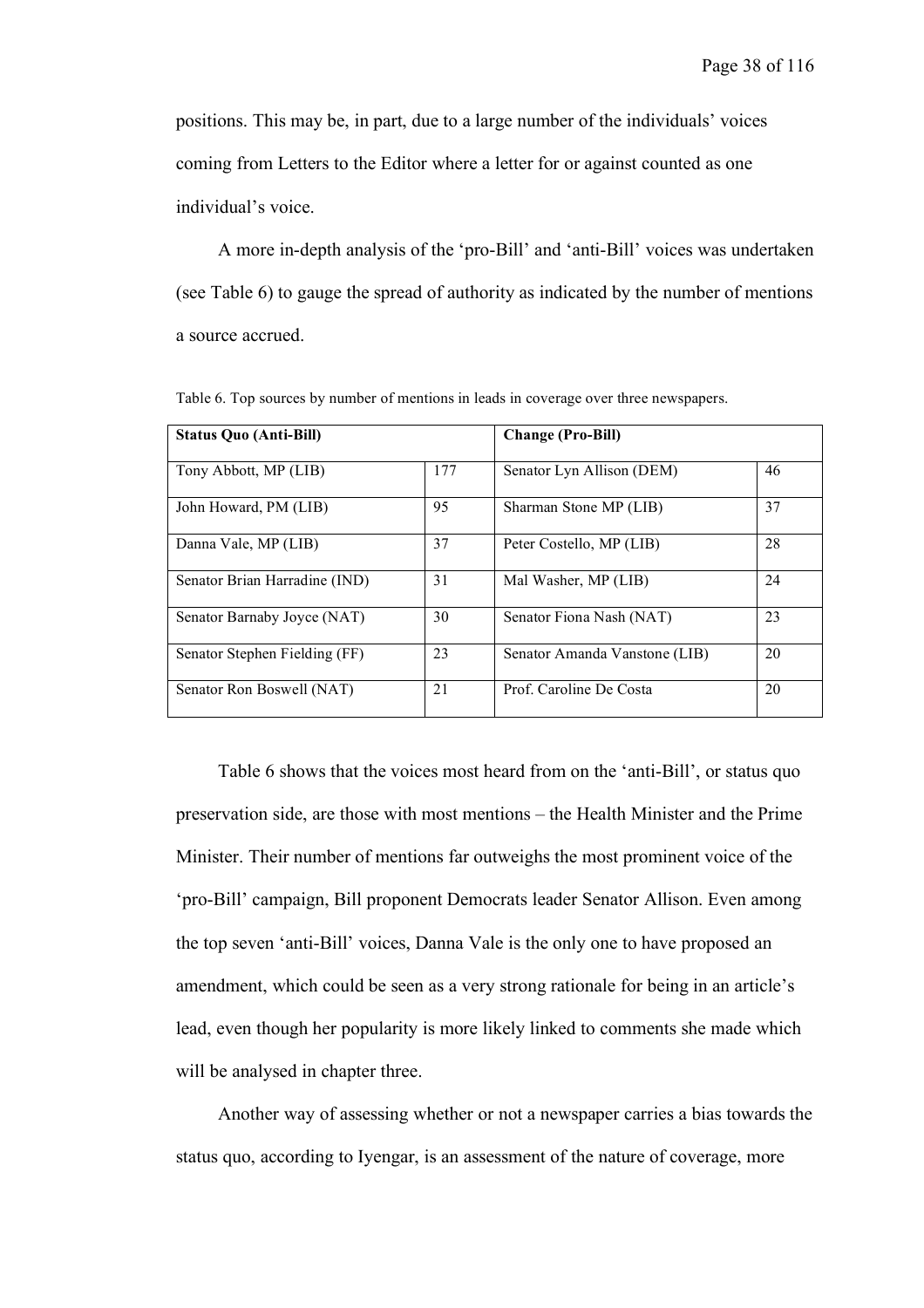positions. This may be, in part, due to a large number of the individuals' voices coming from Letters to the Editor where a letter for or against counted as one individual's voice.

A more in-depth analysis of the 'pro-Bill' and 'anti-Bill' voices was undertaken (see Table 6) to gauge the spread of authority as indicated by the number of mentions a source accrued.

Table 6. Top sources by number of mentions in leads in coverage over three newspapers.

| **Status Quo (Anti-Bill)** | | **Change (Pro-Bill)** | |
|---|---|---|---|
| Tony Abbott, MP (LIB) | 177 | Senator Lyn Allison (DEM) | 46 |
| John Howard, PM (LIB) | 95 | Sharman Stone MP (LIB) | 37 |
| Danna Vale, MP (LIB) | 37 | Peter Costello, MP (LIB) | 28 |
| Senator Brian Harradine (IND) | 31 | Mal Washer, MP (LIB) | 24 |
| Senator Barnaby Joyce (NAT) | 30 | Senator Fiona Nash (NAT) | 23 |
| Senator Stephen Fielding (FF) | 23 | Senator Amanda Vanstone (LIB) | 20 |
| Senator Ron Boswell (NAT) | 21 | Prof. Caroline De Costa | 20 |

Table 6 shows that the voices most heard from on the 'anti-Bill', or status quo preservation side, are those with most mentions – the Health Minister and the Prime Minister. Their number of mentions far outweighs the most prominent voice of the 'pro-Bill' campaign, Bill proponent Democrats leader Senator Allison. Even among the top seven 'anti-Bill' voices, Danna Vale is the only one to have proposed an amendment, which could be seen as a very strong rationale for being in an article's lead, even though her popularity is more likely linked to comments she made which will be analysed in chapter three.

Another way of assessing whether or not a newspaper carries a bias towards the status quo, according to Iyengar, is an assessment of the nature of coverage, more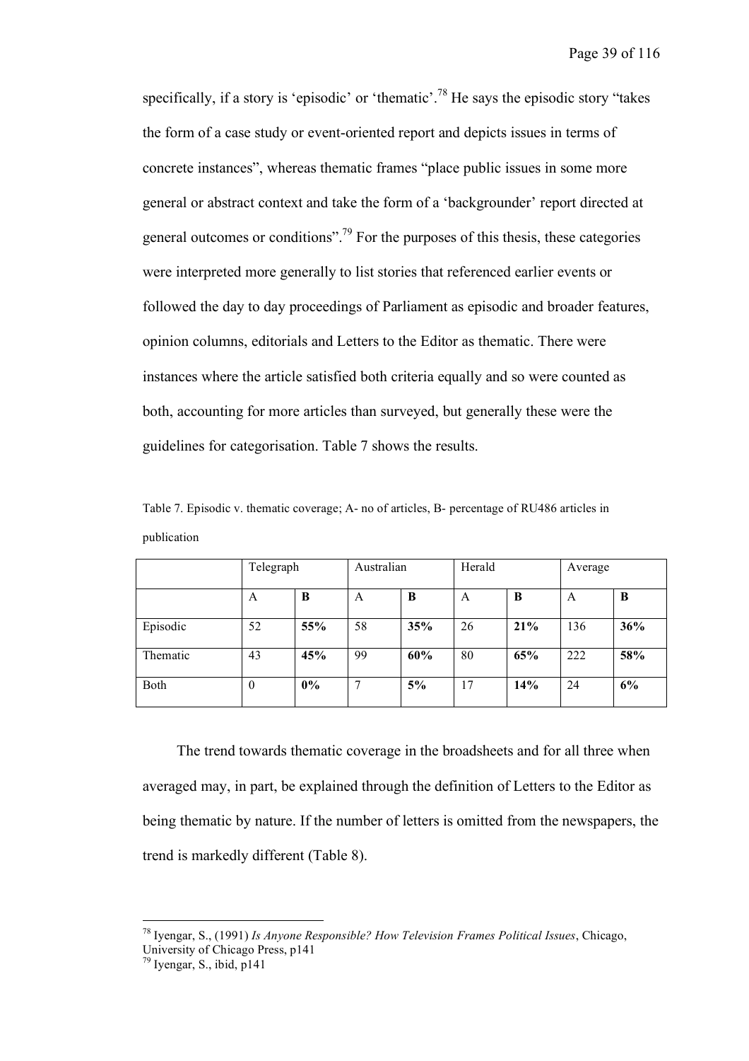specifically, if a story is 'episodic' or 'thematic'.[78] He says the episodic story "takes the form of a case study or event-oriented report and depicts issues in terms of concrete instances", whereas thematic frames "place public issues in some more general or abstract context and take the form of a 'backgrounder' report directed at general outcomes or conditions".[79] For the purposes of this thesis, these categories were interpreted more generally to list stories that referenced earlier events or followed the day to day proceedings of Parliament as episodic and broader features, opinion columns, editorials and Letters to the Editor as thematic. There were instances where the article satisfied both criteria equally and so were counted as both, accounting for more articles than surveyed, but generally these were the guidelines for categorisation. Table 7 shows the results.

Table 7. Episodic v. thematic coverage; A- no of articles, B- percentage of RU486 articles in publication

| | Telegraph | | Australian | | Herald | | Average | |
|---|---|---|---|---|---|---|---|---|
| | A | **B** | A | **B** | A | **B** | A | **B** |
| Episodic | 52 | **55%** | 58 | **35%** | 26 | **21%** | 136 | **36%** |
| Thematic | 43 | **45%** | 99 | **60%** | 80 | **65%** | 222 | **58%** |
| Both | 0 | **0%** | 7 | **5%** | 17 | **14%** | 24 | **6%** |

The trend towards thematic coverage in the broadsheets and for all three when averaged may, in part, be explained through the definition of Letters to the Editor as being thematic by nature. If the number of letters is omitted from the newspapers, the trend is markedly different (Table 8).

---

[78] Iyengar, S., (1991) *Is Anyone Responsible? How Television Frames Political Issues*, Chicago, University of Chicago Press, p141

[79] Iyengar, S., ibid, p141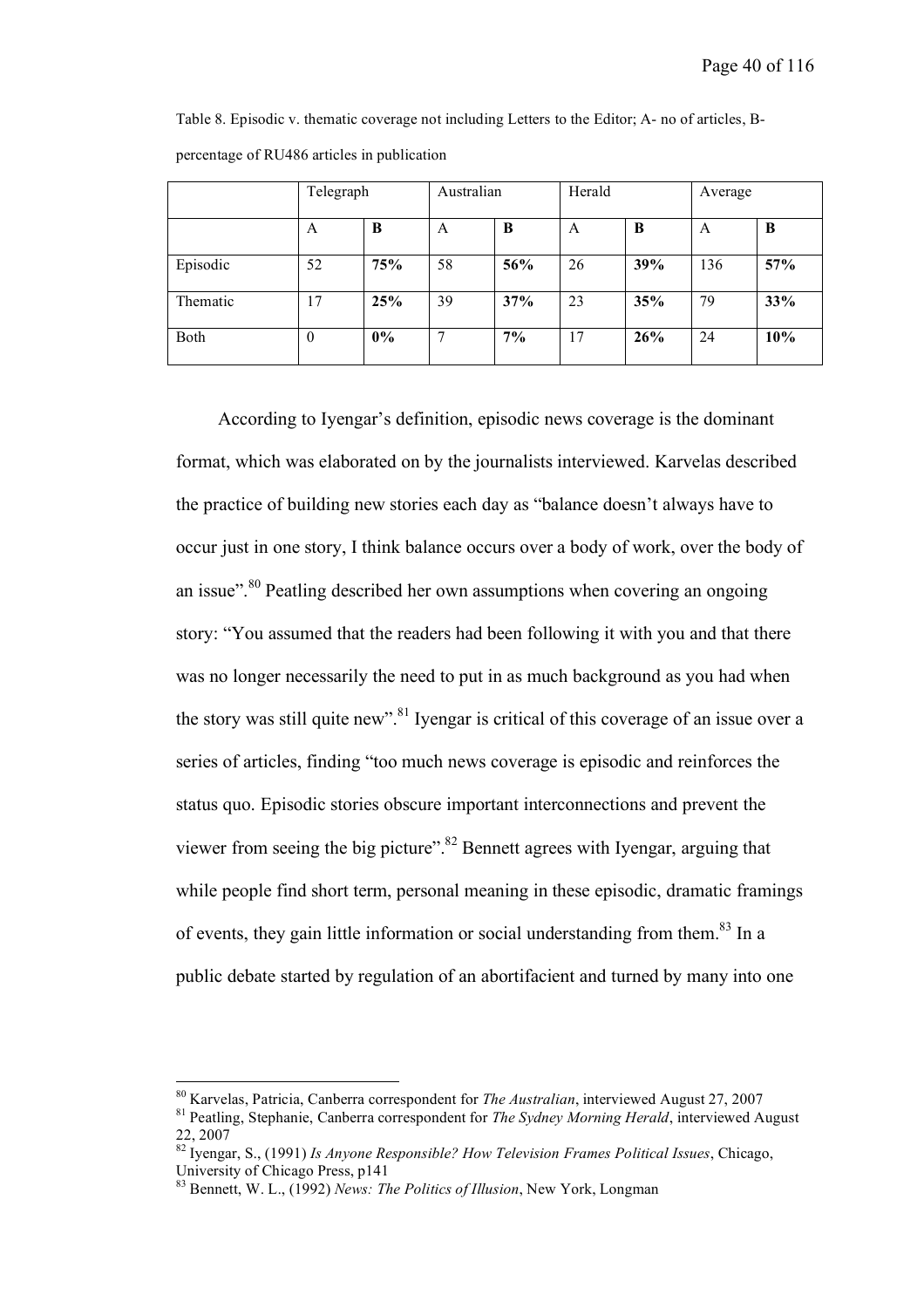Table 8. Episodic v. thematic coverage not including Letters to the Editor; A- no of articles, B-percentage of RU486 articles in publication

| | Telegraph | | Australian | | Herald | | Average | |
|---|---|---|---|---|---|---|---|---|
| | A | **B** | A | **B** | A | **B** | A | **B** |
| Episodic | 52 | **75%** | 58 | **56%** | 26 | **39%** | 136 | **57%** |
| Thematic | 17 | **25%** | 39 | **37%** | 23 | **35%** | 79 | **33%** |
| Both | 0 | **0%** | 7 | **7%** | 17 | **26%** | 24 | **10%** |

According to Iyengar's definition, episodic news coverage is the dominant format, which was elaborated on by the journalists interviewed. Karvelas described the practice of building new stories each day as "balance doesn't always have to occur just in one story, I think balance occurs over a body of work, over the body of an issue".[80] Peatling described her own assumptions when covering an ongoing story: "You assumed that the readers had been following it with you and that there was no longer necessarily the need to put in as much background as you had when the story was still quite new".[81] Iyengar is critical of this coverage of an issue over a series of articles, finding "too much news coverage is episodic and reinforces the status quo. Episodic stories obscure important interconnections and prevent the viewer from seeing the big picture".[82] Bennett agrees with Iyengar, arguing that while people find short term, personal meaning in these episodic, dramatic framings of events, they gain little information or social understanding from them.[83] In a public debate started by regulation of an abortifacient and turned by many into one

[80] Karvelas, Patricia, Canberra correspondent for *The Australian*, interviewed August 27, 2007

[81] Peatling, Stephanie, Canberra correspondent for *The Sydney Morning Herald*, interviewed August 22, 2007

[82] Iyengar, S., (1991) *Is Anyone Responsible? How Television Frames Political Issues*, Chicago, University of Chicago Press, p141

[83] Bennett, W. L., (1992) *News: The Politics of Illusion*, New York, Longman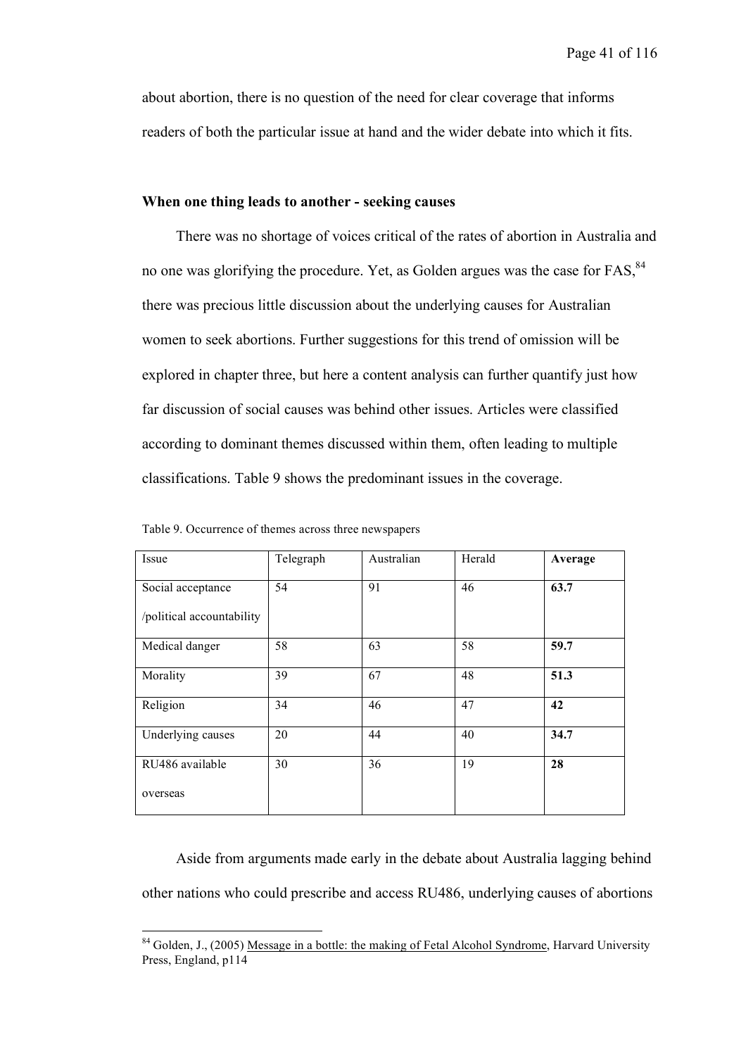about abortion, there is no question of the need for clear coverage that informs readers of both the particular issue at hand and the wider debate into which it fits.

**When one thing leads to another - seeking causes**

There was no shortage of voices critical of the rates of abortion in Australia and no one was glorifying the procedure. Yet, as Golden argues was the case for FAS,[84] there was precious little discussion about the underlying causes for Australian women to seek abortions. Further suggestions for this trend of omission will be explored in chapter three, but here a content analysis can further quantify just how far discussion of social causes was behind other issues. Articles were classified according to dominant themes discussed within them, often leading to multiple classifications. Table 9 shows the predominant issues in the coverage.

Table 9. Occurrence of themes across three newspapers

| Issue | Telegraph | Australian | Herald | **Average** |
|---|---|---|---|---|
| Social acceptance /political accountability | 54 | 91 | 46 | **63.7** |
| Medical danger | 58 | 63 | 58 | **59.7** |
| Morality | 39 | 67 | 48 | **51.3** |
| Religion | 34 | 46 | 47 | **42** |
| Underlying causes | 20 | 44 | 40 | **34.7** |
| RU486 available overseas | 30 | 36 | 19 | **28** |

Aside from arguments made early in the debate about Australia lagging behind other nations who could prescribe and access RU486, underlying causes of abortions

[84] Golden, J., (2005) Message in a bottle: the making of Fetal Alcohol Syndrome, Harvard University Press, England, p114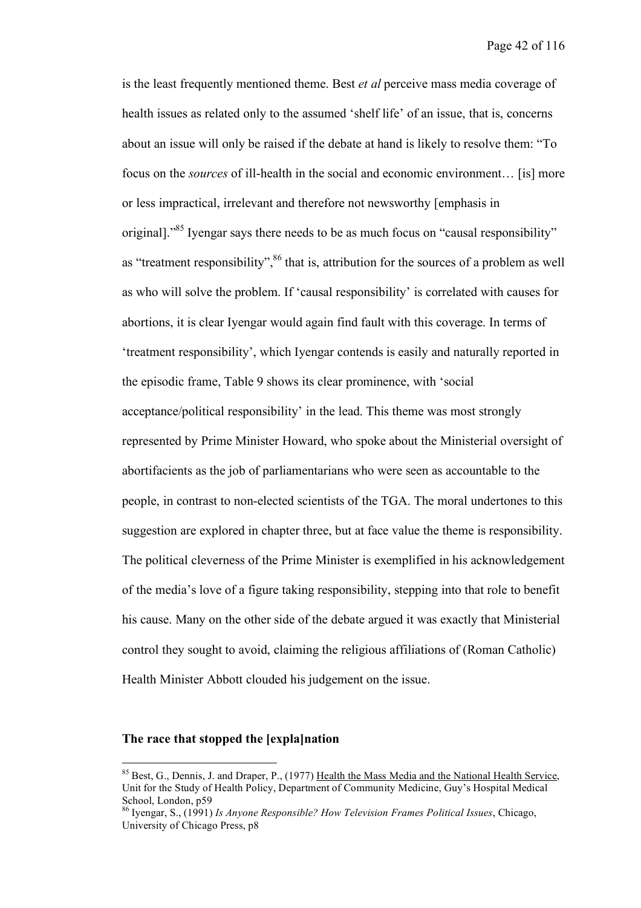is the least frequently mentioned theme. Best *et al* perceive mass media coverage of health issues as related only to the assumed 'shelf life' of an issue, that is, concerns about an issue will only be raised if the debate at hand is likely to resolve them: "To focus on the *sources* of ill-health in the social and economic environment… [is] more or less impractical, irrelevant and therefore not newsworthy [emphasis in original]."[85] Iyengar says there needs to be as much focus on "causal responsibility" as "treatment responsibility",[86] that is, attribution for the sources of a problem as well as who will solve the problem. If 'causal responsibility' is correlated with causes for abortions, it is clear Iyengar would again find fault with this coverage. In terms of 'treatment responsibility', which Iyengar contends is easily and naturally reported in the episodic frame, Table 9 shows its clear prominence, with 'social acceptance/political responsibility' in the lead. This theme was most strongly represented by Prime Minister Howard, who spoke about the Ministerial oversight of abortifacients as the job of parliamentarians who were seen as accountable to the people, in contrast to non-elected scientists of the TGA. The moral undertones to this suggestion are explored in chapter three, but at face value the theme is responsibility. The political cleverness of the Prime Minister is exemplified in his acknowledgement of the media's love of a figure taking responsibility, stepping into that role to benefit his cause. Many on the other side of the debate argued it was exactly that Ministerial control they sought to avoid, claiming the religious affiliations of (Roman Catholic) Health Minister Abbott clouded his judgement on the issue.

**The race that stopped the [expla]nation**

---

[85] Best, G., Dennis, J. and Draper, P., (1977) Health the Mass Media and the National Health Service, Unit for the Study of Health Policy, Department of Community Medicine, Guy's Hospital Medical School, London, p59

[86] Iyengar, S., (1991) *Is Anyone Responsible? How Television Frames Political Issues*, Chicago, University of Chicago Press, p8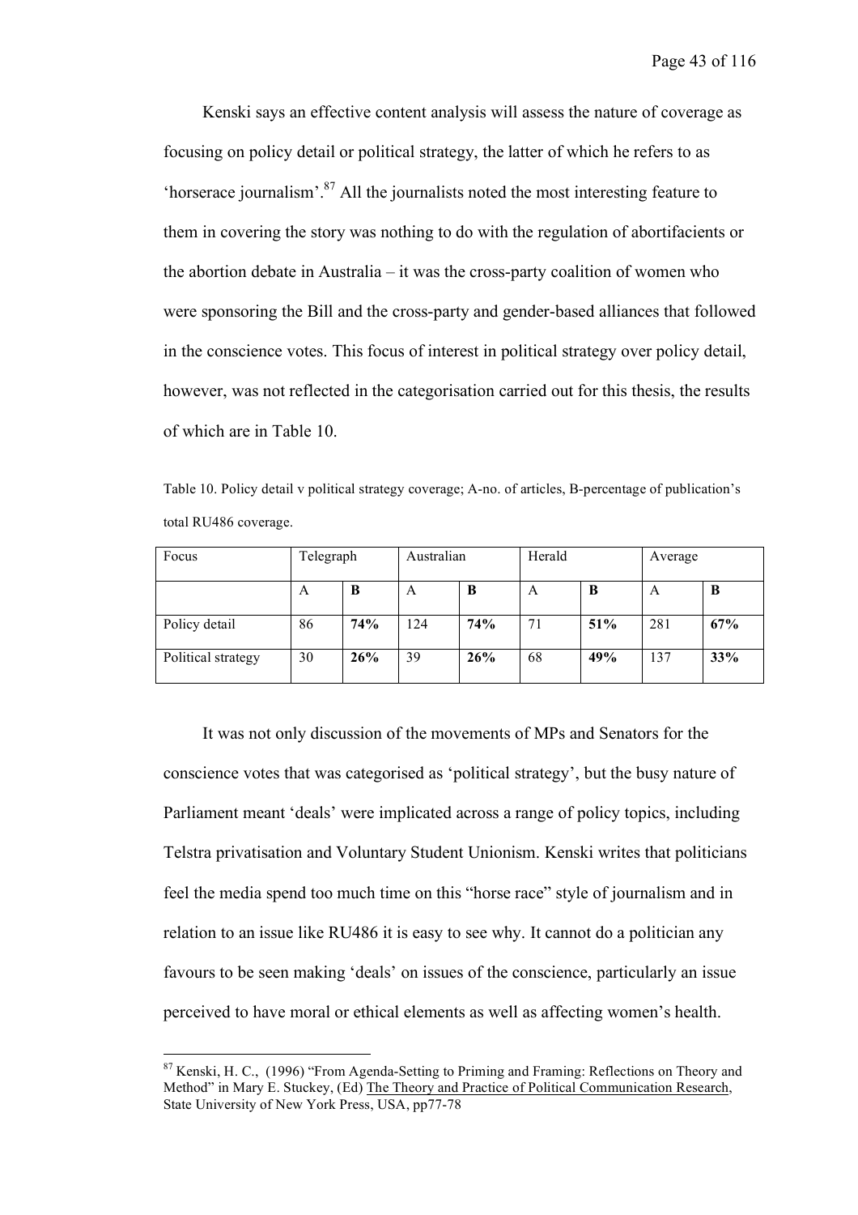Kenski says an effective content analysis will assess the nature of coverage as focusing on policy detail or political strategy, the latter of which he refers to as 'horserace journalism'.[87] All the journalists noted the most interesting feature to them in covering the story was nothing to do with the regulation of abortifacients or the abortion debate in Australia – it was the cross-party coalition of women who were sponsoring the Bill and the cross-party and gender-based alliances that followed in the conscience votes. This focus of interest in political strategy over policy detail, however, was not reflected in the categorisation carried out for this thesis, the results of which are in Table 10.

Table 10. Policy detail v political strategy coverage; A-no. of articles, B-percentage of publication's total RU486 coverage.

| Focus | Telegraph | | Australian | | Herald | | Average | |
|---|---|---|---|---|---|---|---|---|
| | A | **B** | A | **B** | A | **B** | A | **B** |
| Policy detail | 86 | **74%** | 124 | **74%** | 71 | **51%** | 281 | **67%** |
| Political strategy | 30 | **26%** | 39 | **26%** | 68 | **49%** | 137 | **33%** |

It was not only discussion of the movements of MPs and Senators for the conscience votes that was categorised as 'political strategy', but the busy nature of Parliament meant 'deals' were implicated across a range of policy topics, including Telstra privatisation and Voluntary Student Unionism. Kenski writes that politicians feel the media spend too much time on this "horse race" style of journalism and in relation to an issue like RU486 it is easy to see why. It cannot do a politician any favours to be seen making 'deals' on issues of the conscience, particularly an issue perceived to have moral or ethical elements as well as affecting women's health.

[87] Kenski, H. C., (1996) "From Agenda-Setting to Priming and Framing: Reflections on Theory and Method" in Mary E. Stuckey, (Ed) The Theory and Practice of Political Communication Research, State University of New York Press, USA, pp77-78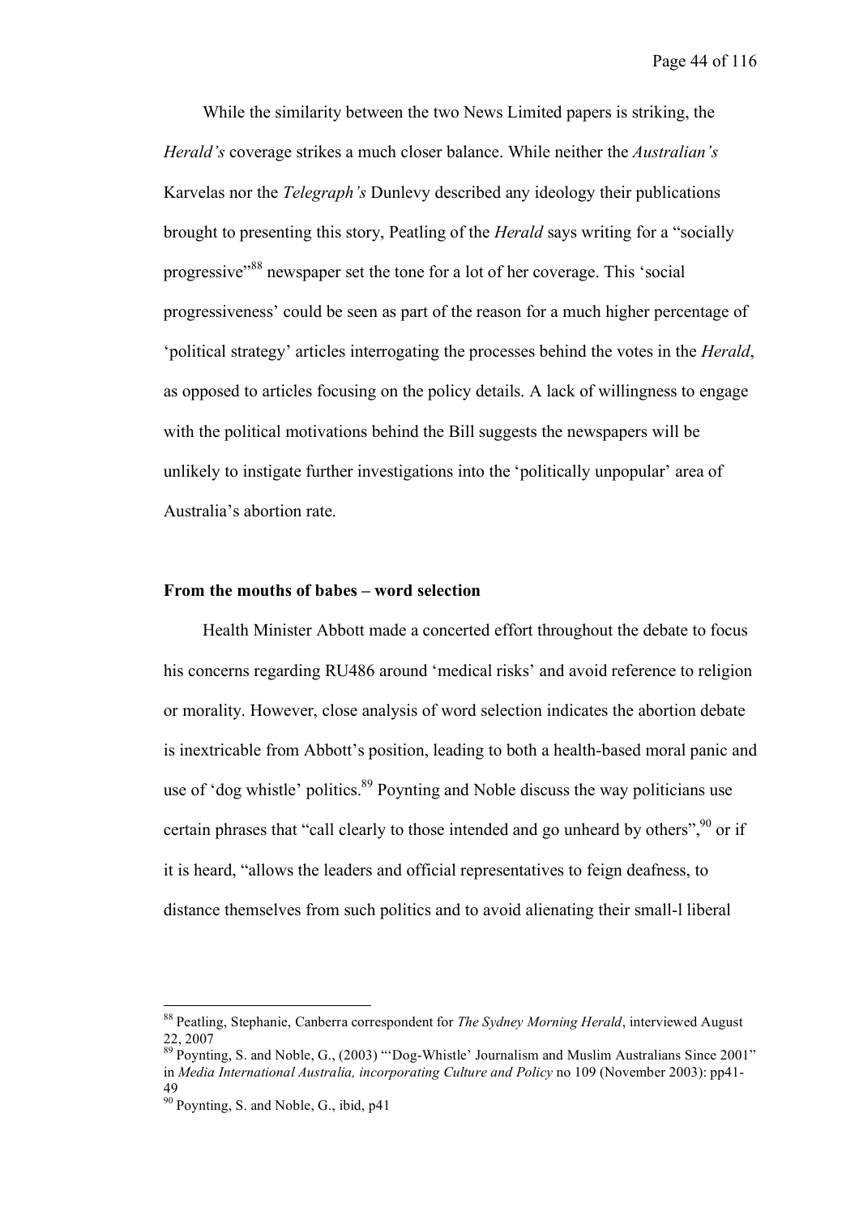While the similarity between the two News Limited papers is striking, the *Herald's* coverage strikes a much closer balance. While neither the *Australian's* Karvelas nor the *Telegraph's* Dunlevy described any ideology their publications brought to presenting this story, Peatling of the *Herald* says writing for a "socially progressive"[88] newspaper set the tone for a lot of her coverage. This 'social progressiveness' could be seen as part of the reason for a much higher percentage of 'political strategy' articles interrogating the processes behind the votes in the *Herald*, as opposed to articles focusing on the policy details. A lack of willingness to engage with the political motivations behind the Bill suggests the newspapers will be unlikely to instigate further investigations into the 'politically unpopular' area of Australia's abortion rate.

**From the mouths of babes – word selection**

Health Minister Abbott made a concerted effort throughout the debate to focus his concerns regarding RU486 around 'medical risks' and avoid reference to religion or morality. However, close analysis of word selection indicates the abortion debate is inextricable from Abbott's position, leading to both a health-based moral panic and use of 'dog whistle' politics.[89] Poynting and Noble discuss the way politicians use certain phrases that "call clearly to those intended and go unheard by others",[90] or if it is heard, "allows the leaders and official representatives to feign deafness, to distance themselves from such politics and to avoid alienating their small-l liberal

---

[88] Peatling, Stephanie, Canberra correspondent for *The Sydney Morning Herald*, interviewed August 22, 2007

[89] Poynting, S. and Noble, G., (2003) "'Dog-Whistle' Journalism and Muslim Australians Since 2001" in *Media International Australia, incorporating Culture and Policy* no 109 (November 2003): pp41-49

[90] Poynting, S. and Noble, G., ibid, p41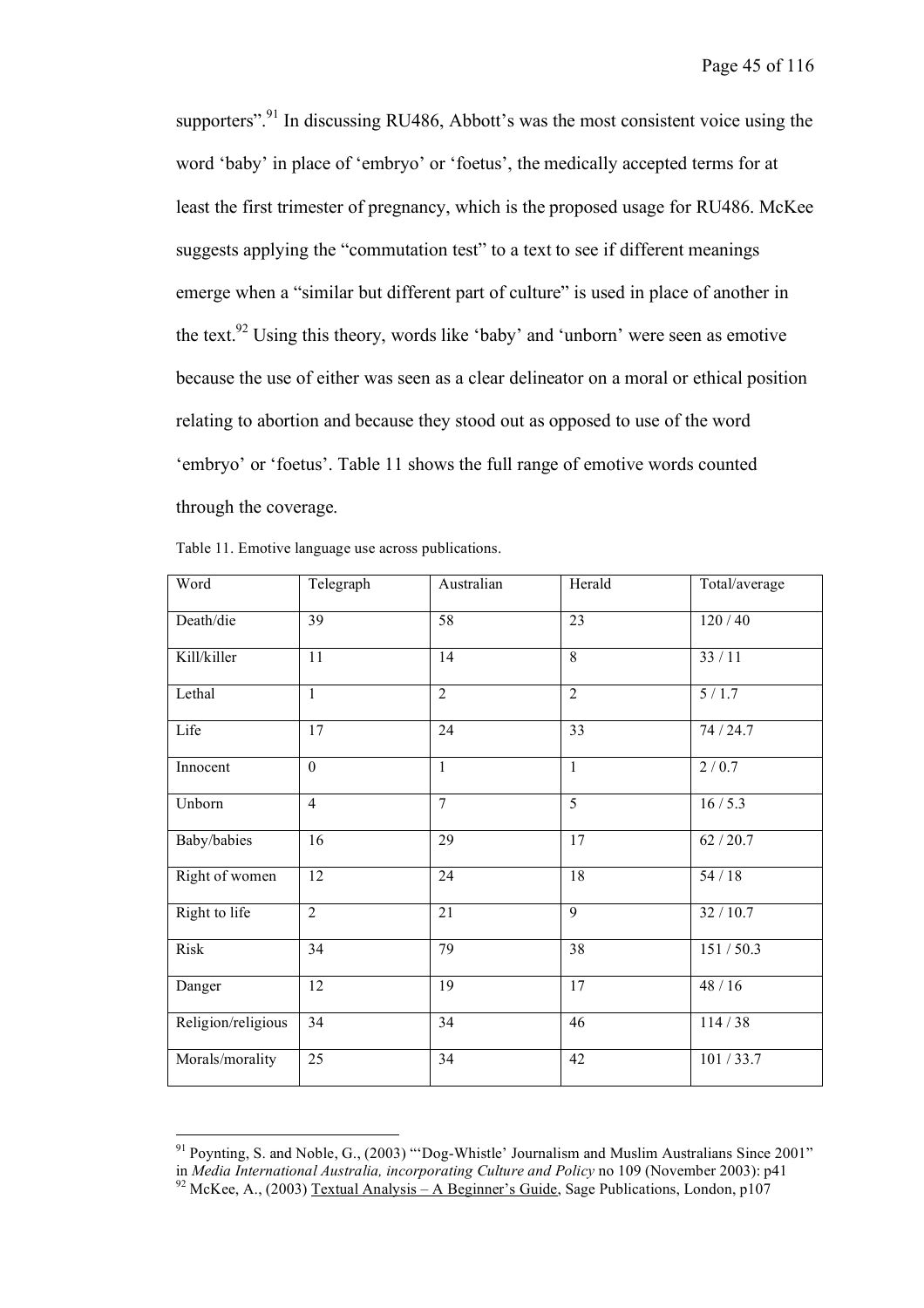supporters".[91] In discussing RU486, Abbott's was the most consistent voice using the word 'baby' in place of 'embryo' or 'foetus', the medically accepted terms for at least the first trimester of pregnancy, which is the proposed usage for RU486. McKee suggests applying the "commutation test" to a text to see if different meanings emerge when a "similar but different part of culture" is used in place of another in the text.[92] Using this theory, words like 'baby' and 'unborn' were seen as emotive because the use of either was seen as a clear delineator on a moral or ethical position relating to abortion and because they stood out as opposed to use of the word 'embryo' or 'foetus'. Table 11 shows the full range of emotive words counted through the coverage.

Table 11. Emotive language use across publications.

| Word | Telegraph | Australian | Herald | Total/average |
|---|---|---|---|---|
| Death/die | 39 | 58 | 23 | 120 / 40 |
| Kill/killer | 11 | 14 | 8 | 33 / 11 |
| Lethal | 1 | 2 | 2 | 5 / 1.7 |
| Life | 17 | 24 | 33 | 74 / 24.7 |
| Innocent | 0 | 1 | 1 | 2 / 0.7 |
| Unborn | 4 | 7 | 5 | 16 / 5.3 |
| Baby/babies | 16 | 29 | 17 | 62 / 20.7 |
| Right of women | 12 | 24 | 18 | 54 / 18 |
| Right to life | 2 | 21 | 9 | 32 / 10.7 |
| Risk | 34 | 79 | 38 | 151 / 50.3 |
| Danger | 12 | 19 | 17 | 48 / 16 |
| Religion/religious | 34 | 34 | 46 | 114 / 38 |
| Morals/morality | 25 | 34 | 42 | 101 / 33.7 |

[91] Poynting, S. and Noble, G., (2003) "'Dog-Whistle' Journalism and Muslim Australians Since 2001" in *Media International Australia, incorporating Culture and Policy* no 109 (November 2003): p41

[92] McKee, A., (2003) Textual Analysis – A Beginner's Guide, Sage Publications, London, p107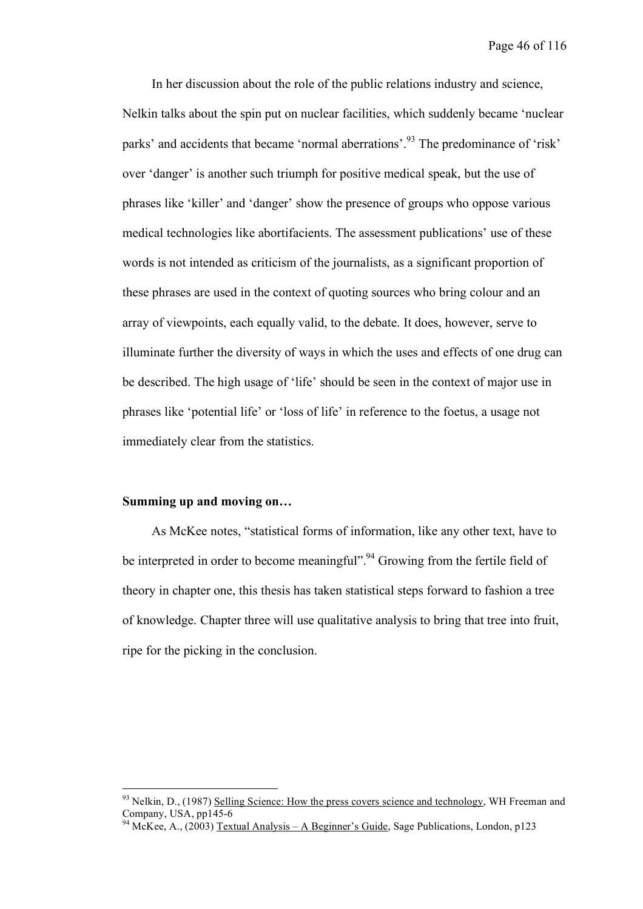In her discussion about the role of the public relations industry and science, Nelkin talks about the spin put on nuclear facilities, which suddenly became 'nuclear parks' and accidents that became 'normal aberrations'.[93] The predominance of 'risk' over 'danger' is another such triumph for positive medical speak, but the use of phrases like 'killer' and 'danger' show the presence of groups who oppose various medical technologies like abortifacients. The assessment publications' use of these words is not intended as criticism of the journalists, as a significant proportion of these phrases are used in the context of quoting sources who bring colour and an array of viewpoints, each equally valid, to the debate. It does, however, serve to illuminate further the diversity of ways in which the uses and effects of one drug can be described. The high usage of 'life' should be seen in the context of major use in phrases like 'potential life' or 'loss of life' in reference to the foetus, a usage not immediately clear from the statistics.

**Summing up and moving on…**

As McKee notes, "statistical forms of information, like any other text, have to be interpreted in order to become meaningful".[94] Growing from the fertile field of theory in chapter one, this thesis has taken statistical steps forward to fashion a tree of knowledge. Chapter three will use qualitative analysis to bring that tree into fruit, ripe for the picking in the conclusion.

---

[93] Nelkin, D., (1987) Selling Science: How the press covers science and technology, WH Freeman and Company, USA, pp145-6

[94] McKee, A., (2003) Textual Analysis – A Beginner's Guide, Sage Publications, London, p123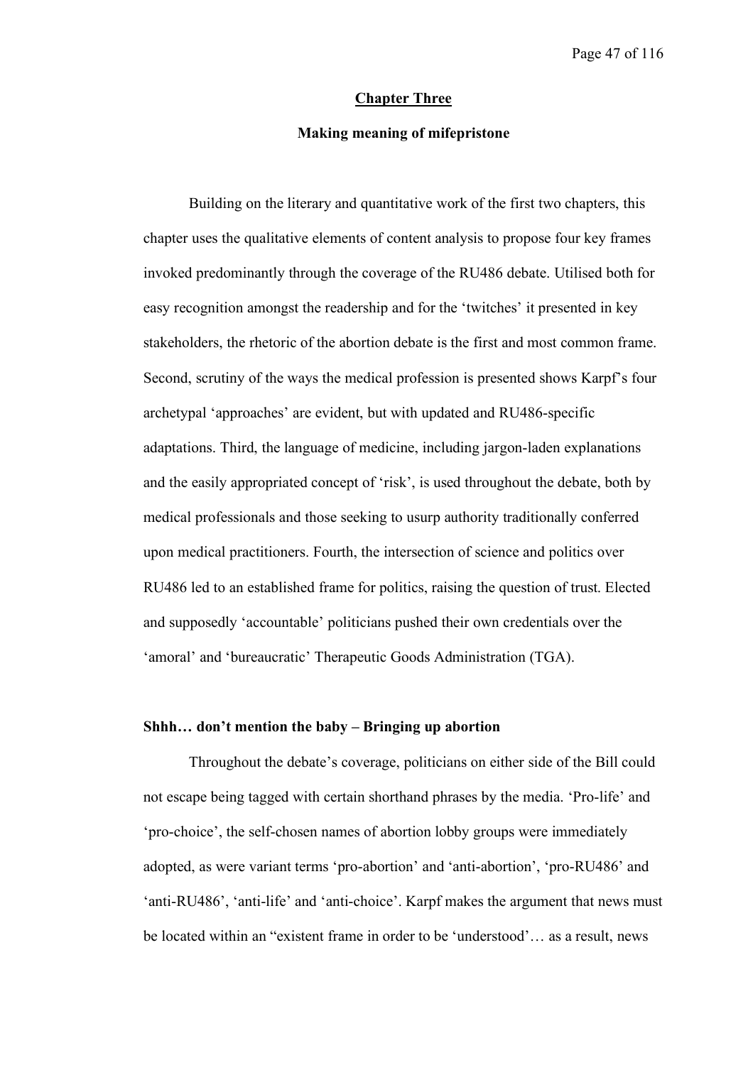## Chapter Three

### Making meaning of mifepristone

Building on the literary and quantitative work of the first two chapters, this chapter uses the qualitative elements of content analysis to propose four key frames invoked predominantly through the coverage of the RU486 debate. Utilised both for easy recognition amongst the readership and for the 'twitches' it presented in key stakeholders, the rhetoric of the abortion debate is the first and most common frame. Second, scrutiny of the ways the medical profession is presented shows Karpf's four archetypal 'approaches' are evident, but with updated and RU486-specific adaptations. Third, the language of medicine, including jargon-laden explanations and the easily appropriated concept of 'risk', is used throughout the debate, both by medical professionals and those seeking to usurp authority traditionally conferred upon medical practitioners. Fourth, the intersection of science and politics over RU486 led to an established frame for politics, raising the question of trust. Elected and supposedly 'accountable' politicians pushed their own credentials over the 'amoral' and 'bureaucratic' Therapeutic Goods Administration (TGA).

### Shhh… don't mention the baby – Bringing up abortion

Throughout the debate's coverage, politicians on either side of the Bill could not escape being tagged with certain shorthand phrases by the media. 'Pro-life' and 'pro-choice', the self-chosen names of abortion lobby groups were immediately adopted, as were variant terms 'pro-abortion' and 'anti-abortion', 'pro-RU486' and 'anti-RU486', 'anti-life' and 'anti-choice'. Karpf makes the argument that news must be located within an "existent frame in order to be 'understood'… as a result, news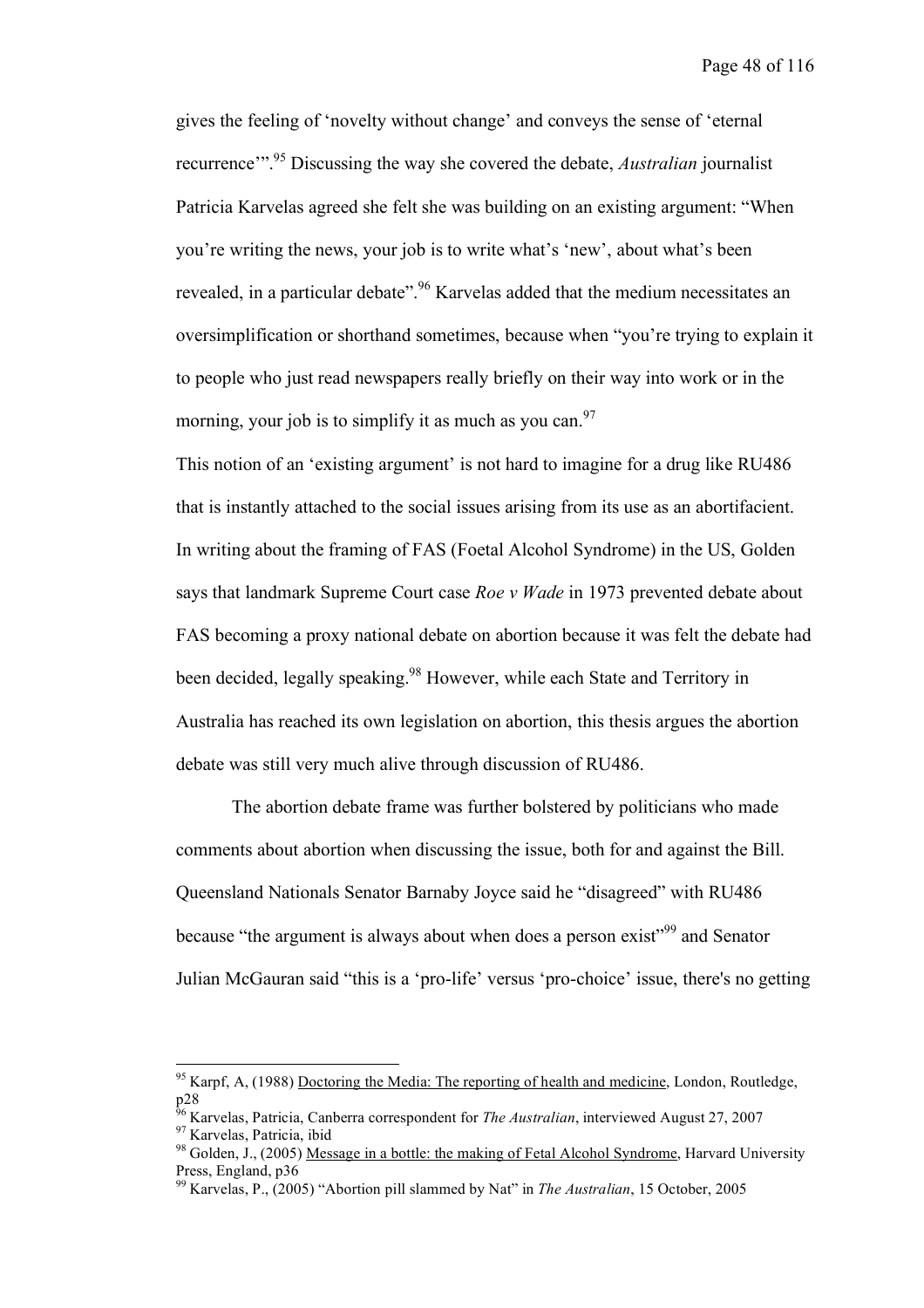gives the feeling of 'novelty without change' and conveys the sense of 'eternal recurrence'".[95] Discussing the way she covered the debate, *Australian* journalist Patricia Karvelas agreed she felt she was building on an existing argument: "When you're writing the news, your job is to write what's 'new', about what's been revealed, in a particular debate".[96] Karvelas added that the medium necessitates an oversimplification or shorthand sometimes, because when "you're trying to explain it to people who just read newspapers really briefly on their way into work or in the morning, your job is to simplify it as much as you can.[97]

This notion of an 'existing argument' is not hard to imagine for a drug like RU486 that is instantly attached to the social issues arising from its use as an abortifacient. In writing about the framing of FAS (Foetal Alcohol Syndrome) in the US, Golden says that landmark Supreme Court case *Roe v Wade* in 1973 prevented debate about FAS becoming a proxy national debate on abortion because it was felt the debate had been decided, legally speaking.[98] However, while each State and Territory in Australia has reached its own legislation on abortion, this thesis argues the abortion debate was still very much alive through discussion of RU486.

The abortion debate frame was further bolstered by politicians who made comments about abortion when discussing the issue, both for and against the Bill. Queensland Nationals Senator Barnaby Joyce said he "disagreed" with RU486 because "the argument is always about when does a person exist"[99] and Senator Julian McGauran said "this is a 'pro-life' versus 'pro-choice' issue, there's no getting

---

[95] Karpf, A, (1988) Doctoring the Media: The reporting of health and medicine, London, Routledge, p28

[96] Karvelas, Patricia, Canberra correspondent for *The Australian*, interviewed August 27, 2007

[97] Karvelas, Patricia, ibid

[98] Golden, J., (2005) Message in a bottle: the making of Fetal Alcohol Syndrome, Harvard University Press, England, p36

[99] Karvelas, P., (2005) "Abortion pill slammed by Nat" in *The Australian*, 15 October, 2005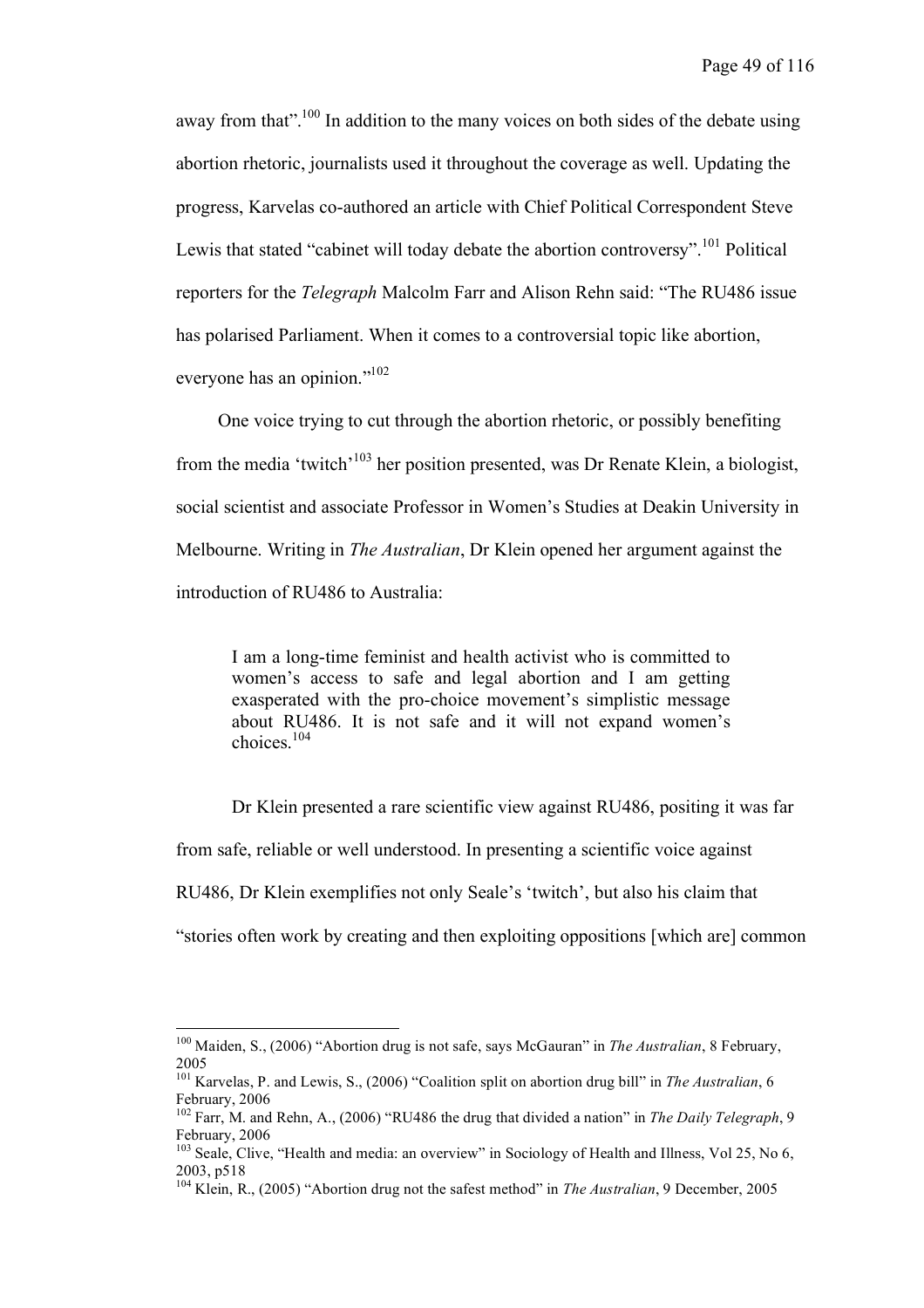away from that".[100] In addition to the many voices on both sides of the debate using abortion rhetoric, journalists used it throughout the coverage as well. Updating the progress, Karvelas co-authored an article with Chief Political Correspondent Steve Lewis that stated "cabinet will today debate the abortion controversy".[101] Political reporters for the *Telegraph* Malcolm Farr and Alison Rehn said: "The RU486 issue has polarised Parliament. When it comes to a controversial topic like abortion, everyone has an opinion."[102]

One voice trying to cut through the abortion rhetoric, or possibly benefiting from the media 'twitch'[103] her position presented, was Dr Renate Klein, a biologist, social scientist and associate Professor in Women's Studies at Deakin University in Melbourne. Writing in *The Australian*, Dr Klein opened her argument against the introduction of RU486 to Australia:

> I am a long-time feminist and health activist who is committed to women's access to safe and legal abortion and I am getting exasperated with the pro-choice movement's simplistic message about RU486. It is not safe and it will not expand women's choices.[104]

Dr Klein presented a rare scientific view against RU486, positing it was far from safe, reliable or well understood. In presenting a scientific voice against RU486, Dr Klein exemplifies not only Seale's 'twitch', but also his claim that "stories often work by creating and then exploiting oppositions [which are] common

---

[100] Maiden, S., (2006) "Abortion drug is not safe, says McGauran" in *The Australian*, 8 February, 2005

[101] Karvelas, P. and Lewis, S., (2006) "Coalition split on abortion drug bill" in *The Australian*, 6 February, 2006

[102] Farr, M. and Rehn, A., (2006) "RU486 the drug that divided a nation" in *The Daily Telegraph*, 9 February, 2006

[103] Seale, Clive, "Health and media: an overview" in Sociology of Health and Illness, Vol 25, No 6, 2003, p518

[104] Klein, R., (2005) "Abortion drug not the safest method" in *The Australian*, 9 December, 2005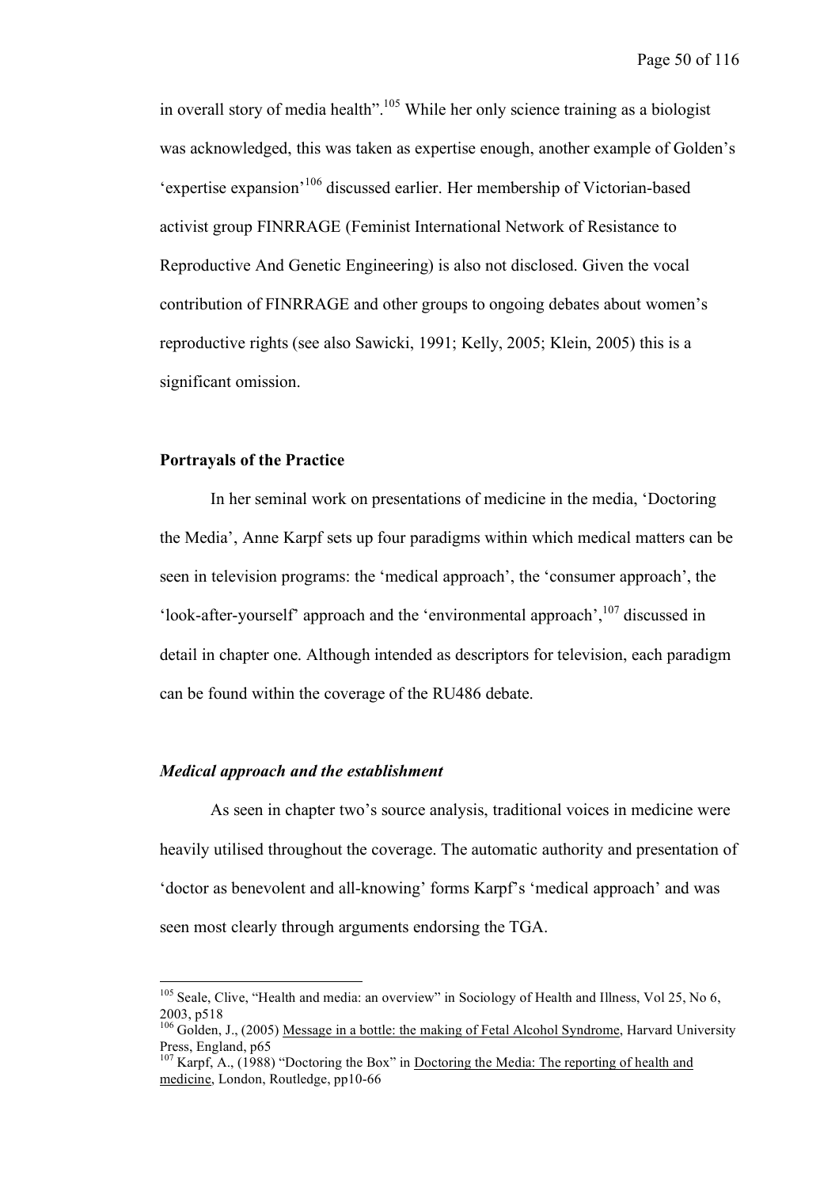in overall story of media health".[105] While her only science training as a biologist was acknowledged, this was taken as expertise enough, another example of Golden's 'expertise expansion'[106] discussed earlier. Her membership of Victorian-based activist group FINRRAGE (Feminist International Network of Resistance to Reproductive And Genetic Engineering) is also not disclosed. Given the vocal contribution of FINRRAGE and other groups to ongoing debates about women's reproductive rights (see also Sawicki, 1991; Kelly, 2005; Klein, 2005) this is a significant omission.

### Portrayals of the Practice

In her seminal work on presentations of medicine in the media, 'Doctoring the Media', Anne Karpf sets up four paradigms within which medical matters can be seen in television programs: the 'medical approach', the 'consumer approach', the 'look-after-yourself' approach and the 'environmental approach',[107] discussed in detail in chapter one. Although intended as descriptors for television, each paradigm can be found within the coverage of the RU486 debate.

#### *Medical approach and the establishment*

As seen in chapter two's source analysis, traditional voices in medicine were heavily utilised throughout the coverage. The automatic authority and presentation of 'doctor as benevolent and all-knowing' forms Karpf's 'medical approach' and was seen most clearly through arguments endorsing the TGA.

---

[105] Seale, Clive, "Health and media: an overview" in Sociology of Health and Illness, Vol 25, No 6, 2003, p518

[106] Golden, J., (2005) Message in a bottle: the making of Fetal Alcohol Syndrome, Harvard University Press, England, p65

[107] Karpf, A., (1988) "Doctoring the Box" in Doctoring the Media: The reporting of health and medicine, London, Routledge, pp10-66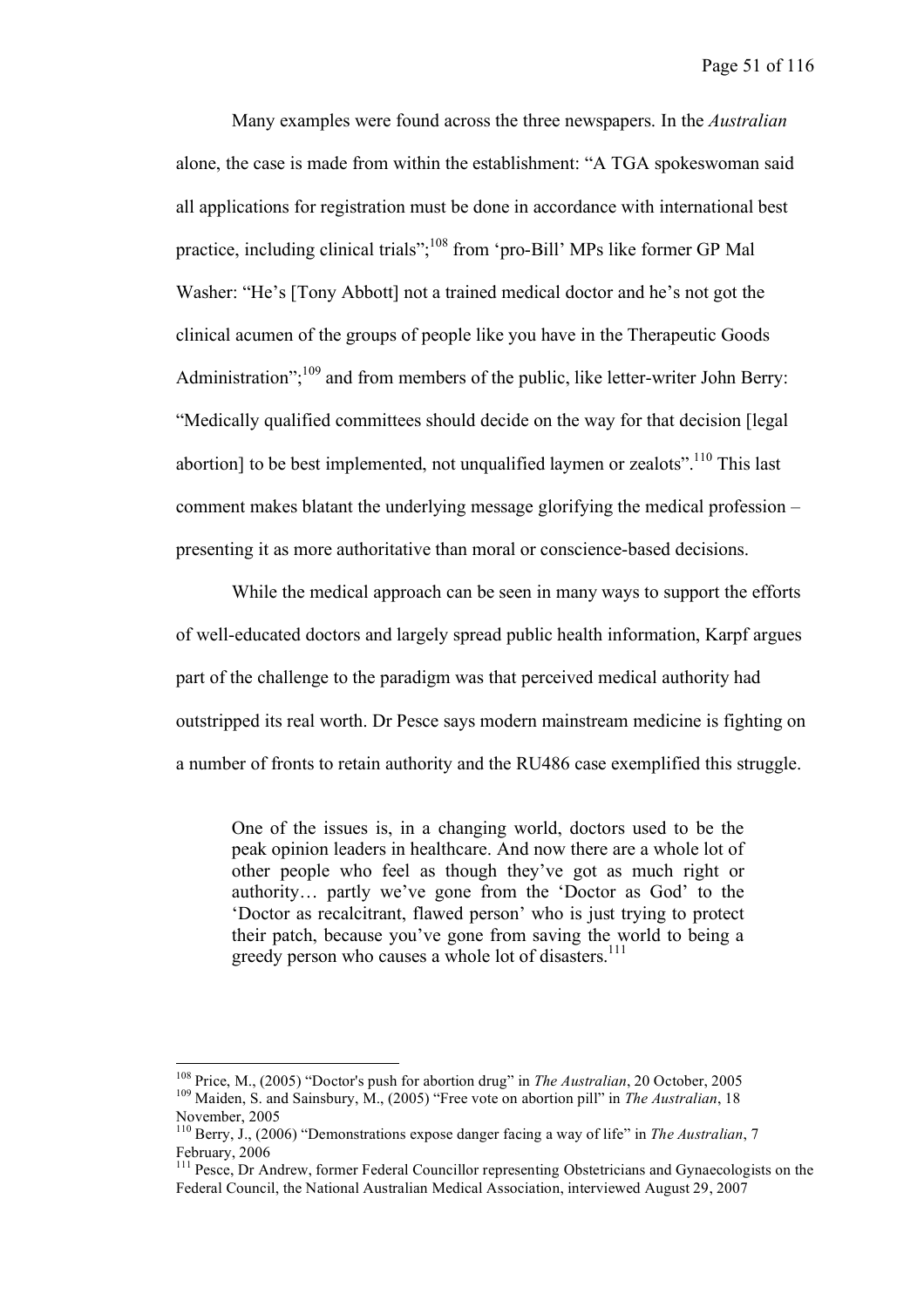Many examples were found across the three newspapers. In the *Australian* alone, the case is made from within the establishment: "A TGA spokeswoman said all applications for registration must be done in accordance with international best practice, including clinical trials";[108] from 'pro-Bill' MPs like former GP Mal Washer: "He's [Tony Abbott] not a trained medical doctor and he's not got the clinical acumen of the groups of people like you have in the Therapeutic Goods Administration";[109] and from members of the public, like letter-writer John Berry: "Medically qualified committees should decide on the way for that decision [legal abortion] to be best implemented, not unqualified laymen or zealots".[110] This last comment makes blatant the underlying message glorifying the medical profession – presenting it as more authoritative than moral or conscience-based decisions.

While the medical approach can be seen in many ways to support the efforts of well-educated doctors and largely spread public health information, Karpf argues part of the challenge to the paradigm was that perceived medical authority had outstripped its real worth. Dr Pesce says modern mainstream medicine is fighting on a number of fronts to retain authority and the RU486 case exemplified this struggle.

> One of the issues is, in a changing world, doctors used to be the peak opinion leaders in healthcare. And now there are a whole lot of other people who feel as though they've got as much right or authority… partly we've gone from the 'Doctor as God' to the 'Doctor as recalcitrant, flawed person' who is just trying to protect their patch, because you've gone from saving the world to being a greedy person who causes a whole lot of disasters.[111]

---

[108] Price, M., (2005) "Doctor's push for abortion drug" in *The Australian*, 20 October, 2005

[109] Maiden, S. and Sainsbury, M., (2005) "Free vote on abortion pill" in *The Australian*, 18 November, 2005

[110] Berry, J., (2006) "Demonstrations expose danger facing a way of life" in *The Australian*, 7 February, 2006

[111] Pesce, Dr Andrew, former Federal Councillor representing Obstetricians and Gynaecologists on the Federal Council, the National Australian Medical Association, interviewed August 29, 2007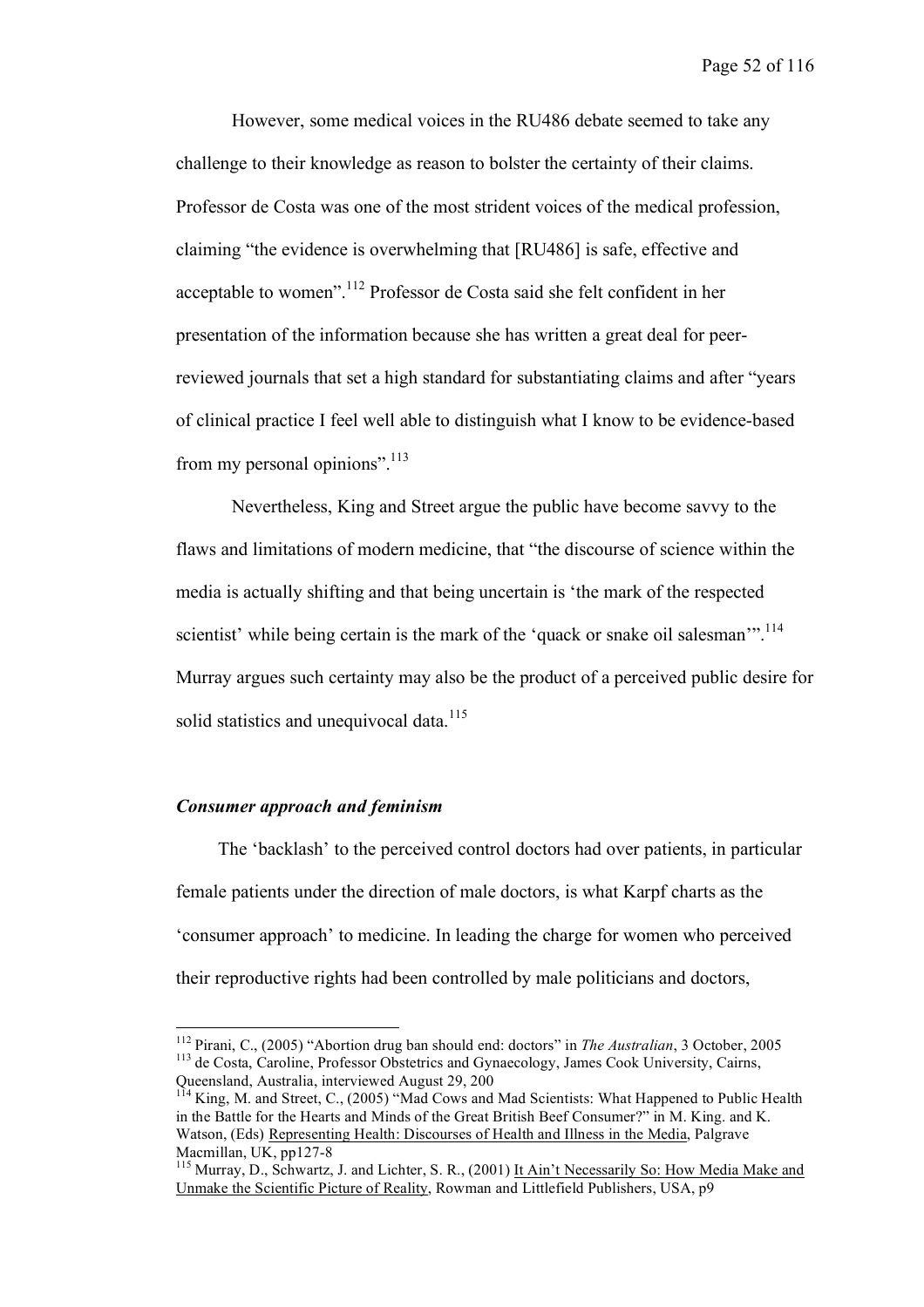However, some medical voices in the RU486 debate seemed to take any challenge to their knowledge as reason to bolster the certainty of their claims. Professor de Costa was one of the most strident voices of the medical profession, claiming "the evidence is overwhelming that [RU486] is safe, effective and acceptable to women".[112] Professor de Costa said she felt confident in her presentation of the information because she has written a great deal for peer-reviewed journals that set a high standard for substantiating claims and after "years of clinical practice I feel well able to distinguish what I know to be evidence-based from my personal opinions".[113]

Nevertheless, King and Street argue the public have become savvy to the flaws and limitations of modern medicine, that "the discourse of science within the media is actually shifting and that being uncertain is 'the mark of the respected scientist' while being certain is the mark of the 'quack or snake oil salesman'".[114] Murray argues such certainty may also be the product of a perceived public desire for solid statistics and unequivocal data.[115]

### *Consumer approach and feminism*

The 'backlash' to the perceived control doctors had over patients, in particular female patients under the direction of male doctors, is what Karpf charts as the 'consumer approach' to medicine. In leading the charge for women who perceived their reproductive rights had been controlled by male politicians and doctors,

---

[112] Pirani, C., (2005) "Abortion drug ban should end: doctors" in *The Australian*, 3 October, 2005

[113] de Costa, Caroline, Professor Obstetrics and Gynaecology, James Cook University, Cairns, Queensland, Australia, interviewed August 29, 200

[114] King, M. and Street, C., (2005) "Mad Cows and Mad Scientists: What Happened to Public Health in the Battle for the Hearts and Minds of the Great British Beef Consumer?" in M. King. and K. Watson, (Eds) Representing Health: Discourses of Health and Illness in the Media, Palgrave Macmillan, UK, pp127-8

[115] Murray, D., Schwartz, J. and Lichter, S. R., (2001) It Ain't Necessarily So: How Media Make and Unmake the Scientific Picture of Reality, Rowman and Littlefield Publishers, USA, p9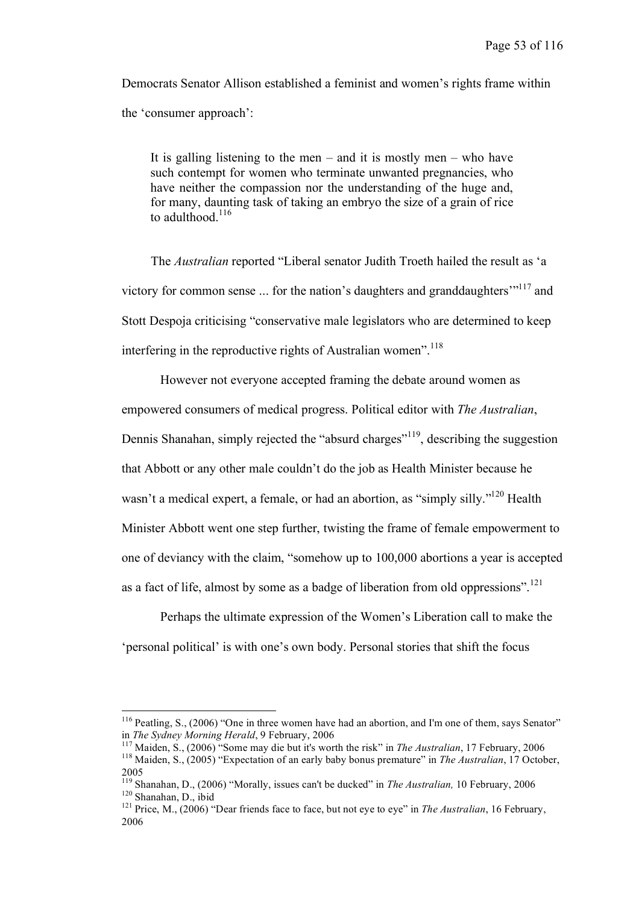Democrats Senator Allison established a feminist and women's rights frame within the 'consumer approach':

> It is galling listening to the men – and it is mostly men – who have such contempt for women who terminate unwanted pregnancies, who have neither the compassion nor the understanding of the huge and, for many, daunting task of taking an embryo the size of a grain of rice to adulthood.[116]

The *Australian* reported "Liberal senator Judith Troeth hailed the result as 'a victory for common sense ... for the nation's daughters and granddaughters'"[117] and Stott Despoja criticising "conservative male legislators who are determined to keep interfering in the reproductive rights of Australian women".[118]

However not everyone accepted framing the debate around women as empowered consumers of medical progress. Political editor with *The Australian*, Dennis Shanahan, simply rejected the "absurd charges"[119], describing the suggestion that Abbott or any other male couldn't do the job as Health Minister because he wasn't a medical expert, a female, or had an abortion, as "simply silly."[120] Health Minister Abbott went one step further, twisting the frame of female empowerment to one of deviancy with the claim, "somehow up to 100,000 abortions a year is accepted as a fact of life, almost by some as a badge of liberation from old oppressions".[121]

Perhaps the ultimate expression of the Women's Liberation call to make the 'personal political' is with one's own body. Personal stories that shift the focus

---

[116] Peatling, S., (2006) "One in three women have had an abortion, and I'm one of them, says Senator" in *The Sydney Morning Herald*, 9 February, 2006

[117] Maiden, S., (2006) "Some may die but it's worth the risk" in *The Australian*, 17 February, 2006

[118] Maiden, S., (2005) "Expectation of an early baby bonus premature" in *The Australian*, 17 October, 2005

[119] Shanahan, D., (2006) "Morally, issues can't be ducked" in *The Australian,* 10 February, 2006

[120] Shanahan, D., ibid

[121] Price, M., (2006) "Dear friends face to face, but not eye to eye" in *The Australian*, 16 February, 2006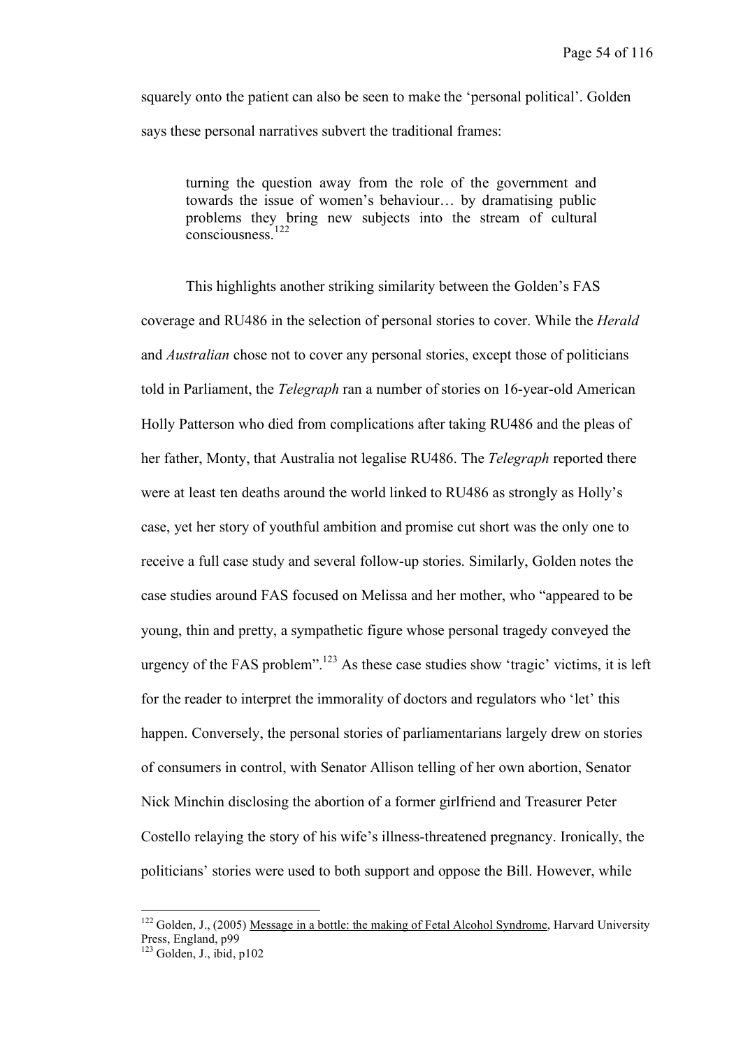squarely onto the patient can also be seen to make the 'personal political'. Golden says these personal narratives subvert the traditional frames:

> turning the question away from the role of the government and towards the issue of women's behaviour… by dramatising public problems they bring new subjects into the stream of cultural consciousness.[122]

This highlights another striking similarity between the Golden's FAS coverage and RU486 in the selection of personal stories to cover. While the *Herald* and *Australian* chose not to cover any personal stories, except those of politicians told in Parliament, the *Telegraph* ran a number of stories on 16-year-old American Holly Patterson who died from complications after taking RU486 and the pleas of her father, Monty, that Australia not legalise RU486. The *Telegraph* reported there were at least ten deaths around the world linked to RU486 as strongly as Holly's case, yet her story of youthful ambition and promise cut short was the only one to receive a full case study and several follow-up stories. Similarly, Golden notes the case studies around FAS focused on Melissa and her mother, who "appeared to be young, thin and pretty, a sympathetic figure whose personal tragedy conveyed the urgency of the FAS problem".[123] As these case studies show 'tragic' victims, it is left for the reader to interpret the immorality of doctors and regulators who 'let' this happen. Conversely, the personal stories of parliamentarians largely drew on stories of consumers in control, with Senator Allison telling of her own abortion, Senator Nick Minchin disclosing the abortion of a former girlfriend and Treasurer Peter Costello relaying the story of his wife's illness-threatened pregnancy. Ironically, the politicians' stories were used to both support and oppose the Bill. However, while

---

[122] Golden, J., (2005) Message in a bottle: the making of Fetal Alcohol Syndrome, Harvard University Press, England, p99

[123] Golden, J., ibid, p102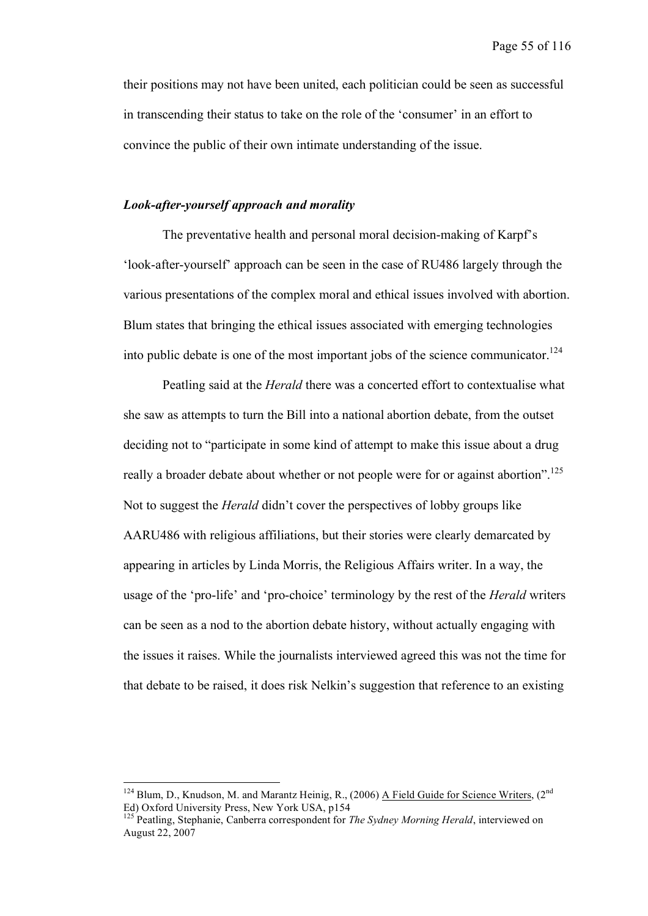their positions may not have been united, each politician could be seen as successful in transcending their status to take on the role of the 'consumer' in an effort to convince the public of their own intimate understanding of the issue.

***Look-after-yourself approach and morality***

The preventative health and personal moral decision-making of Karpf's 'look-after-yourself' approach can be seen in the case of RU486 largely through the various presentations of the complex moral and ethical issues involved with abortion. Blum states that bringing the ethical issues associated with emerging technologies into public debate is one of the most important jobs of the science communicator.[124]

Peatling said at the *Herald* there was a concerted effort to contextualise what she saw as attempts to turn the Bill into a national abortion debate, from the outset deciding not to "participate in some kind of attempt to make this issue about a drug really a broader debate about whether or not people were for or against abortion".[125] Not to suggest the *Herald* didn't cover the perspectives of lobby groups like AARU486 with religious affiliations, but their stories were clearly demarcated by appearing in articles by Linda Morris, the Religious Affairs writer. In a way, the usage of the 'pro-life' and 'pro-choice' terminology by the rest of the *Herald* writers can be seen as a nod to the abortion debate history, without actually engaging with the issues it raises. While the journalists interviewed agreed this was not the time for that debate to be raised, it does risk Nelkin's suggestion that reference to an existing

---

[124] Blum, D., Knudson, M. and Marantz Heinig, R., (2006) A Field Guide for Science Writers, (2nd Ed) Oxford University Press, New York USA, p154

[125] Peatling, Stephanie, Canberra correspondent for *The Sydney Morning Herald*, interviewed on August 22, 2007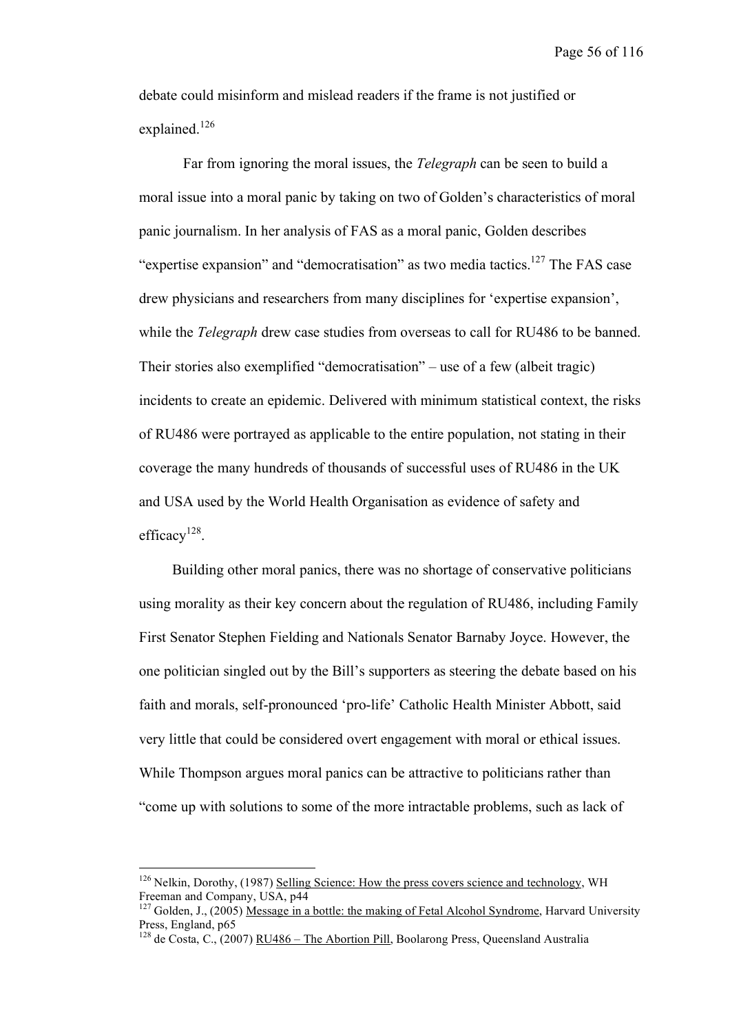debate could misinform and mislead readers if the frame is not justified or explained.[126]

Far from ignoring the moral issues, the *Telegraph* can be seen to build a moral issue into a moral panic by taking on two of Golden's characteristics of moral panic journalism. In her analysis of FAS as a moral panic, Golden describes "expertise expansion" and "democratisation" as two media tactics.[127] The FAS case drew physicians and researchers from many disciplines for 'expertise expansion', while the *Telegraph* drew case studies from overseas to call for RU486 to be banned. Their stories also exemplified "democratisation" – use of a few (albeit tragic) incidents to create an epidemic. Delivered with minimum statistical context, the risks of RU486 were portrayed as applicable to the entire population, not stating in their coverage the many hundreds of thousands of successful uses of RU486 in the UK and USA used by the World Health Organisation as evidence of safety and efficacy[128].

Building other moral panics, there was no shortage of conservative politicians using morality as their key concern about the regulation of RU486, including Family First Senator Stephen Fielding and Nationals Senator Barnaby Joyce. However, the one politician singled out by the Bill's supporters as steering the debate based on his faith and morals, self-pronounced 'pro-life' Catholic Health Minister Abbott, said very little that could be considered overt engagement with moral or ethical issues. While Thompson argues moral panics can be attractive to politicians rather than "come up with solutions to some of the more intractable problems, such as lack of

---

[126] Nelkin, Dorothy, (1987) Selling Science: How the press covers science and technology, WH Freeman and Company, USA, p44

[127] Golden, J., (2005) Message in a bottle: the making of Fetal Alcohol Syndrome, Harvard University Press, England, p65

[128] de Costa, C., (2007) RU486 – The Abortion Pill, Boolarong Press, Queensland Australia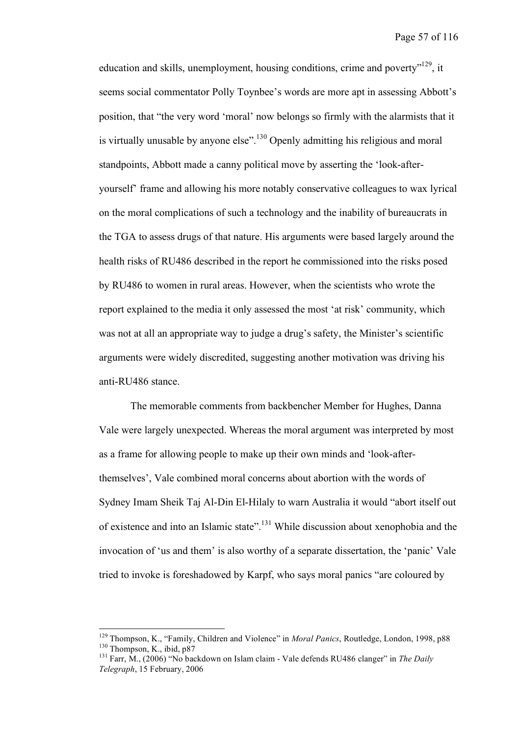education and skills, unemployment, housing conditions, crime and poverty"[129], it seems social commentator Polly Toynbee's words are more apt in assessing Abbott's position, that "the very word 'moral' now belongs so firmly with the alarmists that it is virtually unusable by anyone else".[130] Openly admitting his religious and moral standpoints, Abbott made a canny political move by asserting the 'look-after-yourself' frame and allowing his more notably conservative colleagues to wax lyrical on the moral complications of such a technology and the inability of bureaucrats in the TGA to assess drugs of that nature. His arguments were based largely around the health risks of RU486 described in the report he commissioned into the risks posed by RU486 to women in rural areas. However, when the scientists who wrote the report explained to the media it only assessed the most 'at risk' community, which was not at all an appropriate way to judge a drug's safety, the Minister's scientific arguments were widely discredited, suggesting another motivation was driving his anti-RU486 stance.

The memorable comments from backbencher Member for Hughes, Danna Vale were largely unexpected. Whereas the moral argument was interpreted by most as a frame for allowing people to make up their own minds and 'look-after-themselves', Vale combined moral concerns about abortion with the words of Sydney Imam Sheik Taj Al-Din El-Hilaly to warn Australia it would "abort itself out of existence and into an Islamic state".[131] While discussion about xenophobia and the invocation of 'us and them' is also worthy of a separate dissertation, the 'panic' Vale tried to invoke is foreshadowed by Karpf, who says moral panics "are coloured by

---

[129] Thompson, K., "Family, Children and Violence" in *Moral Panics*, Routledge, London, 1998, p88

[130] Thompson, K., ibid, p87

[131] Farr, M., (2006) "No backdown on Islam claim - Vale defends RU486 clanger" in *The Daily Telegraph*, 15 February, 2006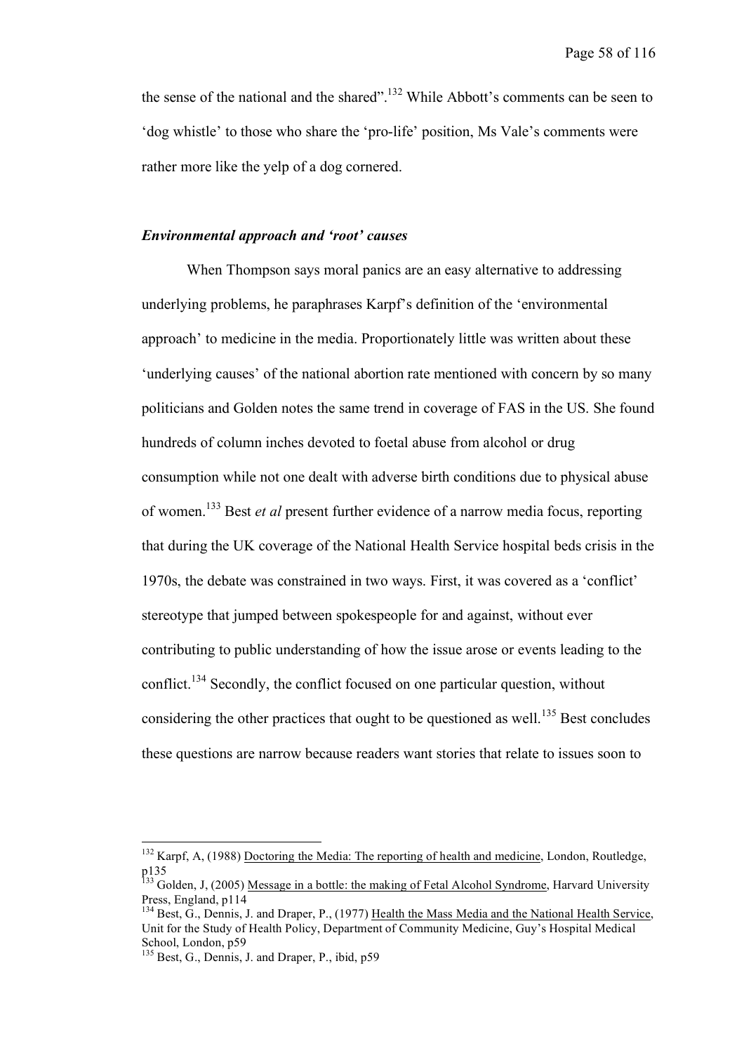the sense of the national and the shared".[132] While Abbott's comments can be seen to 'dog whistle' to those who share the 'pro-life' position, Ms Vale's comments were rather more like the yelp of a dog cornered.

### *Environmental approach and 'root' causes*

When Thompson says moral panics are an easy alternative to addressing underlying problems, he paraphrases Karpf's definition of the 'environmental approach' to medicine in the media. Proportionately little was written about these 'underlying causes' of the national abortion rate mentioned with concern by so many politicians and Golden notes the same trend in coverage of FAS in the US. She found hundreds of column inches devoted to foetal abuse from alcohol or drug consumption while not one dealt with adverse birth conditions due to physical abuse of women.[133] Best *et al* present further evidence of a narrow media focus, reporting that during the UK coverage of the National Health Service hospital beds crisis in the 1970s, the debate was constrained in two ways. First, it was covered as a 'conflict' stereotype that jumped between spokespeople for and against, without ever contributing to public understanding of how the issue arose or events leading to the conflict.[134] Secondly, the conflict focused on one particular question, without considering the other practices that ought to be questioned as well.[135] Best concludes these questions are narrow because readers want stories that relate to issues soon to

---

[132] Karpf, A, (1988) Doctoring the Media: The reporting of health and medicine, London, Routledge, p135

[133] Golden, J, (2005) Message in a bottle: the making of Fetal Alcohol Syndrome, Harvard University Press, England, p114

[134] Best, G., Dennis, J. and Draper, P., (1977) Health the Mass Media and the National Health Service, Unit for the Study of Health Policy, Department of Community Medicine, Guy's Hospital Medical School, London, p59

[135] Best, G., Dennis, J. and Draper, P., ibid, p59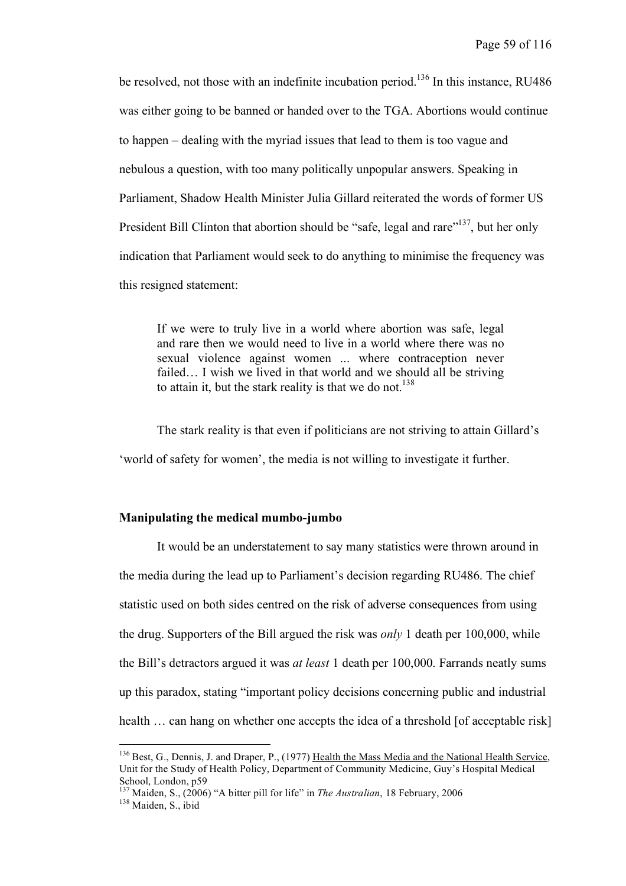be resolved, not those with an indefinite incubation period.[136] In this instance, RU486 was either going to be banned or handed over to the TGA. Abortions would continue to happen – dealing with the myriad issues that lead to them is too vague and nebulous a question, with too many politically unpopular answers. Speaking in Parliament, Shadow Health Minister Julia Gillard reiterated the words of former US President Bill Clinton that abortion should be "safe, legal and rare"[137], but her only indication that Parliament would seek to do anything to minimise the frequency was this resigned statement:

> If we were to truly live in a world where abortion was safe, legal and rare then we would need to live in a world where there was no sexual violence against women ... where contraception never failed… I wish we lived in that world and we should all be striving to attain it, but the stark reality is that we do not.[138]

The stark reality is that even if politicians are not striving to attain Gillard's 'world of safety for women', the media is not willing to investigate it further.

### Manipulating the medical mumbo-jumbo

It would be an understatement to say many statistics were thrown around in the media during the lead up to Parliament's decision regarding RU486. The chief statistic used on both sides centred on the risk of adverse consequences from using the drug. Supporters of the Bill argued the risk was *only* 1 death per 100,000, while the Bill's detractors argued it was *at least* 1 death per 100,000. Farrands neatly sums up this paradox, stating "important policy decisions concerning public and industrial health … can hang on whether one accepts the idea of a threshold [of acceptable risk]

---

[136] Best, G., Dennis, J. and Draper, P., (1977) Health the Mass Media and the National Health Service, Unit for the Study of Health Policy, Department of Community Medicine, Guy's Hospital Medical School, London, p59

[137] Maiden, S., (2006) "A bitter pill for life" in *The Australian*, 18 February, 2006

[138] Maiden, S., ibid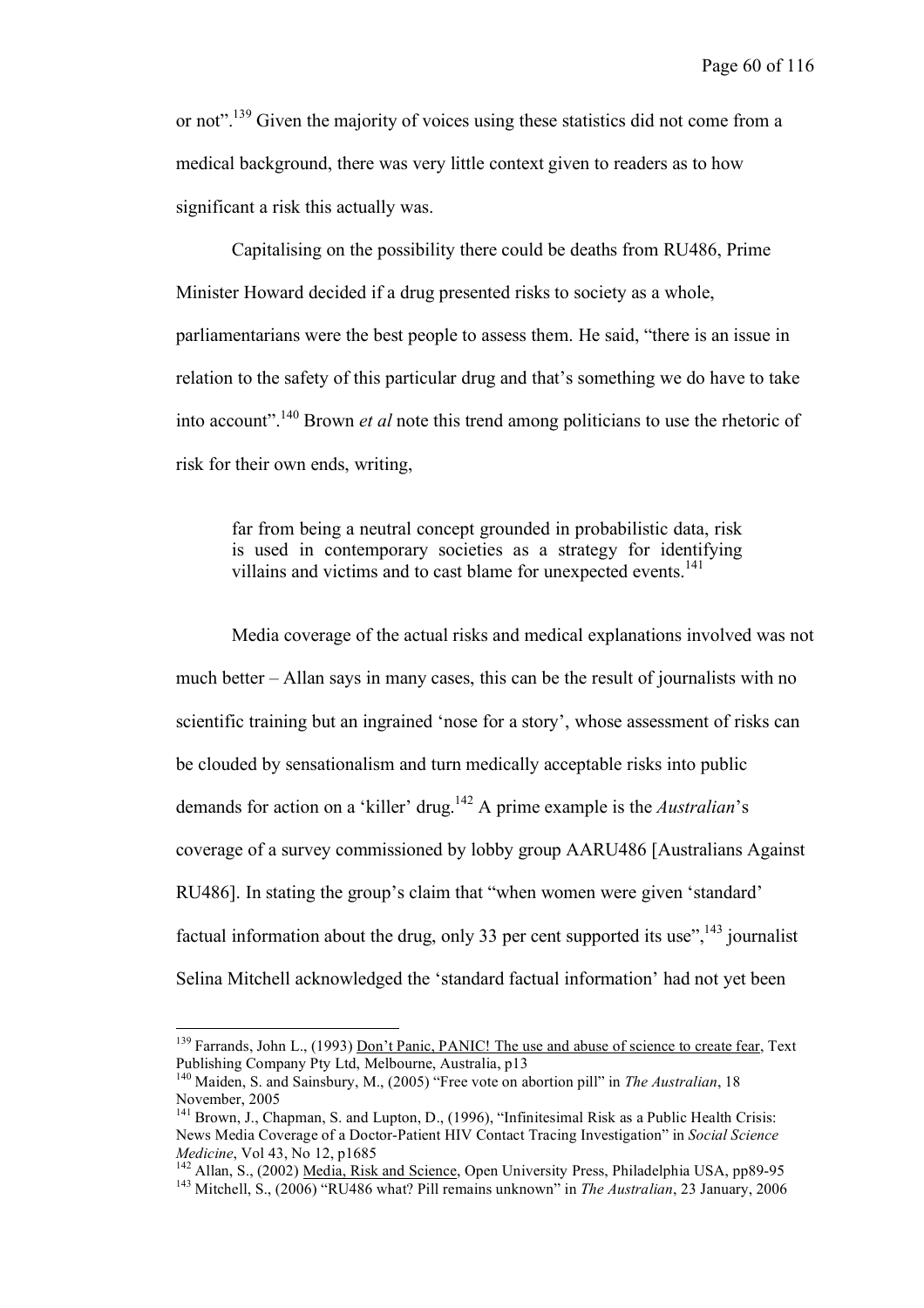or not".[139] Given the majority of voices using these statistics did not come from a medical background, there was very little context given to readers as to how significant a risk this actually was.

Capitalising on the possibility there could be deaths from RU486, Prime Minister Howard decided if a drug presented risks to society as a whole, parliamentarians were the best people to assess them. He said, "there is an issue in relation to the safety of this particular drug and that's something we do have to take into account".[140] Brown *et al* note this trend among politicians to use the rhetoric of risk for their own ends, writing,

> far from being a neutral concept grounded in probabilistic data, risk is used in contemporary societies as a strategy for identifying villains and victims and to cast blame for unexpected events.[141]

Media coverage of the actual risks and medical explanations involved was not much better – Allan says in many cases, this can be the result of journalists with no scientific training but an ingrained 'nose for a story', whose assessment of risks can be clouded by sensationalism and turn medically acceptable risks into public demands for action on a 'killer' drug.[142] A prime example is the *Australian*'s coverage of a survey commissioned by lobby group AARU486 [Australians Against RU486]. In stating the group's claim that "when women were given 'standard' factual information about the drug, only 33 per cent supported its use",[143] journalist Selina Mitchell acknowledged the 'standard factual information' had not yet been

---

[139] Farrands, John L., (1993) Don't Panic, PANIC! The use and abuse of science to create fear, Text Publishing Company Pty Ltd, Melbourne, Australia, p13

[140] Maiden, S. and Sainsbury, M., (2005) "Free vote on abortion pill" in *The Australian*, 18 November, 2005

[141] Brown, J., Chapman, S. and Lupton, D., (1996), "Infinitesimal Risk as a Public Health Crisis: News Media Coverage of a Doctor-Patient HIV Contact Tracing Investigation" in *Social Science Medicine*, Vol 43, No 12, p1685

[142] Allan, S., (2002) Media, Risk and Science, Open University Press, Philadelphia USA, pp89-95

[143] Mitchell, S., (2006) "RU486 what? Pill remains unknown" in *The Australian*, 23 January, 2006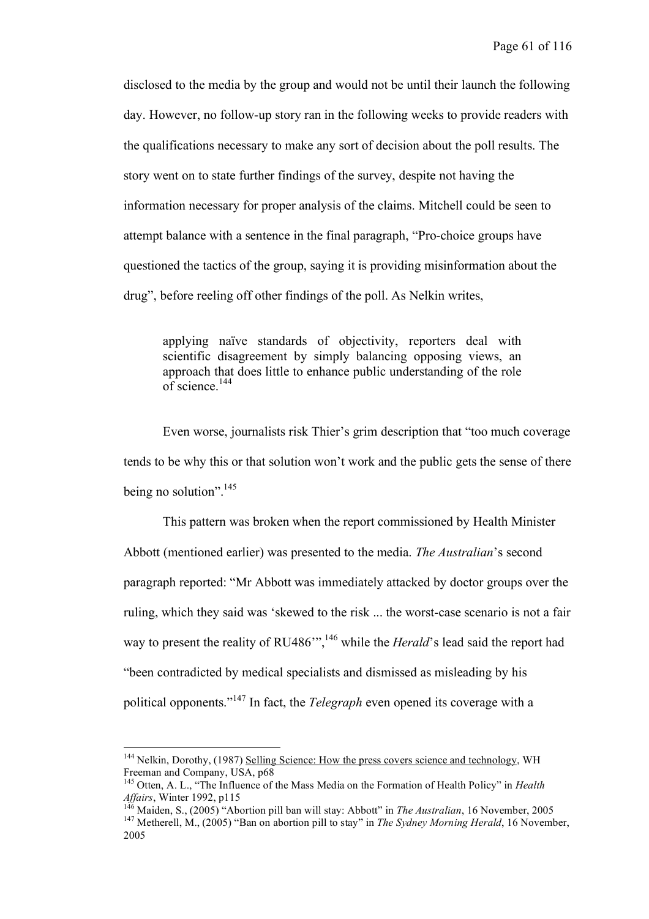disclosed to the media by the group and would not be until their launch the following day. However, no follow-up story ran in the following weeks to provide readers with the qualifications necessary to make any sort of decision about the poll results. The story went on to state further findings of the survey, despite not having the information necessary for proper analysis of the claims. Mitchell could be seen to attempt balance with a sentence in the final paragraph, "Pro-choice groups have questioned the tactics of the group, saying it is providing misinformation about the drug", before reeling off other findings of the poll. As Nelkin writes,

> applying naïve standards of objectivity, reporters deal with scientific disagreement by simply balancing opposing views, an approach that does little to enhance public understanding of the role of science.[144]

Even worse, journalists risk Thier's grim description that "too much coverage tends to be why this or that solution won't work and the public gets the sense of there being no solution".[145]

This pattern was broken when the report commissioned by Health Minister Abbott (mentioned earlier) was presented to the media. *The Australian*'s second paragraph reported: "Mr Abbott was immediately attacked by doctor groups over the ruling, which they said was 'skewed to the risk ... the worst-case scenario is not a fair way to present the reality of RU486'",[146] while the *Herald*'s lead said the report had "been contradicted by medical specialists and dismissed as misleading by his political opponents."[147] In fact, the *Telegraph* even opened its coverage with a

---

[144] Nelkin, Dorothy, (1987) Selling Science: How the press covers science and technology, WH Freeman and Company, USA, p68

[145] Otten, A. L., "The Influence of the Mass Media on the Formation of Health Policy" in *Health Affairs*, Winter 1992, p115

[146] Maiden, S., (2005) "Abortion pill ban will stay: Abbott" in *The Australian*, 16 November, 2005

[147] Metherell, M., (2005) "Ban on abortion pill to stay" in *The Sydney Morning Herald*, 16 November, 2005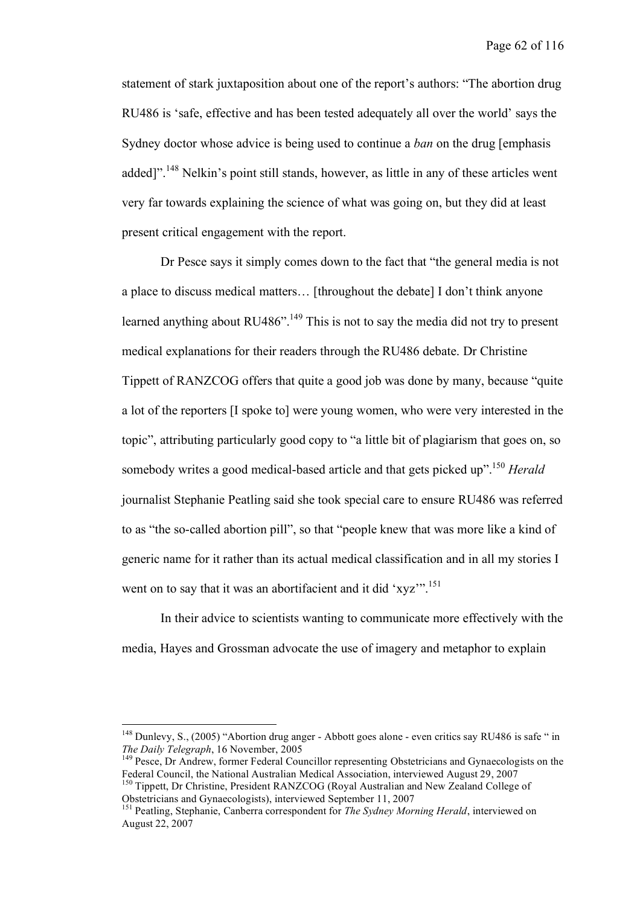statement of stark juxtaposition about one of the report's authors: "The abortion drug RU486 is 'safe, effective and has been tested adequately all over the world' says the Sydney doctor whose advice is being used to continue a *ban* on the drug [emphasis added]".[148] Nelkin's point still stands, however, as little in any of these articles went very far towards explaining the science of what was going on, but they did at least present critical engagement with the report.

Dr Pesce says it simply comes down to the fact that "the general media is not a place to discuss medical matters… [throughout the debate] I don't think anyone learned anything about RU486".[149] This is not to say the media did not try to present medical explanations for their readers through the RU486 debate. Dr Christine Tippett of RANZCOG offers that quite a good job was done by many, because "quite a lot of the reporters [I spoke to] were young women, who were very interested in the topic", attributing particularly good copy to "a little bit of plagiarism that goes on, so somebody writes a good medical-based article and that gets picked up".[150] *Herald* journalist Stephanie Peatling said she took special care to ensure RU486 was referred to as "the so-called abortion pill", so that "people knew that was more like a kind of generic name for it rather than its actual medical classification and in all my stories I went on to say that it was an abortifacient and it did 'xyz'".[151]

In their advice to scientists wanting to communicate more effectively with the media, Hayes and Grossman advocate the use of imagery and metaphor to explain

---

[148] Dunlevy, S., (2005) "Abortion drug anger - Abbott goes alone - even critics say RU486 is safe " in *The Daily Telegraph*, 16 November, 2005

[149] Pesce, Dr Andrew, former Federal Councillor representing Obstetricians and Gynaecologists on the Federal Council, the National Australian Medical Association, interviewed August 29, 2007

[150] Tippett, Dr Christine, President RANZCOG (Royal Australian and New Zealand College of Obstetricians and Gynaecologists), interviewed September 11, 2007

[151] Peatling, Stephanie, Canberra correspondent for *The Sydney Morning Herald*, interviewed on August 22, 2007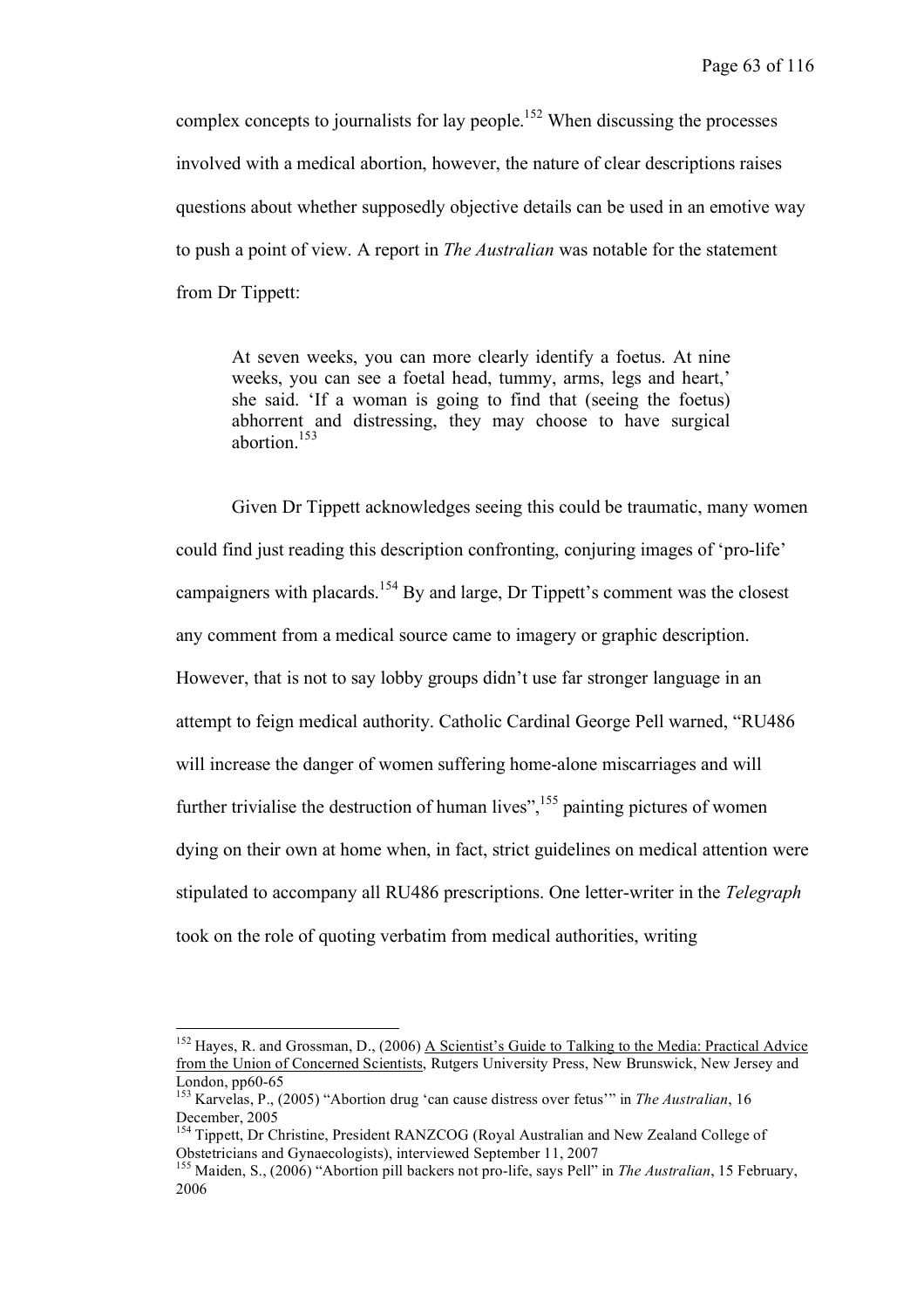complex concepts to journalists for lay people.[152] When discussing the processes involved with a medical abortion, however, the nature of clear descriptions raises questions about whether supposedly objective details can be used in an emotive way to push a point of view. A report in *The Australian* was notable for the statement from Dr Tippett:

> At seven weeks, you can more clearly identify a foetus. At nine weeks, you can see a foetal head, tummy, arms, legs and heart,' she said. 'If a woman is going to find that (seeing the foetus) abhorrent and distressing, they may choose to have surgical abortion.[153]

Given Dr Tippett acknowledges seeing this could be traumatic, many women could find just reading this description confronting, conjuring images of 'pro-life' campaigners with placards.[154] By and large, Dr Tippett's comment was the closest any comment from a medical source came to imagery or graphic description. However, that is not to say lobby groups didn't use far stronger language in an attempt to feign medical authority. Catholic Cardinal George Pell warned, "RU486 will increase the danger of women suffering home-alone miscarriages and will further trivialise the destruction of human lives",[155] painting pictures of women dying on their own at home when, in fact, strict guidelines on medical attention were stipulated to accompany all RU486 prescriptions. One letter-writer in the *Telegraph* took on the role of quoting verbatim from medical authorities, writing

---

[152] Hayes, R. and Grossman, D., (2006) A Scientist's Guide to Talking to the Media: Practical Advice from the Union of Concerned Scientists, Rutgers University Press, New Brunswick, New Jersey and London, pp60-65

[153] Karvelas, P., (2005) "Abortion drug 'can cause distress over fetus'" in *The Australian*, 16 December, 2005

[154] Tippett, Dr Christine, President RANZCOG (Royal Australian and New Zealand College of Obstetricians and Gynaecologists), interviewed September 11, 2007

[155] Maiden, S., (2006) "Abortion pill backers not pro-life, says Pell" in *The Australian*, 15 February, 2006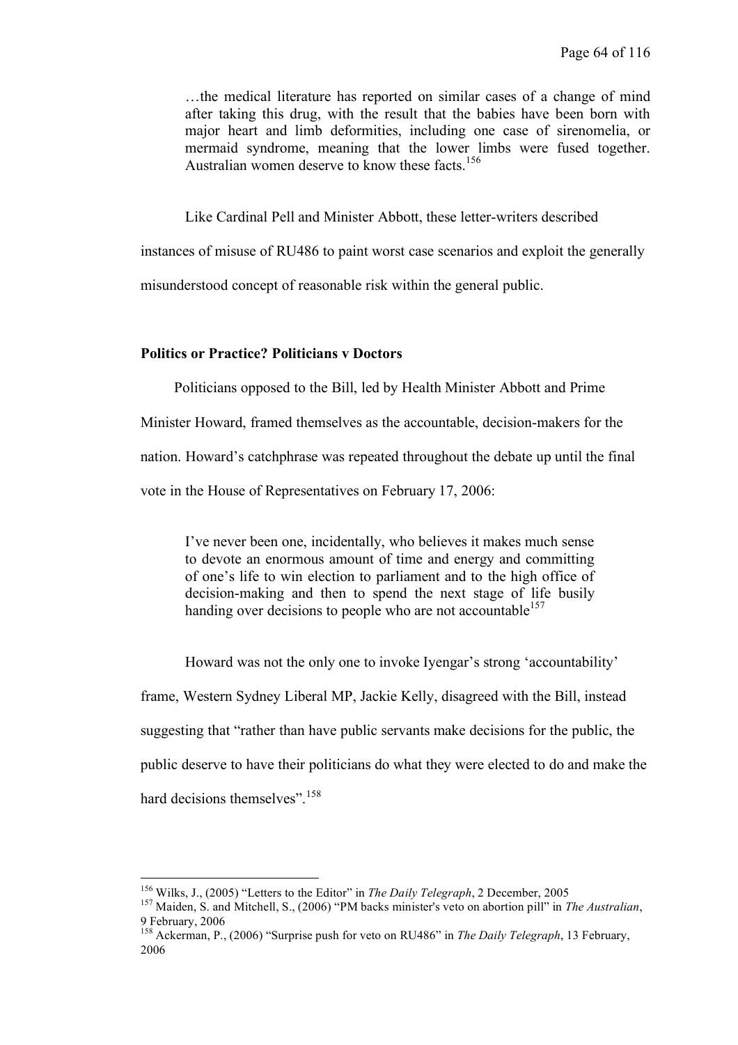> …the medical literature has reported on similar cases of a change of mind after taking this drug, with the result that the babies have been born with major heart and limb deformities, including one case of sirenomelia, or mermaid syndrome, meaning that the lower limbs were fused together. Australian women deserve to know these facts.[156]

Like Cardinal Pell and Minister Abbott, these letter-writers described instances of misuse of RU486 to paint worst case scenarios and exploit the generally misunderstood concept of reasonable risk within the general public.

**Politics or Practice? Politicians v Doctors**

Politicians opposed to the Bill, led by Health Minister Abbott and Prime Minister Howard, framed themselves as the accountable, decision-makers for the nation. Howard's catchphrase was repeated throughout the debate up until the final vote in the House of Representatives on February 17, 2006:

> I've never been one, incidentally, who believes it makes much sense to devote an enormous amount of time and energy and committing of one's life to win election to parliament and to the high office of decision-making and then to spend the next stage of life busily handing over decisions to people who are not accountable[157]

Howard was not the only one to invoke Iyengar's strong 'accountability' frame, Western Sydney Liberal MP, Jackie Kelly, disagreed with the Bill, instead suggesting that "rather than have public servants make decisions for the public, the public deserve to have their politicians do what they were elected to do and make the hard decisions themselves".[158]

---

[156] Wilks, J., (2005) "Letters to the Editor" in *The Daily Telegraph*, 2 December, 2005

[157] Maiden, S. and Mitchell, S., (2006) "PM backs minister's veto on abortion pill" in *The Australian*, 9 February, 2006

[158] Ackerman, P., (2006) "Surprise push for veto on RU486" in *The Daily Telegraph*, 13 February, 2006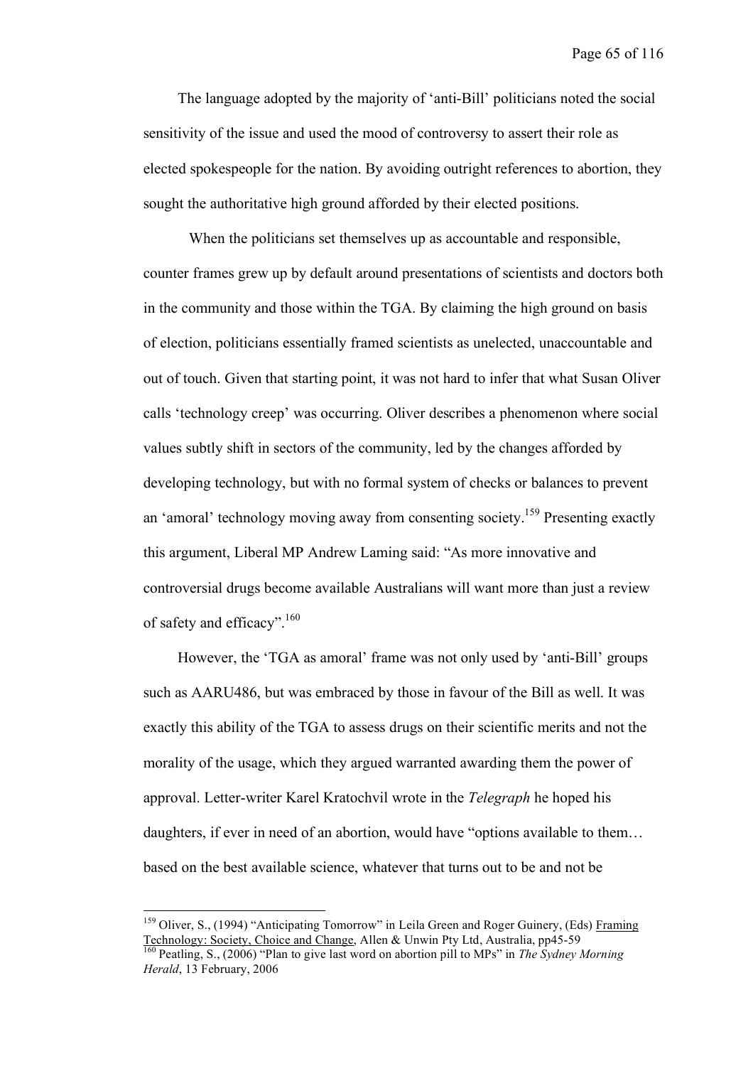The language adopted by the majority of 'anti-Bill' politicians noted the social sensitivity of the issue and used the mood of controversy to assert their role as elected spokespeople for the nation. By avoiding outright references to abortion, they sought the authoritative high ground afforded by their elected positions.

When the politicians set themselves up as accountable and responsible, counter frames grew up by default around presentations of scientists and doctors both in the community and those within the TGA. By claiming the high ground on basis of election, politicians essentially framed scientists as unelected, unaccountable and out of touch. Given that starting point, it was not hard to infer that what Susan Oliver calls 'technology creep' was occurring. Oliver describes a phenomenon where social values subtly shift in sectors of the community, led by the changes afforded by developing technology, but with no formal system of checks or balances to prevent an 'amoral' technology moving away from consenting society.[159] Presenting exactly this argument, Liberal MP Andrew Laming said: "As more innovative and controversial drugs become available Australians will want more than just a review of safety and efficacy".[160]

However, the 'TGA as amoral' frame was not only used by 'anti-Bill' groups such as AARU486, but was embraced by those in favour of the Bill as well. It was exactly this ability of the TGA to assess drugs on their scientific merits and not the morality of the usage, which they argued warranted awarding them the power of approval. Letter-writer Karel Kratochvil wrote in the *Telegraph* he hoped his daughters, if ever in need of an abortion, would have "options available to them… based on the best available science, whatever that turns out to be and not be

---

[159] Oliver, S., (1994) "Anticipating Tomorrow" in Leila Green and Roger Guinery, (Eds) Framing Technology: Society, Choice and Change, Allen & Unwin Pty Ltd, Australia, pp45-59

[160] Peatling, S., (2006) "Plan to give last word on abortion pill to MPs" in *The Sydney Morning Herald*, 13 February, 2006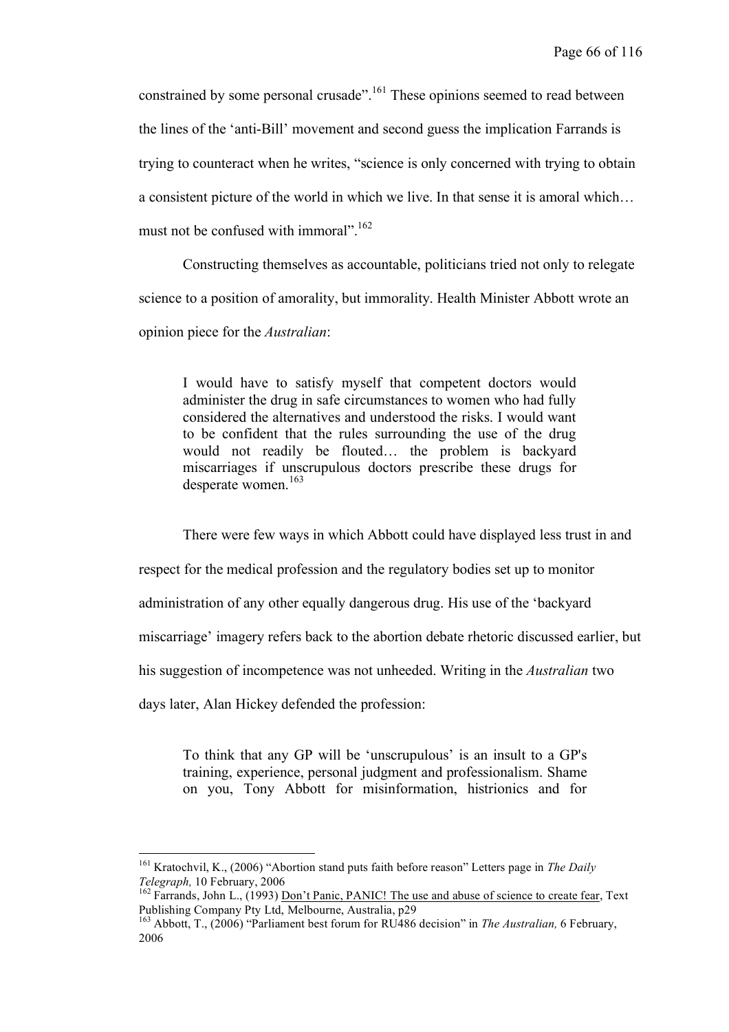constrained by some personal crusade".[161] These opinions seemed to read between the lines of the 'anti-Bill' movement and second guess the implication Farrands is trying to counteract when he writes, "science is only concerned with trying to obtain a consistent picture of the world in which we live. In that sense it is amoral which… must not be confused with immoral".[162]

Constructing themselves as accountable, politicians tried not only to relegate science to a position of amorality, but immorality. Health Minister Abbott wrote an opinion piece for the *Australian*:

> I would have to satisfy myself that competent doctors would administer the drug in safe circumstances to women who had fully considered the alternatives and understood the risks. I would want to be confident that the rules surrounding the use of the drug would not readily be flouted… the problem is backyard miscarriages if unscrupulous doctors prescribe these drugs for desperate women.[163]

There were few ways in which Abbott could have displayed less trust in and respect for the medical profession and the regulatory bodies set up to monitor administration of any other equally dangerous drug. His use of the 'backyard miscarriage' imagery refers back to the abortion debate rhetoric discussed earlier, but his suggestion of incompetence was not unheeded. Writing in the *Australian* two days later, Alan Hickey defended the profession:

> To think that any GP will be 'unscrupulous' is an insult to a GP's training, experience, personal judgment and professionalism. Shame on you, Tony Abbott for misinformation, histrionics and for

---

[161] Kratochvil, K., (2006) "Abortion stand puts faith before reason" Letters page in *The Daily Telegraph,* 10 February, 2006

[162] Farrands, John L., (1993) Don't Panic, PANIC! The use and abuse of science to create fear, Text Publishing Company Pty Ltd, Melbourne, Australia, p29

[163] Abbott, T., (2006) "Parliament best forum for RU486 decision" in *The Australian,* 6 February, 2006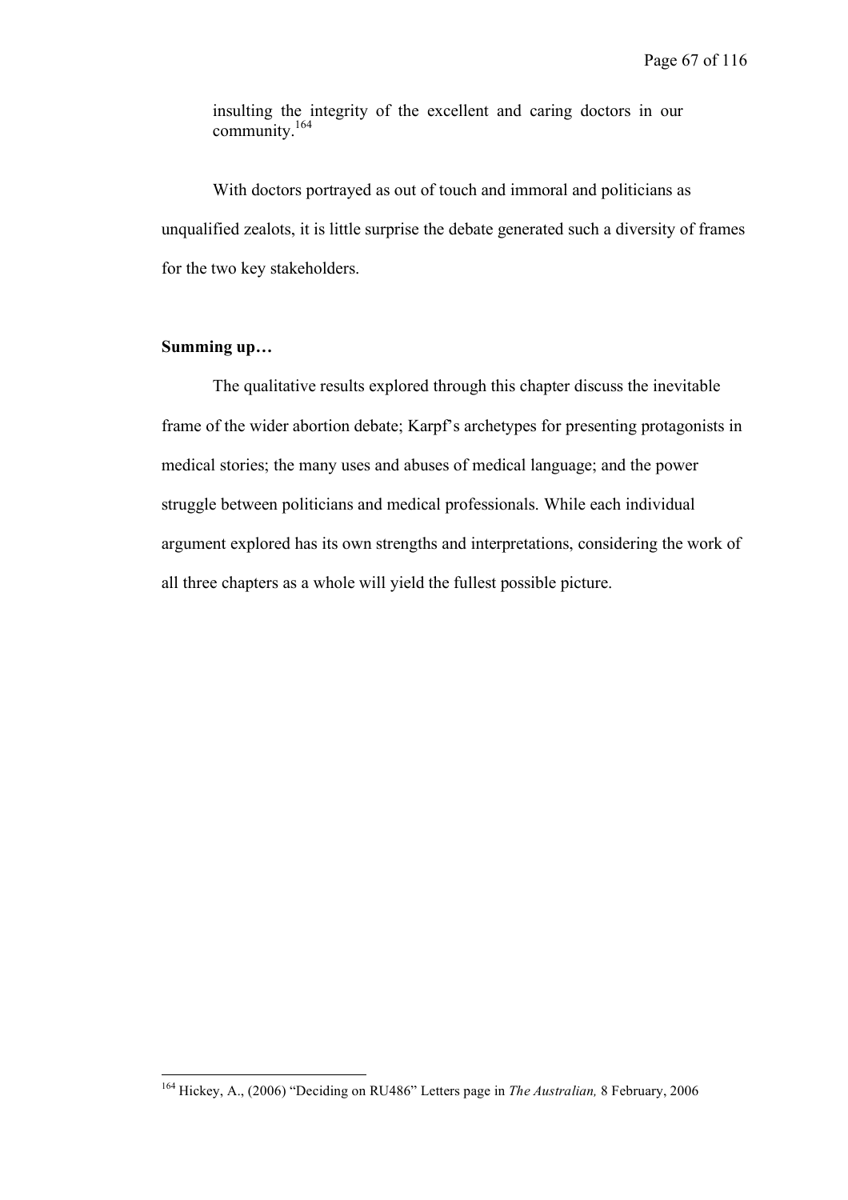> insulting the integrity of the excellent and caring doctors in our community.[164]

With doctors portrayed as out of touch and immoral and politicians as unqualified zealots, it is little surprise the debate generated such a diversity of frames for the two key stakeholders.

**Summing up…**

The qualitative results explored through this chapter discuss the inevitable frame of the wider abortion debate; Karpf's archetypes for presenting protagonists in medical stories; the many uses and abuses of medical language; and the power struggle between politicians and medical professionals. While each individual argument explored has its own strengths and interpretations, considering the work of all three chapters as a whole will yield the fullest possible picture.

---

[164] Hickey, A., (2006) "Deciding on RU486" Letters page in *The Australian,* 8 February, 2006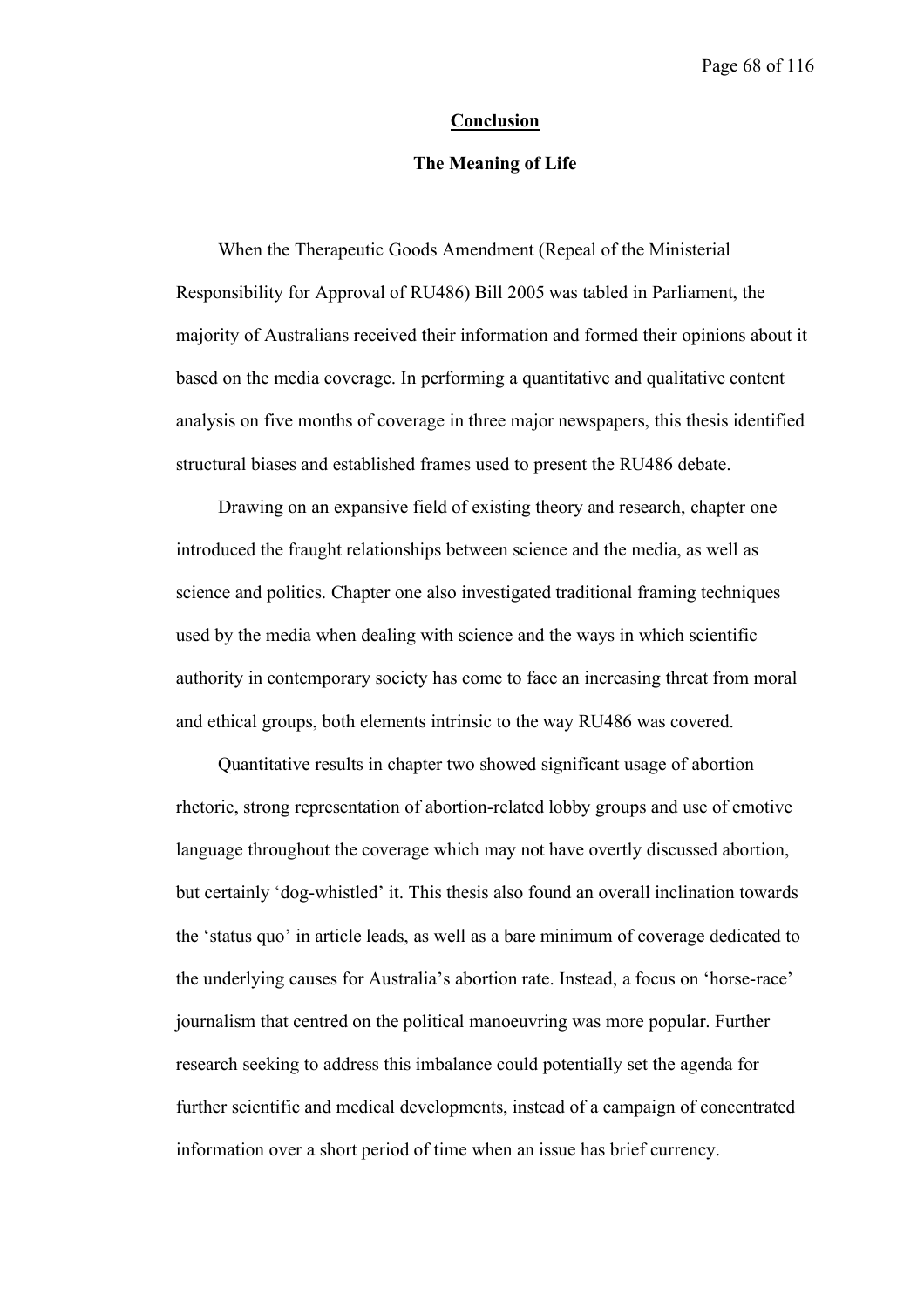# Conclusion

## The Meaning of Life

When the Therapeutic Goods Amendment (Repeal of the Ministerial Responsibility for Approval of RU486) Bill 2005 was tabled in Parliament, the majority of Australians received their information and formed their opinions about it based on the media coverage. In performing a quantitative and qualitative content analysis on five months of coverage in three major newspapers, this thesis identified structural biases and established frames used to present the RU486 debate.

Drawing on an expansive field of existing theory and research, chapter one introduced the fraught relationships between science and the media, as well as science and politics. Chapter one also investigated traditional framing techniques used by the media when dealing with science and the ways in which scientific authority in contemporary society has come to face an increasing threat from moral and ethical groups, both elements intrinsic to the way RU486 was covered.

Quantitative results in chapter two showed significant usage of abortion rhetoric, strong representation of abortion-related lobby groups and use of emotive language throughout the coverage which may not have overtly discussed abortion, but certainly 'dog-whistled' it. This thesis also found an overall inclination towards the 'status quo' in article leads, as well as a bare minimum of coverage dedicated to the underlying causes for Australia's abortion rate. Instead, a focus on 'horse-race' journalism that centred on the political manoeuvring was more popular. Further research seeking to address this imbalance could potentially set the agenda for further scientific and medical developments, instead of a campaign of concentrated information over a short period of time when an issue has brief currency.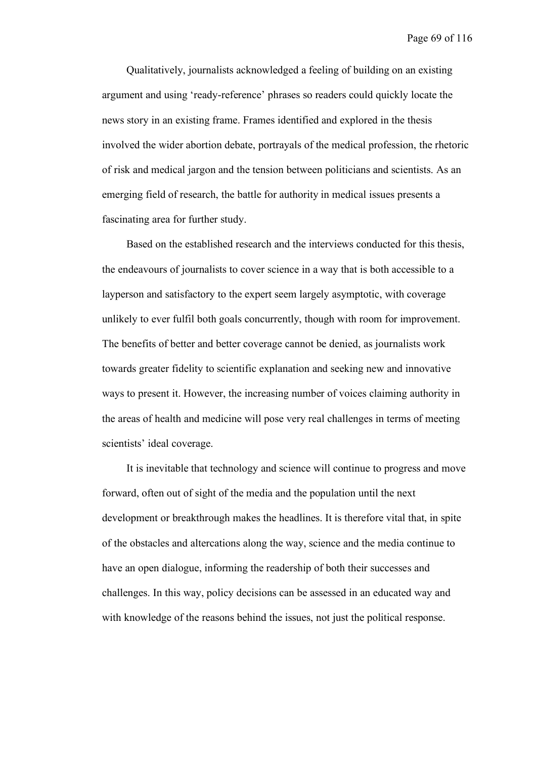Qualitatively, journalists acknowledged a feeling of building on an existing argument and using 'ready-reference' phrases so readers could quickly locate the news story in an existing frame. Frames identified and explored in the thesis involved the wider abortion debate, portrayals of the medical profession, the rhetoric of risk and medical jargon and the tension between politicians and scientists. As an emerging field of research, the battle for authority in medical issues presents a fascinating area for further study.

Based on the established research and the interviews conducted for this thesis, the endeavours of journalists to cover science in a way that is both accessible to a layperson and satisfactory to the expert seem largely asymptotic, with coverage unlikely to ever fulfil both goals concurrently, though with room for improvement. The benefits of better and better coverage cannot be denied, as journalists work towards greater fidelity to scientific explanation and seeking new and innovative ways to present it. However, the increasing number of voices claiming authority in the areas of health and medicine will pose very real challenges in terms of meeting scientists' ideal coverage.

It is inevitable that technology and science will continue to progress and move forward, often out of sight of the media and the population until the next development or breakthrough makes the headlines. It is therefore vital that, in spite of the obstacles and altercations along the way, science and the media continue to have an open dialogue, informing the readership of both their successes and challenges. In this way, policy decisions can be assessed in an educated way and with knowledge of the reasons behind the issues, not just the political response.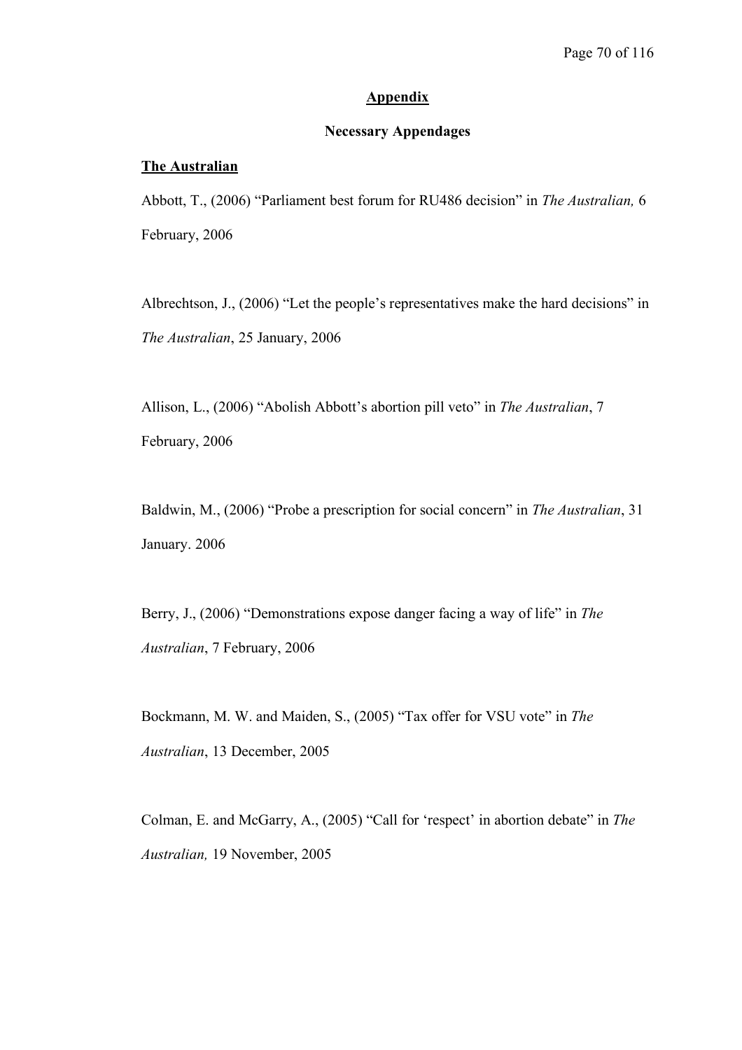## Appendix

### Necessary Appendages

**The Australian**

Abbott, T., (2006) "Parliament best forum for RU486 decision" in *The Australian,* 6 February, 2006

Albrechtson, J., (2006) "Let the people's representatives make the hard decisions" in *The Australian*, 25 January, 2006

Allison, L., (2006) "Abolish Abbott's abortion pill veto" in *The Australian*, 7 February, 2006

Baldwin, M., (2006) "Probe a prescription for social concern" in *The Australian*, 31 January. 2006

Berry, J., (2006) "Demonstrations expose danger facing a way of life" in *The Australian*, 7 February, 2006

Bockmann, M. W. and Maiden, S., (2005) "Tax offer for VSU vote" in *The Australian*, 13 December, 2005

Colman, E. and McGarry, A., (2005) "Call for 'respect' in abortion debate" in *The Australian,* 19 November, 2005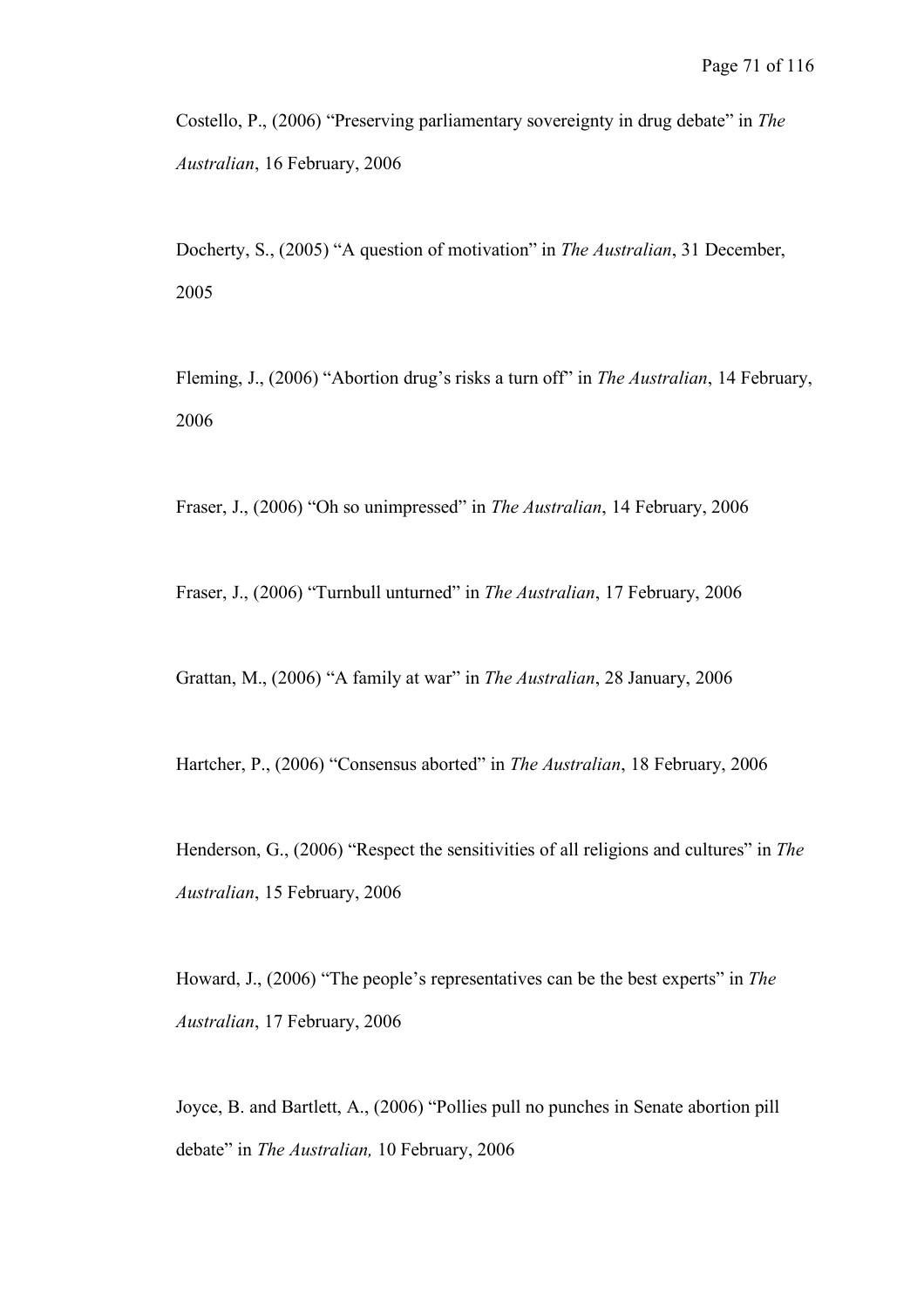Costello, P., (2006) "Preserving parliamentary sovereignty in drug debate" in *The Australian*, 16 February, 2006

Docherty, S., (2005) "A question of motivation" in *The Australian*, 31 December, 2005

Fleming, J., (2006) "Abortion drug's risks a turn off" in *The Australian*, 14 February, 2006

Fraser, J., (2006) "Oh so unimpressed" in *The Australian*, 14 February, 2006

Fraser, J., (2006) "Turnbull unturned" in *The Australian*, 17 February, 2006

Grattan, M., (2006) "A family at war" in *The Australian*, 28 January, 2006

Hartcher, P., (2006) "Consensus aborted" in *The Australian*, 18 February, 2006

Henderson, G., (2006) "Respect the sensitivities of all religions and cultures" in *The Australian*, 15 February, 2006

Howard, J., (2006) "The people's representatives can be the best experts" in *The Australian*, 17 February, 2006

Joyce, B. and Bartlett, A., (2006) "Pollies pull no punches in Senate abortion pill debate" in *The Australian,* 10 February, 2006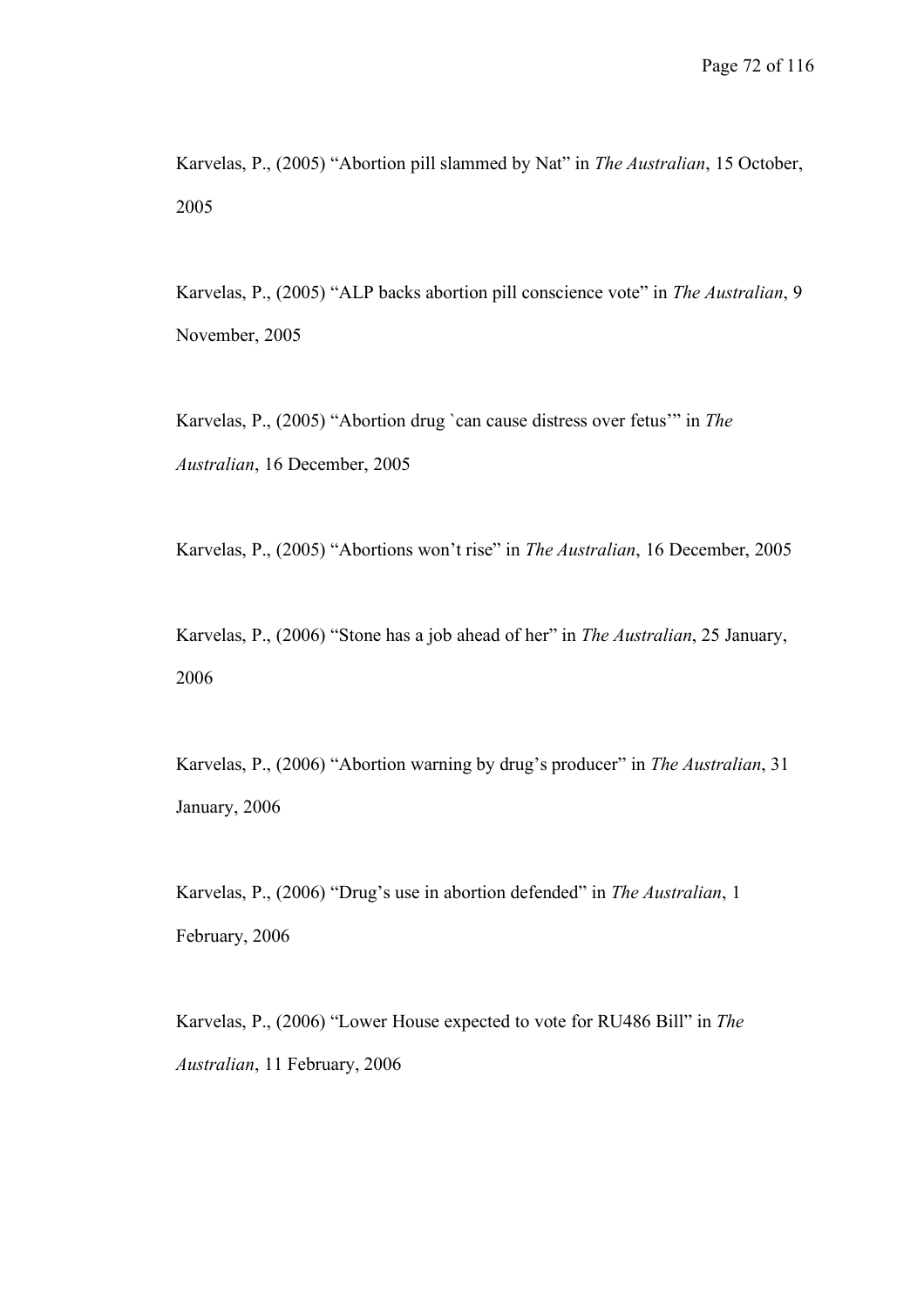Karvelas, P., (2005) “Abortion pill slammed by Nat” in *The Australian*, 15 October, 2005

Karvelas, P., (2005) “ALP backs abortion pill conscience vote” in *The Australian*, 9 November, 2005

Karvelas, P., (2005) “Abortion drug `can cause distress over fetus’” in *The Australian*, 16 December, 2005

Karvelas, P., (2005) “Abortions won’t rise” in *The Australian*, 16 December, 2005

Karvelas, P., (2006) “Stone has a job ahead of her” in *The Australian*, 25 January, 2006

Karvelas, P., (2006) “Abortion warning by drug’s producer” in *The Australian*, 31 January, 2006

Karvelas, P., (2006) “Drug’s use in abortion defended” in *The Australian*, 1 February, 2006

Karvelas, P., (2006) “Lower House expected to vote for RU486 Bill” in *The Australian*, 11 February, 2006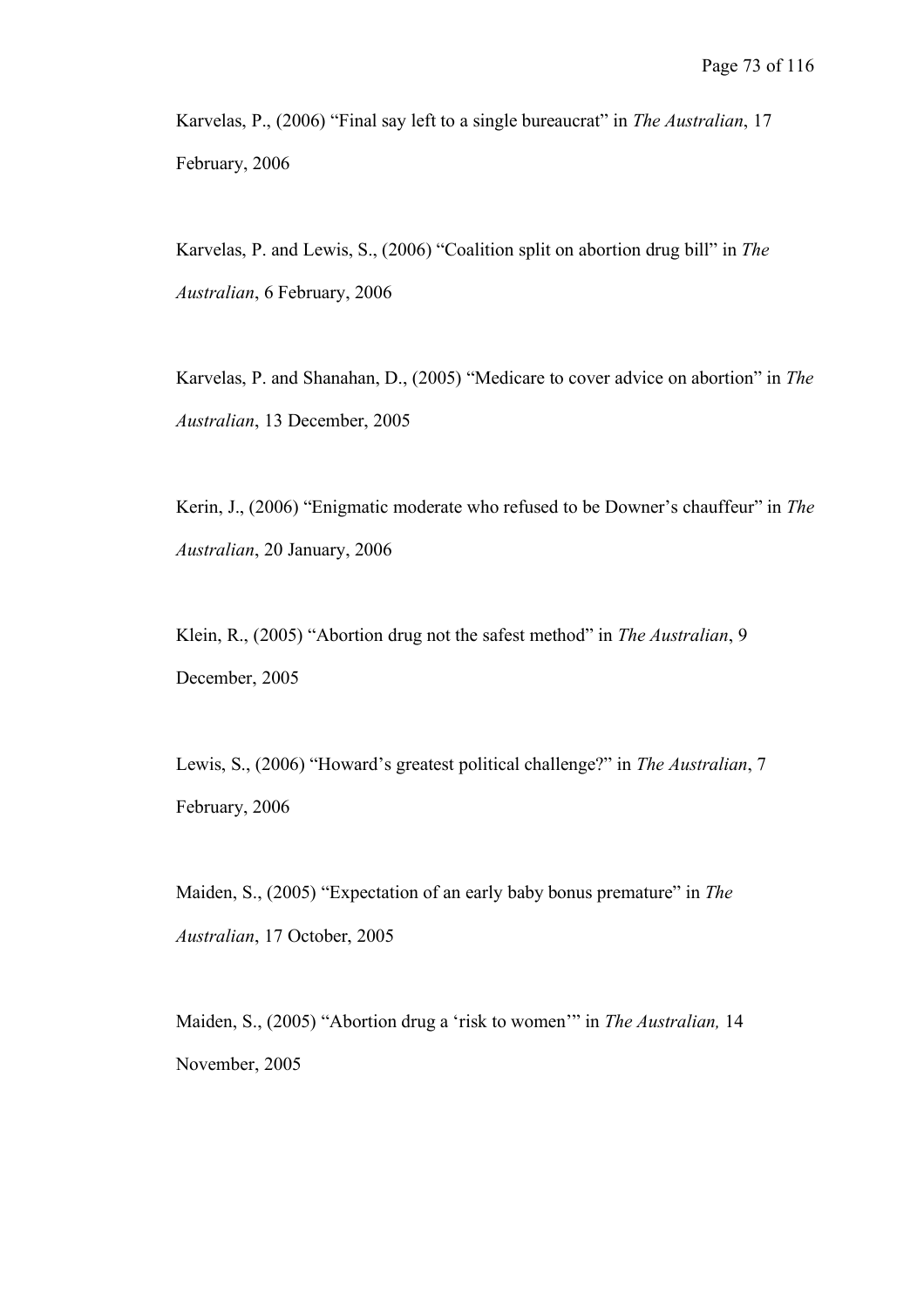Karvelas, P., (2006) “Final say left to a single bureaucrat” in *The Australian*, 17 February, 2006

Karvelas, P. and Lewis, S., (2006) “Coalition split on abortion drug bill” in *The Australian*, 6 February, 2006

Karvelas, P. and Shanahan, D., (2005) “Medicare to cover advice on abortion” in *The Australian*, 13 December, 2005

Kerin, J., (2006) “Enigmatic moderate who refused to be Downer’s chauffeur” in *The Australian*, 20 January, 2006

Klein, R., (2005) “Abortion drug not the safest method” in *The Australian*, 9 December, 2005

Lewis, S., (2006) “Howard’s greatest political challenge?” in *The Australian*, 7 February, 2006

Maiden, S., (2005) “Expectation of an early baby bonus premature” in *The Australian*, 17 October, 2005

Maiden, S., (2005) “Abortion drug a ‘risk to women’” in *The Australian,* 14 November, 2005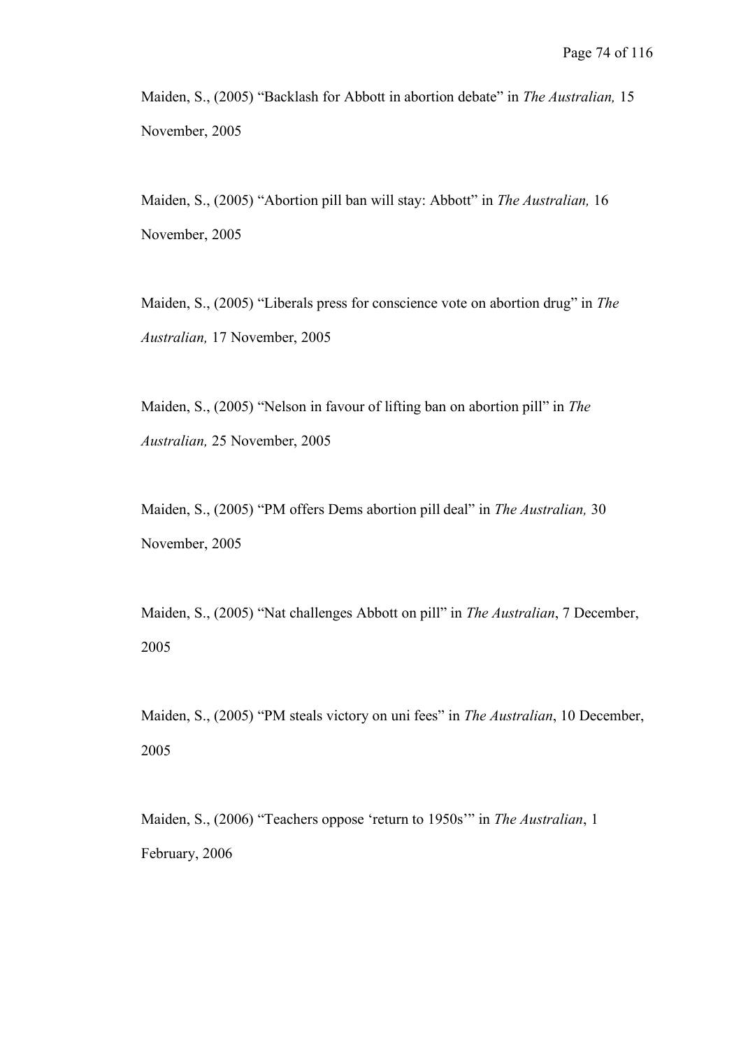Maiden, S., (2005) "Backlash for Abbott in abortion debate" in *The Australian,* 15 November, 2005

Maiden, S., (2005) "Abortion pill ban will stay: Abbott" in *The Australian,* 16 November, 2005

Maiden, S., (2005) "Liberals press for conscience vote on abortion drug" in *The Australian,* 17 November, 2005

Maiden, S., (2005) "Nelson in favour of lifting ban on abortion pill" in *The Australian,* 25 November, 2005

Maiden, S., (2005) "PM offers Dems abortion pill deal" in *The Australian,* 30 November, 2005

Maiden, S., (2005) "Nat challenges Abbott on pill" in *The Australian*, 7 December, 2005

Maiden, S., (2005) "PM steals victory on uni fees" in *The Australian*, 10 December, 2005

Maiden, S., (2006) "Teachers oppose 'return to 1950s'" in *The Australian*, 1 February, 2006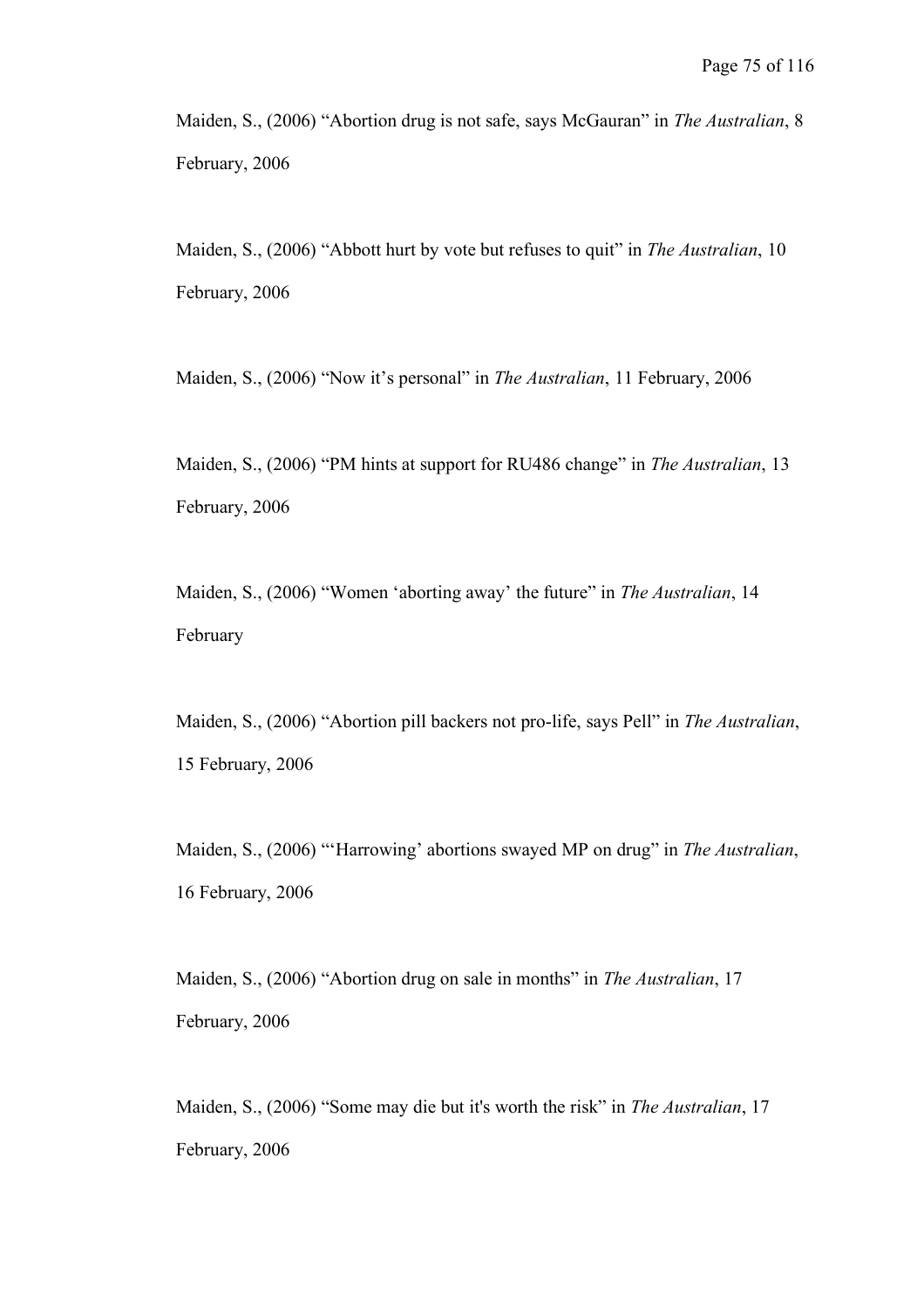Maiden, S., (2006) "Abortion drug is not safe, says McGauran" in *The Australian*, 8 February, 2006

Maiden, S., (2006) "Abbott hurt by vote but refuses to quit" in *The Australian*, 10 February, 2006

Maiden, S., (2006) "Now it's personal" in *The Australian*, 11 February, 2006

Maiden, S., (2006) "PM hints at support for RU486 change" in *The Australian*, 13 February, 2006

Maiden, S., (2006) "Women 'aborting away' the future" in *The Australian*, 14 February

Maiden, S., (2006) "Abortion pill backers not pro-life, says Pell" in *The Australian*, 15 February, 2006

Maiden, S., (2006) "'Harrowing' abortions swayed MP on drug" in *The Australian*, 16 February, 2006

Maiden, S., (2006) "Abortion drug on sale in months" in *The Australian*, 17 February, 2006

Maiden, S., (2006) "Some may die but it's worth the risk" in *The Australian*, 17 February, 2006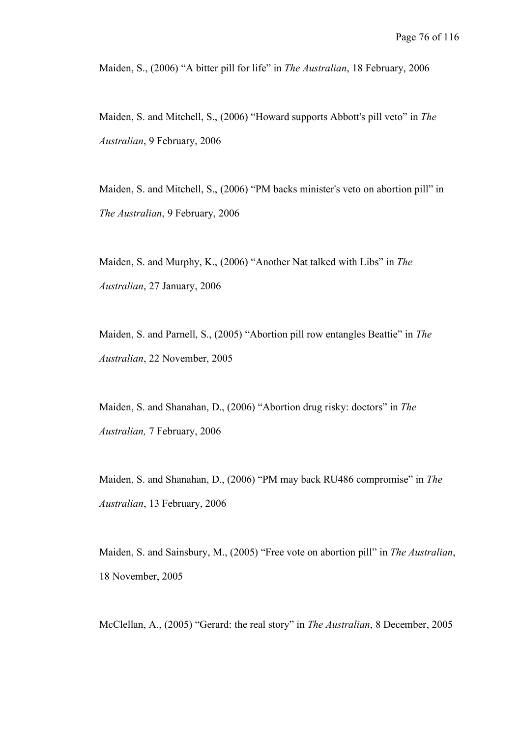Maiden, S., (2006) "A bitter pill for life" in *The Australian*, 18 February, 2006

Maiden, S. and Mitchell, S., (2006) "Howard supports Abbott's pill veto" in *The Australian*, 9 February, 2006

Maiden, S. and Mitchell, S., (2006) "PM backs minister's veto on abortion pill" in *The Australian*, 9 February, 2006

Maiden, S. and Murphy, K., (2006) "Another Nat talked with Libs" in *The Australian*, 27 January, 2006

Maiden, S. and Parnell, S., (2005) "Abortion pill row entangles Beattie" in *The Australian*, 22 November, 2005

Maiden, S. and Shanahan, D., (2006) "Abortion drug risky: doctors" in *The Australian,* 7 February, 2006

Maiden, S. and Shanahan, D., (2006) "PM may back RU486 compromise" in *The Australian*, 13 February, 2006

Maiden, S. and Sainsbury, M., (2005) "Free vote on abortion pill" in *The Australian*, 18 November, 2005

McClellan, A., (2005) "Gerard: the real story" in *The Australian*, 8 December, 2005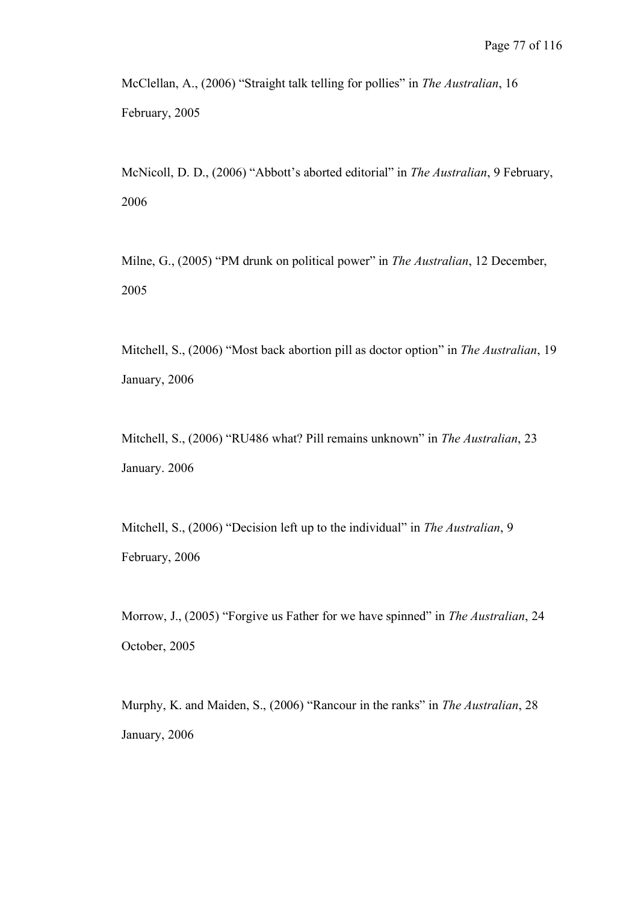McClellan, A., (2006) "Straight talk telling for pollies" in *The Australian*, 16 February, 2005

McNicoll, D. D., (2006) "Abbott's aborted editorial" in *The Australian*, 9 February, 2006

Milne, G., (2005) "PM drunk on political power" in *The Australian*, 12 December, 2005

Mitchell, S., (2006) "Most back abortion pill as doctor option" in *The Australian*, 19 January, 2006

Mitchell, S., (2006) "RU486 what? Pill remains unknown" in *The Australian*, 23 January. 2006

Mitchell, S., (2006) "Decision left up to the individual" in *The Australian*, 9 February, 2006

Morrow, J., (2005) "Forgive us Father for we have spinned" in *The Australian*, 24 October, 2005

Murphy, K. and Maiden, S., (2006) "Rancour in the ranks" in *The Australian*, 28 January, 2006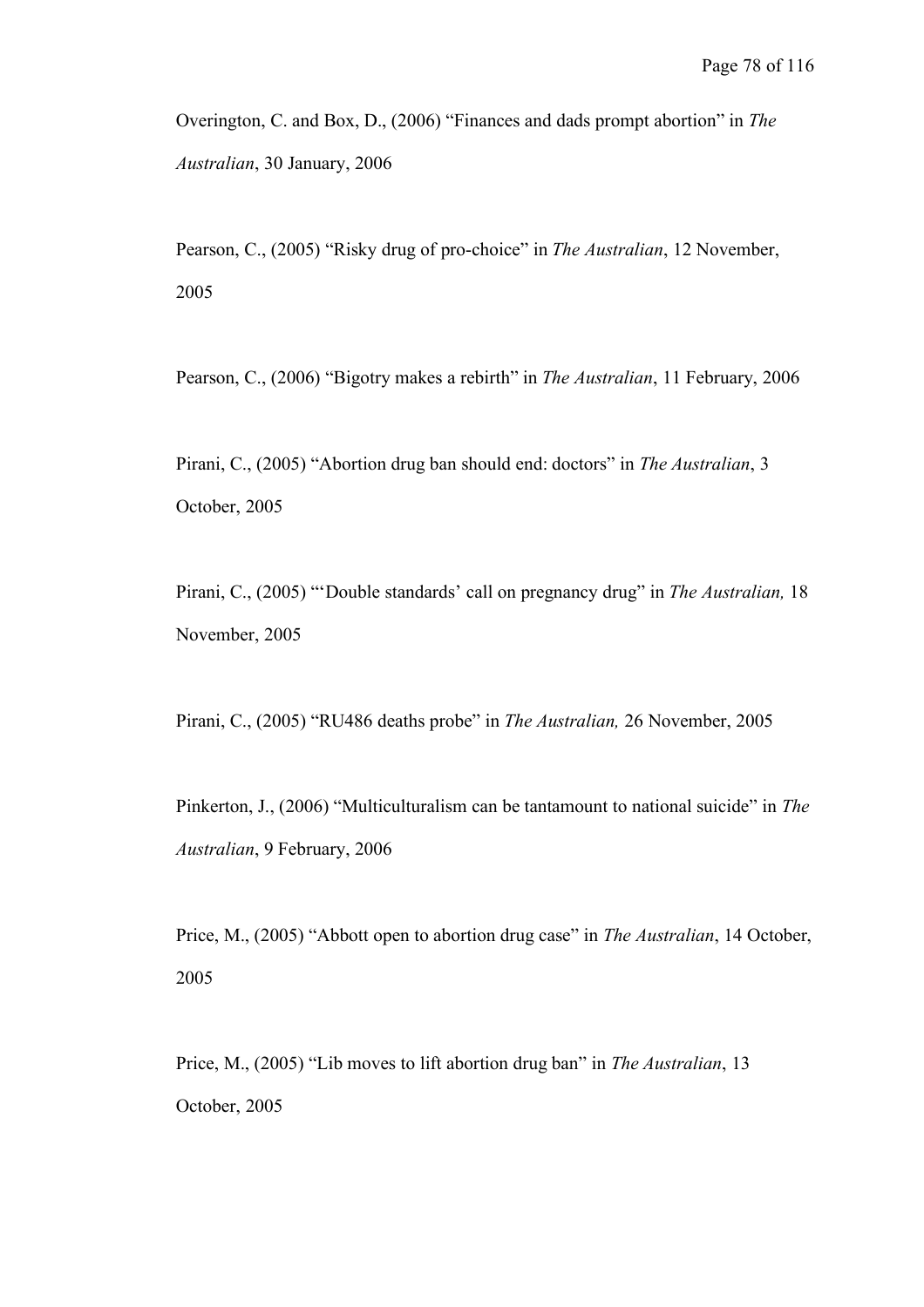Overington, C. and Box, D., (2006) "Finances and dads prompt abortion" in *The Australian*, 30 January, 2006

Pearson, C., (2005) "Risky drug of pro-choice" in *The Australian*, 12 November, 2005

Pearson, C., (2006) "Bigotry makes a rebirth" in *The Australian*, 11 February, 2006

Pirani, C., (2005) "Abortion drug ban should end: doctors" in *The Australian*, 3 October, 2005

Pirani, C., (2005) "'Double standards' call on pregnancy drug" in *The Australian,* 18 November, 2005

Pirani, C., (2005) "RU486 deaths probe" in *The Australian,* 26 November, 2005

Pinkerton, J., (2006) "Multiculturalism can be tantamount to national suicide" in *The Australian*, 9 February, 2006

Price, M., (2005) "Abbott open to abortion drug case" in *The Australian*, 14 October, 2005

Price, M., (2005) "Lib moves to lift abortion drug ban" in *The Australian*, 13 October, 2005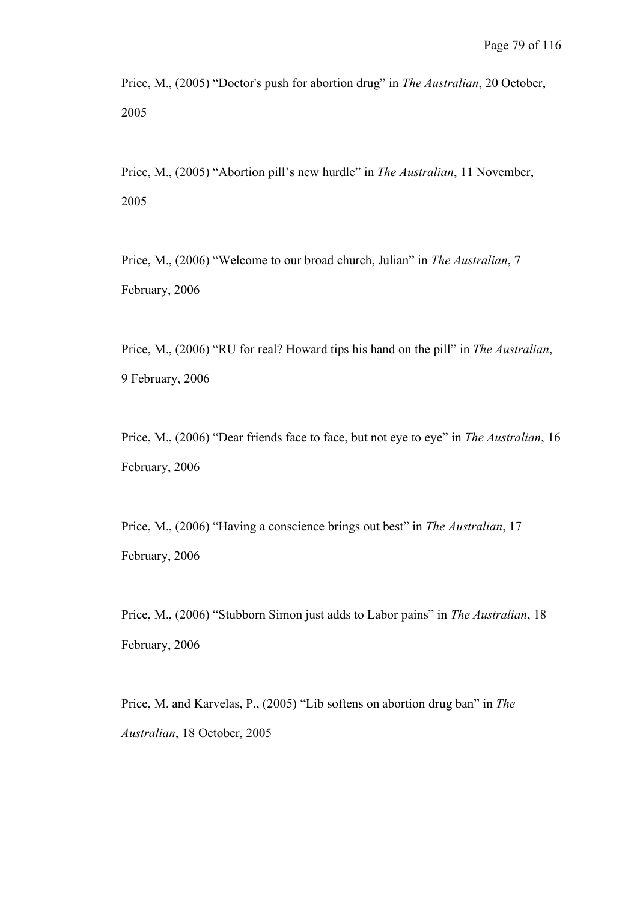Price, M., (2005) "Doctor's push for abortion drug" in *The Australian*, 20 October, 2005

Price, M., (2005) "Abortion pill's new hurdle" in *The Australian*, 11 November, 2005

Price, M., (2006) "Welcome to our broad church, Julian" in *The Australian*, 7 February, 2006

Price, M., (2006) "RU for real? Howard tips his hand on the pill" in *The Australian*, 9 February, 2006

Price, M., (2006) "Dear friends face to face, but not eye to eye" in *The Australian*, 16 February, 2006

Price, M., (2006) "Having a conscience brings out best" in *The Australian*, 17 February, 2006

Price, M., (2006) "Stubborn Simon just adds to Labor pains" in *The Australian*, 18 February, 2006

Price, M. and Karvelas, P., (2005) "Lib softens on abortion drug ban" in *The Australian*, 18 October, 2005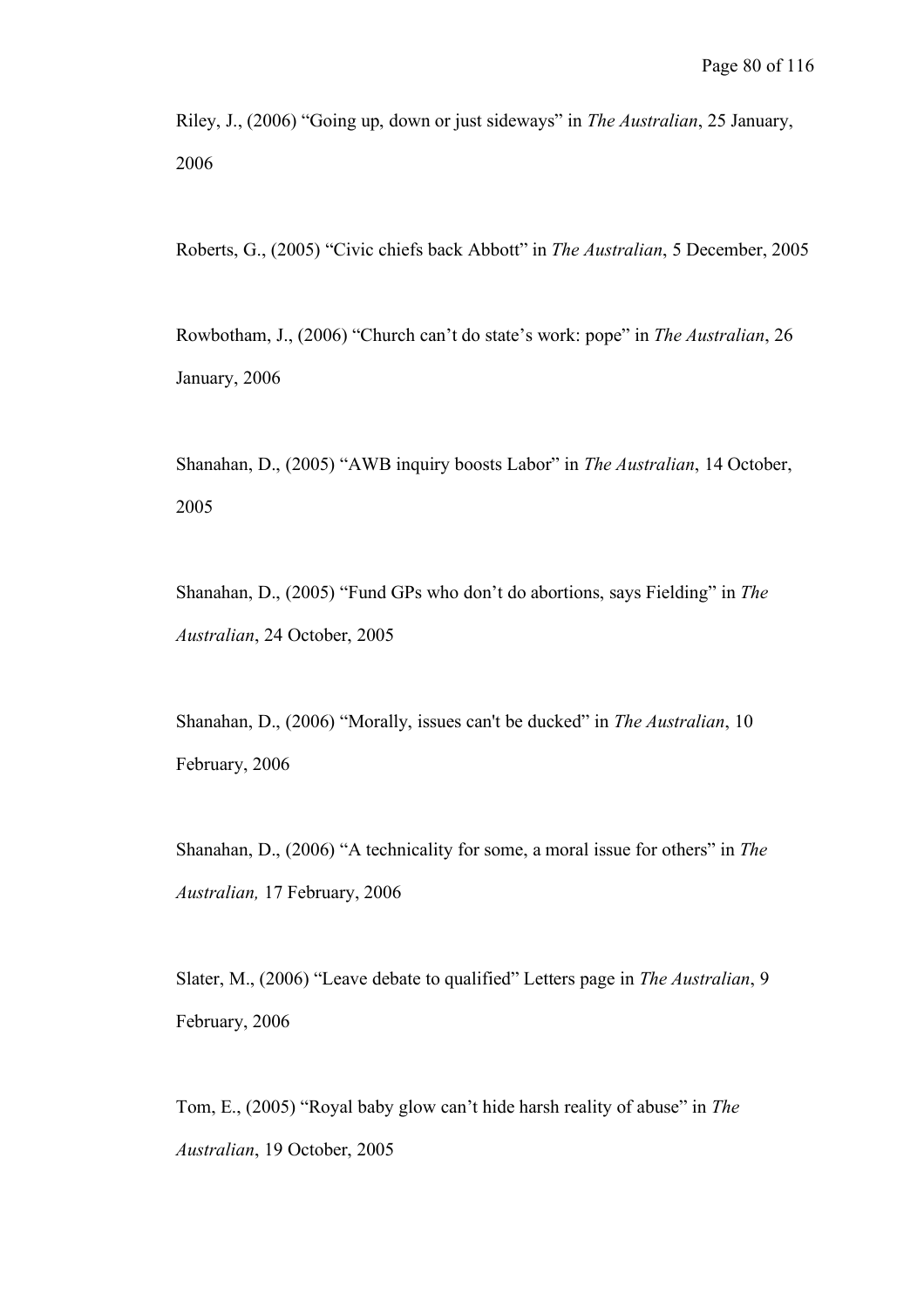Riley, J., (2006) “Going up, down or just sideways” in *The Australian*, 25 January, 2006

Roberts, G., (2005) “Civic chiefs back Abbott” in *The Australian*, 5 December, 2005

Rowbotham, J., (2006) “Church can’t do state’s work: pope” in *The Australian*, 26 January, 2006

Shanahan, D., (2005) “AWB inquiry boosts Labor” in *The Australian*, 14 October, 2005

Shanahan, D., (2005) “Fund GPs who don’t do abortions, says Fielding” in *The Australian*, 24 October, 2005

Shanahan, D., (2006) “Morally, issues can't be ducked” in *The Australian*, 10 February, 2006

Shanahan, D., (2006) “A technicality for some, a moral issue for others” in *The Australian,* 17 February, 2006

Slater, M., (2006) “Leave debate to qualified” Letters page in *The Australian*, 9 February, 2006

Tom, E., (2005) “Royal baby glow can’t hide harsh reality of abuse” in *The Australian*, 19 October, 2005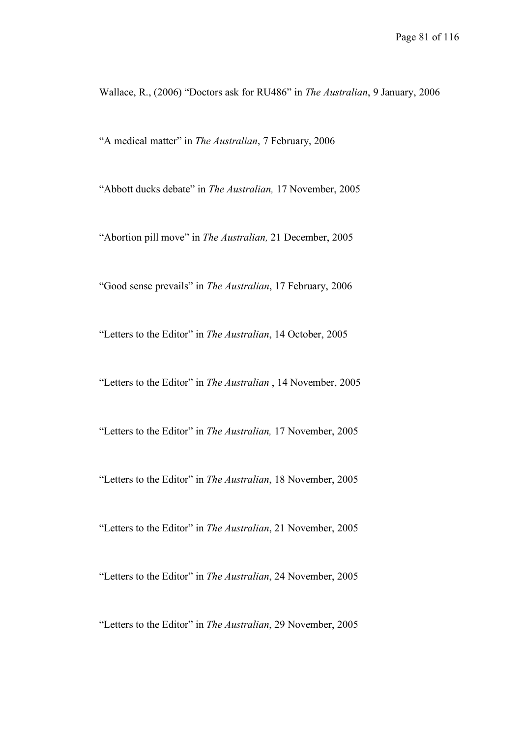Wallace, R., (2006) "Doctors ask for RU486" in *The Australian*, 9 January, 2006

"A medical matter" in *The Australian*, 7 February, 2006

"Abbott ducks debate" in *The Australian,* 17 November, 2005

"Abortion pill move" in *The Australian,* 21 December, 2005

"Good sense prevails" in *The Australian*, 17 February, 2006

"Letters to the Editor" in *The Australian*, 14 October, 2005

"Letters to the Editor" in *The Australian* , 14 November, 2005

"Letters to the Editor" in *The Australian,* 17 November, 2005

"Letters to the Editor" in *The Australian*, 18 November, 2005

"Letters to the Editor" in *The Australian*, 21 November, 2005

"Letters to the Editor" in *The Australian*, 24 November, 2005

"Letters to the Editor" in *The Australian*, 29 November, 2005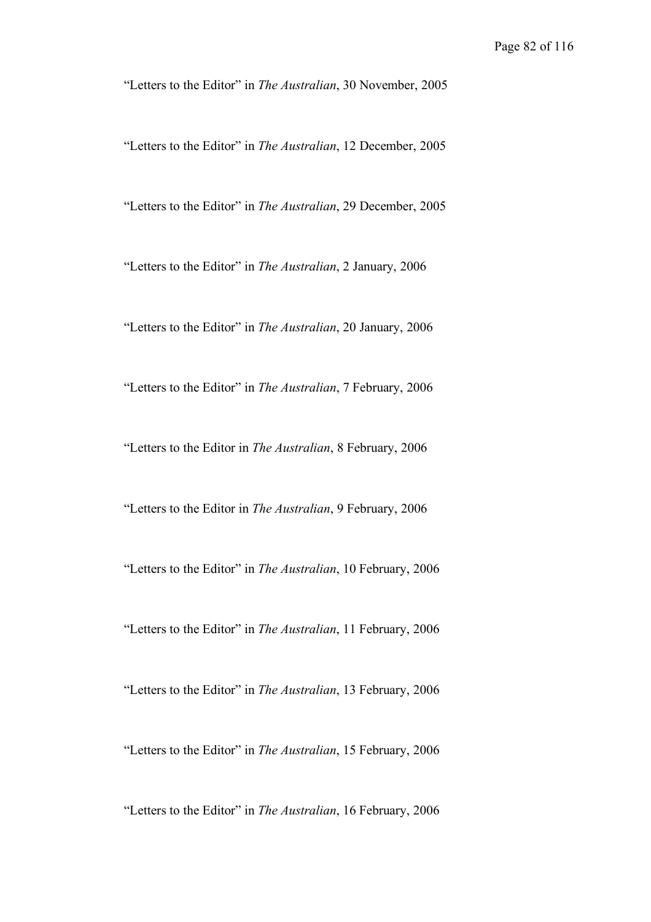"Letters to the Editor" in *The Australian*, 30 November, 2005

"Letters to the Editor" in *The Australian*, 12 December, 2005

"Letters to the Editor" in *The Australian*, 29 December, 2005

"Letters to the Editor" in *The Australian*, 2 January, 2006

"Letters to the Editor" in *The Australian*, 20 January, 2006

"Letters to the Editor" in *The Australian*, 7 February, 2006

"Letters to the Editor in *The Australian*, 8 February, 2006

"Letters to the Editor in *The Australian*, 9 February, 2006

"Letters to the Editor" in *The Australian*, 10 February, 2006

"Letters to the Editor" in *The Australian*, 11 February, 2006

"Letters to the Editor" in *The Australian*, 13 February, 2006

"Letters to the Editor" in *The Australian*, 15 February, 2006

"Letters to the Editor" in *The Australian*, 16 February, 2006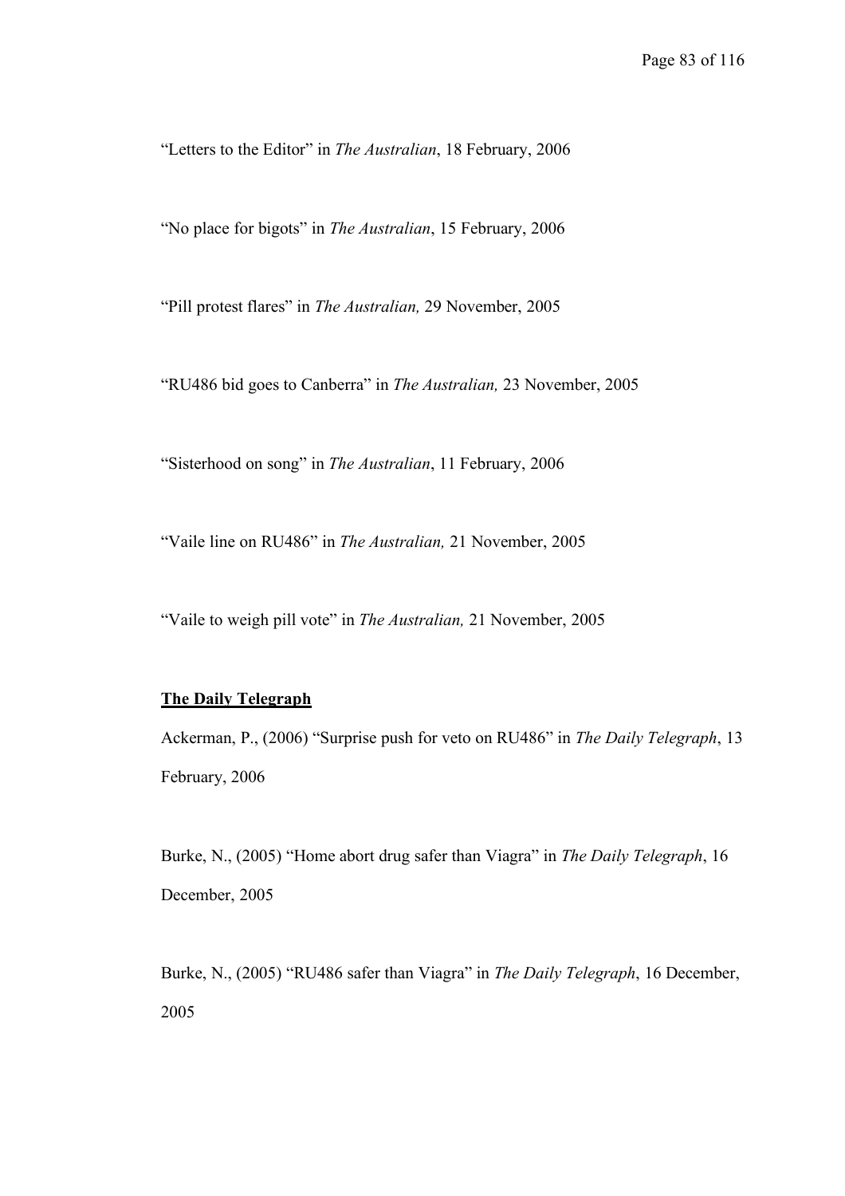"Letters to the Editor" in *The Australian*, 18 February, 2006

"No place for bigots" in *The Australian*, 15 February, 2006

"Pill protest flares" in *The Australian,* 29 November, 2005

"RU486 bid goes to Canberra" in *The Australian,* 23 November, 2005

"Sisterhood on song" in *The Australian*, 11 February, 2006

"Vaile line on RU486" in *The Australian,* 21 November, 2005

"Vaile to weigh pill vote" in *The Australian,* 21 November, 2005

**The Daily Telegraph**

Ackerman, P., (2006) "Surprise push for veto on RU486" in *The Daily Telegraph*, 13 February, 2006

Burke, N., (2005) "Home abort drug safer than Viagra" in *The Daily Telegraph*, 16 December, 2005

Burke, N., (2005) "RU486 safer than Viagra" in *The Daily Telegraph*, 16 December, 2005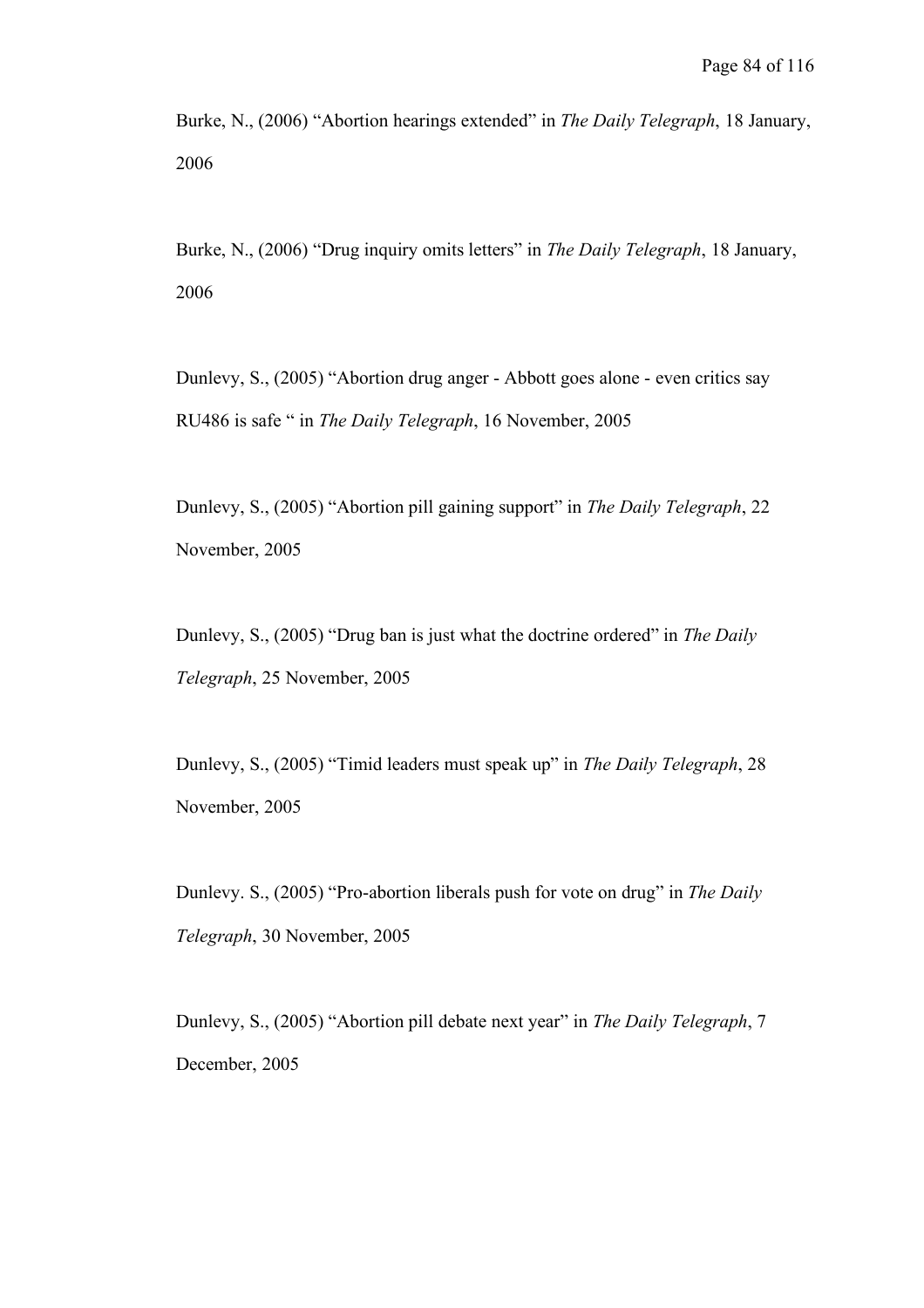Burke, N., (2006) "Abortion hearings extended" in *The Daily Telegraph*, 18 January, 2006

Burke, N., (2006) "Drug inquiry omits letters" in *The Daily Telegraph*, 18 January, 2006

Dunlevy, S., (2005) "Abortion drug anger - Abbott goes alone - even critics say RU486 is safe " in *The Daily Telegraph*, 16 November, 2005

Dunlevy, S., (2005) "Abortion pill gaining support" in *The Daily Telegraph*, 22 November, 2005

Dunlevy, S., (2005) "Drug ban is just what the doctrine ordered" in *The Daily Telegraph*, 25 November, 2005

Dunlevy, S., (2005) "Timid leaders must speak up" in *The Daily Telegraph*, 28 November, 2005

Dunlevy. S., (2005) "Pro-abortion liberals push for vote on drug" in *The Daily Telegraph*, 30 November, 2005

Dunlevy, S., (2005) "Abortion pill debate next year" in *The Daily Telegraph*, 7 December, 2005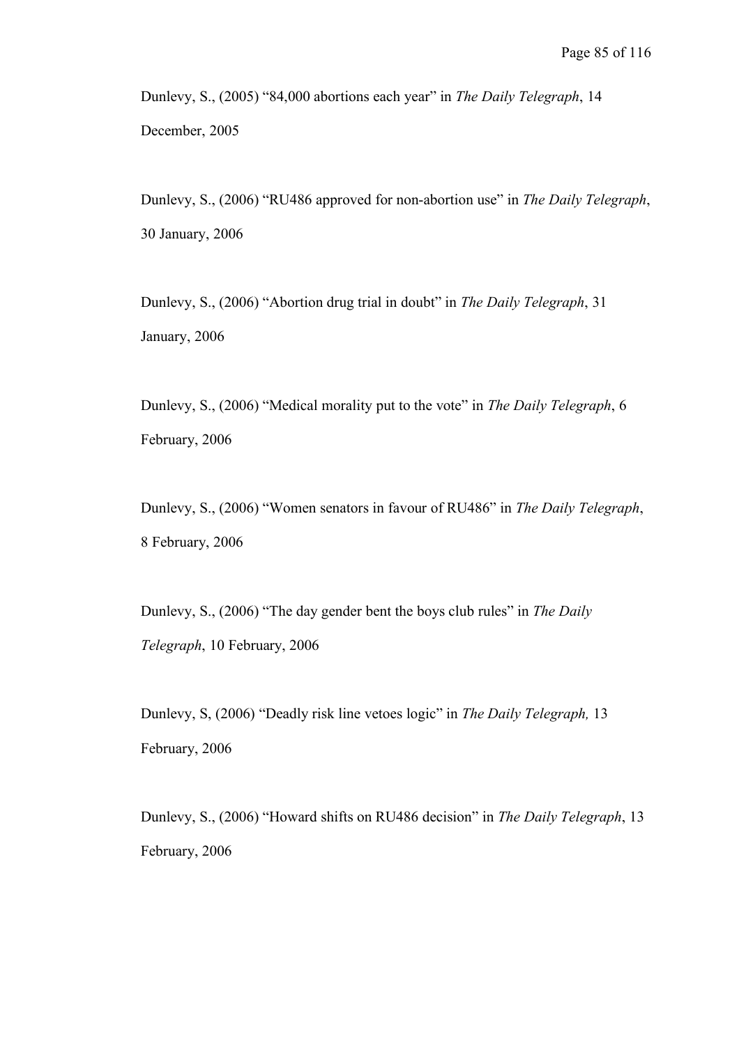Dunlevy, S., (2005) “84,000 abortions each year” in *The Daily Telegraph*, 14 December, 2005

Dunlevy, S., (2006) “RU486 approved for non-abortion use” in *The Daily Telegraph*, 30 January, 2006

Dunlevy, S., (2006) “Abortion drug trial in doubt” in *The Daily Telegraph*, 31 January, 2006

Dunlevy, S., (2006) “Medical morality put to the vote” in *The Daily Telegraph*, 6 February, 2006

Dunlevy, S., (2006) “Women senators in favour of RU486” in *The Daily Telegraph*, 8 February, 2006

Dunlevy, S., (2006) “The day gender bent the boys club rules” in *The Daily Telegraph*, 10 February, 2006

Dunlevy, S, (2006) “Deadly risk line vetoes logic” in *The Daily Telegraph,* 13 February, 2006

Dunlevy, S., (2006) “Howard shifts on RU486 decision” in *The Daily Telegraph*, 13 February, 2006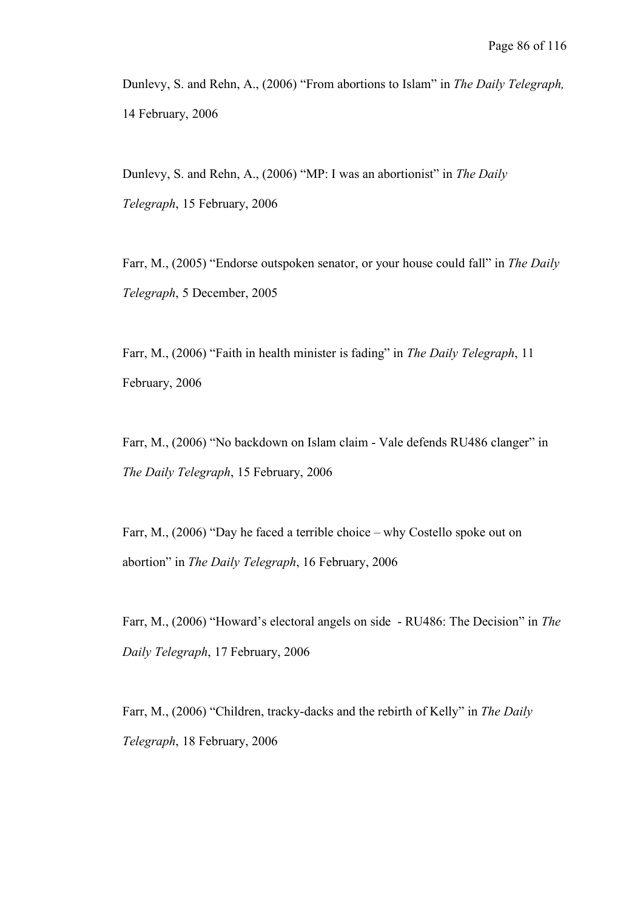Dunlevy, S. and Rehn, A., (2006) “From abortions to Islam” in *The Daily Telegraph,* 14 February, 2006

Dunlevy, S. and Rehn, A., (2006) “MP: I was an abortionist” in *The Daily Telegraph*, 15 February, 2006

Farr, M., (2005) “Endorse outspoken senator, or your house could fall” in *The Daily Telegraph*, 5 December, 2005

Farr, M., (2006) “Faith in health minister is fading” in *The Daily Telegraph*, 11 February, 2006

Farr, M., (2006) “No backdown on Islam claim - Vale defends RU486 clanger” in *The Daily Telegraph*, 15 February, 2006

Farr, M., (2006) “Day he faced a terrible choice – why Costello spoke out on abortion” in *The Daily Telegraph*, 16 February, 2006

Farr, M., (2006) “Howard’s electoral angels on side - RU486: The Decision” in *The Daily Telegraph*, 17 February, 2006

Farr, M., (2006) “Children, tracky-dacks and the rebirth of Kelly” in *The Daily Telegraph*, 18 February, 2006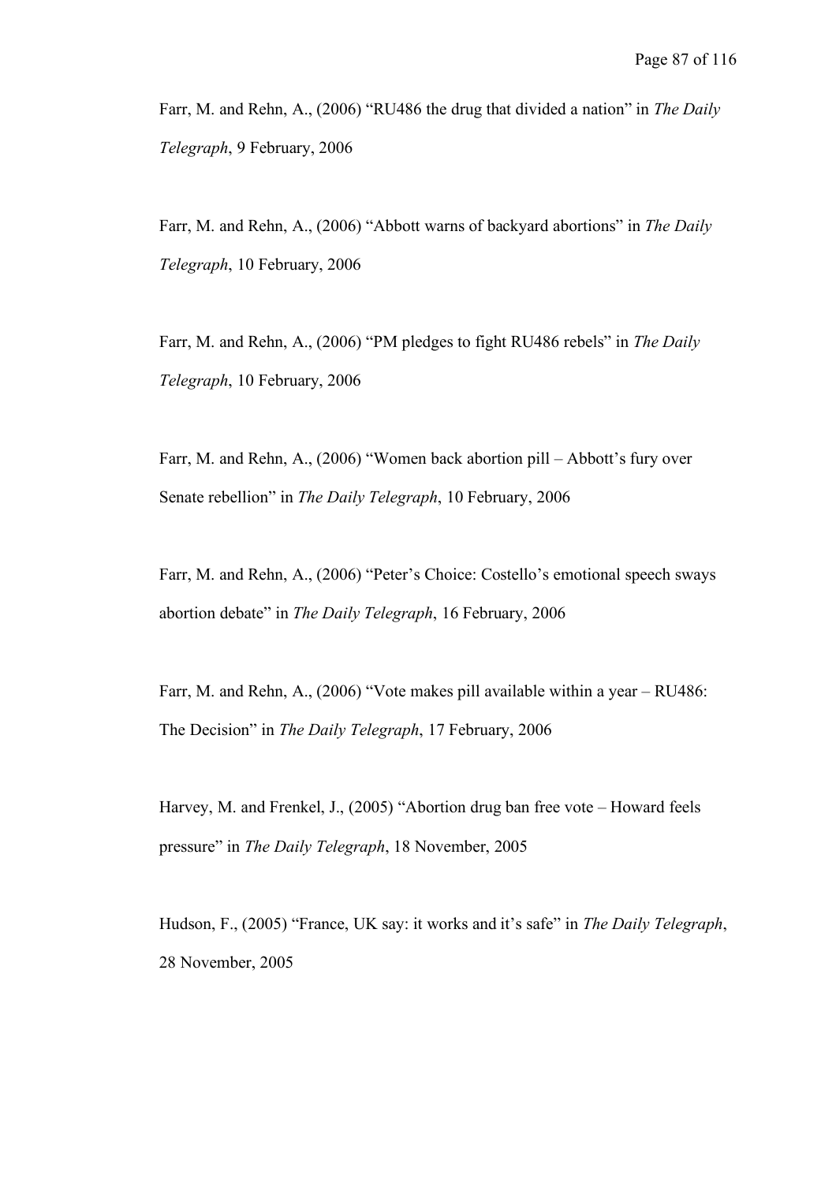Farr, M. and Rehn, A., (2006) "RU486 the drug that divided a nation" in *The Daily Telegraph*, 9 February, 2006

Farr, M. and Rehn, A., (2006) "Abbott warns of backyard abortions" in *The Daily Telegraph*, 10 February, 2006

Farr, M. and Rehn, A., (2006) "PM pledges to fight RU486 rebels" in *The Daily Telegraph*, 10 February, 2006

Farr, M. and Rehn, A., (2006) "Women back abortion pill – Abbott's fury over Senate rebellion" in *The Daily Telegraph*, 10 February, 2006

Farr, M. and Rehn, A., (2006) "Peter's Choice: Costello's emotional speech sways abortion debate" in *The Daily Telegraph*, 16 February, 2006

Farr, M. and Rehn, A., (2006) "Vote makes pill available within a year – RU486: The Decision" in *The Daily Telegraph*, 17 February, 2006

Harvey, M. and Frenkel, J., (2005) "Abortion drug ban free vote – Howard feels pressure" in *The Daily Telegraph*, 18 November, 2005

Hudson, F., (2005) "France, UK say: it works and it's safe" in *The Daily Telegraph*, 28 November, 2005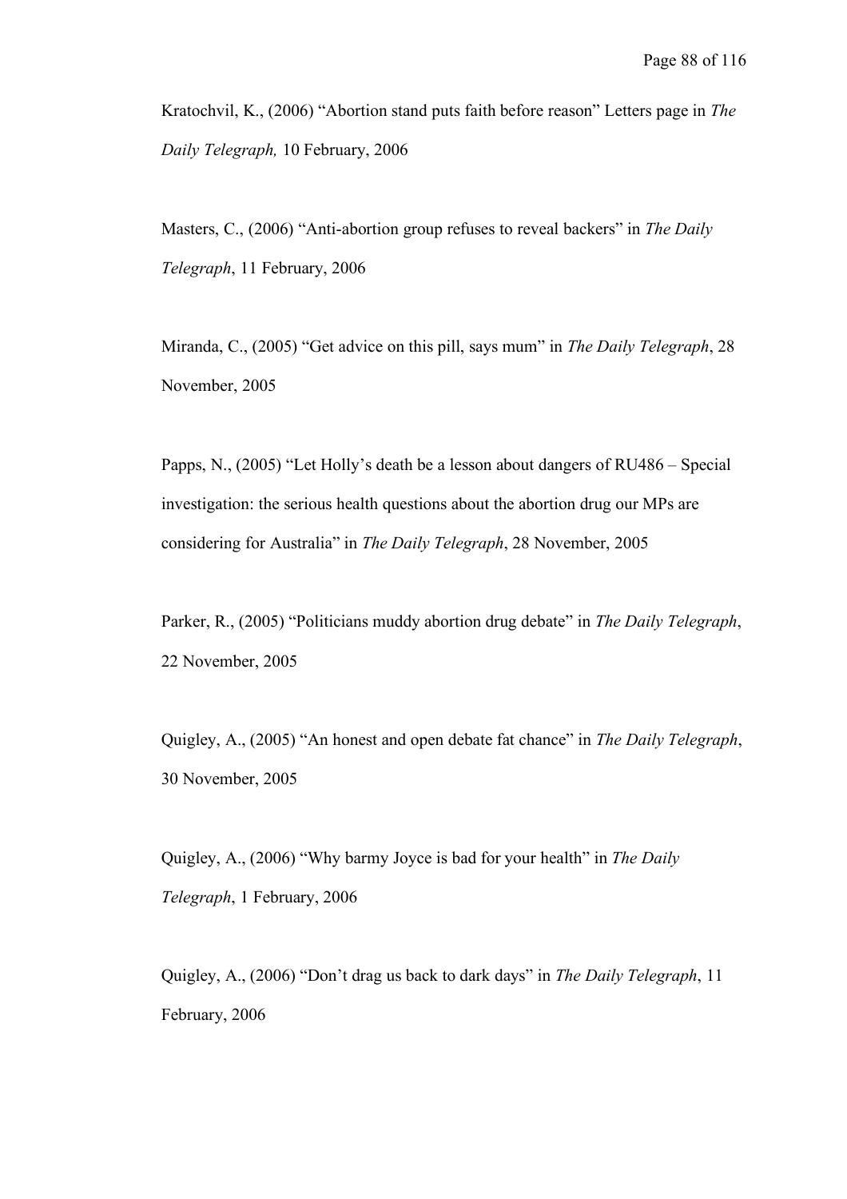Kratochvil, K., (2006) "Abortion stand puts faith before reason" Letters page in *The Daily Telegraph,* 10 February, 2006

Masters, C., (2006) "Anti-abortion group refuses to reveal backers" in *The Daily Telegraph*, 11 February, 2006

Miranda, C., (2005) "Get advice on this pill, says mum" in *The Daily Telegraph*, 28 November, 2005

Papps, N., (2005) "Let Holly's death be a lesson about dangers of RU486 – Special investigation: the serious health questions about the abortion drug our MPs are considering for Australia" in *The Daily Telegraph*, 28 November, 2005

Parker, R., (2005) "Politicians muddy abortion drug debate" in *The Daily Telegraph*, 22 November, 2005

Quigley, A., (2005) "An honest and open debate fat chance" in *The Daily Telegraph*, 30 November, 2005

Quigley, A., (2006) "Why barmy Joyce is bad for your health" in *The Daily Telegraph*, 1 February, 2006

Quigley, A., (2006) "Don't drag us back to dark days" in *The Daily Telegraph*, 11 February, 2006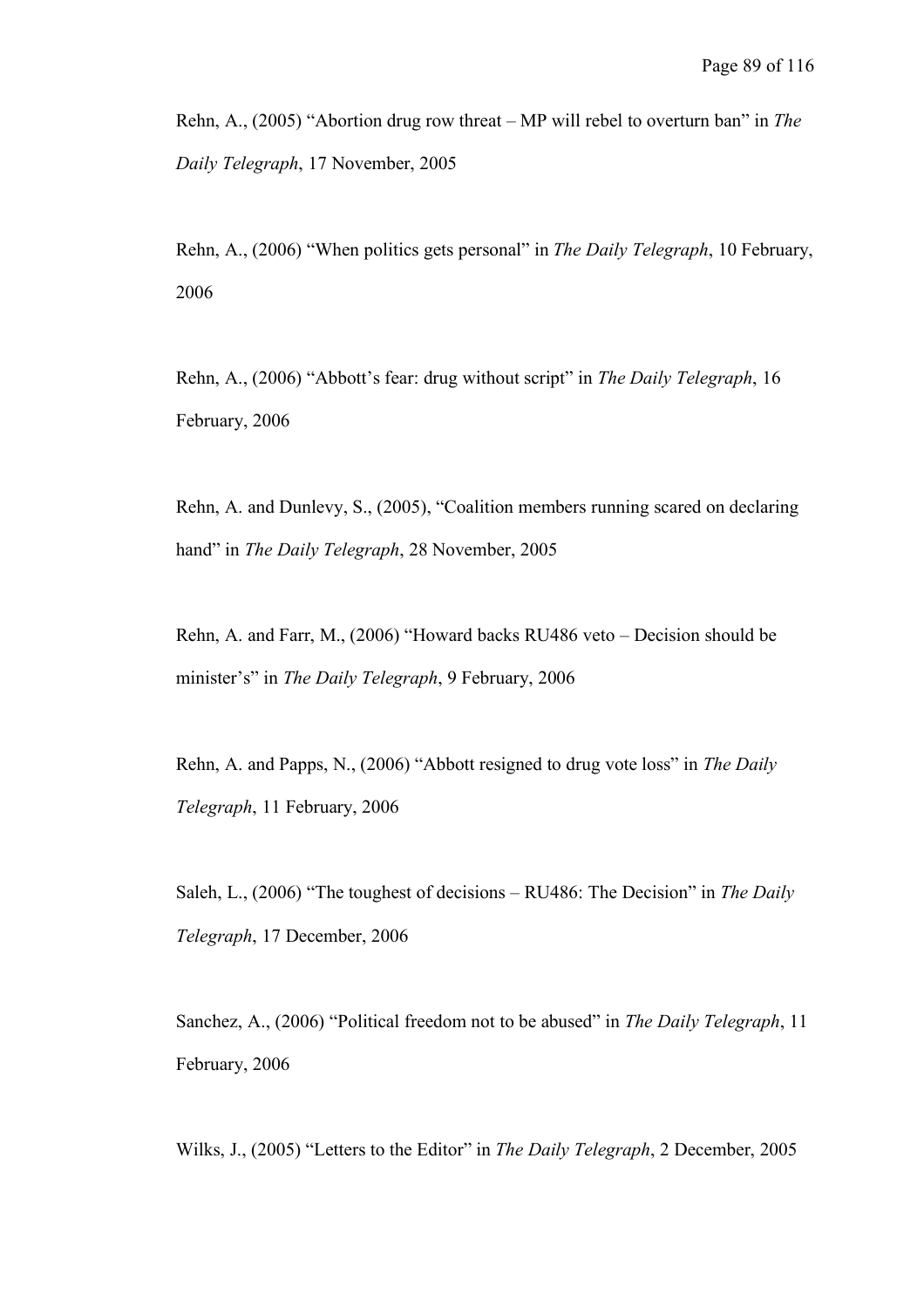Rehn, A., (2005) "Abortion drug row threat – MP will rebel to overturn ban" in *The Daily Telegraph*, 17 November, 2005

Rehn, A., (2006) "When politics gets personal" in *The Daily Telegraph*, 10 February, 2006

Rehn, A., (2006) "Abbott's fear: drug without script" in *The Daily Telegraph*, 16 February, 2006

Rehn, A. and Dunlevy, S., (2005), "Coalition members running scared on declaring hand" in *The Daily Telegraph*, 28 November, 2005

Rehn, A. and Farr, M., (2006) "Howard backs RU486 veto – Decision should be minister's" in *The Daily Telegraph*, 9 February, 2006

Rehn, A. and Papps, N., (2006) "Abbott resigned to drug vote loss" in *The Daily Telegraph*, 11 February, 2006

Saleh, L., (2006) "The toughest of decisions – RU486: The Decision" in *The Daily Telegraph*, 17 December, 2006

Sanchez, A., (2006) "Political freedom not to be abused" in *The Daily Telegraph*, 11 February, 2006

Wilks, J., (2005) "Letters to the Editor" in *The Daily Telegraph*, 2 December, 2005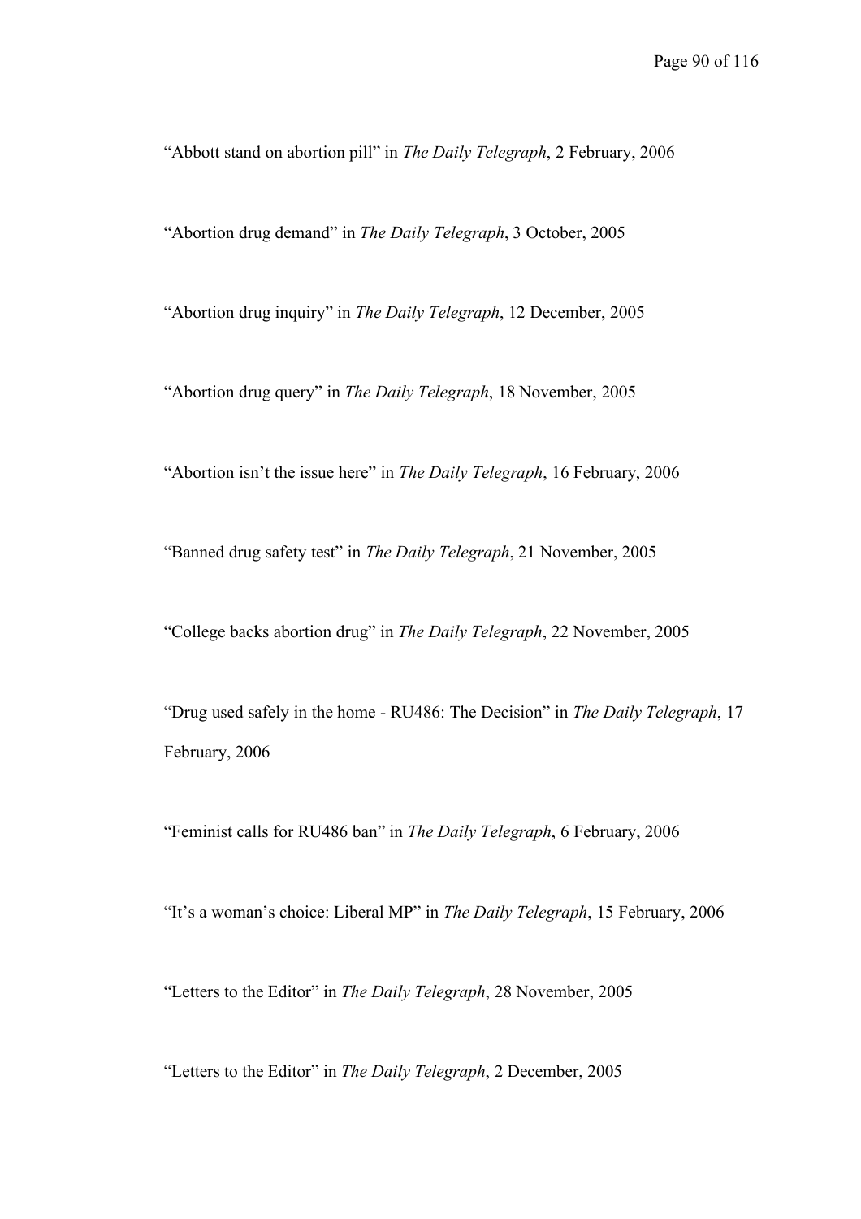"Abbott stand on abortion pill" in *The Daily Telegraph*, 2 February, 2006

"Abortion drug demand" in *The Daily Telegraph*, 3 October, 2005

"Abortion drug inquiry" in *The Daily Telegraph*, 12 December, 2005

"Abortion drug query" in *The Daily Telegraph*, 18 November, 2005

"Abortion isn't the issue here" in *The Daily Telegraph*, 16 February, 2006

"Banned drug safety test" in *The Daily Telegraph*, 21 November, 2005

"College backs abortion drug" in *The Daily Telegraph*, 22 November, 2005

"Drug used safely in the home - RU486: The Decision" in *The Daily Telegraph*, 17 February, 2006

"Feminist calls for RU486 ban" in *The Daily Telegraph*, 6 February, 2006

"It's a woman's choice: Liberal MP" in *The Daily Telegraph*, 15 February, 2006

"Letters to the Editor" in *The Daily Telegraph*, 28 November, 2005

"Letters to the Editor" in *The Daily Telegraph*, 2 December, 2005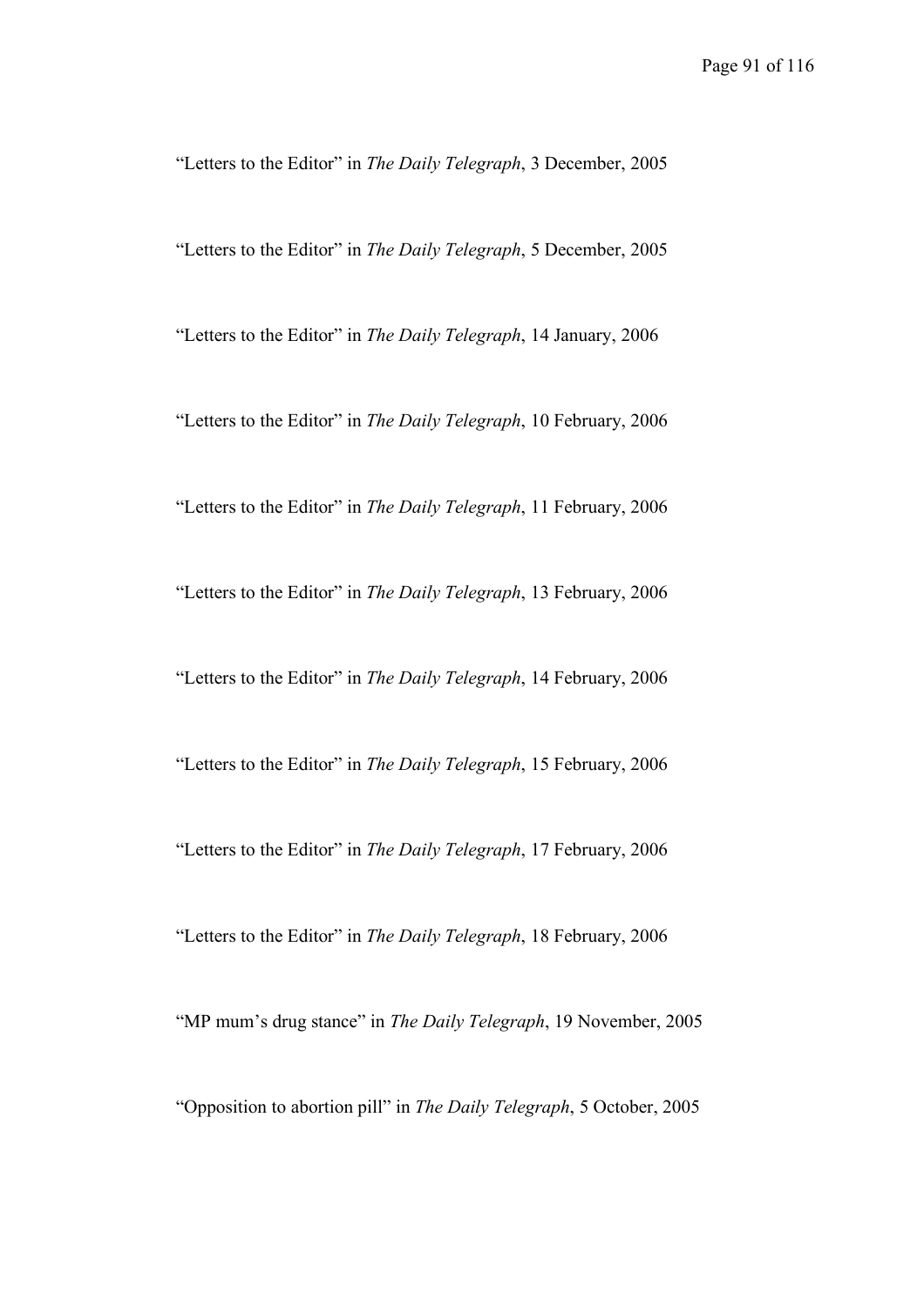"Letters to the Editor" in *The Daily Telegraph*, 3 December, 2005

"Letters to the Editor" in *The Daily Telegraph*, 5 December, 2005

"Letters to the Editor" in *The Daily Telegraph*, 14 January, 2006

"Letters to the Editor" in *The Daily Telegraph*, 10 February, 2006

"Letters to the Editor" in *The Daily Telegraph*, 11 February, 2006

"Letters to the Editor" in *The Daily Telegraph*, 13 February, 2006

"Letters to the Editor" in *The Daily Telegraph*, 14 February, 2006

"Letters to the Editor" in *The Daily Telegraph*, 15 February, 2006

"Letters to the Editor" in *The Daily Telegraph*, 17 February, 2006

"Letters to the Editor" in *The Daily Telegraph*, 18 February, 2006

"MP mum's drug stance" in *The Daily Telegraph*, 19 November, 2005

"Opposition to abortion pill" in *The Daily Telegraph*, 5 October, 2005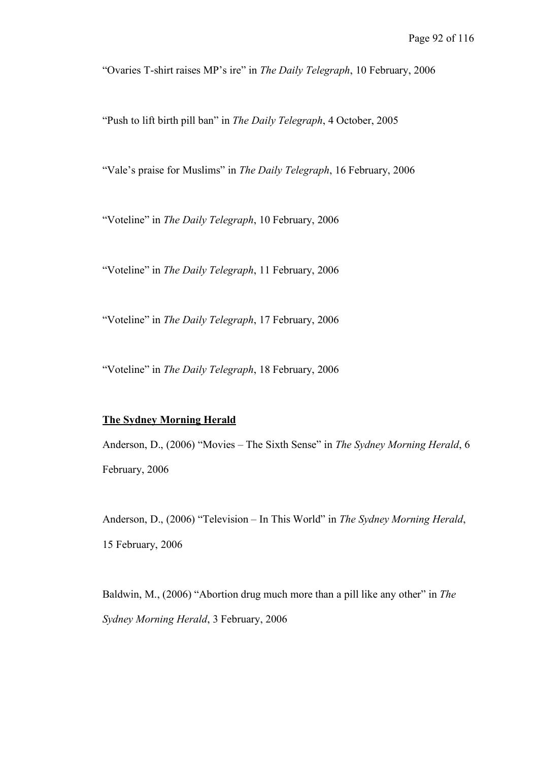"Ovaries T-shirt raises MP's ire" in *The Daily Telegraph*, 10 February, 2006

"Push to lift birth pill ban" in *The Daily Telegraph*, 4 October, 2005

"Vale's praise for Muslims" in *The Daily Telegraph*, 16 February, 2006

"Voteline" in *The Daily Telegraph*, 10 February, 2006

"Voteline" in *The Daily Telegraph*, 11 February, 2006

"Voteline" in *The Daily Telegraph*, 17 February, 2006

"Voteline" in *The Daily Telegraph*, 18 February, 2006

**The Sydney Morning Herald**

Anderson, D., (2006) "Movies – The Sixth Sense" in *The Sydney Morning Herald*, 6 February, 2006

Anderson, D., (2006) "Television – In This World" in *The Sydney Morning Herald*, 15 February, 2006

Baldwin, M., (2006) "Abortion drug much more than a pill like any other" in *The Sydney Morning Herald*, 3 February, 2006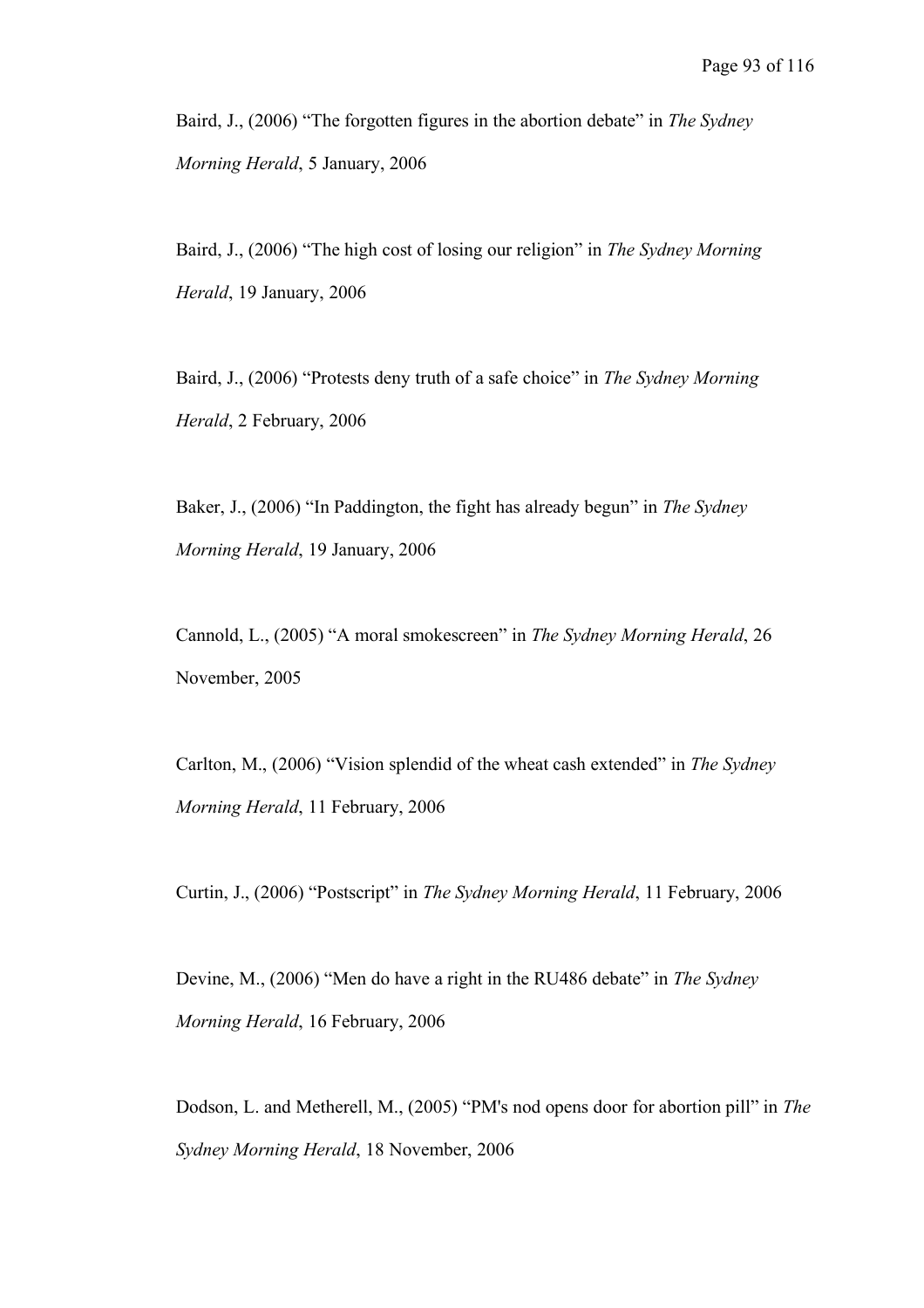Baird, J., (2006) “The forgotten figures in the abortion debate” in *The Sydney Morning Herald*, 5 January, 2006

Baird, J., (2006) “The high cost of losing our religion” in *The Sydney Morning Herald*, 19 January, 2006

Baird, J., (2006) “Protests deny truth of a safe choice” in *The Sydney Morning Herald*, 2 February, 2006

Baker, J., (2006) “In Paddington, the fight has already begun” in *The Sydney Morning Herald*, 19 January, 2006

Cannold, L., (2005) “A moral smokescreen” in *The Sydney Morning Herald*, 26 November, 2005

Carlton, M., (2006) “Vision splendid of the wheat cash extended” in *The Sydney Morning Herald*, 11 February, 2006

Curtin, J., (2006) “Postscript” in *The Sydney Morning Herald*, 11 February, 2006

Devine, M., (2006) “Men do have a right in the RU486 debate” in *The Sydney Morning Herald*, 16 February, 2006

Dodson, L. and Metherell, M., (2005) “PM's nod opens door for abortion pill” in *The Sydney Morning Herald*, 18 November, 2006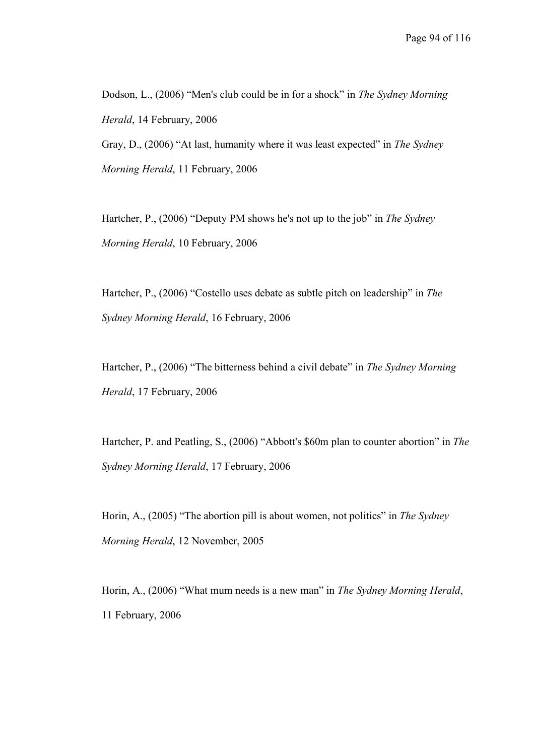Dodson, L., (2006) “Men's club could be in for a shock” in *The Sydney Morning Herald*, 14 February, 2006

Gray, D., (2006) “At last, humanity where it was least expected” in *The Sydney Morning Herald*, 11 February, 2006

Hartcher, P., (2006) “Deputy PM shows he's not up to the job” in *The Sydney Morning Herald*, 10 February, 2006

Hartcher, P., (2006) “Costello uses debate as subtle pitch on leadership” in *The Sydney Morning Herald*, 16 February, 2006

Hartcher, P., (2006) “The bitterness behind a civil debate” in *The Sydney Morning Herald*, 17 February, 2006

Hartcher, P. and Peatling, S., (2006) “Abbott's $60m plan to counter abortion” in *The Sydney Morning Herald*, 17 February, 2006

Horin, A., (2005) “The abortion pill is about women, not politics” in *The Sydney Morning Herald*, 12 November, 2005

Horin, A., (2006) “What mum needs is a new man” in *The Sydney Morning Herald*, 11 February, 2006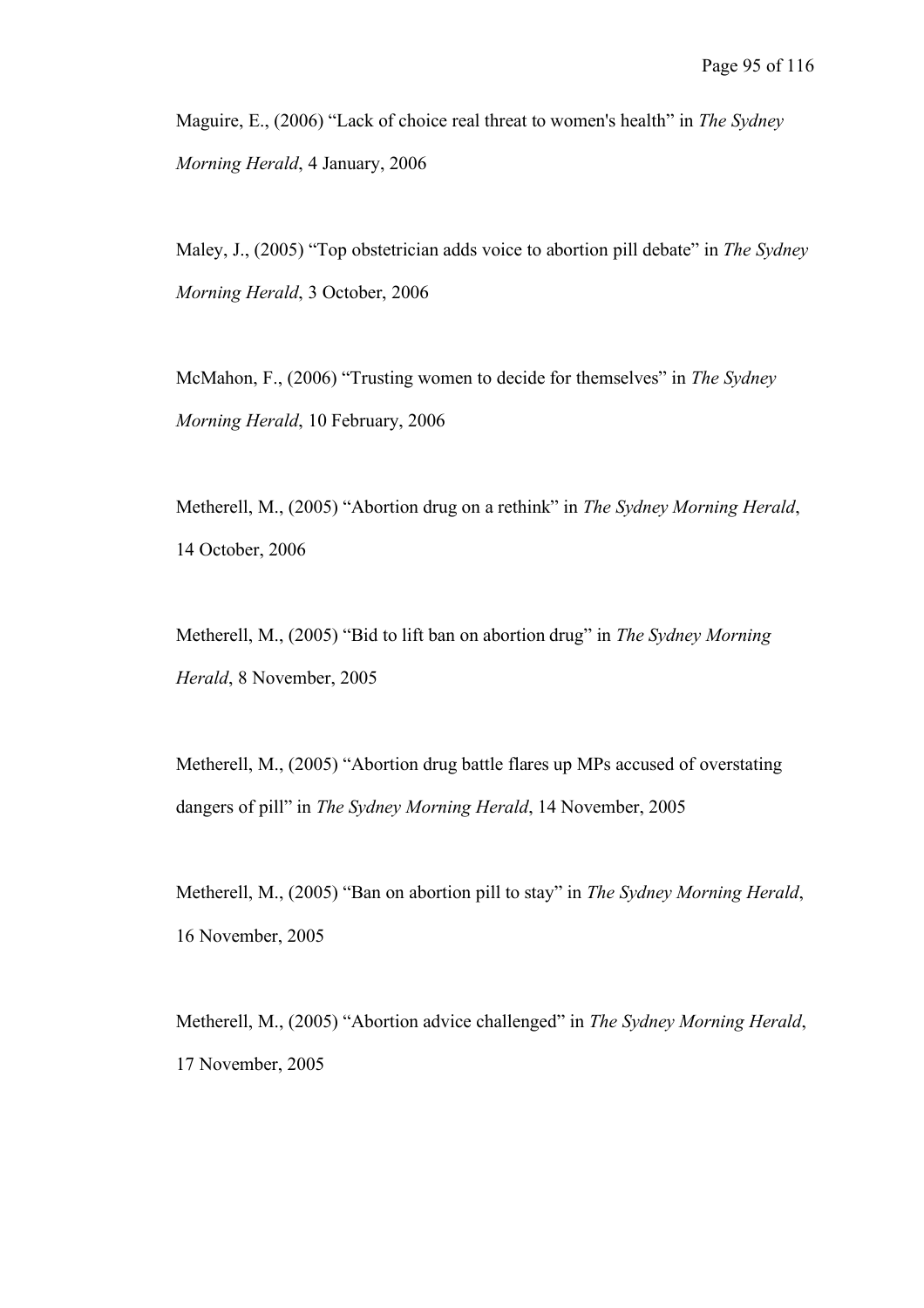Maguire, E., (2006) “Lack of choice real threat to women's health” in *The Sydney Morning Herald*, 4 January, 2006

Maley, J., (2005) “Top obstetrician adds voice to abortion pill debate” in *The Sydney Morning Herald*, 3 October, 2006

McMahon, F., (2006) “Trusting women to decide for themselves” in *The Sydney Morning Herald*, 10 February, 2006

Metherell, M., (2005) “Abortion drug on a rethink” in *The Sydney Morning Herald*, 14 October, 2006

Metherell, M., (2005) “Bid to lift ban on abortion drug” in *The Sydney Morning Herald*, 8 November, 2005

Metherell, M., (2005) “Abortion drug battle flares up MPs accused of overstating dangers of pill” in *The Sydney Morning Herald*, 14 November, 2005

Metherell, M., (2005) “Ban on abortion pill to stay” in *The Sydney Morning Herald*, 16 November, 2005

Metherell, M., (2005) “Abortion advice challenged” in *The Sydney Morning Herald*, 17 November, 2005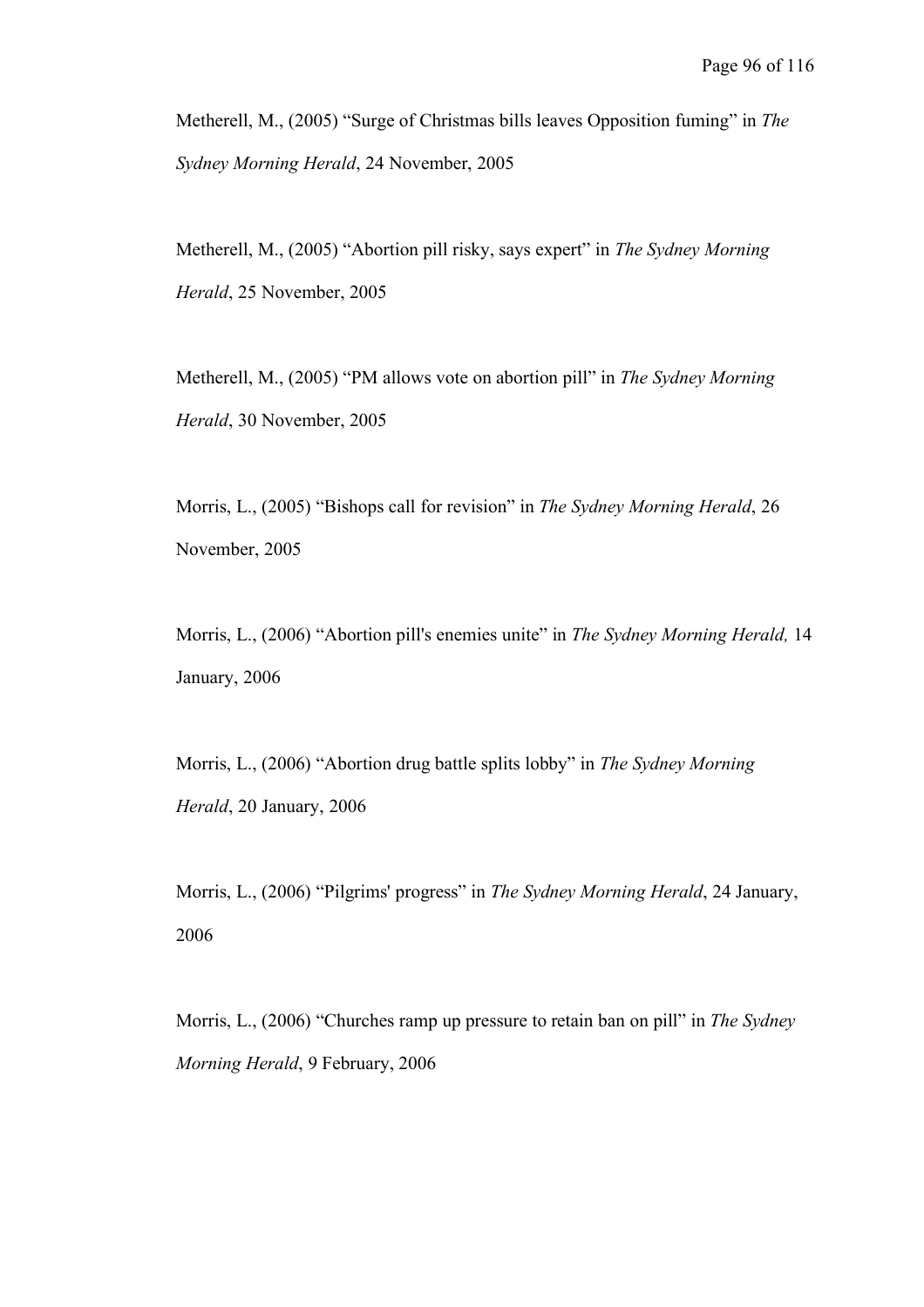Metherell, M., (2005) “Surge of Christmas bills leaves Opposition fuming” in *The Sydney Morning Herald*, 24 November, 2005

Metherell, M., (2005) “Abortion pill risky, says expert” in *The Sydney Morning Herald*, 25 November, 2005

Metherell, M., (2005) “PM allows vote on abortion pill” in *The Sydney Morning Herald*, 30 November, 2005

Morris, L., (2005) “Bishops call for revision” in *The Sydney Morning Herald*, 26 November, 2005

Morris, L., (2006) “Abortion pill's enemies unite” in *The Sydney Morning Herald,* 14 January, 2006

Morris, L., (2006) “Abortion drug battle splits lobby” in *The Sydney Morning Herald*, 20 January, 2006

Morris, L., (2006) “Pilgrims' progress” in *The Sydney Morning Herald*, 24 January, 2006

Morris, L., (2006) “Churches ramp up pressure to retain ban on pill” in *The Sydney Morning Herald*, 9 February, 2006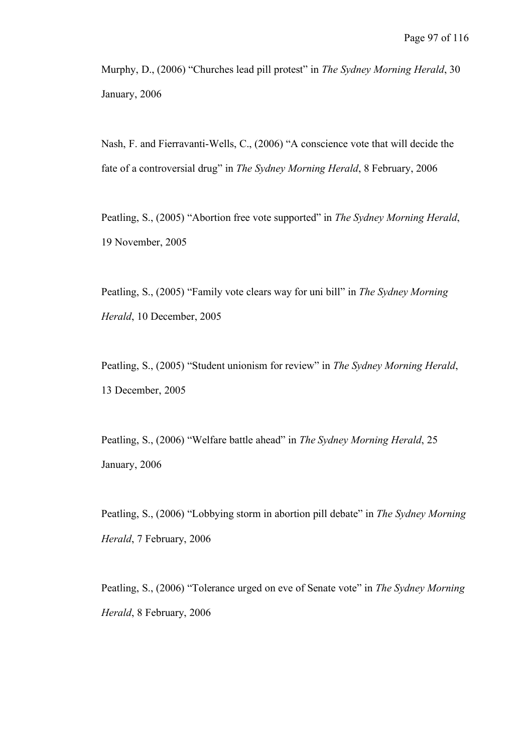Murphy, D., (2006) “Churches lead pill protest” in *The Sydney Morning Herald*, 30 January, 2006

Nash, F. and Fierravanti-Wells, C., (2006) “A conscience vote that will decide the fate of a controversial drug” in *The Sydney Morning Herald*, 8 February, 2006

Peatling, S., (2005) “Abortion free vote supported” in *The Sydney Morning Herald*, 19 November, 2005

Peatling, S., (2005) “Family vote clears way for uni bill” in *The Sydney Morning Herald*, 10 December, 2005

Peatling, S., (2005) “Student unionism for review” in *The Sydney Morning Herald*, 13 December, 2005

Peatling, S., (2006) “Welfare battle ahead” in *The Sydney Morning Herald*, 25 January, 2006

Peatling, S., (2006) “Lobbying storm in abortion pill debate” in *The Sydney Morning Herald*, 7 February, 2006

Peatling, S., (2006) “Tolerance urged on eve of Senate vote” in *The Sydney Morning Herald*, 8 February, 2006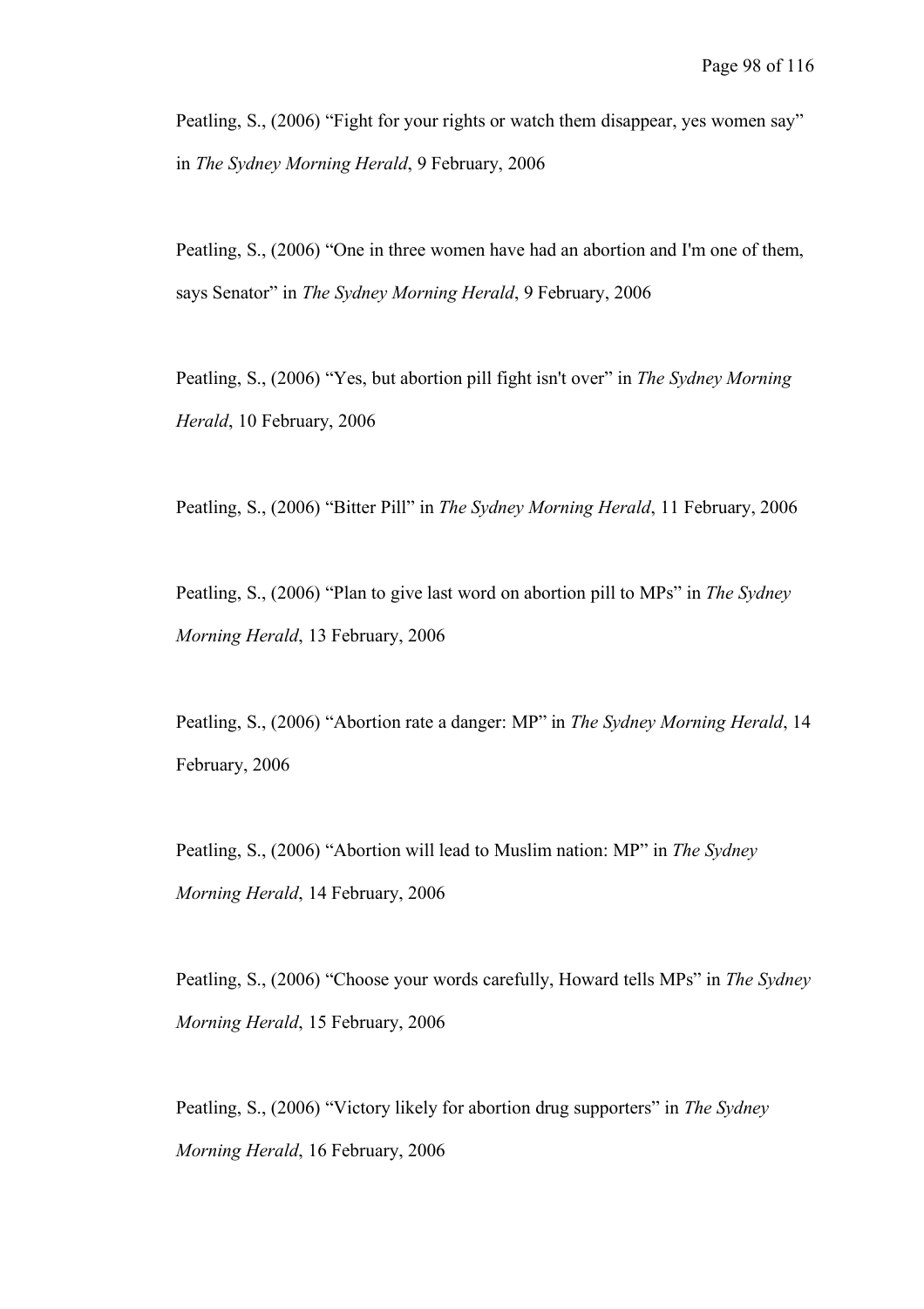Peatling, S., (2006) “Fight for your rights or watch them disappear, yes women say” in *The Sydney Morning Herald*, 9 February, 2006

Peatling, S., (2006) “One in three women have had an abortion and I'm one of them, says Senator” in *The Sydney Morning Herald*, 9 February, 2006

Peatling, S., (2006) “Yes, but abortion pill fight isn't over” in *The Sydney Morning Herald*, 10 February, 2006

Peatling, S., (2006) “Bitter Pill” in *The Sydney Morning Herald*, 11 February, 2006

Peatling, S., (2006) “Plan to give last word on abortion pill to MPs” in *The Sydney Morning Herald*, 13 February, 2006

Peatling, S., (2006) “Abortion rate a danger: MP” in *The Sydney Morning Herald*, 14 February, 2006

Peatling, S., (2006) “Abortion will lead to Muslim nation: MP” in *The Sydney Morning Herald*, 14 February, 2006

Peatling, S., (2006) “Choose your words carefully, Howard tells MPs” in *The Sydney Morning Herald*, 15 February, 2006

Peatling, S., (2006) “Victory likely for abortion drug supporters” in *The Sydney Morning Herald*, 16 February, 2006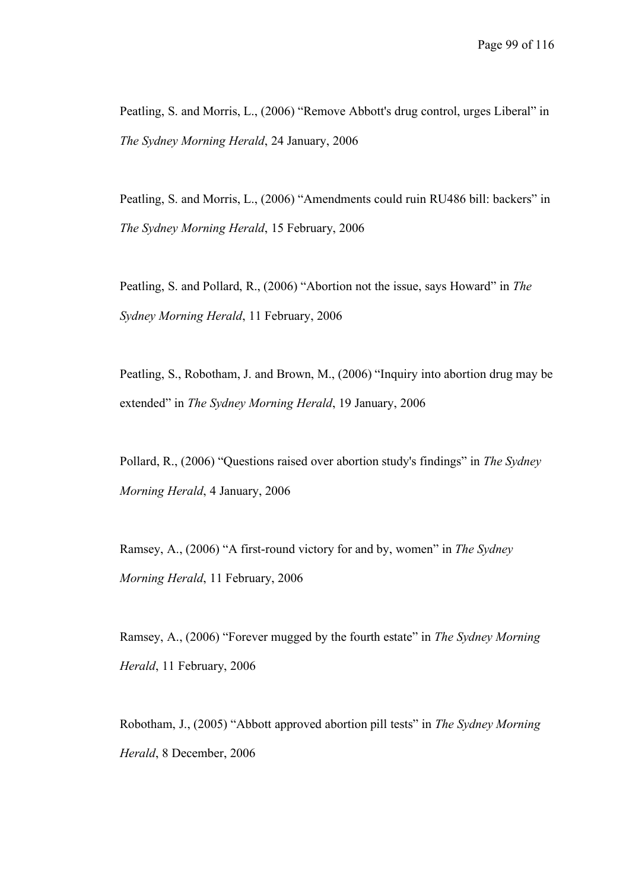Peatling, S. and Morris, L., (2006) “Remove Abbott's drug control, urges Liberal” in *The Sydney Morning Herald*, 24 January, 2006

Peatling, S. and Morris, L., (2006) “Amendments could ruin RU486 bill: backers” in *The Sydney Morning Herald*, 15 February, 2006

Peatling, S. and Pollard, R., (2006) “Abortion not the issue, says Howard” in *The Sydney Morning Herald*, 11 February, 2006

Peatling, S., Robotham, J. and Brown, M., (2006) “Inquiry into abortion drug may be extended” in *The Sydney Morning Herald*, 19 January, 2006

Pollard, R., (2006) “Questions raised over abortion study's findings” in *The Sydney Morning Herald*, 4 January, 2006

Ramsey, A., (2006) “A first-round victory for and by, women” in *The Sydney Morning Herald*, 11 February, 2006

Ramsey, A., (2006) “Forever mugged by the fourth estate” in *The Sydney Morning Herald*, 11 February, 2006

Robotham, J., (2005) “Abbott approved abortion pill tests” in *The Sydney Morning Herald*, 8 December, 2006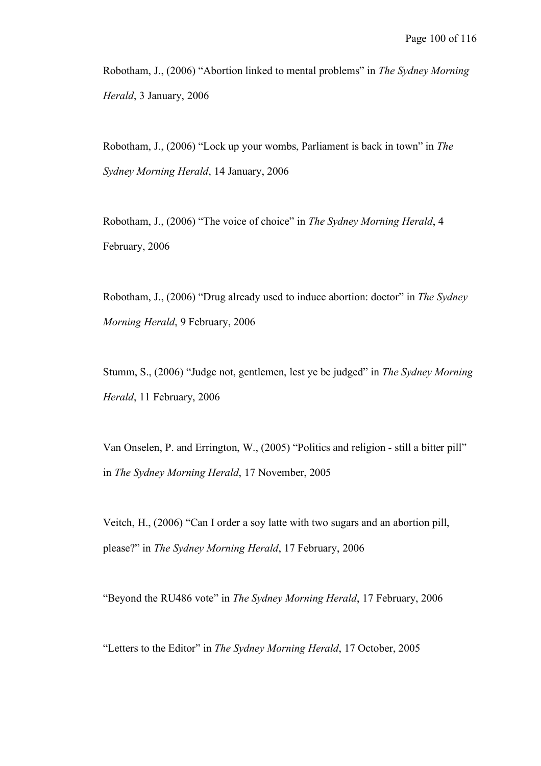Robotham, J., (2006) “Abortion linked to mental problems” in *The Sydney Morning Herald*, 3 January, 2006

Robotham, J., (2006) “Lock up your wombs, Parliament is back in town” in *The Sydney Morning Herald*, 14 January, 2006

Robotham, J., (2006) “The voice of choice” in *The Sydney Morning Herald*, 4 February, 2006

Robotham, J., (2006) “Drug already used to induce abortion: doctor” in *The Sydney Morning Herald*, 9 February, 2006

Stumm, S., (2006) “Judge not, gentlemen, lest ye be judged” in *The Sydney Morning Herald*, 11 February, 2006

Van Onselen, P. and Errington, W., (2005) “Politics and religion - still a bitter pill” in *The Sydney Morning Herald*, 17 November, 2005

Veitch, H., (2006) “Can I order a soy latte with two sugars and an abortion pill, please?” in *The Sydney Morning Herald*, 17 February, 2006

“Beyond the RU486 vote” in *The Sydney Morning Herald*, 17 February, 2006

“Letters to the Editor” in *The Sydney Morning Herald*, 17 October, 2005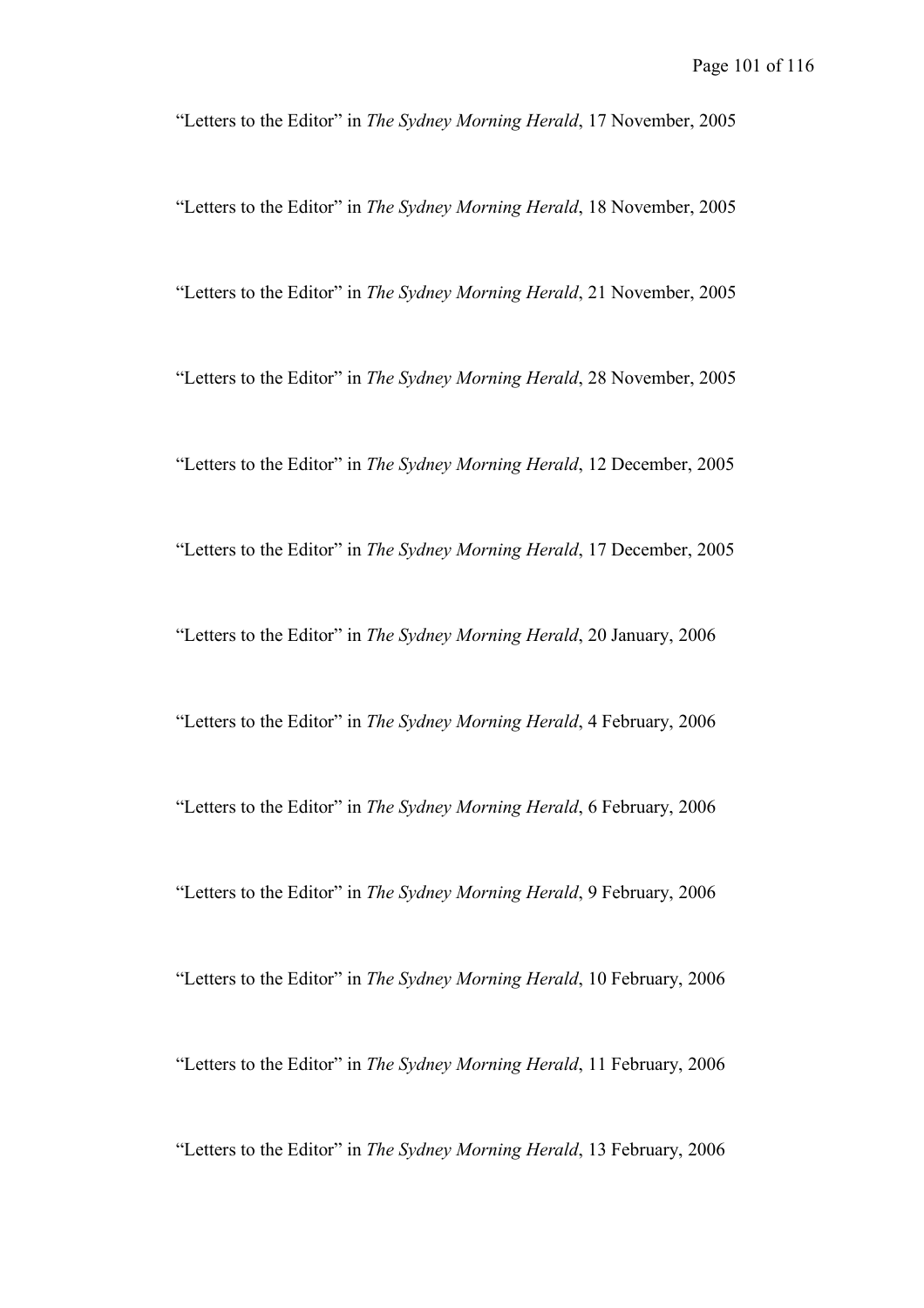"Letters to the Editor" in *The Sydney Morning Herald*, 17 November, 2005

"Letters to the Editor" in *The Sydney Morning Herald*, 18 November, 2005

"Letters to the Editor" in *The Sydney Morning Herald*, 21 November, 2005

"Letters to the Editor" in *The Sydney Morning Herald*, 28 November, 2005

"Letters to the Editor" in *The Sydney Morning Herald*, 12 December, 2005

"Letters to the Editor" in *The Sydney Morning Herald*, 17 December, 2005

"Letters to the Editor" in *The Sydney Morning Herald*, 20 January, 2006

"Letters to the Editor" in *The Sydney Morning Herald*, 4 February, 2006

"Letters to the Editor" in *The Sydney Morning Herald*, 6 February, 2006

"Letters to the Editor" in *The Sydney Morning Herald*, 9 February, 2006

"Letters to the Editor" in *The Sydney Morning Herald*, 10 February, 2006

"Letters to the Editor" in *The Sydney Morning Herald*, 11 February, 2006

"Letters to the Editor" in *The Sydney Morning Herald*, 13 February, 2006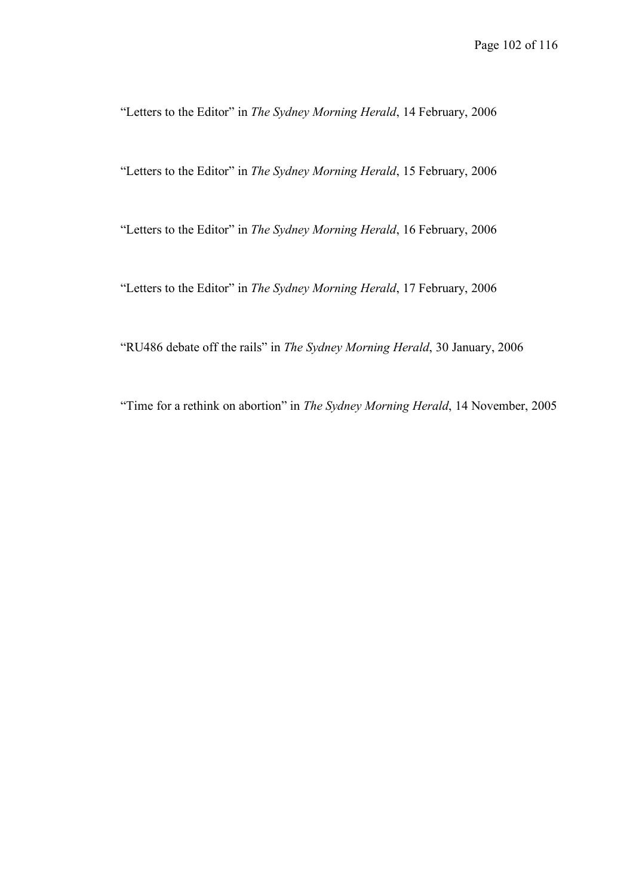"Letters to the Editor" in *The Sydney Morning Herald*, 14 February, 2006

"Letters to the Editor" in *The Sydney Morning Herald*, 15 February, 2006

"Letters to the Editor" in *The Sydney Morning Herald*, 16 February, 2006

"Letters to the Editor" in *The Sydney Morning Herald*, 17 February, 2006

"RU486 debate off the rails" in *The Sydney Morning Herald*, 30 January, 2006

"Time for a rethink on abortion" in *The Sydney Morning Herald*, 14 November, 2005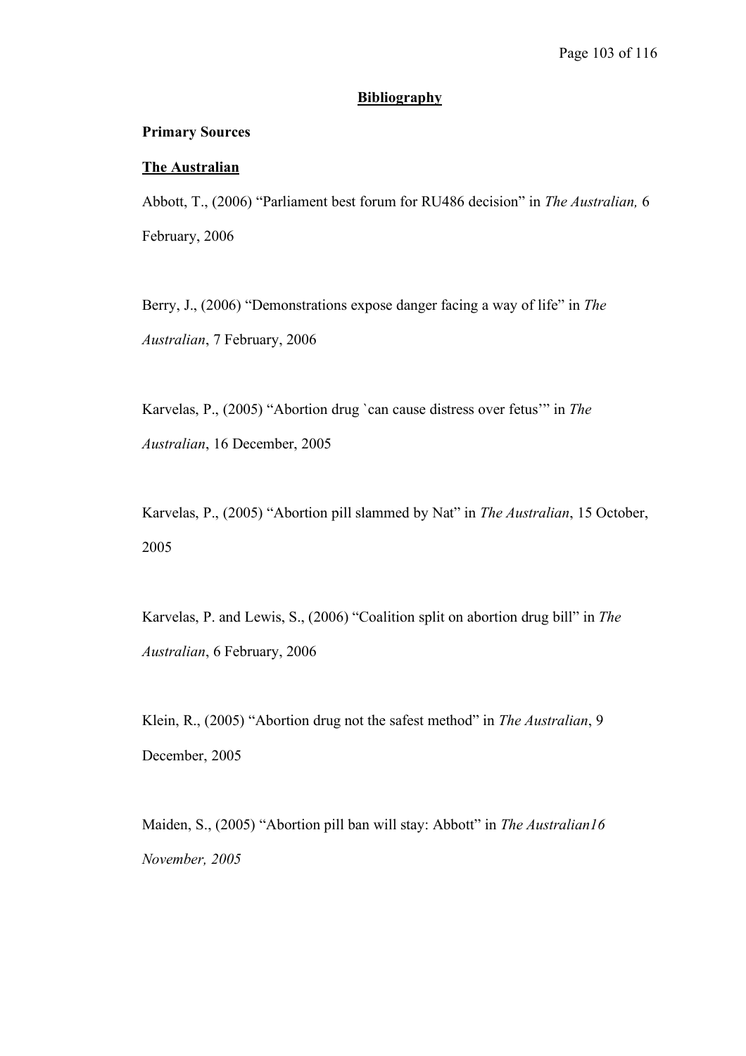## Bibliography

**Primary Sources**

**The Australian**

Abbott, T., (2006) "Parliament best forum for RU486 decision" in *The Australian,* 6 February, 2006

Berry, J., (2006) "Demonstrations expose danger facing a way of life" in *The Australian*, 7 February, 2006

Karvelas, P., (2005) "Abortion drug `can cause distress over fetus'" in *The Australian*, 16 December, 2005

Karvelas, P., (2005) "Abortion pill slammed by Nat" in *The Australian*, 15 October, 2005

Karvelas, P. and Lewis, S., (2006) "Coalition split on abortion drug bill" in *The Australian*, 6 February, 2006

Klein, R., (2005) "Abortion drug not the safest method" in *The Australian*, 9 December, 2005

Maiden, S., (2005) "Abortion pill ban will stay: Abbott" in *The Australian16 November, 2005*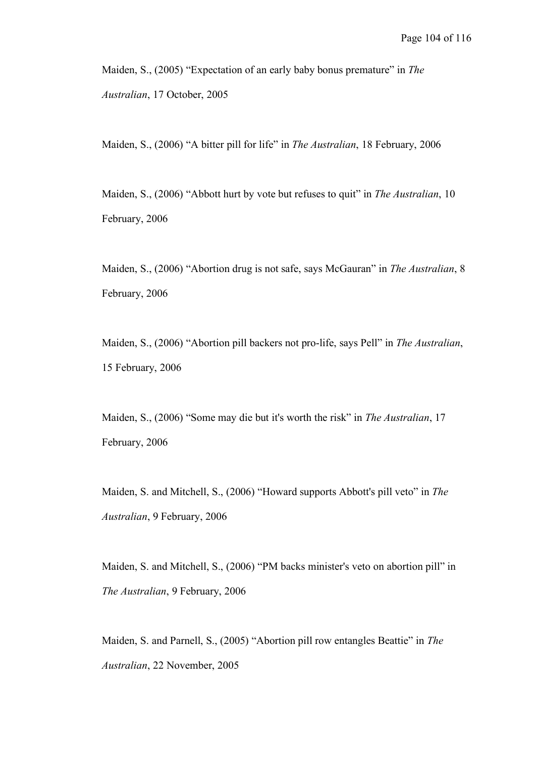Maiden, S., (2005) “Expectation of an early baby bonus premature” in *The Australian*, 17 October, 2005

Maiden, S., (2006) “A bitter pill for life” in *The Australian*, 18 February, 2006

Maiden, S., (2006) “Abbott hurt by vote but refuses to quit” in *The Australian*, 10 February, 2006

Maiden, S., (2006) “Abortion drug is not safe, says McGauran” in *The Australian*, 8 February, 2006

Maiden, S., (2006) “Abortion pill backers not pro-life, says Pell” in *The Australian*, 15 February, 2006

Maiden, S., (2006) “Some may die but it's worth the risk” in *The Australian*, 17 February, 2006

Maiden, S. and Mitchell, S., (2006) “Howard supports Abbott's pill veto” in *The Australian*, 9 February, 2006

Maiden, S. and Mitchell, S., (2006) “PM backs minister's veto on abortion pill” in *The Australian*, 9 February, 2006

Maiden, S. and Parnell, S., (2005) “Abortion pill row entangles Beattie” in *The Australian*, 22 November, 2005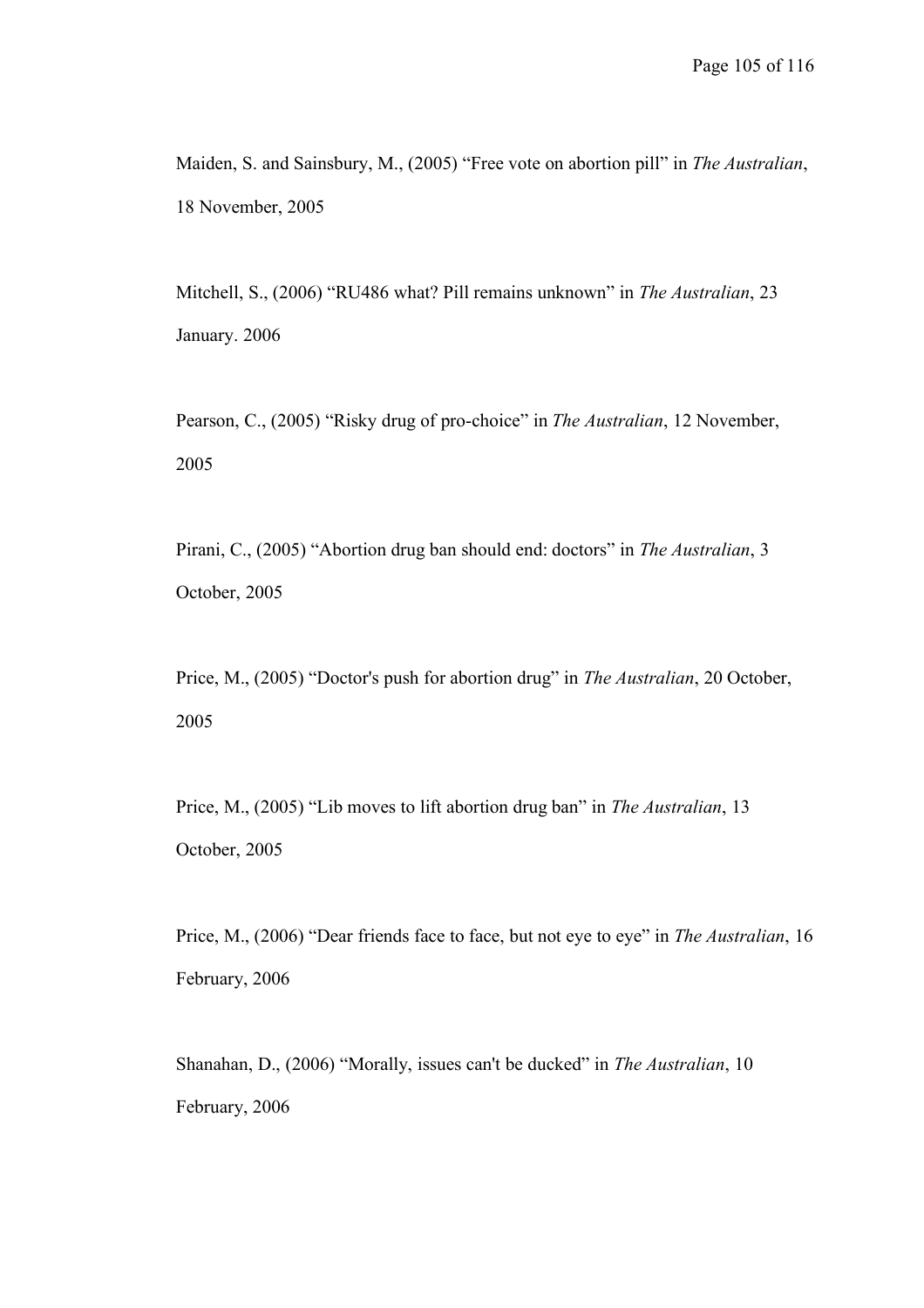Maiden, S. and Sainsbury, M., (2005) "Free vote on abortion pill" in *The Australian*, 18 November, 2005

Mitchell, S., (2006) "RU486 what? Pill remains unknown" in *The Australian*, 23 January. 2006

Pearson, C., (2005) "Risky drug of pro-choice" in *The Australian*, 12 November, 2005

Pirani, C., (2005) "Abortion drug ban should end: doctors" in *The Australian*, 3 October, 2005

Price, M., (2005) "Doctor's push for abortion drug" in *The Australian*, 20 October, 2005

Price, M., (2005) "Lib moves to lift abortion drug ban" in *The Australian*, 13 October, 2005

Price, M., (2006) "Dear friends face to face, but not eye to eye" in *The Australian*, 16 February, 2006

Shanahan, D., (2006) "Morally, issues can't be ducked" in *The Australian*, 10 February, 2006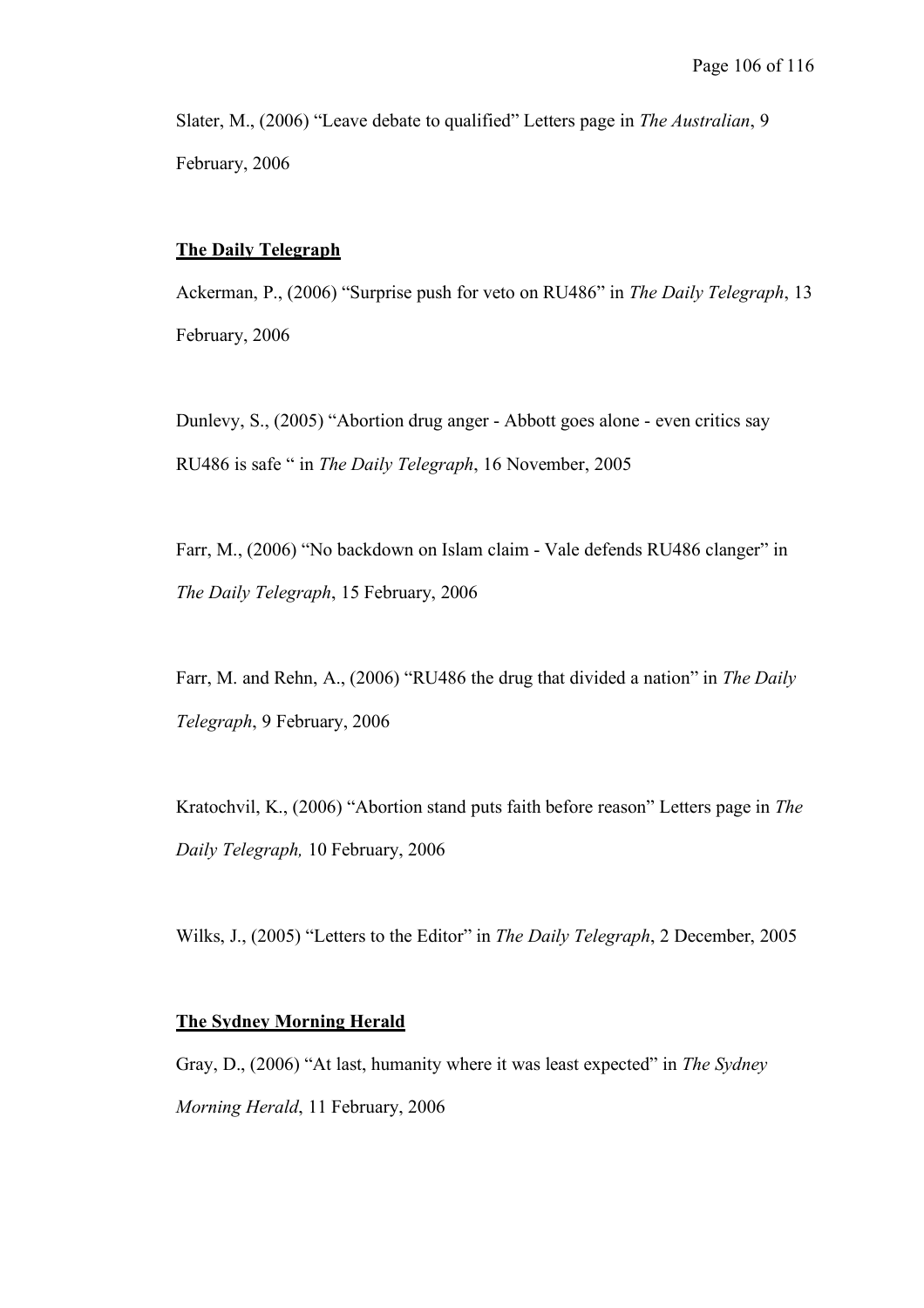Slater, M., (2006) “Leave debate to qualified” Letters page in *The Australian*, 9 February, 2006

**The Daily Telegraph**

Ackerman, P., (2006) “Surprise push for veto on RU486” in *The Daily Telegraph*, 13 February, 2006

Dunlevy, S., (2005) “Abortion drug anger - Abbott goes alone - even critics say RU486 is safe “ in *The Daily Telegraph*, 16 November, 2005

Farr, M., (2006) “No backdown on Islam claim - Vale defends RU486 clanger” in *The Daily Telegraph*, 15 February, 2006

Farr, M. and Rehn, A., (2006) “RU486 the drug that divided a nation” in *The Daily Telegraph*, 9 February, 2006

Kratochvil, K., (2006) “Abortion stand puts faith before reason” Letters page in *The Daily Telegraph,* 10 February, 2006

Wilks, J., (2005) “Letters to the Editor” in *The Daily Telegraph*, 2 December, 2005

**The Sydney Morning Herald**

Gray, D., (2006) “At last, humanity where it was least expected” in *The Sydney Morning Herald*, 11 February, 2006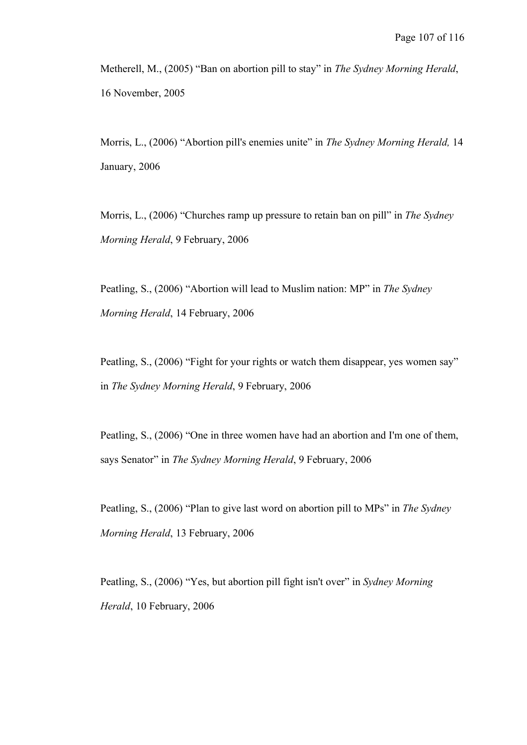Metherell, M., (2005) “Ban on abortion pill to stay” in *The Sydney Morning Herald*, 16 November, 2005

Morris, L., (2006) “Abortion pill's enemies unite” in *The Sydney Morning Herald,* 14 January, 2006

Morris, L., (2006) “Churches ramp up pressure to retain ban on pill” in *The Sydney Morning Herald*, 9 February, 2006

Peatling, S., (2006) “Abortion will lead to Muslim nation: MP” in *The Sydney Morning Herald*, 14 February, 2006

Peatling, S., (2006) “Fight for your rights or watch them disappear, yes women say” in *The Sydney Morning Herald*, 9 February, 2006

Peatling, S., (2006) “One in three women have had an abortion and I'm one of them, says Senator” in *The Sydney Morning Herald*, 9 February, 2006

Peatling, S., (2006) “Plan to give last word on abortion pill to MPs” in *The Sydney Morning Herald*, 13 February, 2006

Peatling, S., (2006) “Yes, but abortion pill fight isn't over” in *Sydney Morning Herald*, 10 February, 2006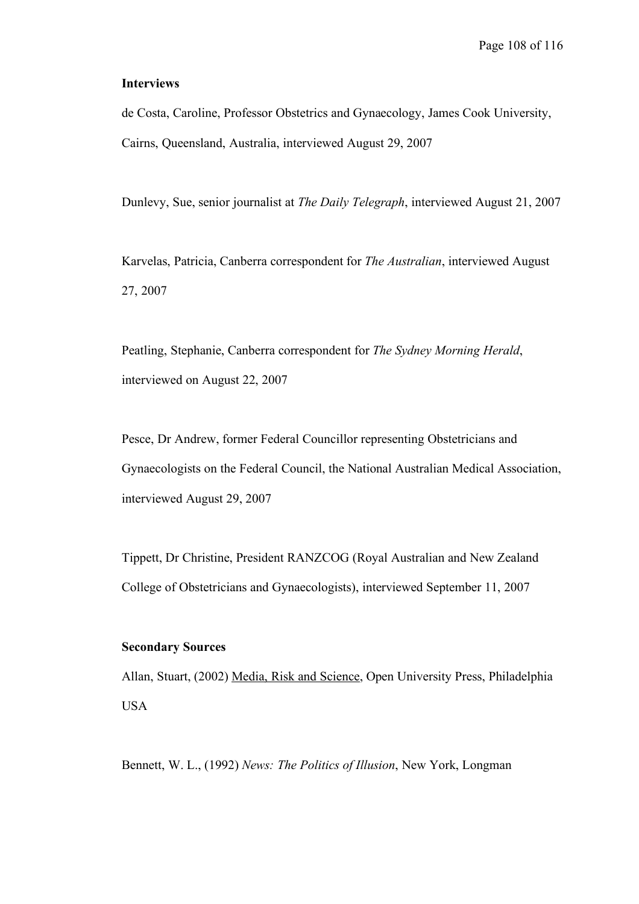**Interviews**

de Costa, Caroline, Professor Obstetrics and Gynaecology, James Cook University, Cairns, Queensland, Australia, interviewed August 29, 2007

Dunlevy, Sue, senior journalist at *The Daily Telegraph*, interviewed August 21, 2007

Karvelas, Patricia, Canberra correspondent for *The Australian*, interviewed August 27, 2007

Peatling, Stephanie, Canberra correspondent for *The Sydney Morning Herald*, interviewed on August 22, 2007

Pesce, Dr Andrew, former Federal Councillor representing Obstetricians and Gynaecologists on the Federal Council, the National Australian Medical Association, interviewed August 29, 2007

Tippett, Dr Christine, President RANZCOG (Royal Australian and New Zealand College of Obstetricians and Gynaecologists), interviewed September 11, 2007

**Secondary Sources**

Allan, Stuart, (2002) Media, Risk and Science, Open University Press, Philadelphia USA

Bennett, W. L., (1992) *News: The Politics of Illusion*, New York, Longman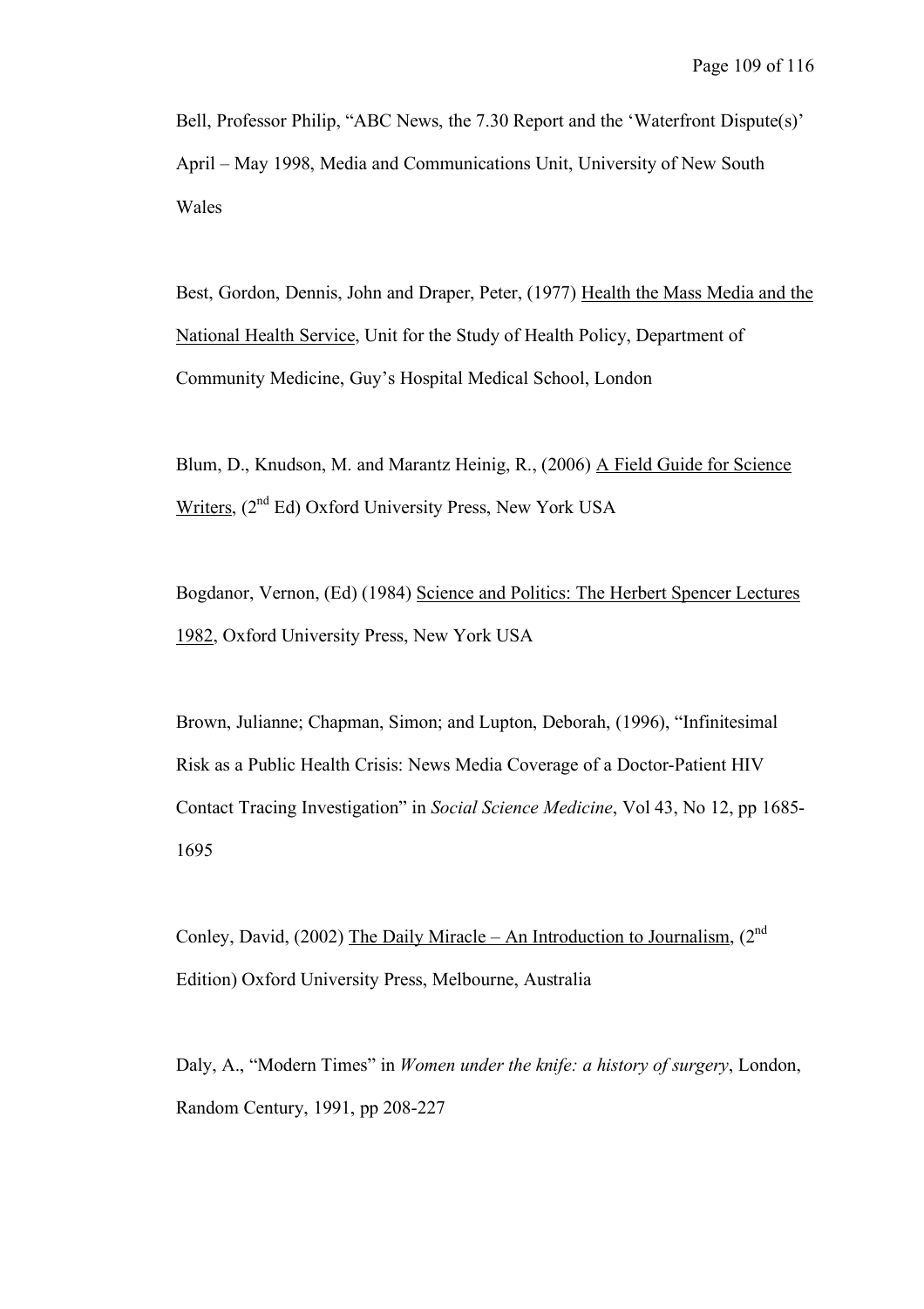Bell, Professor Philip, "ABC News, the 7.30 Report and the 'Waterfront Dispute(s)' April – May 1998, Media and Communications Unit, University of New South Wales

Best, Gordon, Dennis, John and Draper, Peter, (1977) <u>Health the Mass Media and the National Health Service</u>, Unit for the Study of Health Policy, Department of Community Medicine, Guy's Hospital Medical School, London

Blum, D., Knudson, M. and Marantz Heinig, R., (2006) <u>A Field Guide for Science Writers</u>, (2nd Ed) Oxford University Press, New York USA

Bogdanor, Vernon, (Ed) (1984) <u>Science and Politics: The Herbert Spencer Lectures 1982</u>, Oxford University Press, New York USA

Brown, Julianne; Chapman, Simon; and Lupton, Deborah, (1996), "Infinitesimal Risk as a Public Health Crisis: News Media Coverage of a Doctor-Patient HIV Contact Tracing Investigation" in *Social Science Medicine*, Vol 43, No 12, pp 1685-1695

Conley, David, (2002) <u>The Daily Miracle – An Introduction to Journalism</u>, (2nd Edition) Oxford University Press, Melbourne, Australia

Daly, A., "Modern Times" in *Women under the knife: a history of surgery*, London, Random Century, 1991, pp 208-227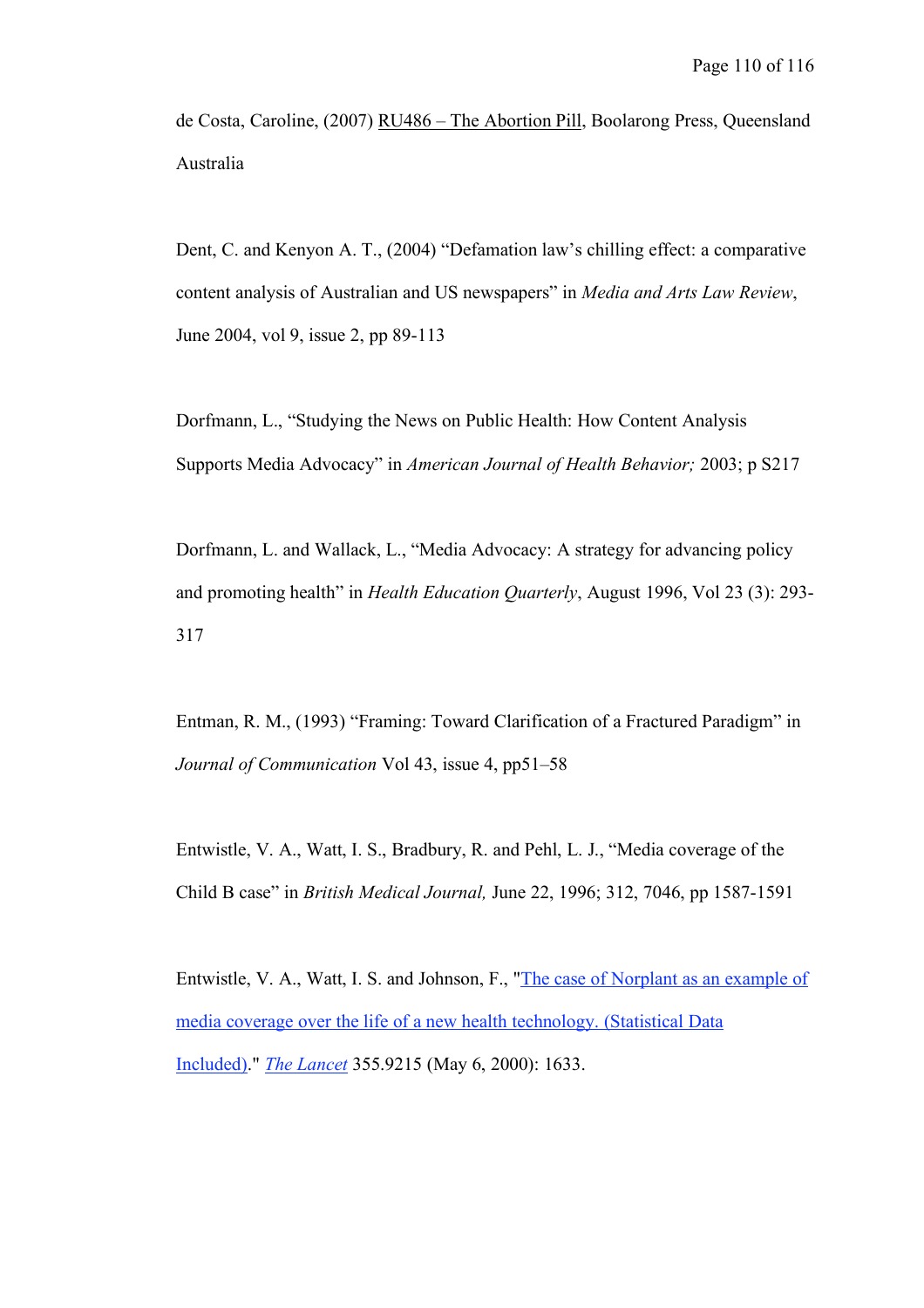de Costa, Caroline, (2007) RU486 – The Abortion Pill, Boolarong Press, Queensland Australia

Dent, C. and Kenyon A. T., (2004) "Defamation law's chilling effect: a comparative content analysis of Australian and US newspapers" in *Media and Arts Law Review*, June 2004, vol 9, issue 2, pp 89-113

Dorfmann, L., "Studying the News on Public Health: How Content Analysis Supports Media Advocacy" in *American Journal of Health Behavior;* 2003; p S217

Dorfmann, L. and Wallack, L., "Media Advocacy: A strategy for advancing policy and promoting health" in *Health Education Quarterly*, August 1996, Vol 23 (3): 293-317

Entman, R. M., (1993) "Framing: Toward Clarification of a Fractured Paradigm" in *Journal of Communication* Vol 43, issue 4, pp51–58

Entwistle, V. A., Watt, I. S., Bradbury, R. and Pehl, L. J., "Media coverage of the Child B case" in *British Medical Journal,* June 22, 1996; 312, 7046, pp 1587-1591

Entwistle, V. A., Watt, I. S. and Johnson, F., "The case of Norplant as an example of media coverage over the life of a new health technology. (Statistical Data Included)." *The Lancet* 355.9215 (May 6, 2000): 1633.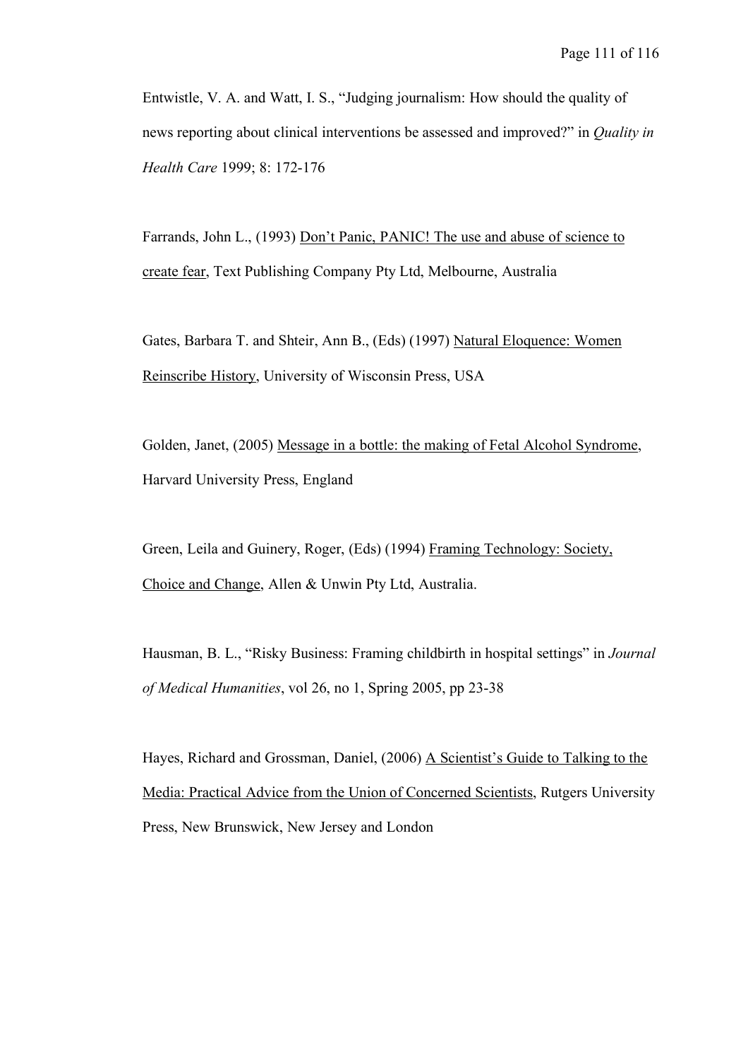Entwistle, V. A. and Watt, I. S., "Judging journalism: How should the quality of news reporting about clinical interventions be assessed and improved?" in *Quality in Health Care* 1999; 8: 172-176

Farrands, John L., (1993) <u>Don't Panic, PANIC! The use and abuse of science to create fear</u>, Text Publishing Company Pty Ltd, Melbourne, Australia

Gates, Barbara T. and Shteir, Ann B., (Eds) (1997) <u>Natural Eloquence: Women Reinscribe History</u>, University of Wisconsin Press, USA

Golden, Janet, (2005) <u>Message in a bottle: the making of Fetal Alcohol Syndrome</u>, Harvard University Press, England

Green, Leila and Guinery, Roger, (Eds) (1994) <u>Framing Technology: Society, Choice and Change</u>, Allen & Unwin Pty Ltd, Australia.

Hausman, B. L., "Risky Business: Framing childbirth in hospital settings" in *Journal of Medical Humanities*, vol 26, no 1, Spring 2005, pp 23-38

Hayes, Richard and Grossman, Daniel, (2006) <u>A Scientist's Guide to Talking to the Media: Practical Advice from the Union of Concerned Scientists</u>, Rutgers University Press, New Brunswick, New Jersey and London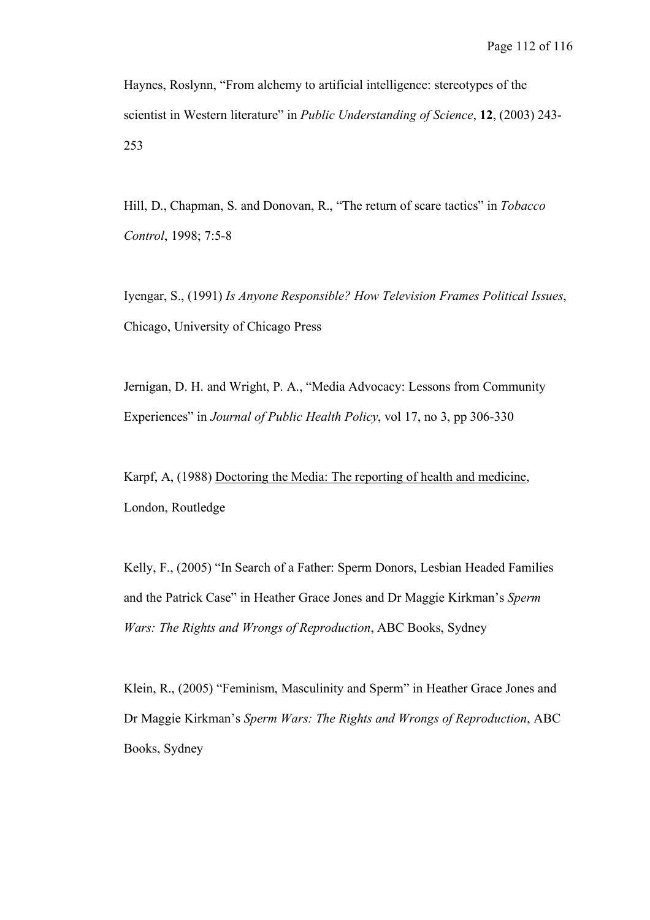Haynes, Roslynn, "From alchemy to artificial intelligence: stereotypes of the scientist in Western literature" in *Public Understanding of Science*, **12**, (2003) 243-253

Hill, D., Chapman, S. and Donovan, R., "The return of scare tactics" in *Tobacco Control*, 1998; 7:5-8

Iyengar, S., (1991) *Is Anyone Responsible? How Television Frames Political Issues*, Chicago, University of Chicago Press

Jernigan, D. H. and Wright, P. A., "Media Advocacy: Lessons from Community Experiences" in *Journal of Public Health Policy*, vol 17, no 3, pp 306-330

Karpf, A, (1988) <u>Doctoring the Media: The reporting of health and medicine</u>, London, Routledge

Kelly, F., (2005) "In Search of a Father: Sperm Donors, Lesbian Headed Families and the Patrick Case" in Heather Grace Jones and Dr Maggie Kirkman's *Sperm Wars: The Rights and Wrongs of Reproduction*, ABC Books, Sydney

Klein, R., (2005) "Feminism, Masculinity and Sperm" in Heather Grace Jones and Dr Maggie Kirkman's *Sperm Wars: The Rights and Wrongs of Reproduction*, ABC Books, Sydney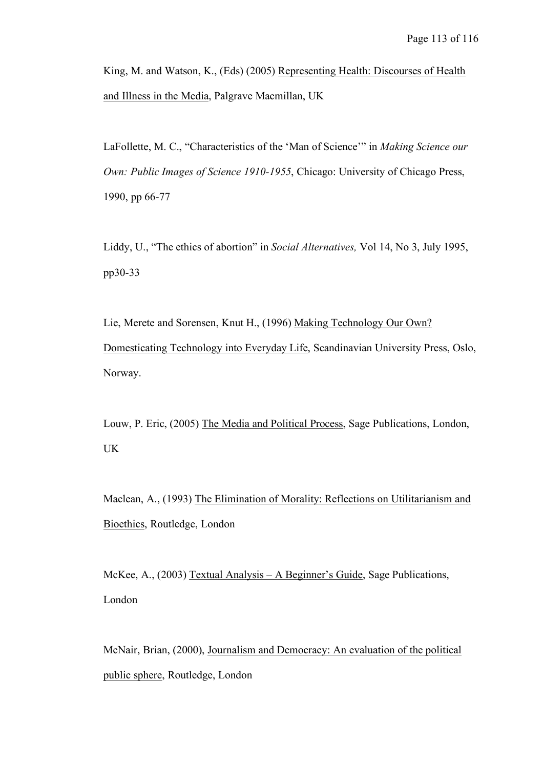King, M. and Watson, K., (Eds) (2005) <u>Representing Health: Discourses of Health and Illness in the Media</u>, Palgrave Macmillan, UK

LaFollette, M. C., "Characteristics of the 'Man of Science'" in *Making Science our Own: Public Images of Science 1910-1955*, Chicago: University of Chicago Press, 1990, pp 66-77

Liddy, U., "The ethics of abortion" in *Social Alternatives,* Vol 14, No 3, July 1995, pp30-33

Lie, Merete and Sorensen, Knut H., (1996) <u>Making Technology Our Own? Domesticating Technology into Everyday Life</u>, Scandinavian University Press, Oslo, Norway.

Louw, P. Eric, (2005) <u>The Media and Political Process</u>, Sage Publications, London, UK

Maclean, A., (1993) <u>The Elimination of Morality: Reflections on Utilitarianism and Bioethics</u>, Routledge, London

McKee, A., (2003) <u>Textual Analysis – A Beginner's Guide</u>, Sage Publications, London

McNair, Brian, (2000), <u>Journalism and Democracy: An evaluation of the political public sphere</u>, Routledge, London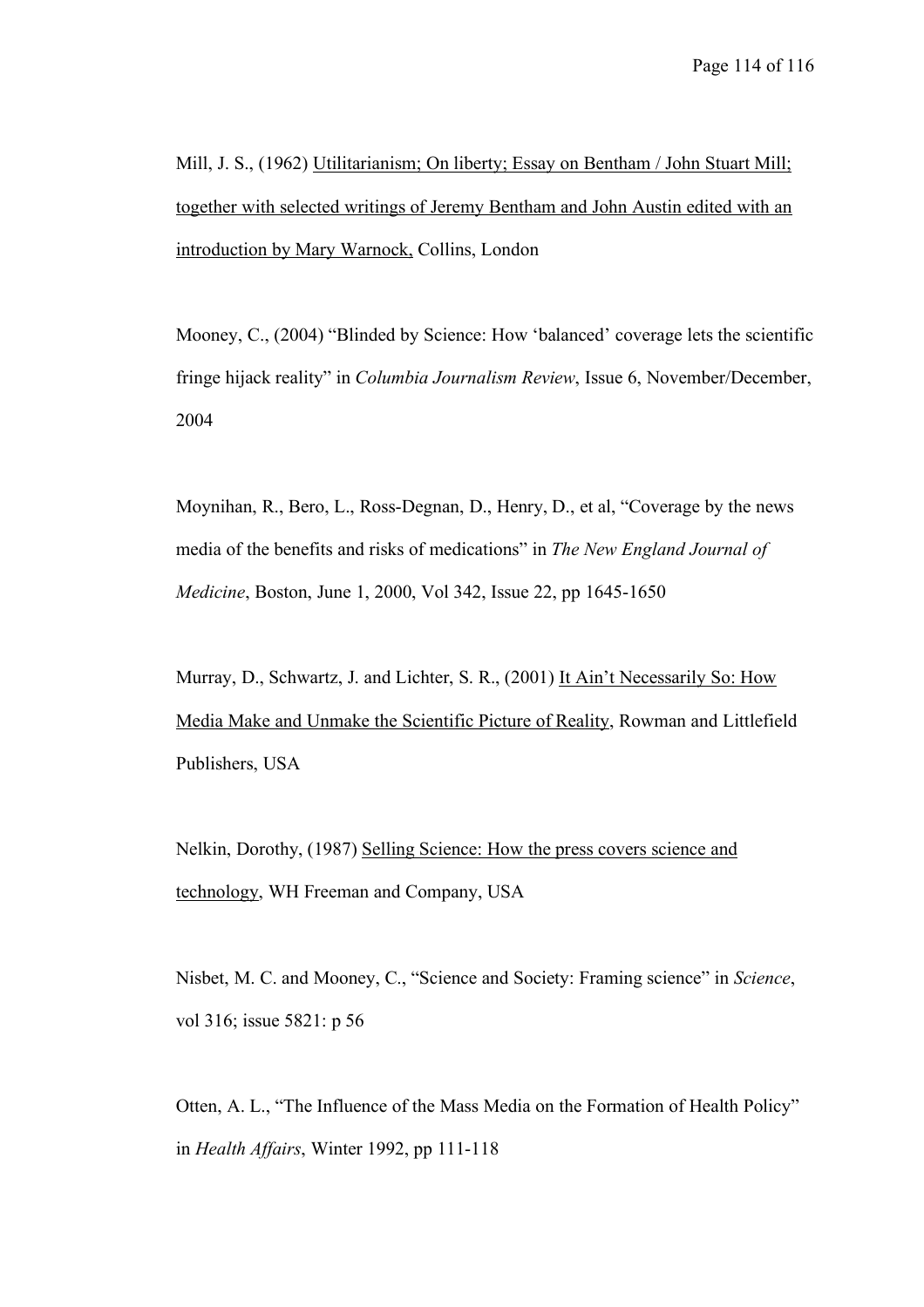Mill, J. S., (1962) <u>Utilitarianism; On liberty; Essay on Bentham / John Stuart Mill; together with selected writings of Jeremy Bentham and John Austin edited with an introduction by Mary Warnock,</u> Collins, London

Mooney, C., (2004) "Blinded by Science: How 'balanced' coverage lets the scientific fringe hijack reality" in *Columbia Journalism Review*, Issue 6, November/December, 2004

Moynihan, R., Bero, L., Ross-Degnan, D., Henry, D., et al, "Coverage by the news media of the benefits and risks of medications" in *The New England Journal of Medicine*, Boston, June 1, 2000, Vol 342, Issue 22, pp 1645-1650

Murray, D., Schwartz, J. and Lichter, S. R., (2001) <u>It Ain't Necessarily So: How Media Make and Unmake the Scientific Picture of Reality</u>, Rowman and Littlefield Publishers, USA

Nelkin, Dorothy, (1987) <u>Selling Science: How the press covers science and technology</u>, WH Freeman and Company, USA

Nisbet, M. C. and Mooney, C., "Science and Society: Framing science" in *Science*, vol 316; issue 5821: p 56

Otten, A. L., "The Influence of the Mass Media on the Formation of Health Policy" in *Health Affairs*, Winter 1992, pp 111-118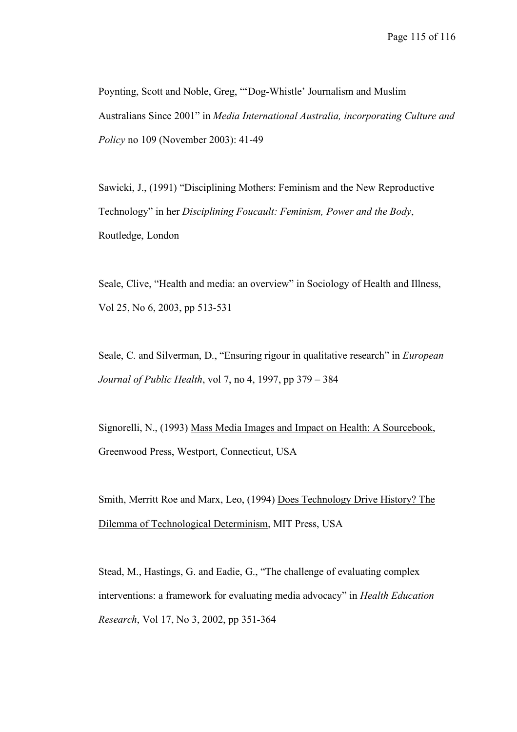Poynting, Scott and Noble, Greg, "'Dog-Whistle' Journalism and Muslim Australians Since 2001" in *Media International Australia, incorporating Culture and Policy* no 109 (November 2003): 41-49

Sawicki, J., (1991) "Disciplining Mothers: Feminism and the New Reproductive Technology" in her *Disciplining Foucault: Feminism, Power and the Body*, Routledge, London

Seale, Clive, "Health and media: an overview" in Sociology of Health and Illness, Vol 25, No 6, 2003, pp 513-531

Seale, C. and Silverman, D., "Ensuring rigour in qualitative research" in *European Journal of Public Health*, vol 7, no 4, 1997, pp 379 – 384

Signorelli, N., (1993) <u>Mass Media Images and Impact on Health: A Sourcebook</u>, Greenwood Press, Westport, Connecticut, USA

Smith, Merritt Roe and Marx, Leo, (1994) <u>Does Technology Drive History? The Dilemma of Technological Determinism</u>, MIT Press, USA

Stead, M., Hastings, G. and Eadie, G., "The challenge of evaluating complex interventions: a framework for evaluating media advocacy" in *Health Education Research*, Vol 17, No 3, 2002, pp 351-364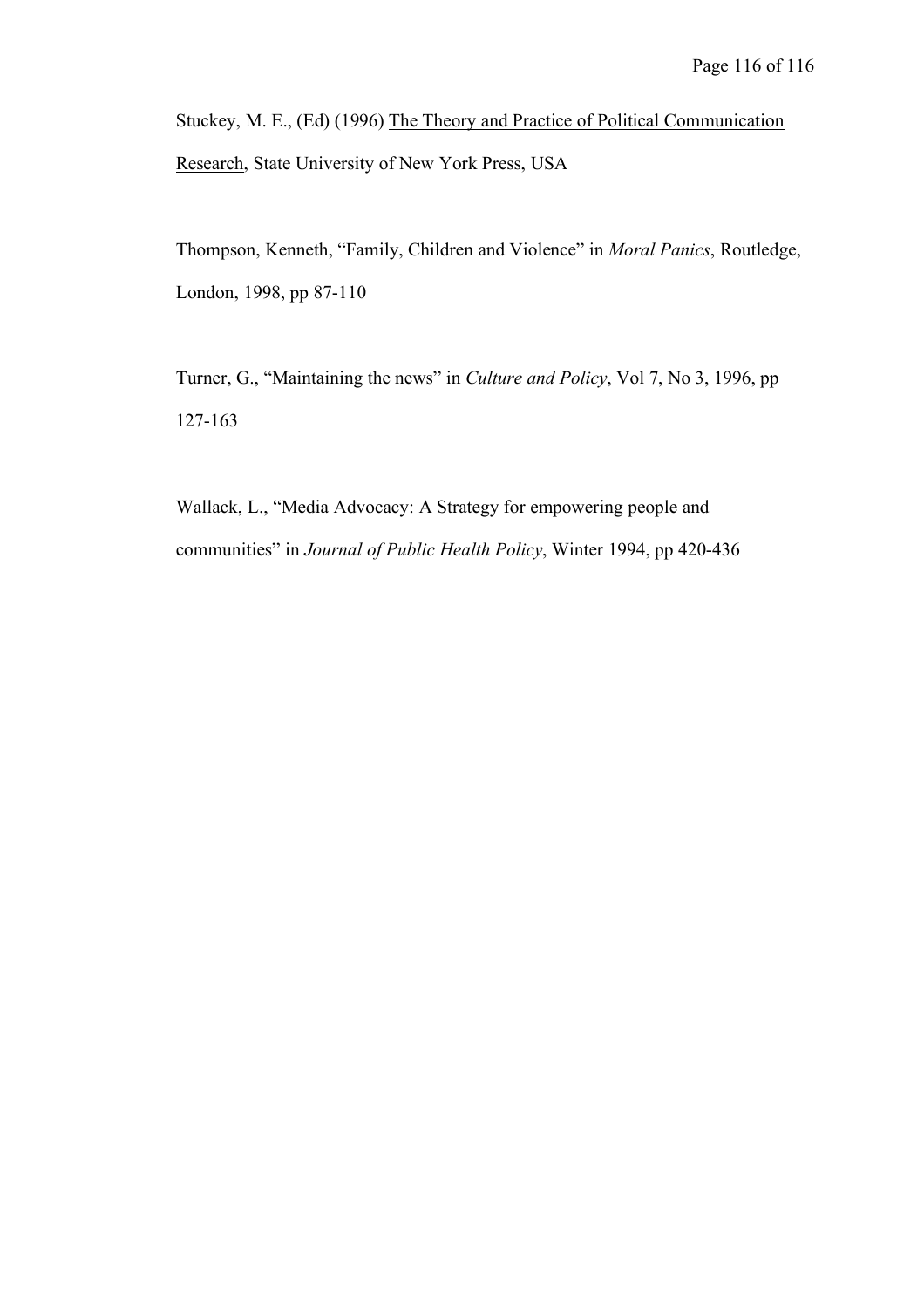Stuckey, M. E., (Ed) (1996) The Theory and Practice of Political Communication Research, State University of New York Press, USA

Thompson, Kenneth, "Family, Children and Violence" in *Moral Panics*, Routledge, London, 1998, pp 87-110

Turner, G., "Maintaining the news" in *Culture and Policy*, Vol 7, No 3, 1996, pp 127-163

Wallack, L., "Media Advocacy: A Strategy for empowering people and communities" in *Journal of Public Health Policy*, Winter 1994, pp 420-436